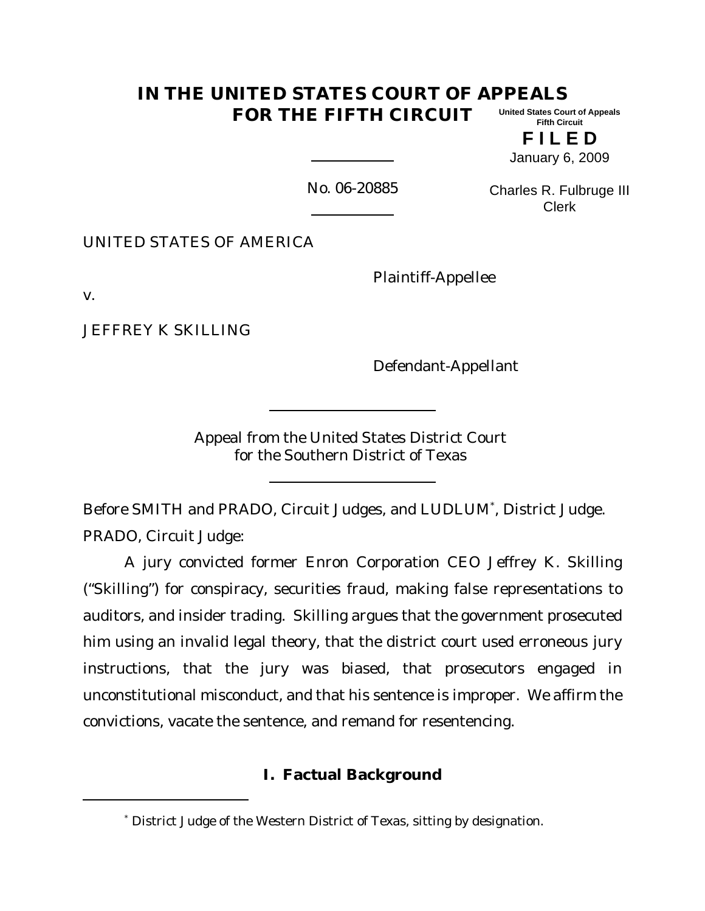# IN THE UNITED STATES COURT OF APPEALS FOR THE FIFTH CIRCUIT

United States Court of Appeals
Fifth Circuit

**F I L E D**

January 6, 2009

Charles R. Fulbruge III
Clerk

No. 06-20885

UNITED STATES OF AMERICA

Plaintiff-Appellee

v.

JEFFREY K SKILLING

Defendant-Appellant

Appeal from the United States District Court
for the Southern District of Texas

Before SMITH and PRADO, Circuit Judges, and LUDLUM*, District Judge.

PRADO, Circuit Judge:

A jury convicted former Enron Corporation CEO Jeffrey K. Skilling ("Skilling") for conspiracy, securities fraud, making false representations to auditors, and insider trading. Skilling argues that the government prosecuted him using an invalid legal theory, that the district court used erroneous jury instructions, that the jury was biased, that prosecutors engaged in unconstitutional misconduct, and that his sentence is improper. We affirm the convictions, vacate the sentence, and remand for resentencing.

## I. Factual Background

* District Judge of the Western District of Texas, sitting by designation.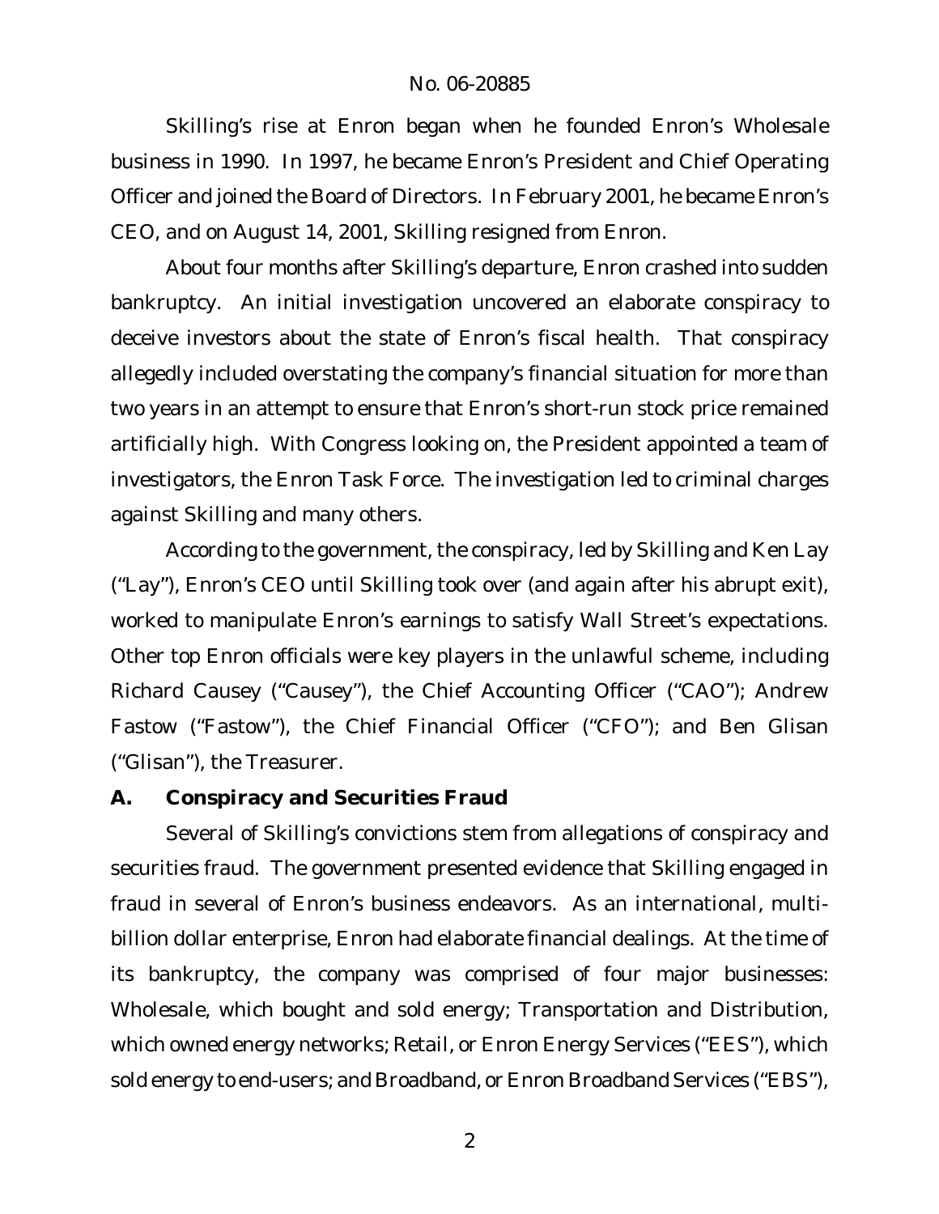Skilling's rise at Enron began when he founded Enron's Wholesale business in 1990. In 1997, he became Enron's President and Chief Operating Officer and joined the Board of Directors. In February 2001, he became Enron's CEO, and on August 14, 2001, Skilling resigned from Enron.

About four months after Skilling's departure, Enron crashed into sudden bankruptcy. An initial investigation uncovered an elaborate conspiracy to deceive investors about the state of Enron's fiscal health. That conspiracy allegedly included overstating the company's financial situation for more than two years in an attempt to ensure that Enron's short-run stock price remained artificially high. With Congress looking on, the President appointed a team of investigators, the Enron Task Force. The investigation led to criminal charges against Skilling and many others.

According to the government, the conspiracy, led by Skilling and Ken Lay ("Lay"), Enron's CEO until Skilling took over (and again after his abrupt exit), worked to manipulate Enron's earnings to satisfy Wall Street's expectations. Other top Enron officials were key players in the unlawful scheme, including Richard Causey ("Causey"), the Chief Accounting Officer ("CAO"); Andrew Fastow ("Fastow"), the Chief Financial Officer ("CFO"); and Ben Glisan ("Glisan"), the Treasurer.

## A. Conspiracy and Securities Fraud

Several of Skilling's convictions stem from allegations of conspiracy and securities fraud. The government presented evidence that Skilling engaged in fraud in several of Enron's business endeavors. As an international, multi-billion dollar enterprise, Enron had elaborate financial dealings. At the time of its bankruptcy, the company was comprised of four major businesses: Wholesale, which bought and sold energy; Transportation and Distribution, which owned energy networks; Retail, or Enron Energy Services ("EES"), which sold energy to end-users; and Broadband, or Enron Broadband Services ("EBS"),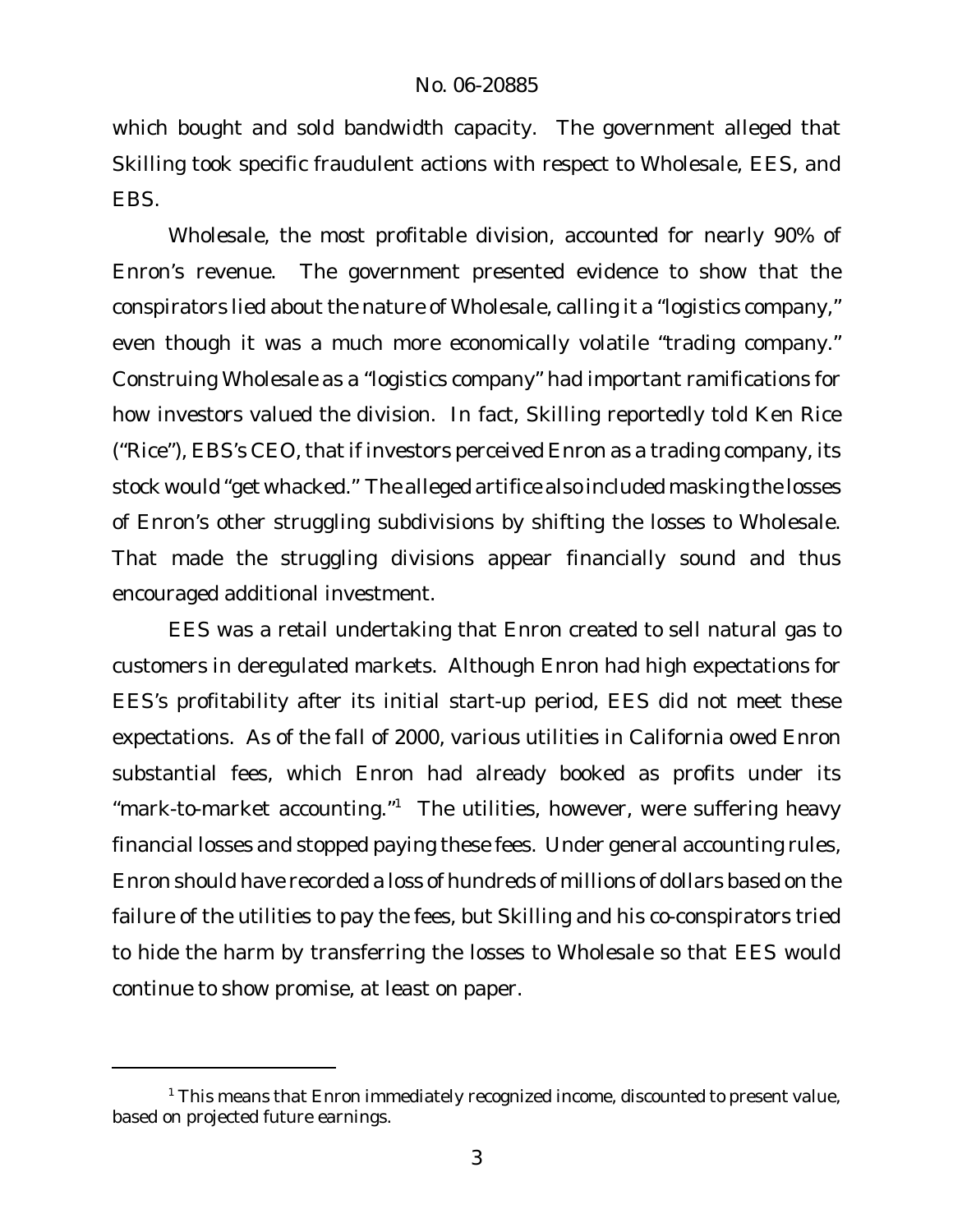which bought and sold bandwidth capacity. The government alleged that Skilling took specific fraudulent actions with respect to Wholesale, EES, and EBS.

Wholesale, the most profitable division, accounted for nearly 90% of Enron's revenue. The government presented evidence to show that the conspirators lied about the nature of Wholesale, calling it a "logistics company," even though it was a much more economically volatile "trading company." Construing Wholesale as a "logistics company" had important ramifications for how investors valued the division. In fact, Skilling reportedly told Ken Rice ("Rice"), EBS's CEO, that if investors perceived Enron as a trading company, its stock would "get whacked." The alleged artifice also included masking the losses of Enron's other struggling subdivisions by shifting the losses to Wholesale. That made the struggling divisions appear financially sound and thus encouraged additional investment.

EES was a retail undertaking that Enron created to sell natural gas to customers in deregulated markets. Although Enron had high expectations for EES's profitability after its initial start-up period, EES did not meet these expectations. As of the fall of 2000, various utilities in California owed Enron substantial fees, which Enron had already booked as profits under its "mark-to-market accounting."[1] The utilities, however, were suffering heavy financial losses and stopped paying these fees. Under general accounting rules, Enron should have recorded a loss of hundreds of millions of dollars based on the failure of the utilities to pay the fees, but Skilling and his co-conspirators tried to hide the harm by transferring the losses to Wholesale so that EES would continue to show promise, at least on paper.

[1] This means that Enron immediately recognized income, discounted to present value, based on projected future earnings.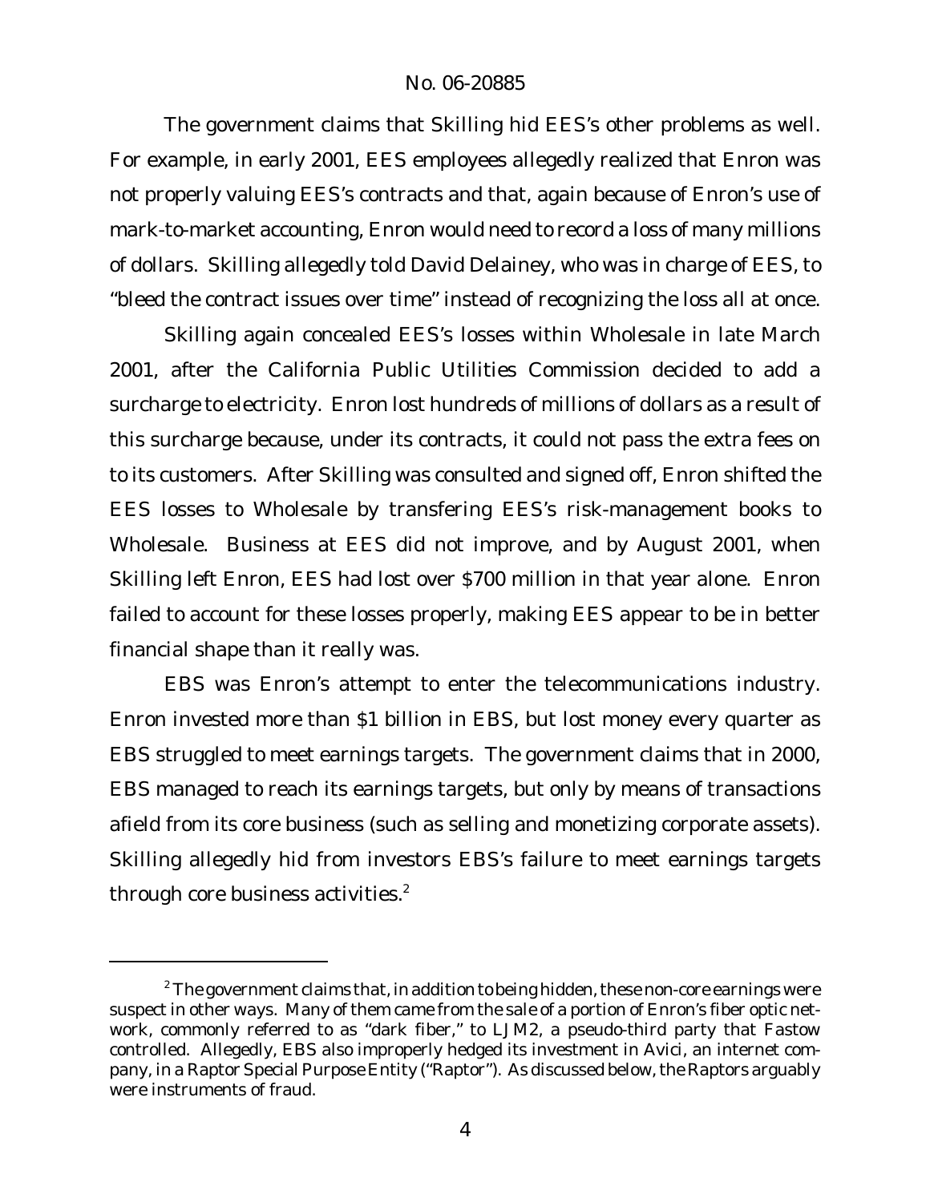The government claims that Skilling hid EES's other problems as well. For example, in early 2001, EES employees allegedly realized that Enron was not properly valuing EES's contracts and that, again because of Enron's use of mark-to-market accounting, Enron would need to record a loss of many millions of dollars. Skilling allegedly told David Delainey, who was in charge of EES, to "bleed the contract issues over time" instead of recognizing the loss all at once.

Skilling again concealed EES's losses within Wholesale in late March 2001, after the California Public Utilities Commission decided to add a surcharge to electricity. Enron lost hundreds of millions of dollars as a result of this surcharge because, under its contracts, it could not pass the extra fees on to its customers. After Skilling was consulted and signed off, Enron shifted the EES losses to Wholesale by transfering EES's risk-management books to Wholesale. Business at EES did not improve, and by August 2001, when Skilling left Enron, EES had lost over $700 million in that year alone. Enron failed to account for these losses properly, making EES appear to be in better financial shape than it really was.

EBS was Enron's attempt to enter the telecommunications industry. Enron invested more than $1 billion in EBS, but lost money every quarter as EBS struggled to meet earnings targets. The government claims that in 2000, EBS managed to reach its earnings targets, but only by means of transactions afield from its core business (such as selling and monetizing corporate assets). Skilling allegedly hid from investors EBS's failure to meet earnings targets through core business activities.[2]

---

[2] The government claims that, in addition to being hidden, these non-core earnings were suspect in other ways. Many of them came from the sale of a portion of Enron's fiber optic network, commonly referred to as "dark fiber," to LJM2, a pseudo-third party that Fastow controlled. Allegedly, EBS also improperly hedged its investment in Avici, an internet company, in a Raptor Special Purpose Entity ("Raptor"). As discussed below, the Raptors arguably were instruments of fraud.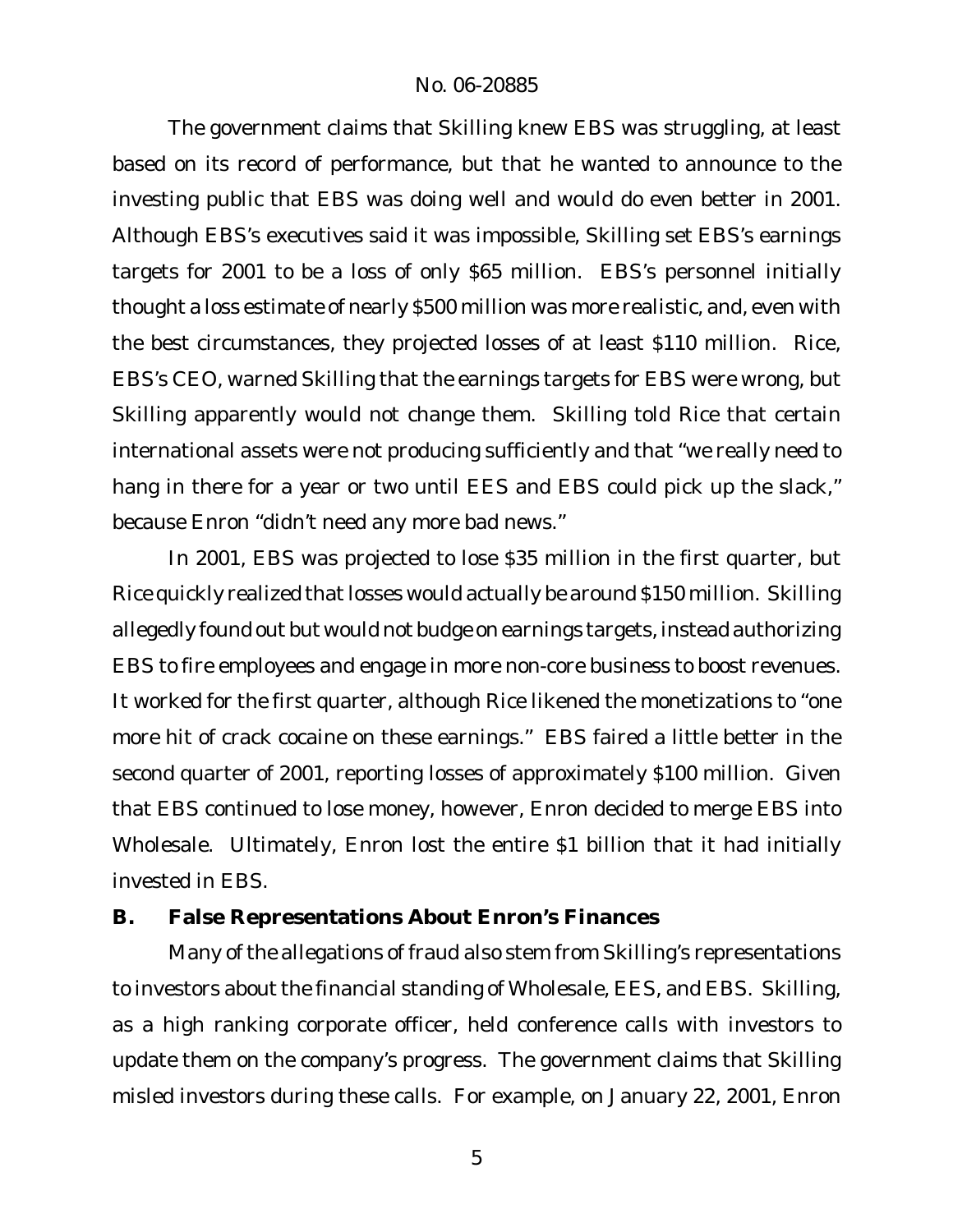The government claims that Skilling knew EBS was struggling, at least based on its record of performance, but that he wanted to announce to the investing public that EBS was doing well and would do even better in 2001. Although EBS's executives said it was impossible, Skilling set EBS's earnings targets for 2001 to be a loss of only $65 million. EBS's personnel initially thought a loss estimate of nearly $500 million was more realistic, and, even with the best circumstances, they projected losses of at least $110 million. Rice, EBS's CEO, warned Skilling that the earnings targets for EBS were wrong, but Skilling apparently would not change them. Skilling told Rice that certain international assets were not producing sufficiently and that "we really need to hang in there for a year or two until EES and EBS could pick up the slack," because Enron "didn't need any more bad news."

In 2001, EBS was projected to lose $35 million in the first quarter, but Rice quickly realized that losses would actually be around $150 million. Skilling allegedly found out but would not budge on earnings targets, instead authorizing EBS to fire employees and engage in more non-core business to boost revenues. It worked for the first quarter, although Rice likened the monetizations to "one more hit of crack cocaine on these earnings." EBS faired a little better in the second quarter of 2001, reporting losses of approximately $100 million. Given that EBS continued to lose money, however, Enron decided to merge EBS into Wholesale. Ultimately, Enron lost the entire $1 billion that it had initially invested in EBS.

**B. False Representations About Enron's Finances**

Many of the allegations of fraud also stem from Skilling's representations to investors about the financial standing of Wholesale, EES, and EBS. Skilling, as a high ranking corporate officer, held conference calls with investors to update them on the company's progress. The government claims that Skilling misled investors during these calls. For example, on January 22, 2001, Enron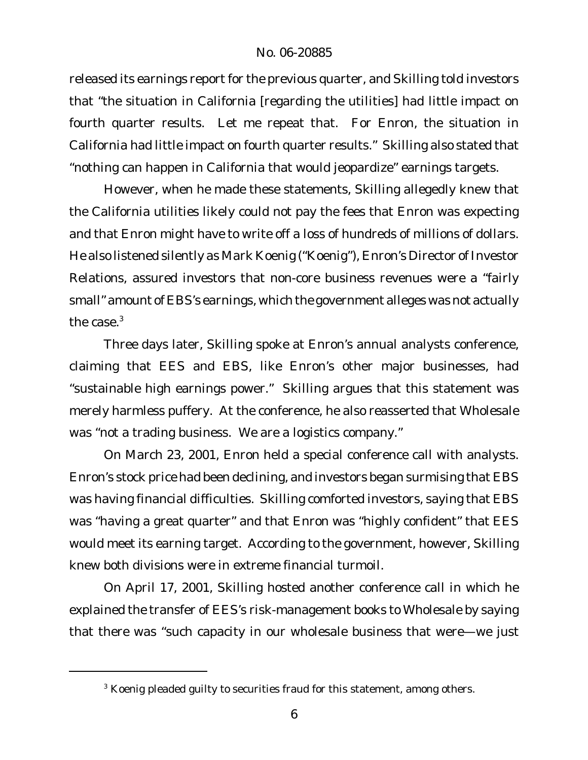released its earnings report for the previous quarter, and Skilling told investors that "the situation in California [regarding the utilities] had little impact on fourth quarter results. Let me repeat that. For Enron, the situation in California had little impact on fourth quarter results." Skilling also stated that "nothing can happen in California that would jeopardize" earnings targets.

However, when he made these statements, Skilling allegedly knew that the California utilities likely could not pay the fees that Enron was expecting and that Enron might have to write off a loss of hundreds of millions of dollars. He also listened silently as Mark Koenig ("Koenig"), Enron's Director of Investor Relations, assured investors that non-core business revenues were a "fairly small" amount of EBS's earnings, which the government alleges was not actually the case.[3]

Three days later, Skilling spoke at Enron's annual analysts conference, claiming that EES and EBS, like Enron's other major businesses, had "sustainable high earnings power." Skilling argues that this statement was merely harmless puffery. At the conference, he also reasserted that Wholesale was "not a trading business. We are a logistics company."

On March 23, 2001, Enron held a special conference call with analysts. Enron's stock price had been declining, and investors began surmising that EBS was having financial difficulties. Skilling comforted investors, saying that EBS was "having a great quarter" and that Enron was "highly confident" that EES would meet its earning target. According to the government, however, Skilling knew both divisions were in extreme financial turmoil.

On April 17, 2001, Skilling hosted another conference call in which he explained the transfer of EES's risk-management books to Wholesale by saying that there was "such capacity in our wholesale business that were—we just

[3] Koenig pleaded guilty to securities fraud for this statement, among others.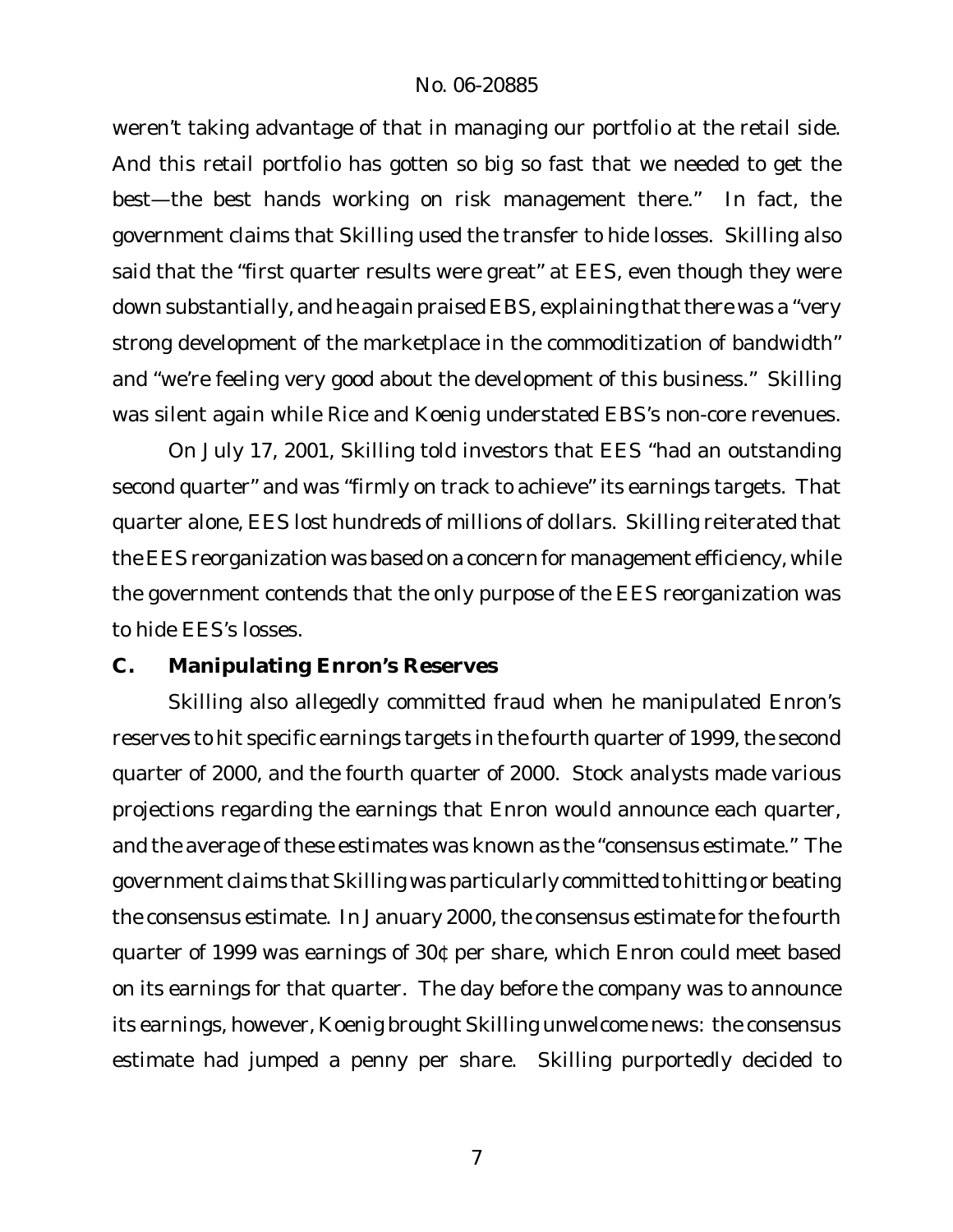weren't taking advantage of that in managing our portfolio at the retail side. And this retail portfolio has gotten so big so fast that we needed to get the best—the best hands working on risk management there." In fact, the government claims that Skilling used the transfer to hide losses. Skilling also said that the "first quarter results were great" at EES, even though they were down substantially, and he again praised EBS, explaining that there was a "very strong development of the marketplace in the commoditization of bandwidth" and "we're feeling very good about the development of this business." Skilling was silent again while Rice and Koenig understated EBS's non-core revenues.

On July 17, 2001, Skilling told investors that EES "had an outstanding second quarter" and was "firmly on track to achieve" its earnings targets. That quarter alone, EES lost hundreds of millions of dollars. Skilling reiterated that the EES reorganization was based on a concern for management efficiency, while the government contends that the only purpose of the EES reorganization was to hide EES's losses.

### C. Manipulating Enron's Reserves

Skilling also allegedly committed fraud when he manipulated Enron's reserves to hit specific earnings targets in the fourth quarter of 1999, the second quarter of 2000, and the fourth quarter of 2000. Stock analysts made various projections regarding the earnings that Enron would announce each quarter, and the average of these estimates was known as the "consensus estimate." The government claims that Skilling was particularly committed to hitting or beating the consensus estimate. In January 2000, the consensus estimate for the fourth quarter of 1999 was earnings of 30¢ per share, which Enron could meet based on its earnings for that quarter. The day before the company was to announce its earnings, however, Koenig brought Skilling unwelcome news: the consensus estimate had jumped a penny per share. Skilling purportedly decided to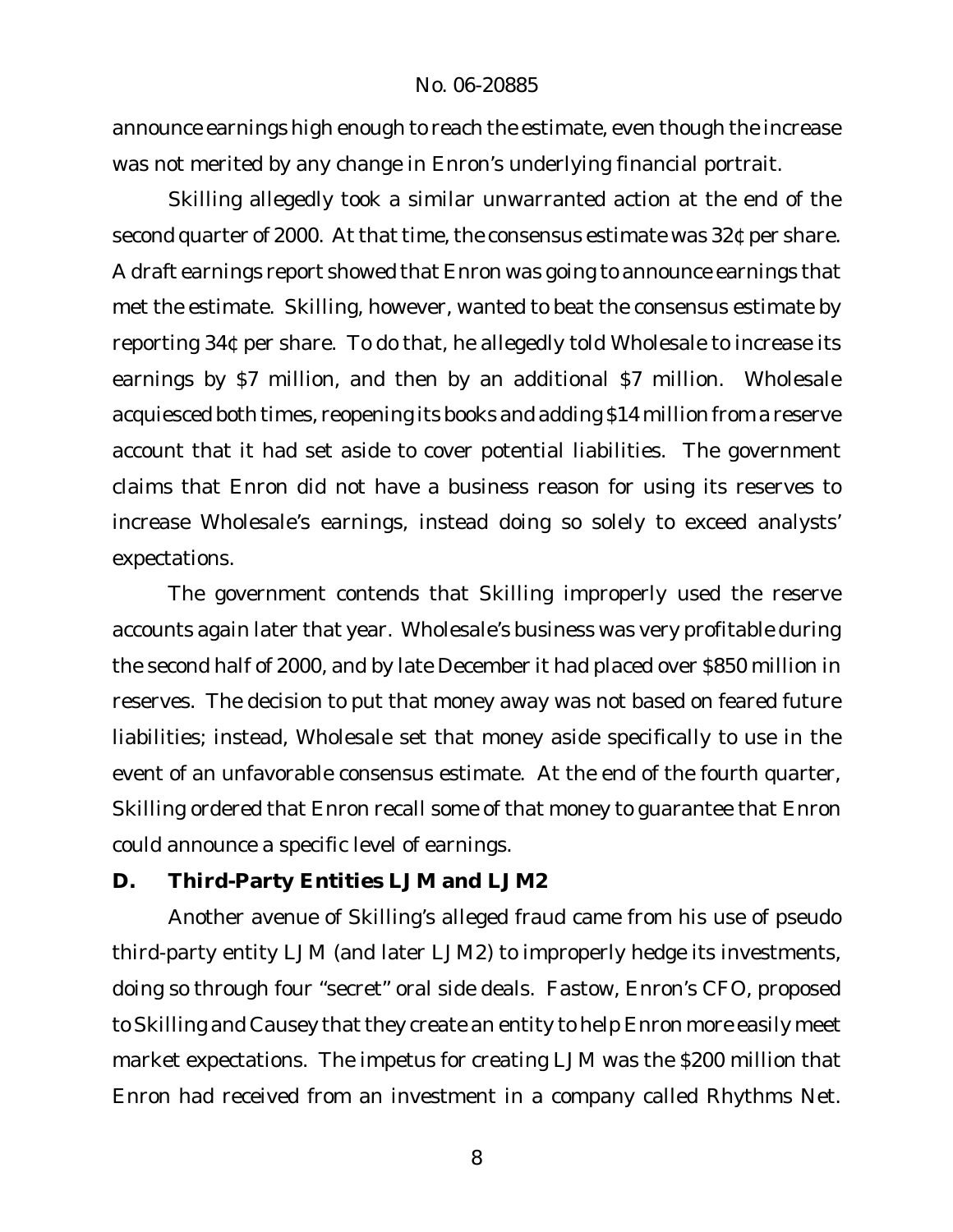announce earnings high enough to reach the estimate, even though the increase was not merited by any change in Enron's underlying financial portrait.

Skilling allegedly took a similar unwarranted action at the end of the second quarter of 2000. At that time, the consensus estimate was 32¢ per share. A draft earnings report showed that Enron was going to announce earnings that met the estimate. Skilling, however, wanted to beat the consensus estimate by reporting 34¢ per share. To do that, he allegedly told Wholesale to increase its earnings by $7 million, and then by an additional $7 million. Wholesale acquiesced both times, reopening its books and adding $14 million from a reserve account that it had set aside to cover potential liabilities. The government claims that Enron did not have a business reason for using its reserves to increase Wholesale's earnings, instead doing so solely to exceed analysts' expectations.

The government contends that Skilling improperly used the reserve accounts again later that year. Wholesale's business was very profitable during the second half of 2000, and by late December it had placed over $850 million in reserves. The decision to put that money away was not based on feared future liabilities; instead, Wholesale set that money aside specifically to use in the event of an unfavorable consensus estimate. At the end of the fourth quarter, Skilling ordered that Enron recall some of that money to guarantee that Enron could announce a specific level of earnings.

### D. Third-Party Entities LJM and LJM2

Another avenue of Skilling's alleged fraud came from his use of pseudo third-party entity LJM (and later LJM2) to improperly hedge its investments, doing so through four "secret" oral side deals. Fastow, Enron's CFO, proposed to Skilling and Causey that they create an entity to help Enron more easily meet market expectations. The impetus for creating LJM was the $200 million that Enron had received from an investment in a company called Rhythms Net.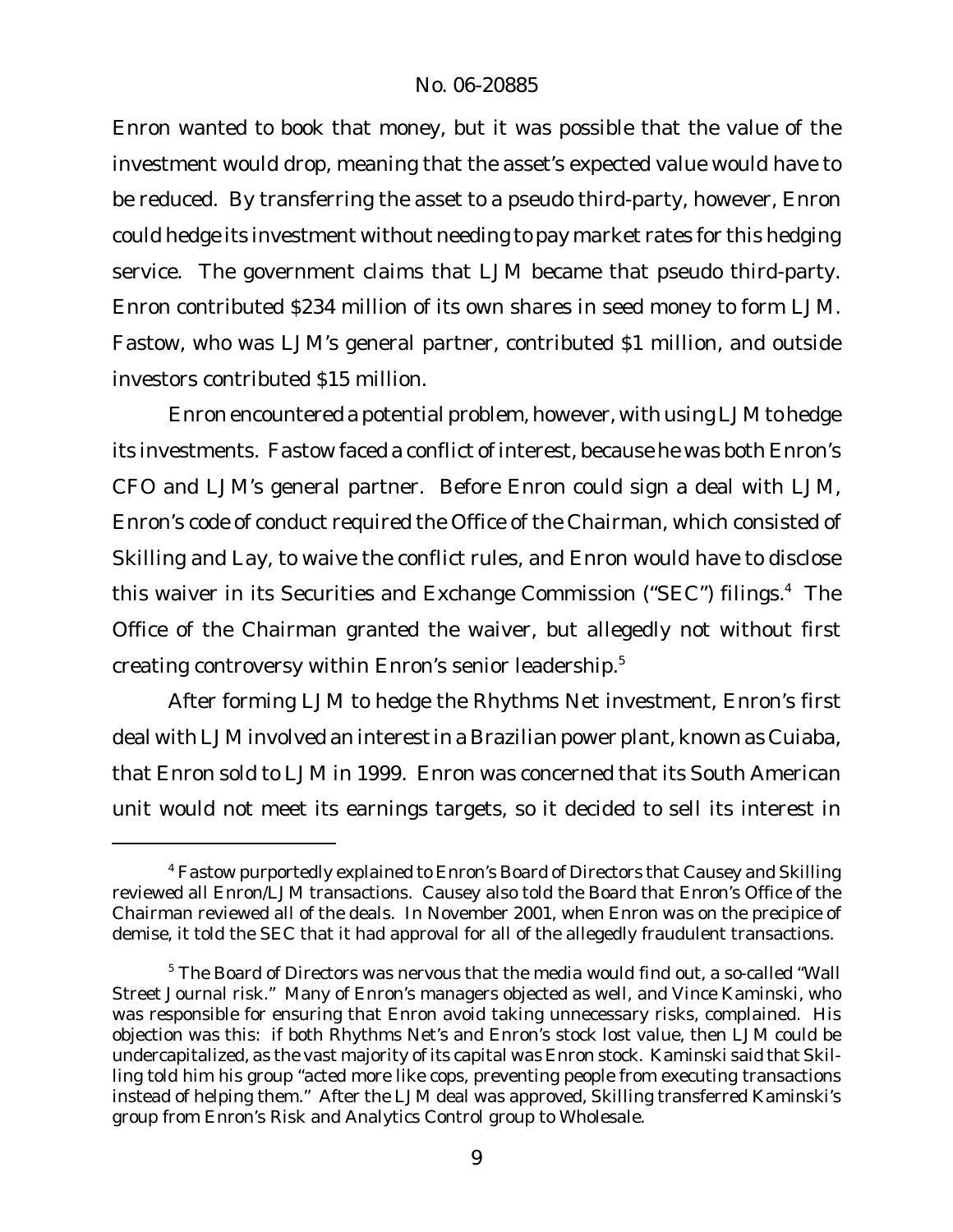Enron wanted to book that money, but it was possible that the value of the investment would drop, meaning that the asset's expected value would have to be reduced. By transferring the asset to a pseudo third-party, however, Enron could hedge its investment without needing to pay market rates for this hedging service. The government claims that LJM became that pseudo third-party. Enron contributed $234 million of its own shares in seed money to form LJM. Fastow, who was LJM's general partner, contributed $1 million, and outside investors contributed $15 million.

Enron encountered a potential problem, however, with using LJM to hedge its investments. Fastow faced a conflict of interest, because he was both Enron's CFO and LJM's general partner. Before Enron could sign a deal with LJM, Enron's code of conduct required the Office of the Chairman, which consisted of Skilling and Lay, to waive the conflict rules, and Enron would have to disclose this waiver in its Securities and Exchange Commission ("SEC") filings.[4] The Office of the Chairman granted the waiver, but allegedly not without first creating controversy within Enron's senior leadership.[5]

After forming LJM to hedge the Rhythms Net investment, Enron's first deal with LJM involved an interest in a Brazilian power plant, known as Cuiaba, that Enron sold to LJM in 1999. Enron was concerned that its South American unit would not meet its earnings targets, so it decided to sell its interest in

---

[4] Fastow purportedly explained to Enron's Board of Directors that Causey and Skilling reviewed all Enron/LJM transactions. Causey also told the Board that Enron's Office of the Chairman reviewed all of the deals. In November 2001, when Enron was on the precipice of demise, it told the SEC that it had approval for all of the allegedly fraudulent transactions.

[5] The Board of Directors was nervous that the media would find out, a so-called "Wall Street Journal risk." Many of Enron's managers objected as well, and Vince Kaminski, who was responsible for ensuring that Enron avoid taking unnecessary risks, complained. His objection was this: if both Rhythms Net's and Enron's stock lost value, then LJM could be undercapitalized, as the vast majority of its capital was Enron stock. Kaminski said that Skilling told him his group "acted more like cops, preventing people from executing transactions instead of helping them." After the LJM deal was approved, Skilling transferred Kaminski's group from Enron's Risk and Analytics Control group to Wholesale.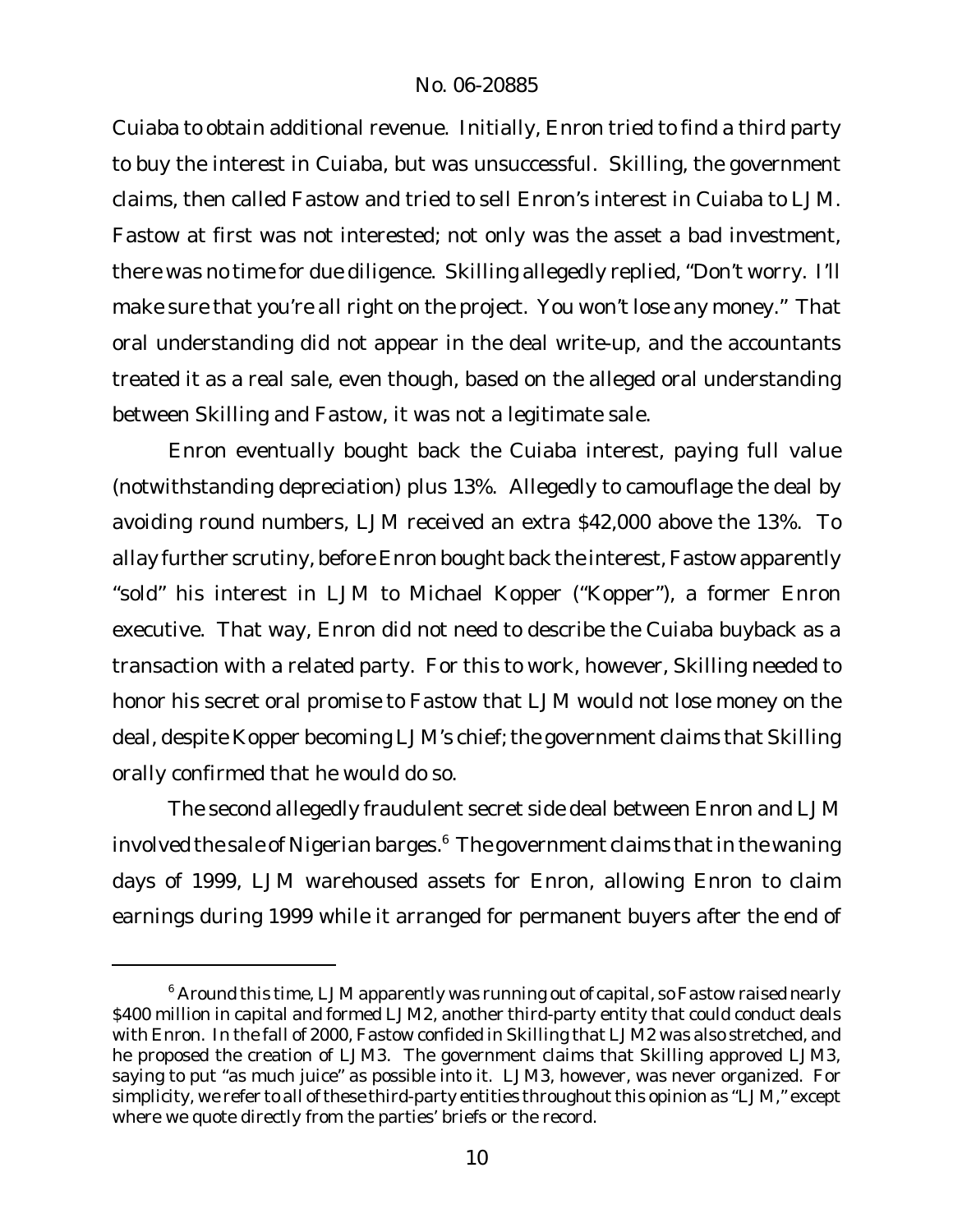Cuiaba to obtain additional revenue. Initially, Enron tried to find a third party to buy the interest in Cuiaba, but was unsuccessful. Skilling, the government claims, then called Fastow and tried to sell Enron's interest in Cuiaba to LJM. Fastow at first was not interested; not only was the asset a bad investment, there was no time for due diligence. Skilling allegedly replied, "Don't worry. I'll make sure that you're all right on the project. You won't lose any money." That oral understanding did not appear in the deal write-up, and the accountants treated it as a real sale, even though, based on the alleged oral understanding between Skilling and Fastow, it was not a legitimate sale.

Enron eventually bought back the Cuiaba interest, paying full value (notwithstanding depreciation) plus 13%. Allegedly to camouflage the deal by avoiding round numbers, LJM received an extra $42,000 above the 13%. To allay further scrutiny, before Enron bought back the interest, Fastow apparently "sold" his interest in LJM to Michael Kopper ("Kopper"), a former Enron executive. That way, Enron did not need to describe the Cuiaba buyback as a transaction with a related party. For this to work, however, Skilling needed to honor his secret oral promise to Fastow that LJM would not lose money on the deal, despite Kopper becoming LJM's chief; the government claims that Skilling orally confirmed that he would do so.

The second allegedly fraudulent secret side deal between Enron and LJM involved the sale of Nigerian barges.[6] The government claims that in the waning days of 1999, LJM warehoused assets for Enron, allowing Enron to claim earnings during 1999 while it arranged for permanent buyers after the end of

[6] Around this time, LJM apparently was running out of capital, so Fastow raised nearly $400 million in capital and formed LJM2, another third-party entity that could conduct deals with Enron. In the fall of 2000, Fastow confided in Skilling that LJM2 was also stretched, and he proposed the creation of LJM3. The government claims that Skilling approved LJM3, saying to put "as much juice" as possible into it. LJM3, however, was never organized. For simplicity, we refer to all of these third-party entities throughout this opinion as "LJM," except where we quote directly from the parties' briefs or the record.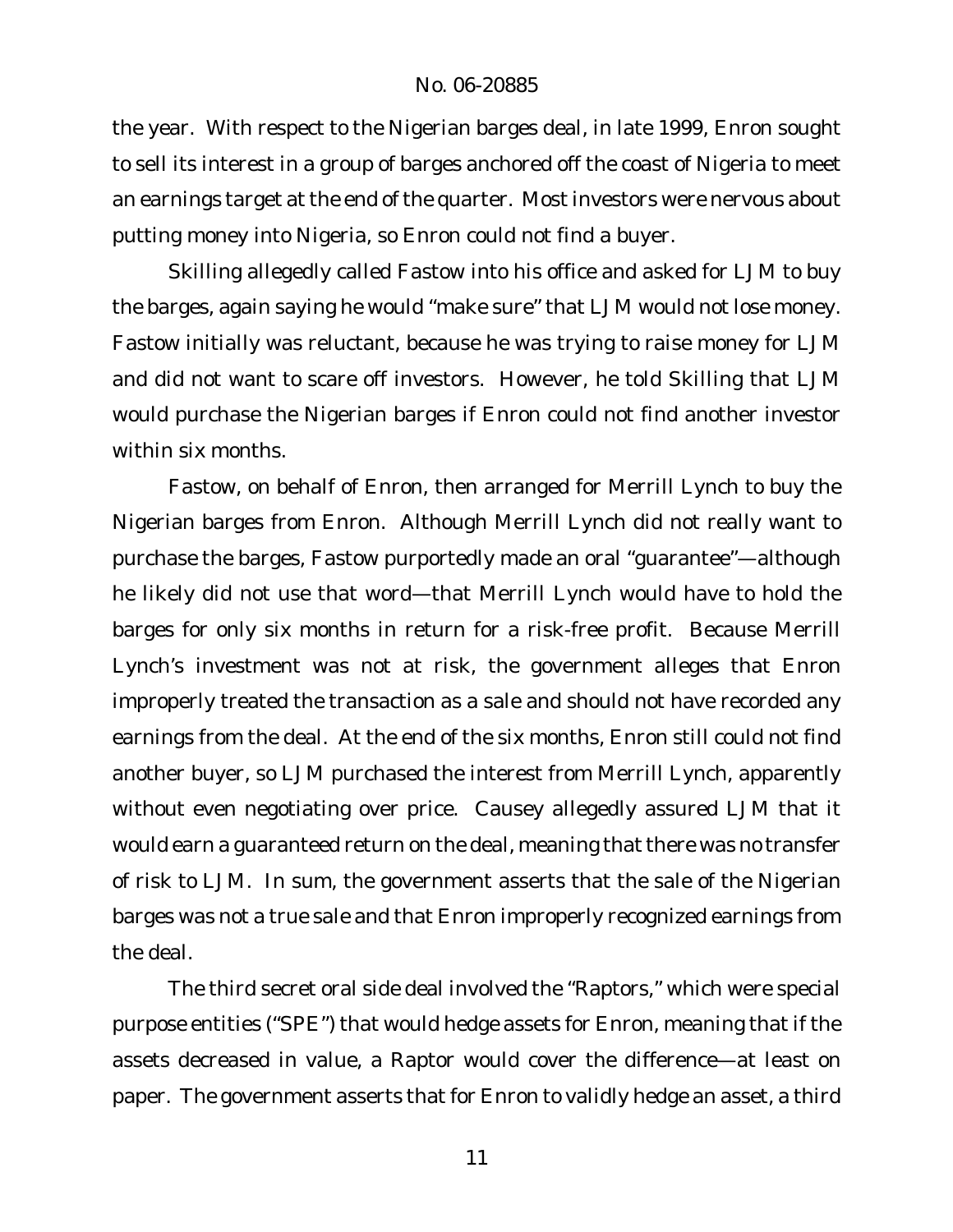the year. With respect to the Nigerian barges deal, in late 1999, Enron sought to sell its interest in a group of barges anchored off the coast of Nigeria to meet an earnings target at the end of the quarter. Most investors were nervous about putting money into Nigeria, so Enron could not find a buyer.

Skilling allegedly called Fastow into his office and asked for LJM to buy the barges, again saying he would "make sure" that LJM would not lose money. Fastow initially was reluctant, because he was trying to raise money for LJM and did not want to scare off investors. However, he told Skilling that LJM would purchase the Nigerian barges if Enron could not find another investor within six months.

Fastow, on behalf of Enron, then arranged for Merrill Lynch to buy the Nigerian barges from Enron. Although Merrill Lynch did not really want to purchase the barges, Fastow purportedly made an oral "guarantee"—although he likely did not use that word—that Merrill Lynch would have to hold the barges for only six months in return for a risk-free profit. Because Merrill Lynch's investment was not at risk, the government alleges that Enron improperly treated the transaction as a sale and should not have recorded any earnings from the deal. At the end of the six months, Enron still could not find another buyer, so LJM purchased the interest from Merrill Lynch, apparently without even negotiating over price. Causey allegedly assured LJM that it would earn a guaranteed return on the deal, meaning that there was no transfer of risk to LJM. In sum, the government asserts that the sale of the Nigerian barges was not a true sale and that Enron improperly recognized earnings from the deal.

The third secret oral side deal involved the "Raptors," which were special purpose entities ("SPE") that would hedge assets for Enron, meaning that if the assets decreased in value, a Raptor would cover the difference—at least on paper. The government asserts that for Enron to validly hedge an asset, a third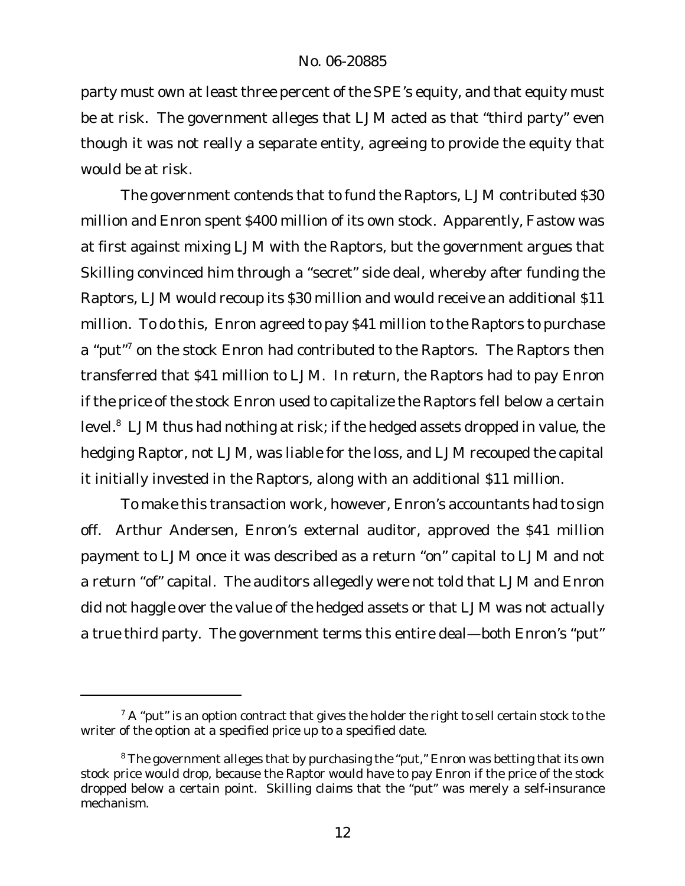party must own at least three percent of the SPE's equity, and that equity must be at risk. The government alleges that LJM acted as that "third party" even though it was not really a separate entity, agreeing to provide the equity that would be at risk.

The government contends that to fund the Raptors, LJM contributed $30 million and Enron spent $400 million of its own stock. Apparently, Fastow was at first against mixing LJM with the Raptors, but the government argues that Skilling convinced him through a "secret" side deal, whereby after funding the Raptors, LJM would recoup its $30 million and would receive an additional $11 million. To do this, Enron agreed to pay $41 million to the Raptors to purchase a "put"[7] on the stock Enron had contributed to the Raptors. The Raptors then transferred that $41 million to LJM. In return, the Raptors had to pay Enron if the price of the stock Enron used to capitalize the Raptors fell below a certain level.[8] LJM thus had nothing at risk; if the hedged assets dropped in value, the hedging Raptor, not LJM, was liable for the loss, and LJM recouped the capital it initially invested in the Raptors, along with an additional $11 million.

To make this transaction work, however, Enron's accountants had to sign off. Arthur Andersen, Enron's external auditor, approved the $41 million payment to LJM once it was described as a return "on" capital to LJM and not a return "of" capital. The auditors allegedly were not told that LJM and Enron did not haggle over the value of the hedged assets or that LJM was not actually a true third party. The government terms this entire deal—both Enron's "put"

---

[7] A "put" is an option contract that gives the holder the right to sell certain stock to the writer of the option at a specified price up to a specified date.

[8] The government alleges that by purchasing the "put," Enron was betting that its own stock price would drop, because the Raptor would have to pay Enron if the price of the stock dropped below a certain point. Skilling claims that the "put" was merely a self-insurance mechanism.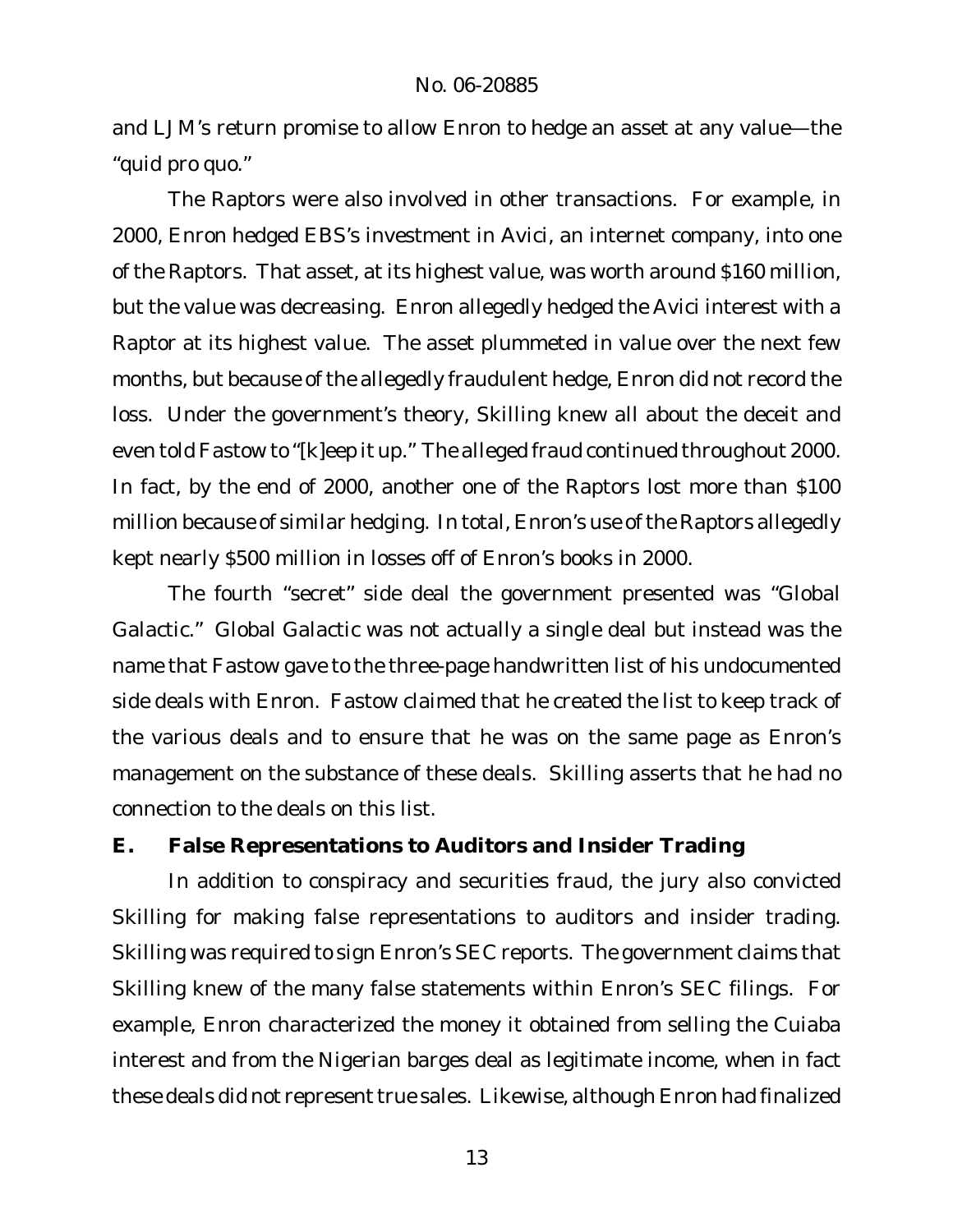and LJM's return promise to allow Enron to hedge an asset at any value—the "quid pro quo."

The Raptors were also involved in other transactions. For example, in 2000, Enron hedged EBS's investment in Avici, an internet company, into one of the Raptors. That asset, at its highest value, was worth around $160 million, but the value was decreasing. Enron allegedly hedged the Avici interest with a Raptor at its highest value. The asset plummeted in value over the next few months, but because of the allegedly fraudulent hedge, Enron did not record the loss. Under the government's theory, Skilling knew all about the deceit and even told Fastow to "[k]eep it up." The alleged fraud continued throughout 2000. In fact, by the end of 2000, another one of the Raptors lost more than $100 million because of similar hedging. In total, Enron's use of the Raptors allegedly kept nearly $500 million in losses off of Enron's books in 2000.

The fourth "secret" side deal the government presented was "Global Galactic." Global Galactic was not actually a single deal but instead was the name that Fastow gave to the three-page handwritten list of his undocumented side deals with Enron. Fastow claimed that he created the list to keep track of the various deals and to ensure that he was on the same page as Enron's management on the substance of these deals. Skilling asserts that he had no connection to the deals on this list.

### E. False Representations to Auditors and Insider Trading

In addition to conspiracy and securities fraud, the jury also convicted Skilling for making false representations to auditors and insider trading. Skilling was required to sign Enron's SEC reports. The government claims that Skilling knew of the many false statements within Enron's SEC filings. For example, Enron characterized the money it obtained from selling the Cuiaba interest and from the Nigerian barges deal as legitimate income, when in fact these deals did not represent true sales. Likewise, although Enron had finalized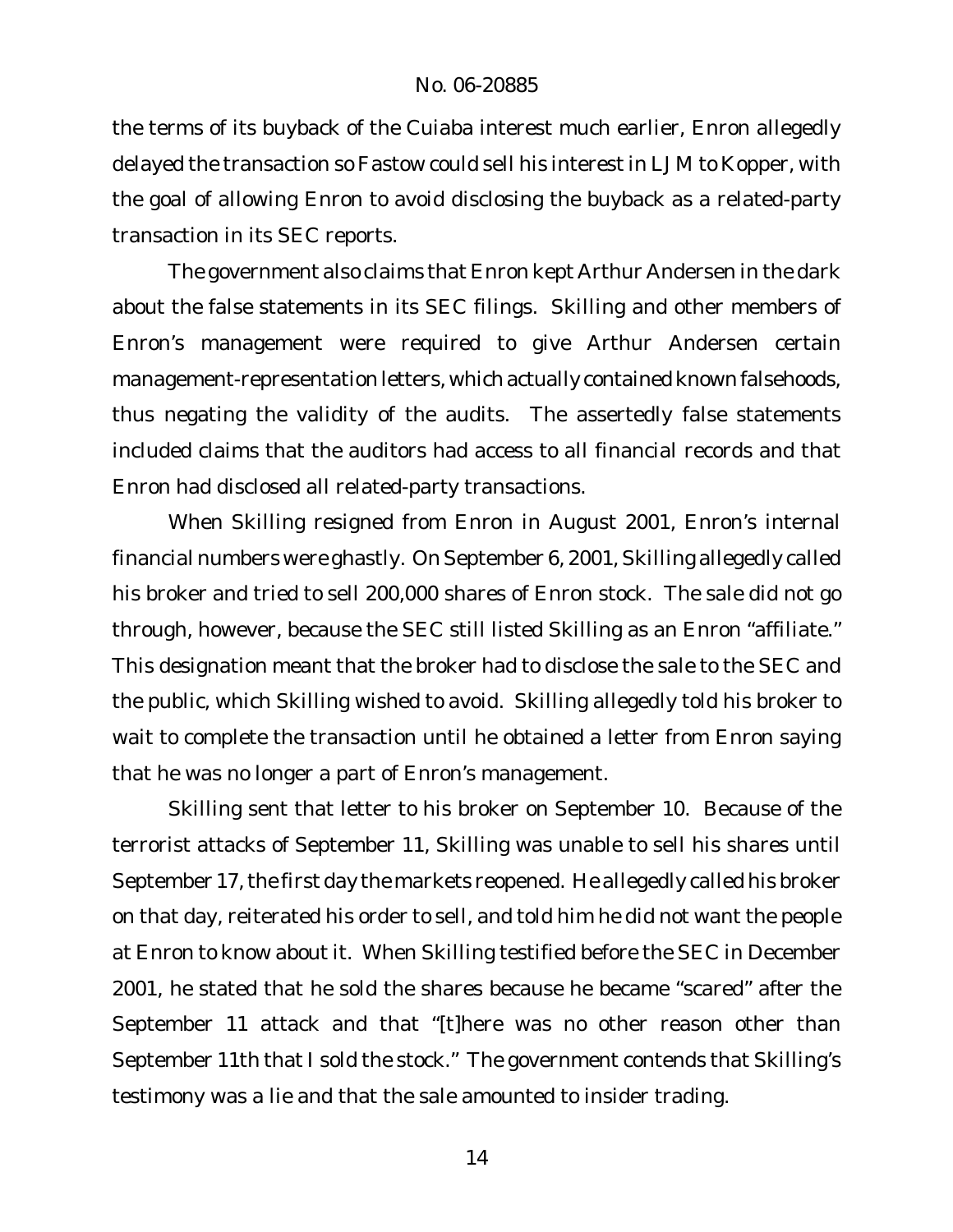the terms of its buyback of the Cuiaba interest much earlier, Enron allegedly delayed the transaction so Fastow could sell his interest in LJM to Kopper, with the goal of allowing Enron to avoid disclosing the buyback as a related-party transaction in its SEC reports.

The government also claims that Enron kept Arthur Andersen in the dark about the false statements in its SEC filings. Skilling and other members of Enron's management were required to give Arthur Andersen certain management-representation letters, which actually contained known falsehoods, thus negating the validity of the audits. The assertedly false statements included claims that the auditors had access to all financial records and that Enron had disclosed all related-party transactions.

When Skilling resigned from Enron in August 2001, Enron's internal financial numbers were ghastly. On September 6, 2001, Skilling allegedly called his broker and tried to sell 200,000 shares of Enron stock. The sale did not go through, however, because the SEC still listed Skilling as an Enron "affiliate." This designation meant that the broker had to disclose the sale to the SEC and the public, which Skilling wished to avoid. Skilling allegedly told his broker to wait to complete the transaction until he obtained a letter from Enron saying that he was no longer a part of Enron's management.

Skilling sent that letter to his broker on September 10. Because of the terrorist attacks of September 11, Skilling was unable to sell his shares until September 17, the first day the markets reopened. He allegedly called his broker on that day, reiterated his order to sell, and told him he did not want the people at Enron to know about it. When Skilling testified before the SEC in December 2001, he stated that he sold the shares because he became "scared" after the September 11 attack and that "[t]here was no other reason other than September 11th that I sold the stock." The government contends that Skilling's testimony was a lie and that the sale amounted to insider trading.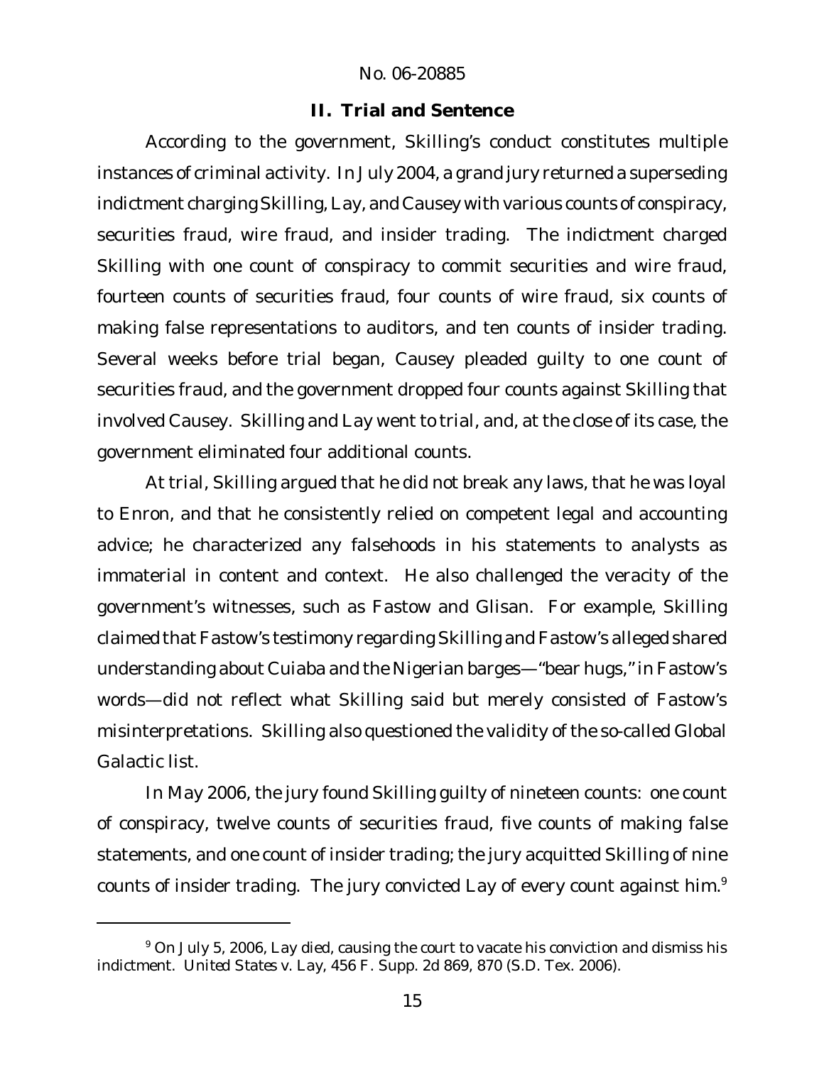## II. Trial and Sentence

According to the government, Skilling's conduct constitutes multiple instances of criminal activity. In July 2004, a grand jury returned a superseding indictment charging Skilling, Lay, and Causey with various counts of conspiracy, securities fraud, wire fraud, and insider trading. The indictment charged Skilling with one count of conspiracy to commit securities and wire fraud, fourteen counts of securities fraud, four counts of wire fraud, six counts of making false representations to auditors, and ten counts of insider trading. Several weeks before trial began, Causey pleaded guilty to one count of securities fraud, and the government dropped four counts against Skilling that involved Causey. Skilling and Lay went to trial, and, at the close of its case, the government eliminated four additional counts.

At trial, Skilling argued that he did not break any laws, that he was loyal to Enron, and that he consistently relied on competent legal and accounting advice; he characterized any falsehoods in his statements to analysts as immaterial in content and context. He also challenged the veracity of the government's witnesses, such as Fastow and Glisan. For example, Skilling claimed that Fastow's testimony regarding Skilling and Fastow's alleged shared understanding about Cuiaba and the Nigerian barges—"bear hugs," in Fastow's words—did not reflect what Skilling said but merely consisted of Fastow's misinterpretations. Skilling also questioned the validity of the so-called Global Galactic list.

In May 2006, the jury found Skilling guilty of nineteen counts: one count of conspiracy, twelve counts of securities fraud, five counts of making false statements, and one count of insider trading; the jury acquitted Skilling of nine counts of insider trading. The jury convicted Lay of every count against him.[9]

[9] On July 5, 2006, Lay died, causing the court to vacate his conviction and dismiss his indictment. *United States v. Lay*, 456 F. Supp. 2d 869, 870 (S.D. Tex. 2006).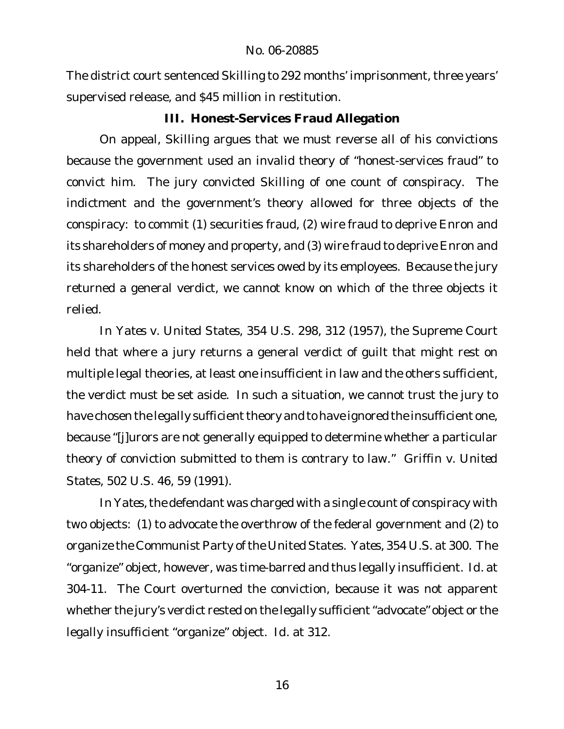The district court sentenced Skilling to 292 months' imprisonment, three years' supervised release, and $45 million in restitution.

### III. Honest-Services Fraud Allegation

On appeal, Skilling argues that we must reverse all of his convictions because the government used an invalid theory of "honest-services fraud" to convict him. The jury convicted Skilling of one count of conspiracy. The indictment and the government's theory allowed for three objects of the conspiracy: to commit (1) securities fraud, (2) wire fraud to deprive Enron and its shareholders of money and property, and (3) wire fraud to deprive Enron and its shareholders of the honest services owed by its employees. Because the jury returned a general verdict, we cannot know on which of the three objects it relied.

In *Yates v. United States*, 354 U.S. 298, 312 (1957), the Supreme Court held that where a jury returns a general verdict of guilt that might rest on multiple legal theories, at least one insufficient in law and the others sufficient, the verdict must be set aside. In such a situation, we cannot trust the jury to have chosen the legally sufficient theory and to have ignored the insufficient one, because "[j]urors are not generally equipped to determine whether a particular theory of conviction submitted to them is contrary to law." *Griffin v. United States*, 502 U.S. 46, 59 (1991).

In *Yates*, the defendant was charged with a single count of conspiracy with two objects: (1) to advocate the overthrow of the federal government and (2) to organize the Communist Party of the United States. *Yates*, 354 U.S. at 300. The "organize" object, however, was time-barred and thus legally insufficient. *Id.* at 304-11. The Court overturned the conviction, because it was not apparent whether the jury's verdict rested on the legally sufficient "advocate" object or the legally insufficient "organize" object. *Id.* at 312.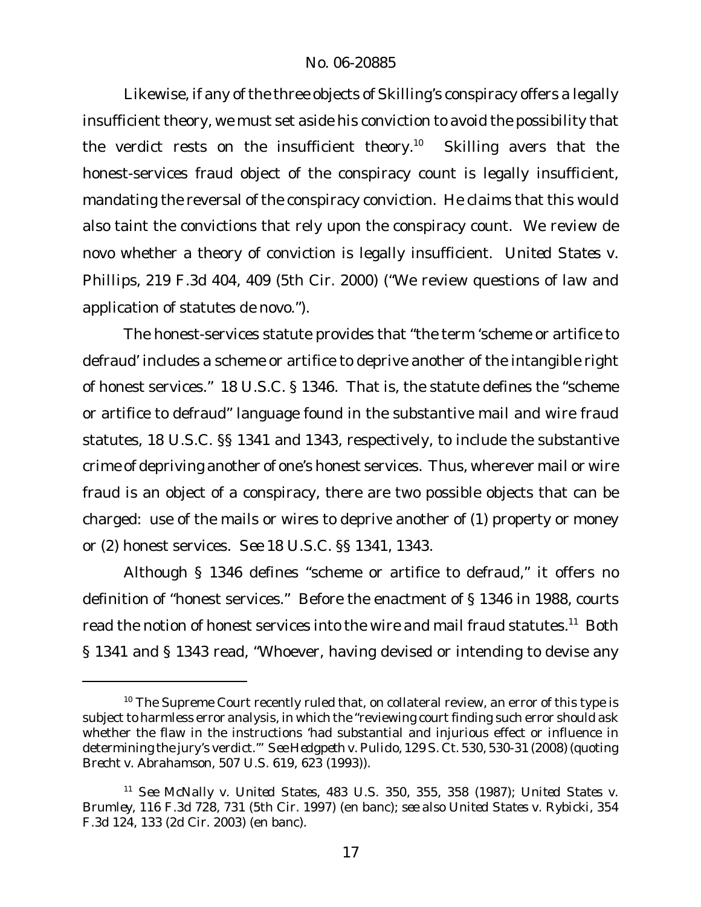Likewise, if any of the three objects of Skilling's conspiracy offers a legally insufficient theory, we must set aside his conviction to avoid the possibility that the verdict rests on the insufficient theory.[10] Skilling avers that the honest-services fraud object of the conspiracy count is legally insufficient, mandating the reversal of the conspiracy conviction. He claims that this would also taint the convictions that rely upon the conspiracy count. We review de novo whether a theory of conviction is legally insufficient. *United States v. Phillips*, 219 F.3d 404, 409 (5th Cir. 2000) ("We review questions of law and application of statutes de novo.").

The honest-services statute provides that "the term 'scheme or artifice to defraud' includes a scheme or artifice to deprive another of the intangible right of honest services." 18 U.S.C. § 1346. That is, the statute defines the "scheme or artifice to defraud" language found in the substantive mail and wire fraud statutes, 18 U.S.C. §§ 1341 and 1343, respectively, to include the substantive crime of depriving another of one's honest services. Thus, wherever mail or wire fraud is an object of a conspiracy, there are two possible objects that can be charged: use of the mails or wires to deprive another of (1) property or money or (2) honest services. *See* 18 U.S.C. §§ 1341, 1343.

Although § 1346 defines "scheme or artifice to defraud," it offers no definition of "honest services." Before the enactment of § 1346 in 1988, courts read the notion of honest services into the wire and mail fraud statutes.[11] Both § 1341 and § 1343 read, "Whoever, having devised or intending to devise any

---

[10] The Supreme Court recently ruled that, on collateral review, an error of this type is subject to harmless error analysis, in which the "reviewing court finding such error should ask whether the flaw in the instructions 'had substantial and injurious effect or influence in determining the jury's verdict.'" *See Hedgpeth v. Pulido*, 129 S. Ct. 530, 530-31 (2008) (quoting *Brecht v. Abrahamson*, 507 U.S. 619, 623 (1993)).

[11] *See McNally v. United States*, 483 U.S. 350, 355, 358 (1987); *United States v. Brumley*, 116 F.3d 728, 731 (5th Cir. 1997) (en banc); *see also United States v. Rybicki*, 354 F.3d 124, 133 (2d Cir. 2003) (en banc).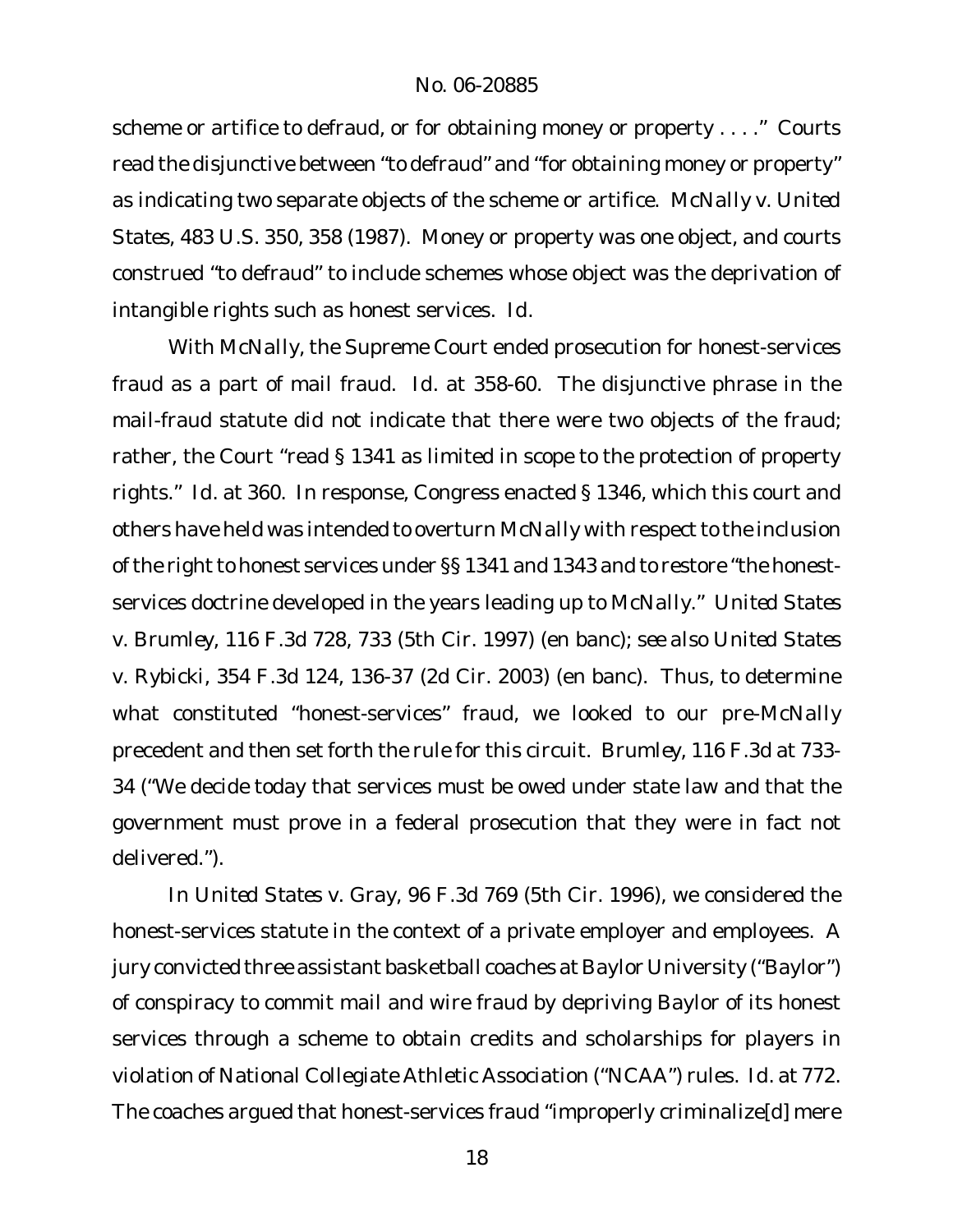scheme or artifice to defraud, or for obtaining money or property . . . ." Courts read the disjunctive between "to defraud" and "for obtaining money or property" as indicating two separate objects of the scheme or artifice. *McNally v. United States*, 483 U.S. 350, 358 (1987). Money or property was one object, and courts construed "to defraud" to include schemes whose object was the deprivation of intangible rights such as honest services. *Id.*

With *McNally*, the Supreme Court ended prosecution for honest-services fraud as a part of mail fraud. *Id.* at 358-60. The disjunctive phrase in the mail-fraud statute did not indicate that there were two objects of the fraud; rather, the Court "read § 1341 as limited in scope to the protection of property rights." *Id.* at 360. In response, Congress enacted § 1346, which this court and others have held was intended to overturn *McNally* with respect to the inclusion of the right to honest services under §§ 1341 and 1343 and to restore "the honest-services doctrine developed in the years leading up to *McNally*." *United States v. Brumley*, 116 F.3d 728, 733 (5th Cir. 1997) (en banc); *see also United States v. Rybicki*, 354 F.3d 124, 136-37 (2d Cir. 2003) (en banc). Thus, to determine what constituted "honest-services" fraud, we looked to our pre-*McNally* precedent and then set forth the rule for this circuit. *Brumley*, 116 F.3d at 733-34 ("We decide today that services must be owed under state law and that the government must prove in a federal prosecution that they were in fact not delivered.").

In *United States v. Gray*, 96 F.3d 769 (5th Cir. 1996), we considered the honest-services statute in the context of a private employer and employees. A jury convicted three assistant basketball coaches at Baylor University ("Baylor") of conspiracy to commit mail and wire fraud by depriving Baylor of its honest services through a scheme to obtain credits and scholarships for players in violation of National Collegiate Athletic Association ("NCAA") rules. *Id.* at 772. The coaches argued that honest-services fraud "improperly criminalize[d] mere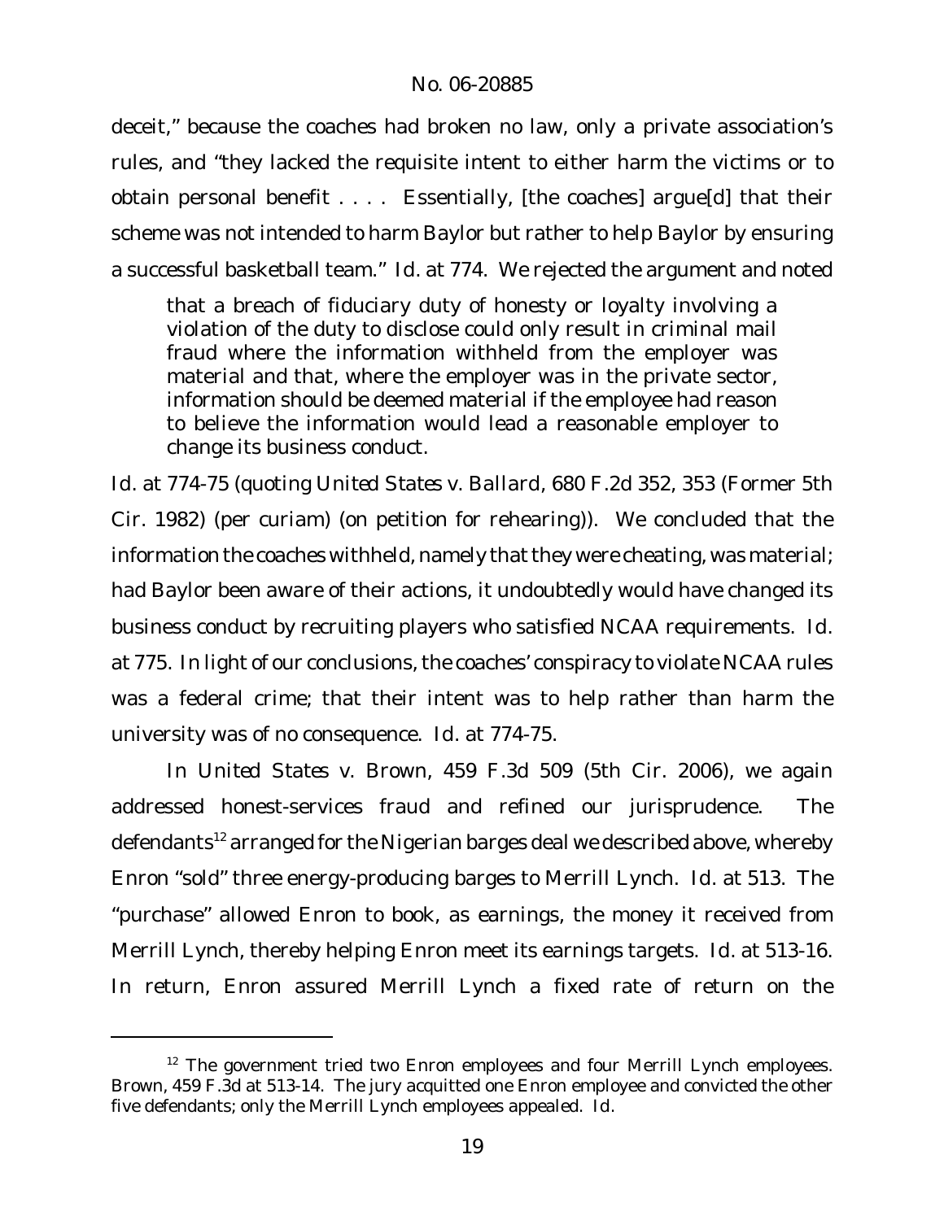deceit," because the coaches had broken no law, only a private association's rules, and "they lacked the requisite intent to either harm the victims or to obtain personal benefit . . . . Essentially, [the coaches] argue[d] that their scheme was not intended to harm Baylor but rather to help Baylor by ensuring a successful basketball team." *Id.* at 774. We rejected the argument and noted

> that a breach of fiduciary duty of honesty or loyalty involving a violation of the duty to disclose could only result in criminal mail fraud where the information withheld from the employer was material and that, where the employer was in the private sector, information should be deemed material if the employee had reason to believe the information would lead a reasonable employer to change its business conduct.

*Id.* at 774-75 (quoting *United States v. Ballard*, 680 F.2d 352, 353 (Former 5th Cir. 1982) (per curiam) (on petition for rehearing)). We concluded that the information the coaches withheld, namely that they were cheating, was material; had Baylor been aware of their actions, it undoubtedly would have changed its business conduct by recruiting players who satisfied NCAA requirements. *Id.* at 775. In light of our conclusions, the coaches' conspiracy to violate NCAA rules was a federal crime; that their intent was to help rather than harm the university was of no consequence. *Id.* at 774-75.

In *United States v. Brown*, 459 F.3d 509 (5th Cir. 2006), we again addressed honest-services fraud and refined our jurisprudence. The defendants[12] arranged for the Nigerian barges deal we described above, whereby Enron "sold" three energy-producing barges to Merrill Lynch. *Id.* at 513. The "purchase" allowed Enron to book, as earnings, the money it received from Merrill Lynch, thereby helping Enron meet its earnings targets. *Id.* at 513-16. In return, Enron assured Merrill Lynch a fixed rate of return on the

---

[12] The government tried two Enron employees and four Merrill Lynch employees. *Brown*, 459 F.3d at 513-14. The jury acquitted one Enron employee and convicted the other five defendants; only the Merrill Lynch employees appealed. *Id.*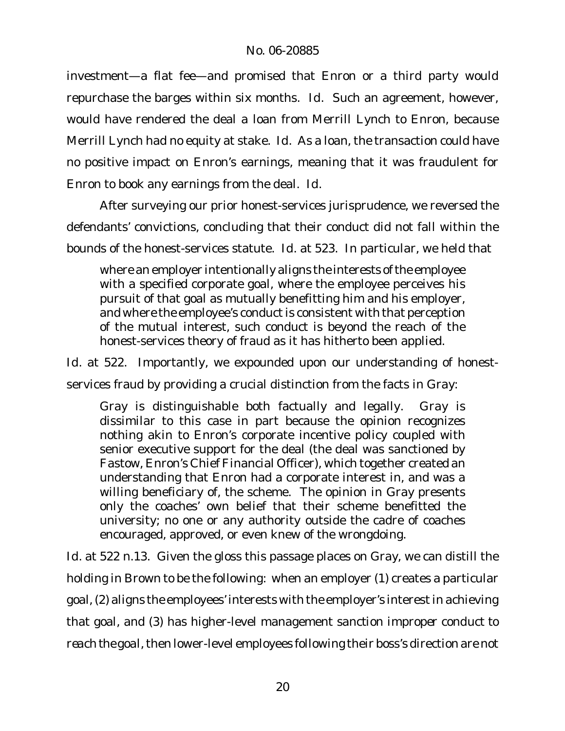investment—a flat fee—and promised that Enron or a third party would repurchase the barges within six months. *Id.* Such an agreement, however, would have rendered the deal a loan from Merrill Lynch to Enron, because Merrill Lynch had no equity at stake. *Id.* As a loan, the transaction could have no positive impact on Enron's earnings, meaning that it was fraudulent for Enron to book any earnings from the deal. *Id.*

After surveying our prior honest-services jurisprudence, we reversed the defendants' convictions, concluding that their conduct did not fall within the bounds of the honest-services statute. *Id.* at 523. In particular, we held that

> where an employer intentionally aligns the interests of the employee with a specified corporate goal, where the employee perceives his pursuit of that goal as mutually benefitting him and his employer, and where the employee's conduct is consistent with that perception of the mutual interest, such conduct is beyond the reach of the honest-services theory of fraud as it has hitherto been applied.

*Id.* at 522. Importantly, we expounded upon our understanding of honest-services fraud by providing a crucial distinction from the facts in *Gray*:

> *Gray* is distinguishable both factually and legally. *Gray* is dissimilar to this case in part because the opinion recognizes nothing akin to Enron's corporate incentive policy coupled with senior executive support for the deal (the deal was sanctioned by Fastow, Enron's Chief Financial Officer), which together created an understanding that Enron had a corporate interest in, and was a willing beneficiary of, the scheme. The opinion in *Gray* presents only the coaches' own belief that their scheme benefitted the university; no one or any authority outside the cadre of coaches encouraged, approved, or even knew of the wrongdoing.

*Id.* at 522 n.13. Given the gloss this passage places on *Gray*, we can distill the holding in *Brown* to be the following: when an employer (1) creates a particular goal, (2) aligns the employees' interests with the employer's interest in achieving that goal, and (3) has higher-level management sanction improper conduct to reach the goal, then lower-level employees following their boss's direction are not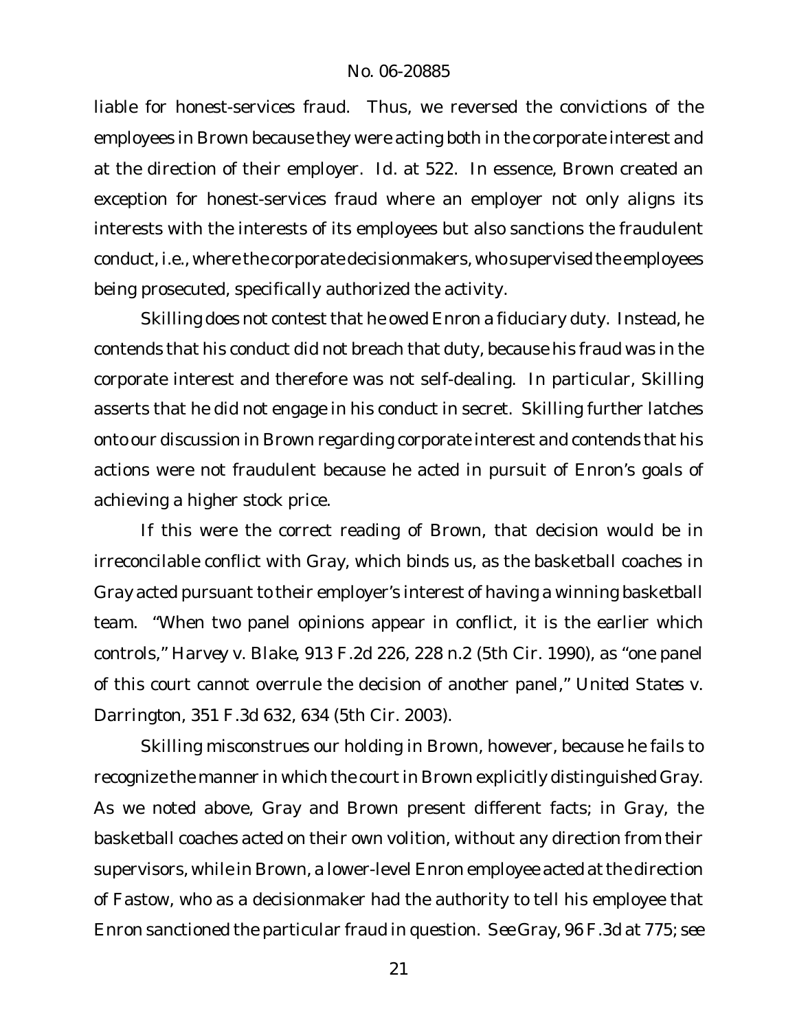liable for honest-services fraud. Thus, we reversed the convictions of the employees in Brown because they were acting both in the corporate interest and at the direction of their employer. *Id.* at 522. In essence, Brown created an exception for honest-services fraud where an employer not only aligns its interests with the interests of its employees but also sanctions the fraudulent conduct, *i.e.*, where the corporate decisionmakers, who supervised the employees being prosecuted, specifically authorized the activity.

Skilling does not contest that he owed Enron a fiduciary duty. Instead, he contends that his conduct did not breach that duty, because his fraud was in the corporate interest and therefore was not self-dealing. In particular, Skilling asserts that he did not engage in his conduct in secret. Skilling further latches onto our discussion in Brown regarding corporate interest and contends that his actions were not fraudulent because he acted in pursuit of Enron's goals of achieving a higher stock price.

If this were the correct reading of Brown, that decision would be in irreconcilable conflict with Gray, which binds us, as the basketball coaches in Gray acted pursuant to their employer's interest of having a winning basketball team. "When two panel opinions appear in conflict, it is the earlier which controls," *Harvey v. Blake*, 913 F.2d 226, 228 n.2 (5th Cir. 1990), as "one panel of this court cannot overrule the decision of another panel," *United States v. Darrington*, 351 F.3d 632, 634 (5th Cir. 2003).

Skilling misconstrues our holding in Brown, however, because he fails to recognize the manner in which the court in Brown explicitly distinguished Gray. As we noted above, Gray and Brown present different facts; in Gray, the basketball coaches acted on their own volition, without any direction from their supervisors, while in Brown, a lower-level Enron employee acted at the direction of Fastow, who as a decisionmaker had the authority to tell his employee that Enron sanctioned the particular fraud in question. *See Gray*, 96 F.3d at 775; *see*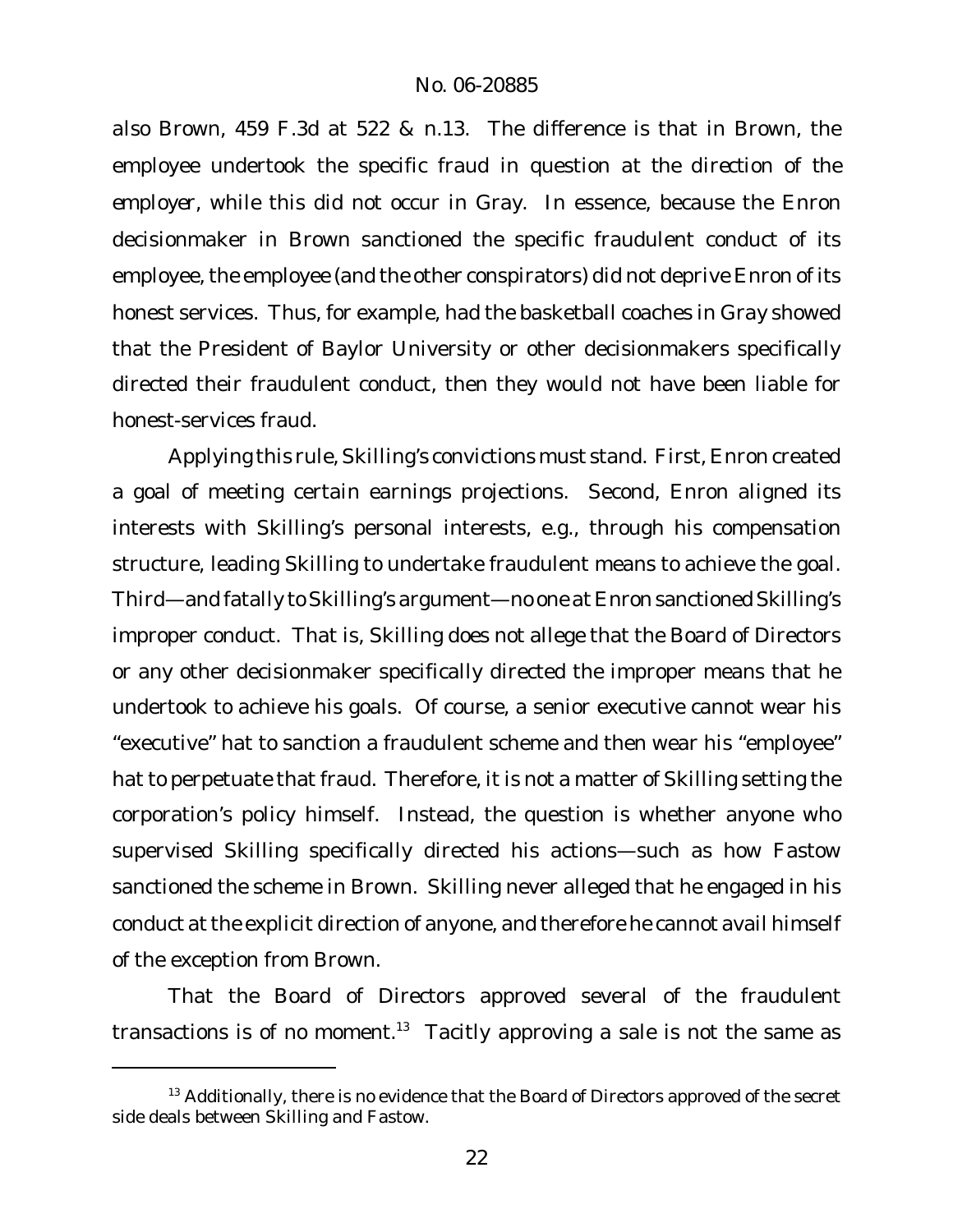*also Brown*, 459 F.3d at 522 & n.13. The difference is that in *Brown*, the employee undertook the specific fraud in question *at the direction of the employer*, while this did not occur in *Gray*. In essence, because the Enron decisionmaker in *Brown* sanctioned the specific fraudulent conduct of its employee, the employee (and the other conspirators) did not deprive Enron of its honest services. Thus, for example, had the basketball coaches in *Gray* showed that the President of Baylor University or other decisionmakers specifically directed their fraudulent conduct, then they would not have been liable for honest-services fraud.

Applying this rule, Skilling's convictions must stand. First, Enron created a goal of meeting certain earnings projections. Second, Enron aligned its interests with Skilling's personal interests, e.g., through his compensation structure, leading Skilling to undertake fraudulent means to achieve the goal. Third—and fatally to Skilling's argument—no one at Enron sanctioned Skilling's improper conduct. That is, Skilling does not allege that the Board of Directors or any other decisionmaker specifically directed the improper means that he undertook to achieve his goals. Of course, a senior executive cannot wear his "executive" hat to sanction a fraudulent scheme and then wear his "employee" hat to perpetuate that fraud. Therefore, it is not a matter of Skilling setting the corporation's policy himself. Instead, the question is whether anyone who supervised Skilling specifically directed his actions—such as how Fastow sanctioned the scheme in *Brown*. Skilling never alleged that he engaged in his conduct at the explicit direction of anyone, and therefore he cannot avail himself of the exception from *Brown*.

That the Board of Directors approved several of the fraudulent transactions is of no moment.[13] Tacitly approving a sale is not the same as

[13] Additionally, there is no evidence that the Board of Directors approved of the secret side deals between Skilling and Fastow.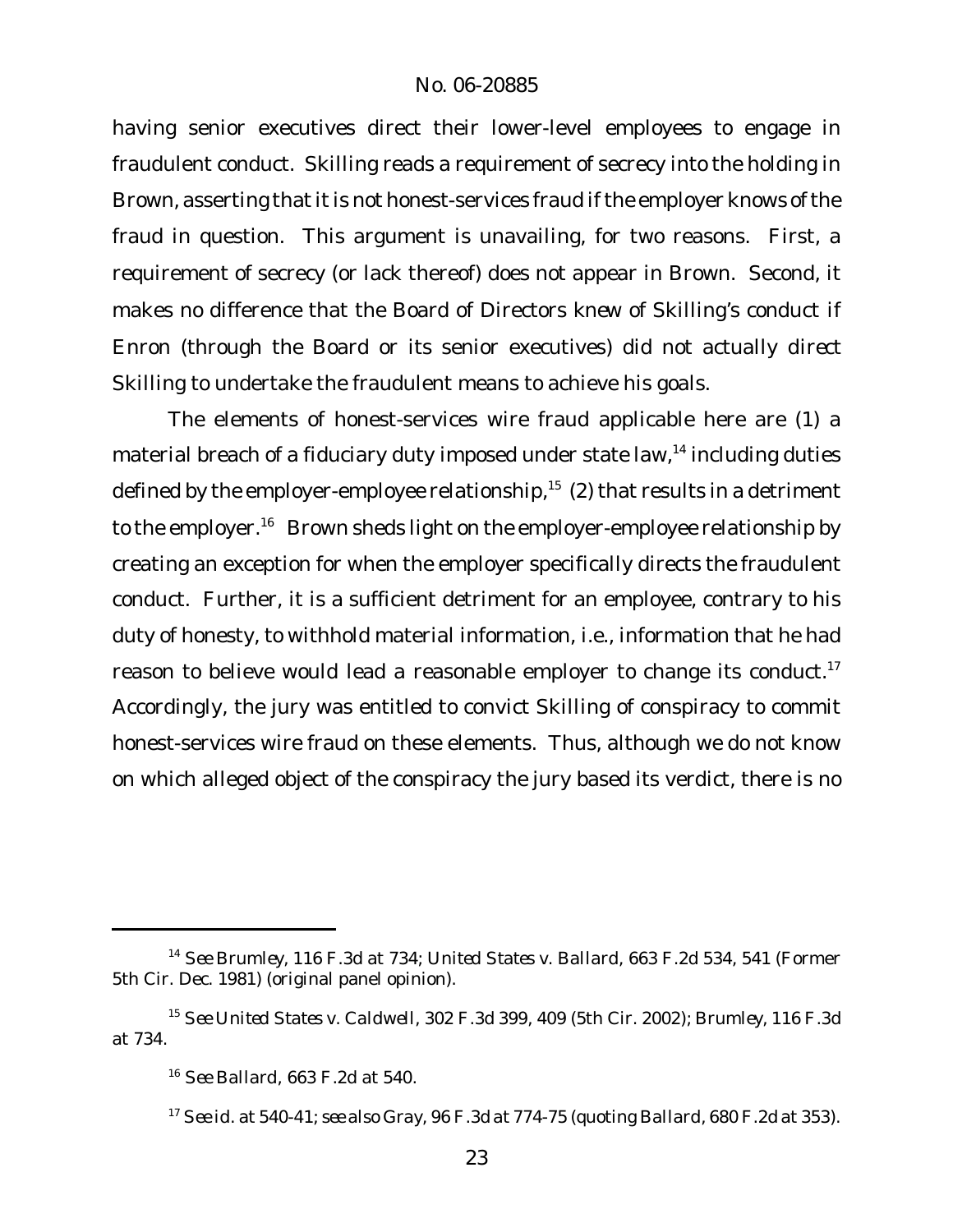having senior executives direct their lower-level employees to engage in fraudulent conduct. Skilling reads a requirement of secrecy into the holding in *Brown*, asserting that it is not honest-services fraud if the employer knows of the fraud in question. This argument is unavailing, for two reasons. First, a requirement of secrecy (or lack thereof) does not appear in *Brown*. Second, it makes no difference that the Board of Directors knew of Skilling's conduct if Enron (through the Board or its senior executives) did not actually *direct* Skilling to undertake the fraudulent means to achieve his goals.

The elements of honest-services wire fraud applicable here are (1) a material breach of a fiduciary duty imposed under state law,[14] including duties defined by the employer-employee relationship,[15] (2) that results in a detriment to the employer.[16] *Brown* sheds light on the employer-employee relationship by creating an exception for when the employer specifically directs the fraudulent conduct. Further, it is a sufficient detriment for an employee, contrary to his duty of honesty, to withhold material information, i.e., information that he had reason to believe would lead a reasonable employer to change its conduct.[17] Accordingly, the jury was entitled to convict Skilling of conspiracy to commit honest-services wire fraud on these elements. Thus, although we do not know on which alleged object of the conspiracy the jury based its verdict, there is no

---

[14] *See Brumley*, 116 F.3d at 734; *United States v. Ballard*, 663 F.2d 534, 541 (Former 5th Cir. Dec. 1981) (original panel opinion).

[15] *See United States v. Caldwell*, 302 F.3d 399, 409 (5th Cir. 2002); *Brumley*, 116 F.3d at 734.

[16] *See Ballard*, 663 F.2d at 540.

[17] *See id.* at 540-41; *see also Gray*, 96 F.3d at 774-75 (quoting *Ballard*, 680 F.2d at 353).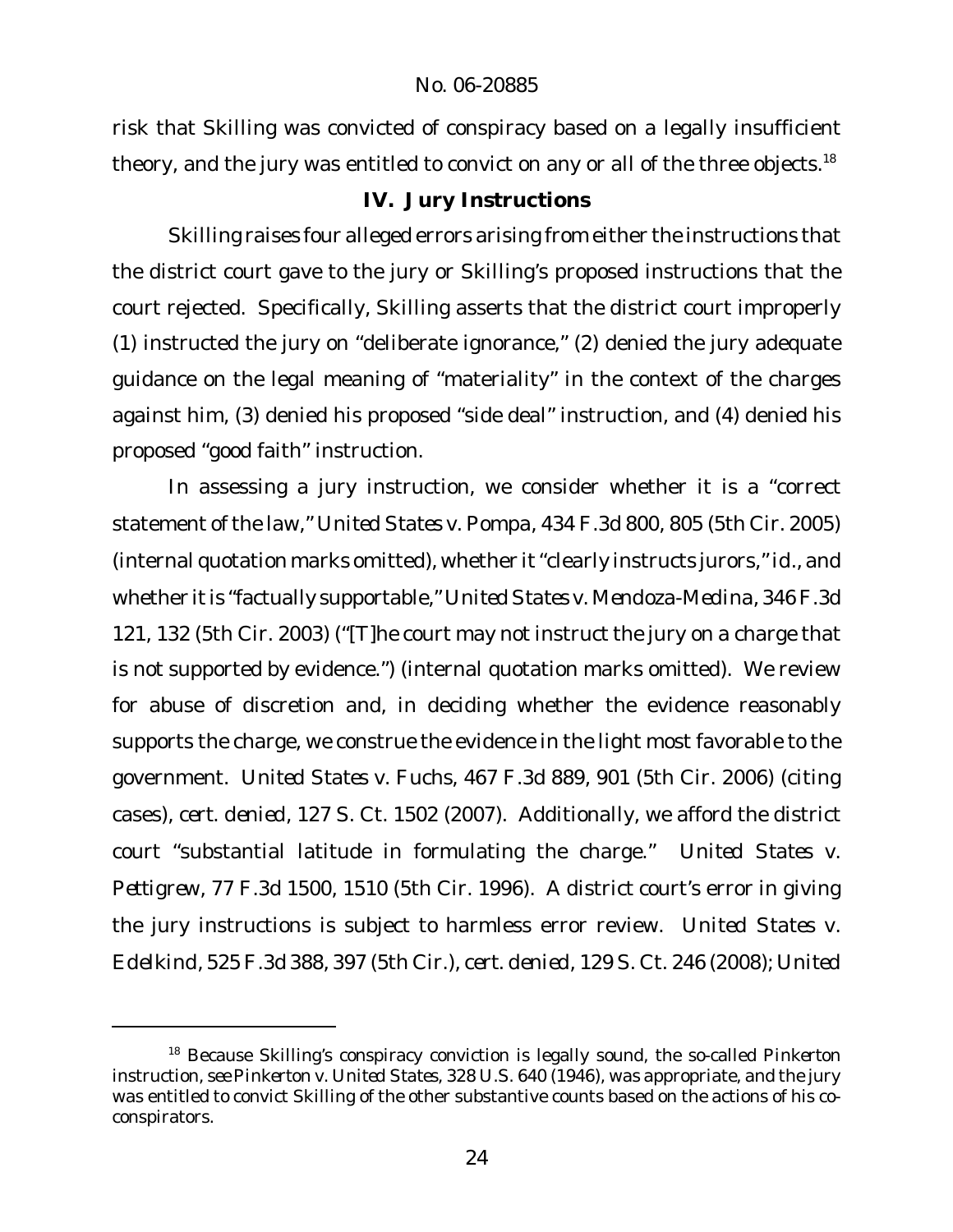risk that Skilling was convicted of conspiracy based on a legally insufficient theory, and the jury was entitled to convict on any or all of the three objects.[18]

## IV. Jury Instructions

Skilling raises four alleged errors arising from either the instructions that the district court gave to the jury or Skilling's proposed instructions that the court rejected. Specifically, Skilling asserts that the district court improperly (1) instructed the jury on "deliberate ignorance," (2) denied the jury adequate guidance on the legal meaning of "materiality" in the context of the charges against him, (3) denied his proposed "side deal" instruction, and (4) denied his proposed "good faith" instruction.

In assessing a jury instruction, we consider whether it is a "correct statement of the law," *United States v. Pompa*, 434 F.3d 800, 805 (5th Cir. 2005) (internal quotation marks omitted), whether it "clearly instructs jurors," *id.*, and whether it is "factually supportable," *United States v. Mendoza-Medina*, 346 F.3d 121, 132 (5th Cir. 2003) ("[T]he court may not instruct the jury on a charge that is not supported by evidence.") (internal quotation marks omitted). We review for abuse of discretion and, in deciding whether the evidence reasonably supports the charge, we construe the evidence in the light most favorable to the government. *United States v. Fuchs*, 467 F.3d 889, 901 (5th Cir. 2006) (citing cases), *cert. denied*, 127 S. Ct. 1502 (2007). Additionally, we afford the district court "substantial latitude in formulating the charge." *United States v. Pettigrew*, 77 F.3d 1500, 1510 (5th Cir. 1996). A district court's error in giving the jury instructions is subject to harmless error review. *United States v. Edelkind*, 525 F.3d 388, 397 (5th Cir.), *cert. denied*, 129 S. Ct. 246 (2008); *United*

---

[18] Because Skilling's conspiracy conviction is legally sound, the so-called *Pinkerton* instruction, *see Pinkerton v. United States*, 328 U.S. 640 (1946), was appropriate, and the jury was entitled to convict Skilling of the other substantive counts based on the actions of his co-conspirators.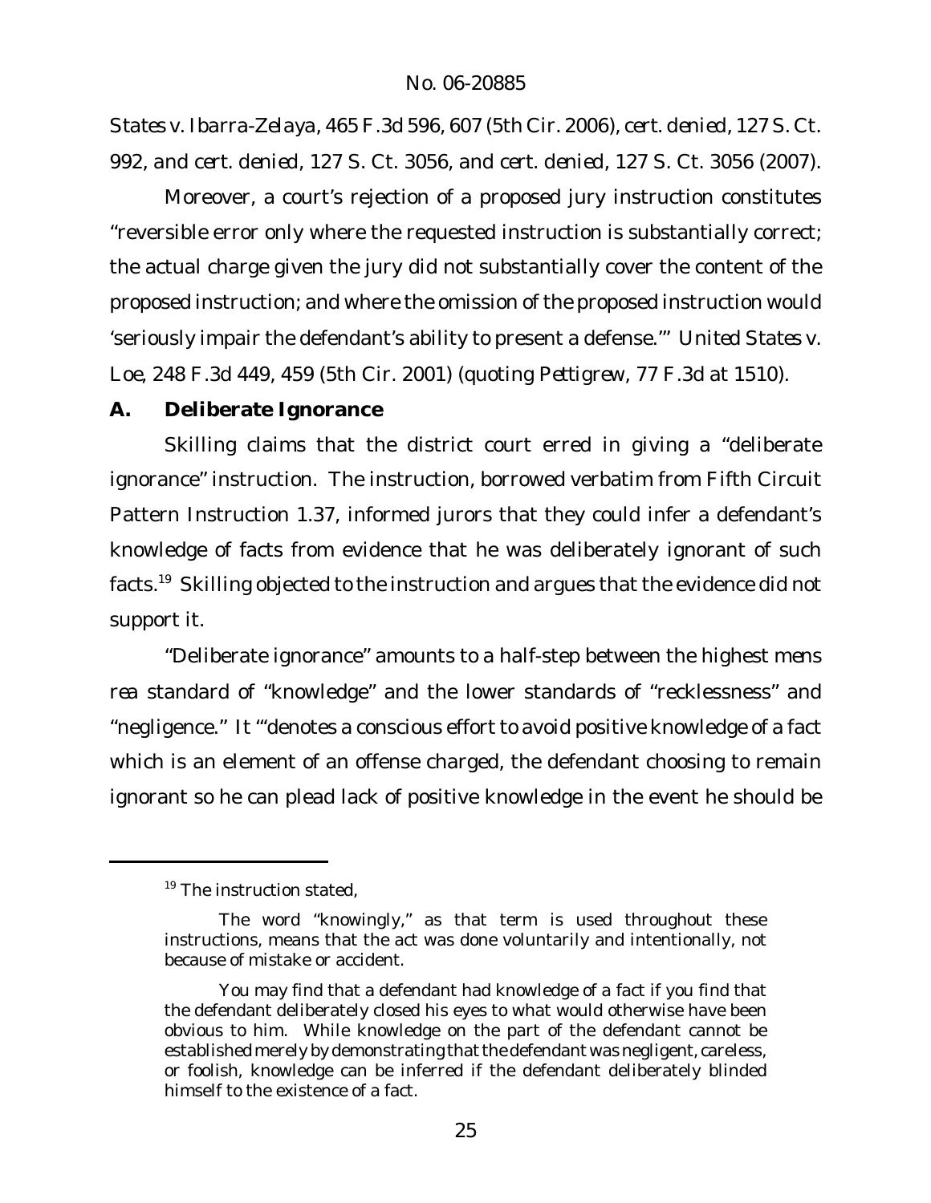*States v. Ibarra-Zelaya*, 465 F.3d 596, 607 (5th Cir. 2006), *cert. denied*, 127 S. Ct. 992, *and cert. denied*, 127 S. Ct. 3056, *and cert. denied*, 127 S. Ct. 3056 (2007).

Moreover, a court's rejection of a proposed jury instruction constitutes "reversible error only where the requested instruction is substantially correct; the actual charge given the jury did not substantially cover the content of the proposed instruction; and where the omission of the proposed instruction would 'seriously impair the defendant's ability to present a defense.'" *United States v. Loe*, 248 F.3d 449, 459 (5th Cir. 2001) (quoting *Pettigrew*, 77 F.3d at 1510).

### A. Deliberate Ignorance

Skilling claims that the district court erred in giving a "deliberate ignorance" instruction. The instruction, borrowed verbatim from Fifth Circuit Pattern Instruction 1.37, informed jurors that they could infer a defendant's knowledge of facts from evidence that he was deliberately ignorant of such facts.[19] Skilling objected to the instruction and argues that the evidence did not support it.

"Deliberate ignorance" amounts to a half-step between the highest *mens rea* standard of "knowledge" and the lower standards of "recklessness" and "negligence." It "'denotes a conscious effort to avoid positive knowledge of a fact which is an element of an offense charged, the defendant choosing to remain ignorant so he can plead lack of positive knowledge in the event he should be

---

[19] The instruction stated,

> The word "knowingly," as that term is used throughout these instructions, means that the act was done voluntarily and intentionally, not because of mistake or accident.
>
> You may find that a defendant had knowledge of a fact if you find that the defendant deliberately closed his eyes to what would otherwise have been obvious to him. While knowledge on the part of the defendant cannot be established merely by demonstrating that the defendant was negligent, careless, or foolish, knowledge can be inferred if the defendant deliberately blinded himself to the existence of a fact.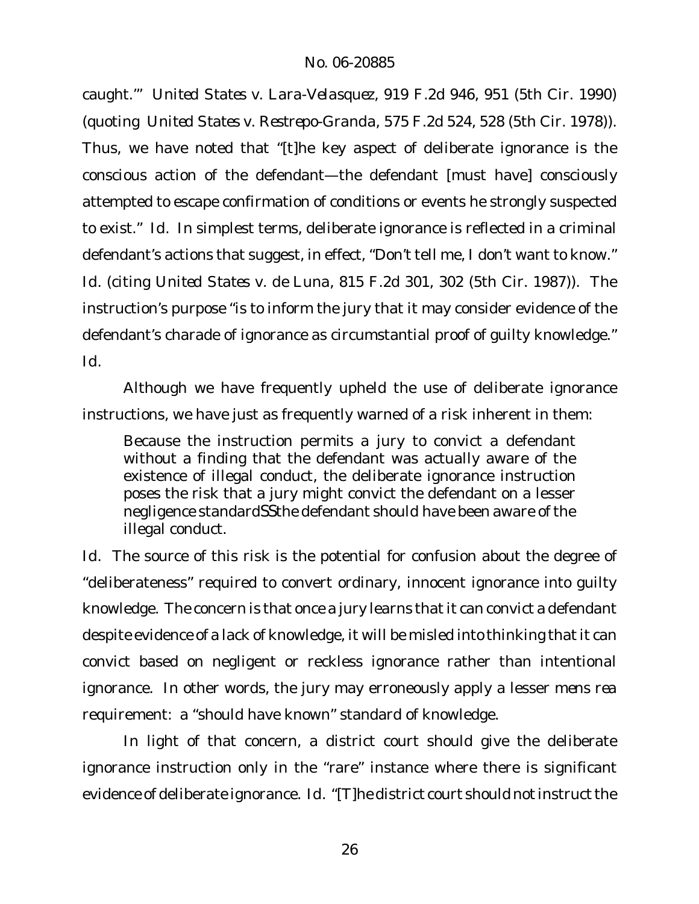caught.'" *United States v. Lara-Velasquez*, 919 F.2d 946, 951 (5th Cir. 1990) (quoting *United States v. Restrepo-Granda*, 575 F.2d 524, 528 (5th Cir. 1978)). Thus, we have noted that "[t]he key aspect of deliberate ignorance is the conscious action of the defendant—the defendant [must have] consciously attempted to escape confirmation of conditions or events he strongly suspected to exist." *Id.* In simplest terms, deliberate ignorance is reflected in a criminal defendant's actions that suggest, in effect, "Don't tell me, I don't want to know." *Id.* (citing *United States v. de Luna*, 815 F.2d 301, 302 (5th Cir. 1987)). The instruction's purpose "is to inform the jury that it may consider evidence of the defendant's charade of ignorance as circumstantial proof of guilty knowledge." *Id.*

Although we have frequently upheld the use of deliberate ignorance instructions, we have just as frequently warned of a risk inherent in them:

> Because the instruction permits a jury to convict a defendant without a finding that the defendant was actually aware of the existence of illegal conduct, the deliberate ignorance instruction poses the risk that a jury might convict the defendant on a lesser negligence standardSSthe defendant should have been aware of the illegal conduct.

*Id.* The source of this risk is the potential for confusion about the degree of "deliberateness" required to convert ordinary, innocent ignorance into guilty knowledge. The concern is that once a jury learns that it can convict a defendant despite evidence of a lack of knowledge, it will be misled into thinking that it can convict based on negligent or reckless ignorance rather than intentional ignorance. In other words, the jury may erroneously apply a lesser *mens rea* requirement: a "should have known" standard of knowledge.

In light of that concern, a district court should give the deliberate ignorance instruction only in the "rare" instance where there is significant evidence of deliberate ignorance. *Id.* "[T]he district court should not instruct the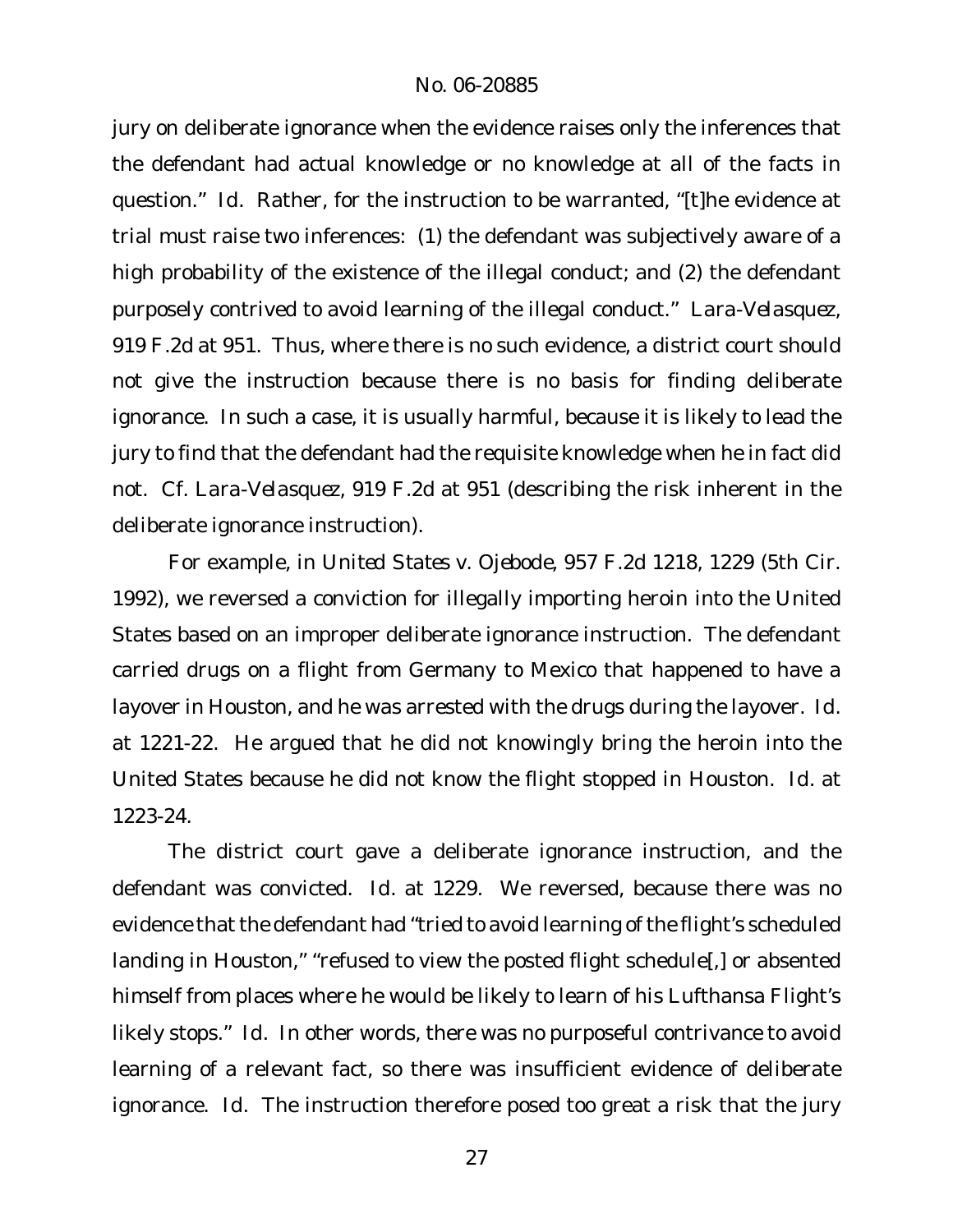jury on deliberate ignorance when the evidence raises only the inferences that the defendant had actual knowledge or no knowledge at all of the facts in question." *Id.* Rather, for the instruction to be warranted, "[t]he evidence at trial must raise two inferences: (1) the defendant was subjectively aware of a high probability of the existence of the illegal conduct; and (2) the defendant purposely contrived to avoid learning of the illegal conduct." *Lara-Velasquez*, 919 F.2d at 951. Thus, where there is no such evidence, a district court should not give the instruction because there is no basis for finding deliberate ignorance. In such a case, it is usually harmful, because it is likely to lead the jury to find that the defendant had the requisite knowledge when he in fact did not. *Cf. Lara-Velasquez*, 919 F.2d at 951 (describing the risk inherent in the deliberate ignorance instruction).

For example, in *United States v. Ojebode*, 957 F.2d 1218, 1229 (5th Cir. 1992), we reversed a conviction for illegally importing heroin into the United States based on an improper deliberate ignorance instruction. The defendant carried drugs on a flight from Germany to Mexico that happened to have a layover in Houston, and he was arrested with the drugs during the layover. *Id.* at 1221-22. He argued that he did not knowingly bring the heroin into the United States because he did not know the flight stopped in Houston. *Id.* at 1223-24.

The district court gave a deliberate ignorance instruction, and the defendant was convicted. *Id.* at 1229. We reversed, because there was no evidence that the defendant had "tried to avoid learning of the flight's scheduled landing in Houston," "refused to view the posted flight schedule[,] or absented himself from places where he would be likely to learn of his Lufthansa Flight's likely stops." *Id.* In other words, there was no purposeful contrivance to avoid learning of a relevant fact, so there was insufficient evidence of deliberate ignorance. *Id.* The instruction therefore posed too great a risk that the jury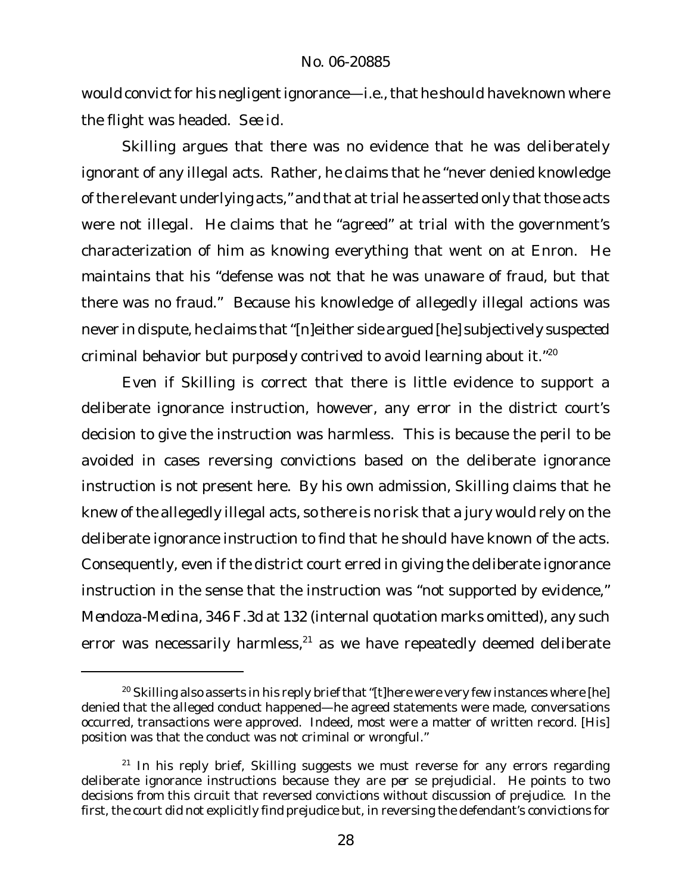would convict for his negligent ignorance—i.e., that he should have known where the flight was headed. *See id.*

Skilling argues that there was no evidence that he was deliberately ignorant of any illegal acts. Rather, he claims that he "never denied knowledge of the relevant underlying acts," and that at trial he asserted only that those acts were not illegal. He claims that he "agreed" at trial with the government's characterization of him as knowing everything that went on at Enron. He maintains that his "defense was not that he was unaware of fraud, but that there was no fraud." Because his knowledge of allegedly illegal actions was never in dispute, he claims that "[n]either side argued [he] subjectively suspected criminal behavior but *purposely contrived* to avoid learning about it."[20]

Even if Skilling is correct that there is little evidence to support a deliberate ignorance instruction, however, any error in the district court's decision to give the instruction was harmless. This is because the peril to be avoided in cases reversing convictions based on the deliberate ignorance instruction is not present here. By his own admission, Skilling claims that he knew of the allegedly illegal acts, so there is no risk that a jury would rely on the deliberate ignorance instruction to find that he should have known of the acts. Consequently, even if the district court erred in giving the deliberate ignorance instruction in the sense that the instruction was "not supported by evidence," *Mendoza-Medina*, 346 F.3d at 132 (internal quotation marks omitted), any such error was necessarily harmless,[21] as we have repeatedly deemed deliberate

---

[20] Skilling also asserts in his reply brief that "[t]here were very few instances where [he] denied that the alleged conduct happened—he agreed statements were made, conversations occurred, transactions were approved. Indeed, most were a matter of written record. [His] position was that the conduct was not criminal or wrongful."

[21] In his reply brief, Skilling suggests we must reverse for any errors regarding deliberate ignorance instructions because they are *per se* prejudicial. He points to two decisions from this circuit that reversed convictions without discussion of prejudice. In the first, the court did not explicitly find prejudice but, in reversing the defendant's convictions for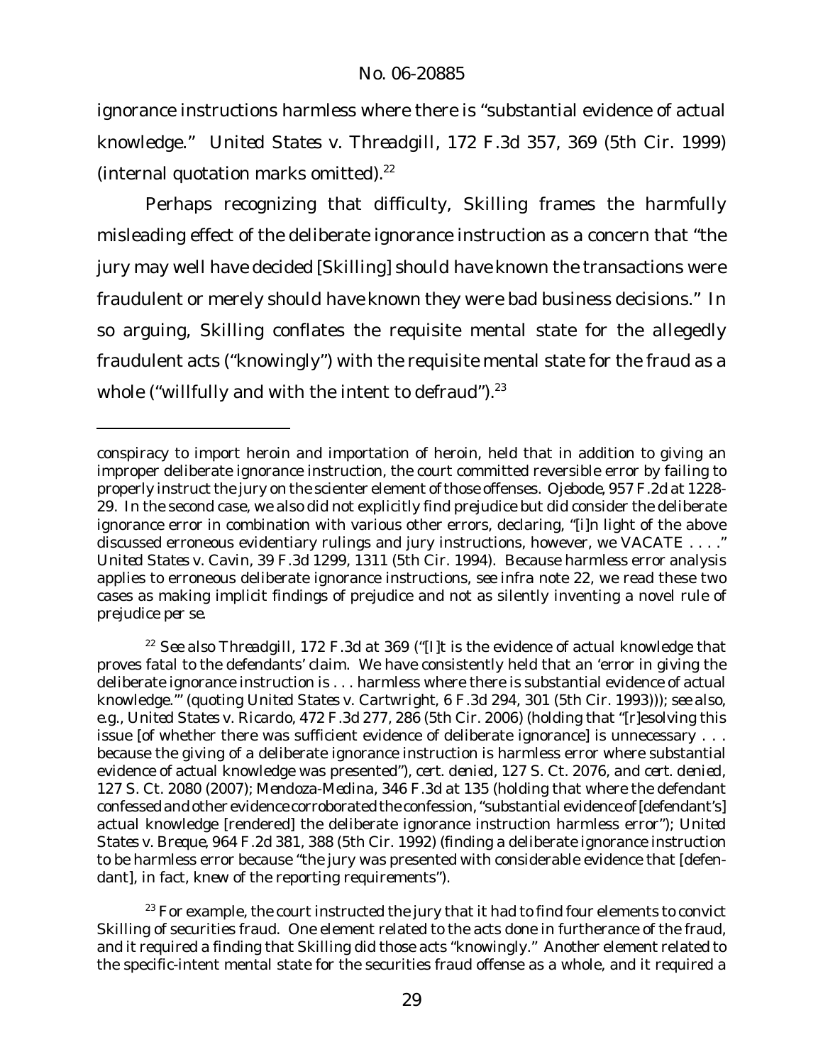ignorance instructions harmless where there is "substantial evidence of actual knowledge." *United States v. Threadgill*, 172 F.3d 357, 369 (5th Cir. 1999) (internal quotation marks omitted).[22]

Perhaps recognizing that difficulty, Skilling frames the harmfully misleading effect of the deliberate ignorance instruction as a concern that "the jury may well have decided [Skilling] *should have known* the transactions were fraudulent or merely *should have known* they were bad business decisions." In so arguing, Skilling conflates the requisite mental state for the allegedly fraudulent acts ("knowingly") with the requisite mental state for the fraud as a whole ("willfully and with the intent to defraud").[23]

---

conspiracy to import heroin and importation of heroin, held that in addition to giving an improper deliberate ignorance instruction, the court committed reversible error by failing to properly instruct the jury on the scienter element of those offenses. *Ojebode*, 957 F.2d at 1228-29. In the second case, we also did not explicitly find prejudice but did consider the deliberate ignorance error in combination with various other errors, declaring, "[i]n light of the above discussed erroneous evidentiary rulings and jury instructions, however, we VACATE . . . ." *United States v. Cavin*, 39 F.3d 1299, 1311 (5th Cir. 1994). Because harmless error analysis applies to erroneous deliberate ignorance instructions, *see infra* note 22, we read these two cases as making implicit findings of prejudice and not as silently inventing a novel rule of prejudice *per se*.

[22] *See also Threadgill*, 172 F.3d at 369 ("[I]t is the evidence of actual knowledge that proves fatal to the defendants' claim. We have consistently held that an 'error in giving the deliberate ignorance instruction is . . . harmless where there is substantial evidence of actual knowledge.'" (quoting *United States v. Cartwright*, 6 F.3d 294, 301 (5th Cir. 1993))); *see also, e.g.*, *United States v. Ricardo*, 472 F.3d 277, 286 (5th Cir. 2006) (holding that "[r]esolving this issue [of whether there was sufficient evidence of deliberate ignorance] is unnecessary . . . because the giving of a deliberate ignorance instruction is harmless error where substantial evidence of actual knowledge was presented"), *cert. denied*, 127 S. Ct. 2076, *and cert. denied*, 127 S. Ct. 2080 (2007); *Mendoza-Medina*, 346 F.3d at 135 (holding that where the defendant confessed and other evidence corroborated the confession, "substantial evidence of [defendant's] actual knowledge [rendered] the deliberate ignorance instruction harmless error"); *United States v. Breque*, 964 F.2d 381, 388 (5th Cir. 1992) (finding a deliberate ignorance instruction to be harmless error because "the jury was presented with considerable evidence that [defendant], in fact, knew of the reporting requirements").

[23] For example, the court instructed the jury that it had to find four elements to convict Skilling of securities fraud. One element related to the acts done in furtherance of the fraud, and it required a finding that Skilling did those acts "knowingly." Another element related to the specific-intent mental state for the securities fraud offense as a whole, and it required a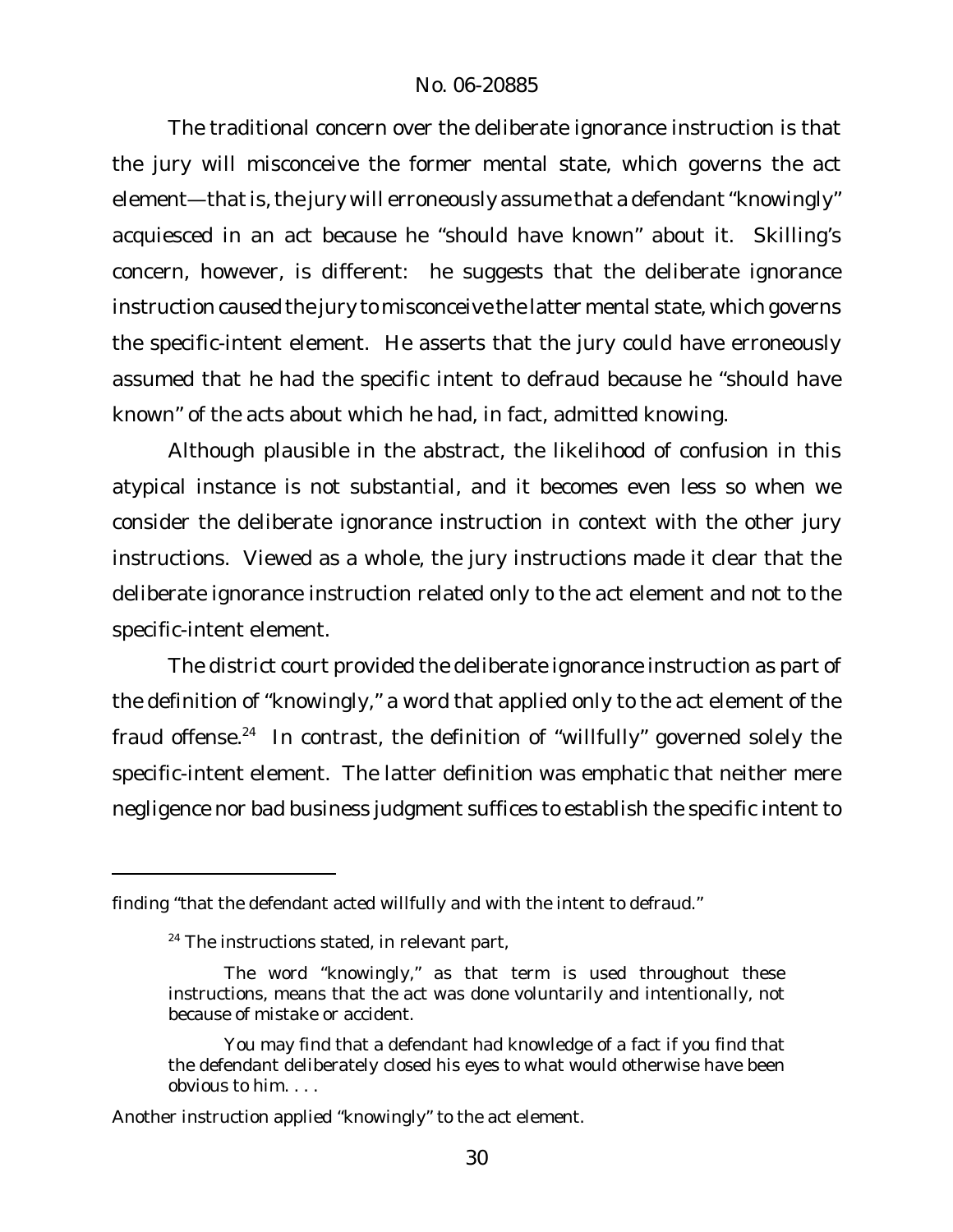The traditional concern over the deliberate ignorance instruction is that the jury will misconceive the former mental state, which governs the act element—that is, the jury will erroneously assume that a defendant "knowingly" acquiesced in an act because he "should have known" about it. Skilling's concern, however, is different: he suggests that the deliberate ignorance instruction caused the jury to misconceive the latter mental state, which governs the specific-intent element. He asserts that the jury could have erroneously assumed that he had the specific intent to defraud because he "should have known" of the acts about which he had, in fact, admitted knowing.

Although plausible in the abstract, the likelihood of confusion in this atypical instance is not substantial, and it becomes even less so when we consider the deliberate ignorance instruction in context with the other jury instructions. Viewed as a whole, the jury instructions made it clear that the deliberate ignorance instruction related only to the act element and not to the specific-intent element.

The district court provided the deliberate ignorance instruction as part of the definition of "knowingly," a word that applied only to the act element of the fraud offense.[24] In contrast, the definition of "willfully" governed solely the specific-intent element. The latter definition was emphatic that neither mere negligence nor bad business judgment suffices to establish the specific intent to

---

finding "that the defendant acted willfully and with the intent to defraud."

[24] The instructions stated, in relevant part,

> The word "knowingly," as that term is used throughout these instructions, means that the act was done voluntarily and intentionally, not because of mistake or accident.
>
> You may find that a defendant had knowledge of a fact if you find that the defendant deliberately closed his eyes to what would otherwise have been obvious to him. . . .

Another instruction applied "knowingly" to the act element.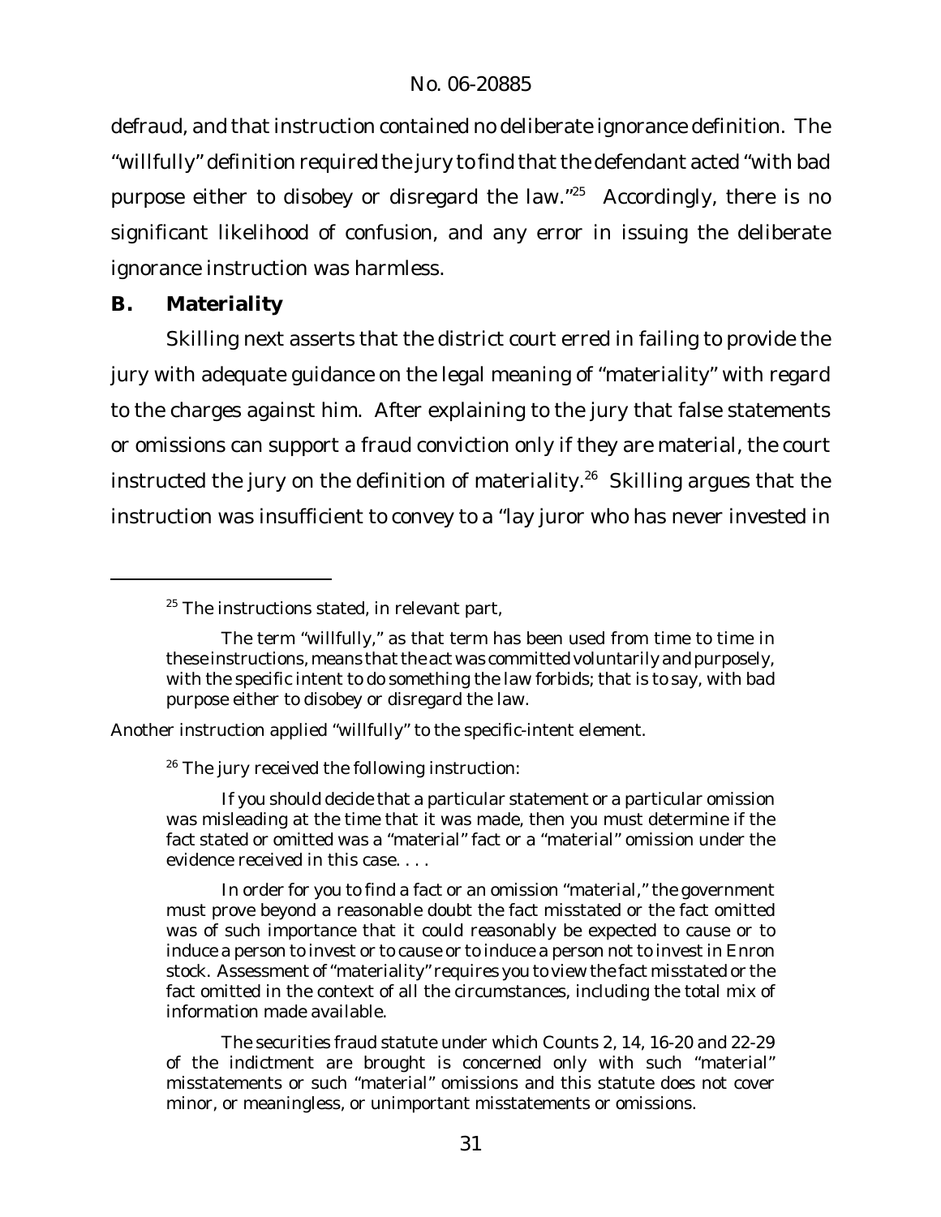defraud, and that instruction contained no deliberate ignorance definition. The "willfully" definition required the jury to find that the defendant acted "with bad purpose either to disobey or disregard the law."[25] Accordingly, there is no significant likelihood of confusion, and any error in issuing the deliberate ignorance instruction was harmless.

## B. Materiality

Skilling next asserts that the district court erred in failing to provide the jury with adequate guidance on the legal meaning of "materiality" with regard to the charges against him. After explaining to the jury that false statements or omissions can support a fraud conviction only if they are material, the court instructed the jury on the definition of materiality.[26] Skilling argues that the instruction was insufficient to convey to a "lay juror who has never invested in

---

[25] The instructions stated, in relevant part,

> The term "willfully," as that term has been used from time to time in these instructions, means that the act was committed voluntarily and purposely, with the specific intent to do something the law forbids; that is to say, with bad purpose either to disobey or disregard the law.

Another instruction applied "willfully" to the specific-intent element.

[26] The jury received the following instruction:

> If you should decide that a particular statement or a particular omission was misleading at the time that it was made, then you must determine if the fact stated or omitted was a "material" fact or a "material" omission under the evidence received in this case. . . .
>
> In order for you to find a fact or an omission "material," the government must prove beyond a reasonable doubt the fact misstated or the fact omitted was of such importance that it could reasonably be expected to cause or to induce a person to invest or to cause or to induce a person not to invest in Enron stock. Assessment of "materiality" requires you to view the fact misstated or the fact omitted in the context of all the circumstances, including the total mix of information made available.
>
> The securities fraud statute under which Counts 2, 14, 16-20 and 22-29 of the indictment are brought is concerned only with such "material" misstatements or such "material" omissions and this statute does not cover minor, or meaningless, or unimportant misstatements or omissions.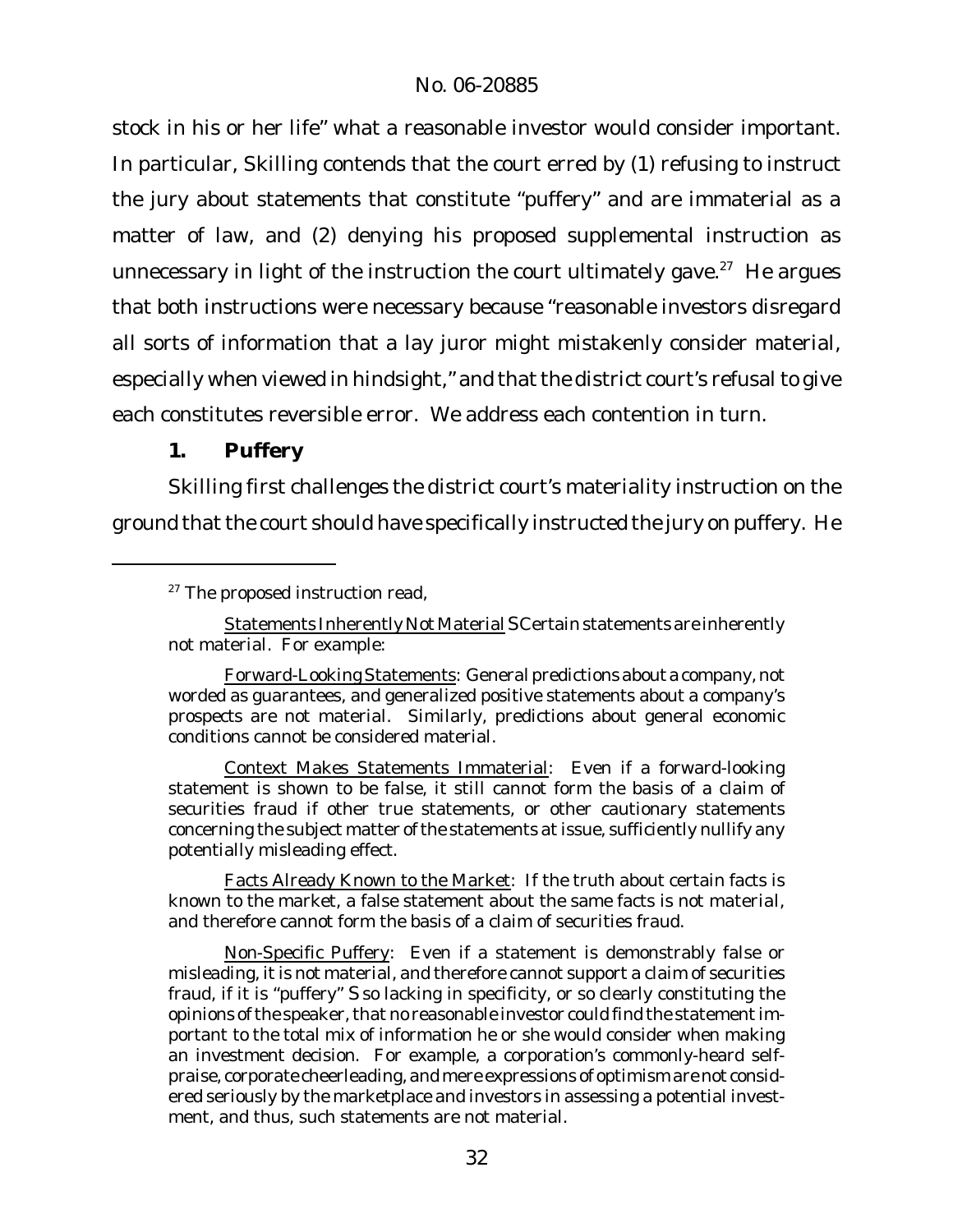stock in his or her life" what a reasonable investor would consider important. In particular, Skilling contends that the court erred by (1) refusing to instruct the jury about statements that constitute "puffery" and are immaterial as a matter of law, and (2) denying his proposed supplemental instruction as unnecessary in light of the instruction the court ultimately gave.[27] He argues that both instructions were necessary because "reasonable investors disregard all sorts of information that a lay juror might mistakenly consider material, especially when viewed in hindsight," and that the district court's refusal to give each constitutes reversible error. We address each contention in turn.

### 1. Puffery

Skilling first challenges the district court's materiality instruction on the ground that the court should have specifically instructed the jury on puffery. He

---

[27] The proposed instruction read,

> Statements Inherently Not Material SCertain statements are inherently not material. For example:
>
> Forward-Looking Statements: General predictions about a company, not worded as guarantees, and generalized positive statements about a company's prospects are not material. Similarly, predictions about general economic conditions cannot be considered material.
>
> Context Makes Statements Immaterial: Even if a forward-looking statement is shown to be false, it still cannot form the basis of a claim of securities fraud if other true statements, or other cautionary statements concerning the subject matter of the statements at issue, sufficiently nullify any potentially misleading effect.
>
> Facts Already Known to the Market: If the truth about certain facts is known to the market, a false statement about the same facts is not material, and therefore cannot form the basis of a claim of securities fraud.
>
> Non-Specific Puffery: Even if a statement is demonstrably false or misleading, it is not material, and therefore cannot support a claim of securities fraud, if it is "puffery" S so lacking in specificity, or so clearly constituting the opinions of the speaker, that no reasonable investor could find the statement important to the total mix of information he or she would consider when making an investment decision. For example, a corporation's commonly-heard self-praise, corporate cheerleading, and mere expressions of optimism are not considered seriously by the marketplace and investors in assessing a potential investment, and thus, such statements are not material.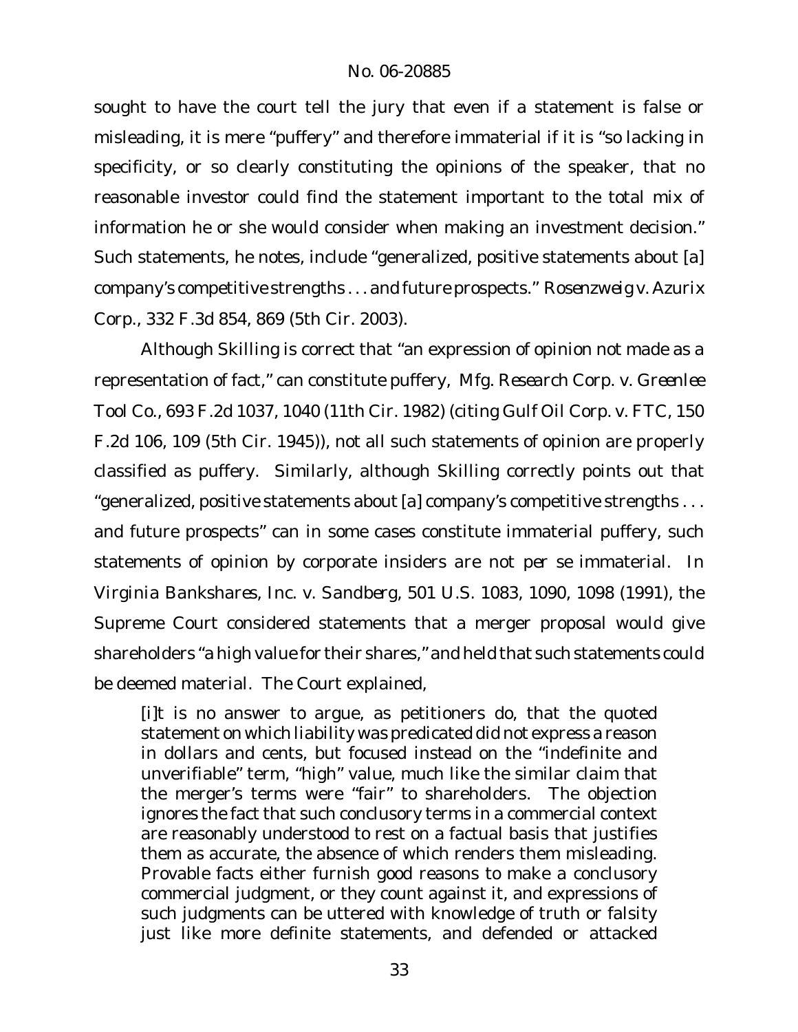sought to have the court tell the jury that even if a statement is false or misleading, it is mere "puffery" and therefore immaterial if it is "so lacking in specificity, or so clearly constituting the opinions of the speaker, that no reasonable investor could find the statement important to the total mix of information he or she would consider when making an investment decision." Such statements, he notes, include "generalized, positive statements about [a] company's competitive strengths . . . and future prospects." *Rosenzweig v. Azurix Corp.*, 332 F.3d 854, 869 (5th Cir. 2003).

Although Skilling is correct that "an expression of opinion not made as a representation of fact," can constitute puffery, *Mfg. Research Corp. v. Greenlee Tool Co.*, 693 F.2d 1037, 1040 (11th Cir. 1982) (citing *Gulf Oil Corp. v. FTC*, 150 F.2d 106, 109 (5th Cir. 1945)), not all such statements of opinion are properly classified as puffery. Similarly, although Skilling correctly points out that "generalized, positive statements about [a] company's competitive strengths . . . and future prospects" can in some cases constitute immaterial puffery, such statements of opinion by corporate insiders are not *per se* immaterial. In *Virginia Bankshares, Inc. v. Sandberg*, 501 U.S. 1083, 1090, 1098 (1991), the Supreme Court considered statements that a merger proposal would give shareholders "a high value for their shares," and held that such statements could be deemed material. The Court explained,

> [i]t is no answer to argue, as petitioners do, that the quoted statement on which liability was predicated did not express a reason in dollars and cents, but focused instead on the "indefinite and unverifiable" term, "high" value, much like the similar claim that the merger's terms were "fair" to shareholders. The objection ignores the fact that such conclusory terms in a commercial context are reasonably understood to rest on a factual basis that justifies them as accurate, the absence of which renders them misleading. Provable facts either furnish good reasons to make a conclusory commercial judgment, or they count against it, and expressions of such judgments can be uttered with knowledge of truth or falsity just like more definite statements, and defended or attacked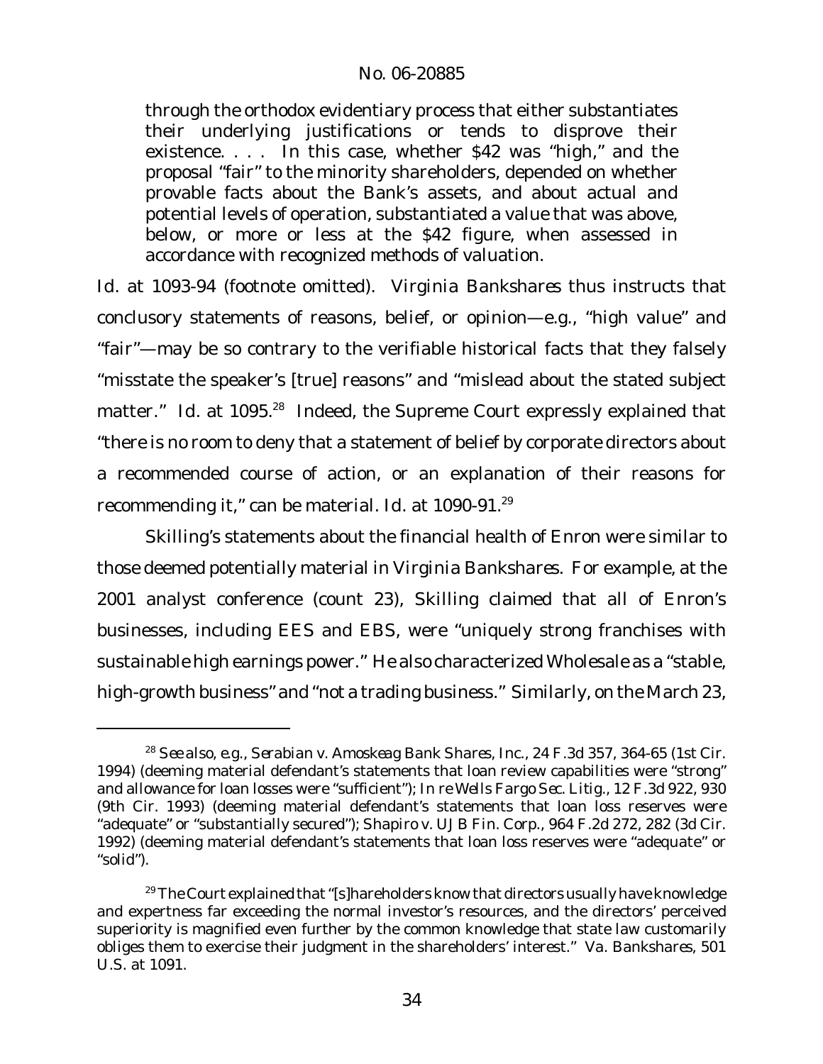> through the orthodox evidentiary process that either substantiates their underlying justifications or tends to disprove their existence. . . . In this case, whether $42 was "high," and the proposal "fair" to the minority shareholders, depended on whether provable facts about the Bank's assets, and about actual and potential levels of operation, substantiated a value that was above, below, or more or less at the $42 figure, when assessed in accordance with recognized methods of valuation.

*Id.* at 1093-94 (footnote omitted). *Virginia Bankshares* thus instructs that conclusory statements of reasons, belief, or opinion—e.g., "high value" and "fair"—may be so contrary to the verifiable historical facts that they falsely "misstate the speaker's [true] reasons" and "mislead about the stated subject matter." *Id.* at 1095.[28] Indeed, the Supreme Court expressly explained that "there is no room to deny that a statement of belief by corporate directors about a recommended course of action, or an explanation of their reasons for recommending it," can be material. *Id.* at 1090-91.[29]

Skilling's statements about the financial health of Enron were similar to those deemed potentially material in *Virginia Bankshares*. For example, at the 2001 analyst conference (count 23), Skilling claimed that all of Enron's businesses, including EES and EBS, were "uniquely strong franchises with sustainable high earnings power." He also characterized Wholesale as a "stable, high-growth business" and "not a trading business." Similarly, on the March 23,

---

[28] *See also, e.g.*, *Serabian v. Amoskeag Bank Shares, Inc.*, 24 F.3d 357, 364-65 (1st Cir. 1994) (deeming material defendant's statements that loan review capabilities were "strong" and allowance for loan losses were "sufficient"); *In re Wells Fargo Sec. Litig.*, 12 F.3d 922, 930 (9th Cir. 1993) (deeming material defendant's statements that loan loss reserves were "adequate" or "substantially secured"); *Shapiro v. UJB Fin. Corp.*, 964 F.2d 272, 282 (3d Cir. 1992) (deeming material defendant's statements that loan loss reserves were "adequate" or "solid").

[29] The Court explained that "[s]hareholders know that directors usually have knowledge and expertness far exceeding the normal investor's resources, and the directors' perceived superiority is magnified even further by the common knowledge that state law customarily obliges them to exercise their judgment in the shareholders' interest." *Va. Bankshares*, 501 U.S. at 1091.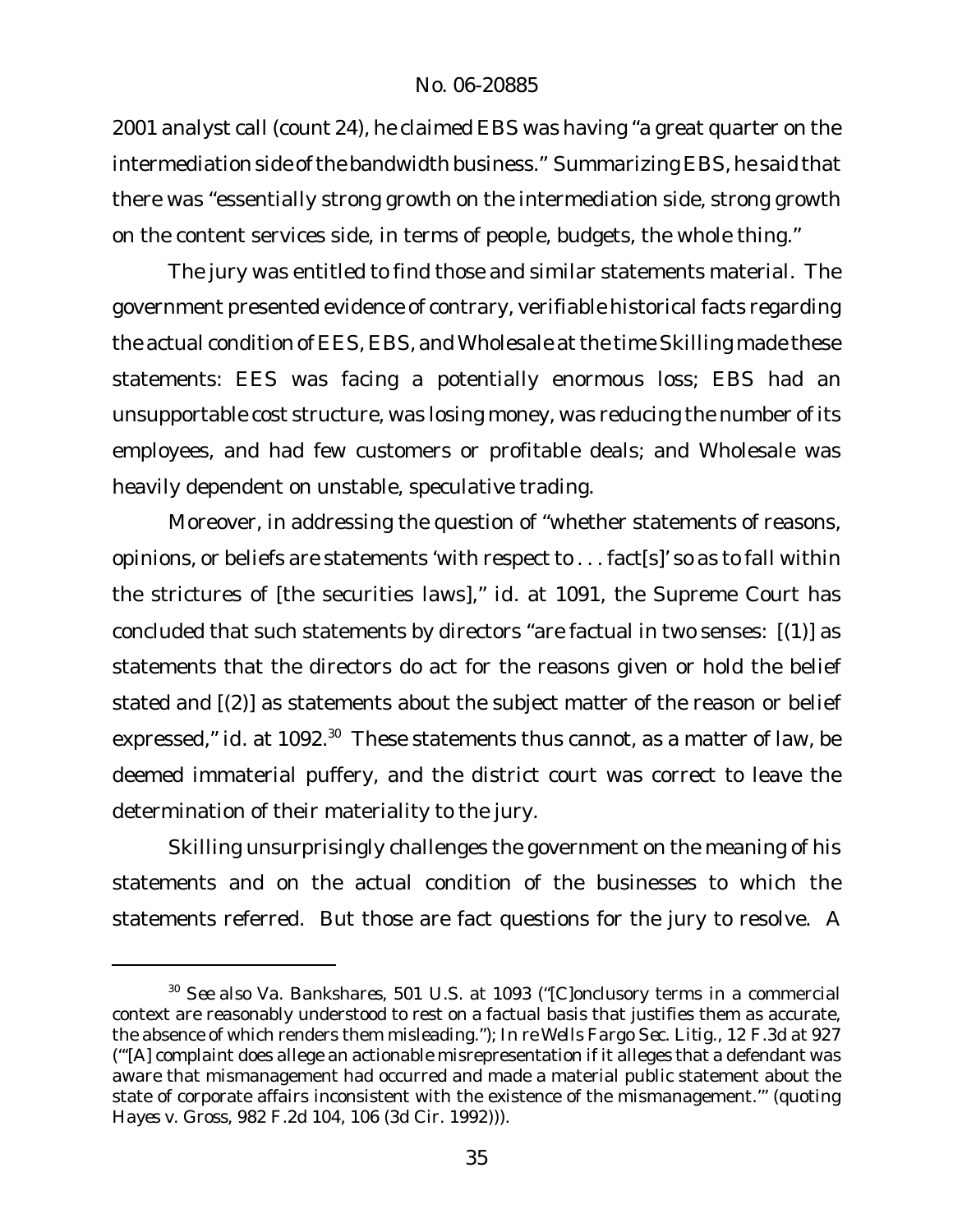2001 analyst call (count 24), he claimed EBS was having "a great quarter on the intermediation side of the bandwidth business." Summarizing EBS, he said that there was "essentially strong growth on the intermediation side, strong growth on the content services side, in terms of people, budgets, the whole thing."

The jury was entitled to find those and similar statements material. The government presented evidence of contrary, verifiable historical facts regarding the actual condition of EES, EBS, and Wholesale at the time Skilling made these statements: EES was facing a potentially enormous loss; EBS had an unsupportable cost structure, was losing money, was reducing the number of its employees, and had few customers or profitable deals; and Wholesale was heavily dependent on unstable, speculative trading.

Moreover, in addressing the question of "whether statements of reasons, opinions, or beliefs are statements 'with respect to . . . fact[s]' so as to fall within the strictures of [the securities laws]," *id.* at 1091, the Supreme Court has concluded that such statements by directors "are factual in two senses: [(1)] as statements that the directors do act for the reasons given or hold the belief stated and [(2)] as statements about the subject matter of the reason or belief expressed," *id.* at 1092.[30] These statements thus cannot, as a matter of law, be deemed immaterial puffery, and the district court was correct to leave the determination of their materiality to the jury.

Skilling unsurprisingly challenges the government on the meaning of his statements and on the actual condition of the businesses to which the statements referred. But those are fact questions for the jury to resolve. A

---

[30] *See also Va. Bankshares*, 501 U.S. at 1093 ("[C]onclusory terms in a commercial context are reasonably understood to rest on a factual basis that justifies them as accurate, the absence of which renders them misleading."); *In re Wells Fargo Sec. Litig.*, 12 F.3d at 927 ("'[A] complaint does allege an actionable misrepresentation if it alleges that a defendant was aware that mismanagement had occurred and made a material public statement about the state of corporate affairs inconsistent with the existence of the mismanagement.'" (quoting *Hayes v. Gross*, 982 F.2d 104, 106 (3d Cir. 1992))).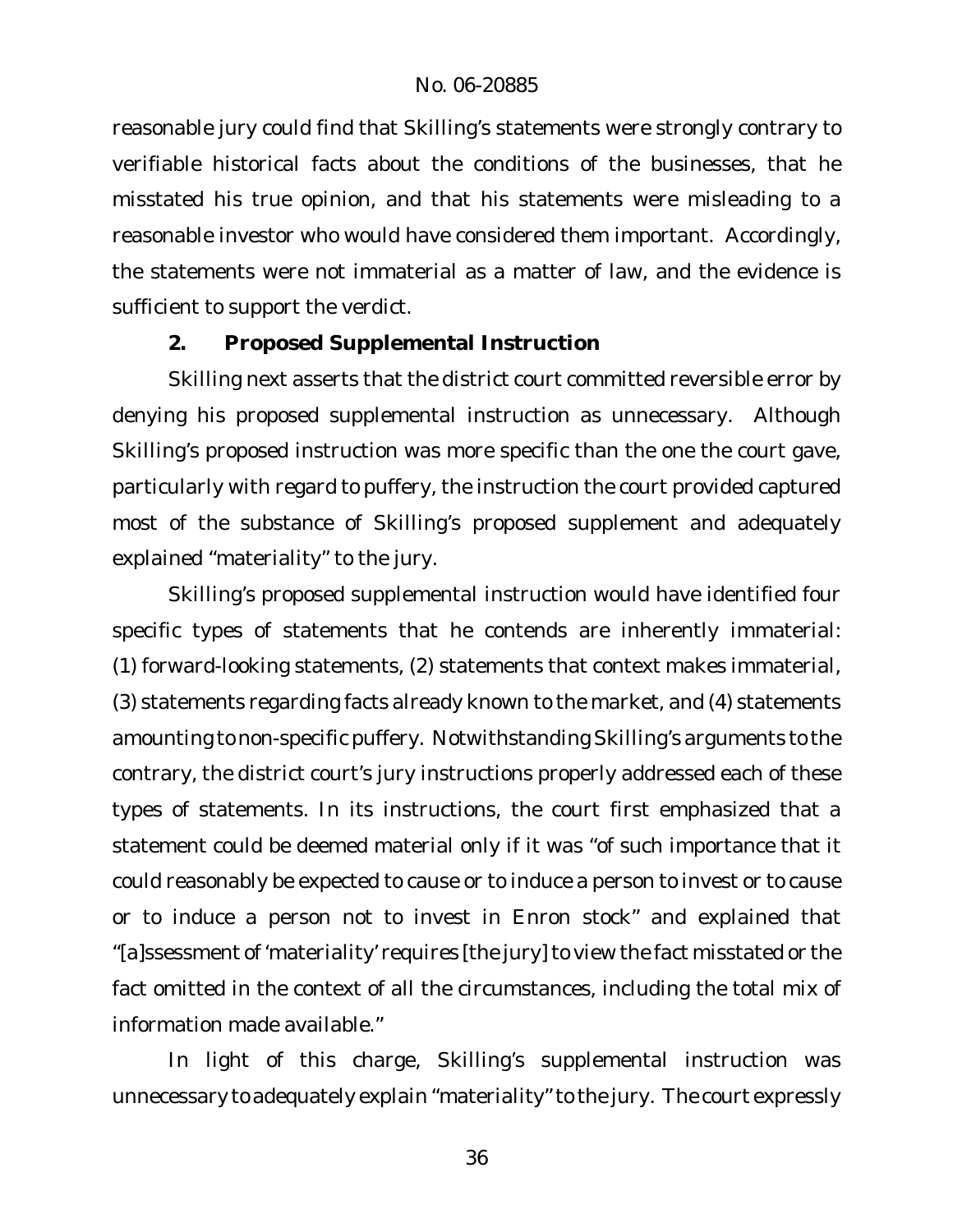reasonable jury could find that Skilling's statements were strongly contrary to verifiable historical facts about the conditions of the businesses, that he misstated his true opinion, and that his statements were misleading to a reasonable investor who would have considered them important. Accordingly, the statements were not immaterial as a matter of law, and the evidence is sufficient to support the verdict.

### 2. Proposed Supplemental Instruction

Skilling next asserts that the district court committed reversible error by denying his proposed supplemental instruction as unnecessary. Although Skilling's proposed instruction was more specific than the one the court gave, particularly with regard to puffery, the instruction the court provided captured most of the substance of Skilling's proposed supplement and adequately explained "materiality" to the jury.

Skilling's proposed supplemental instruction would have identified four specific types of statements that he contends are inherently immaterial: (1) forward-looking statements, (2) statements that context makes immaterial, (3) statements regarding facts already known to the market, and (4) statements amounting to non-specific puffery. Notwithstanding Skilling's arguments to the contrary, the district court's jury instructions properly addressed each of these types of statements. In its instructions, the court first emphasized that a statement could be deemed material only if it was "of such importance that it could reasonably be expected to cause or to induce a person to invest or to cause or to induce a person not to invest in Enron stock" and explained that "[a]ssessment of 'materiality' requires [the jury] to view the fact misstated or the fact omitted in the context of all the circumstances, including the total mix of information made available."

In light of this charge, Skilling's supplemental instruction was unnecessary to adequately explain "materiality" to the jury. The court expressly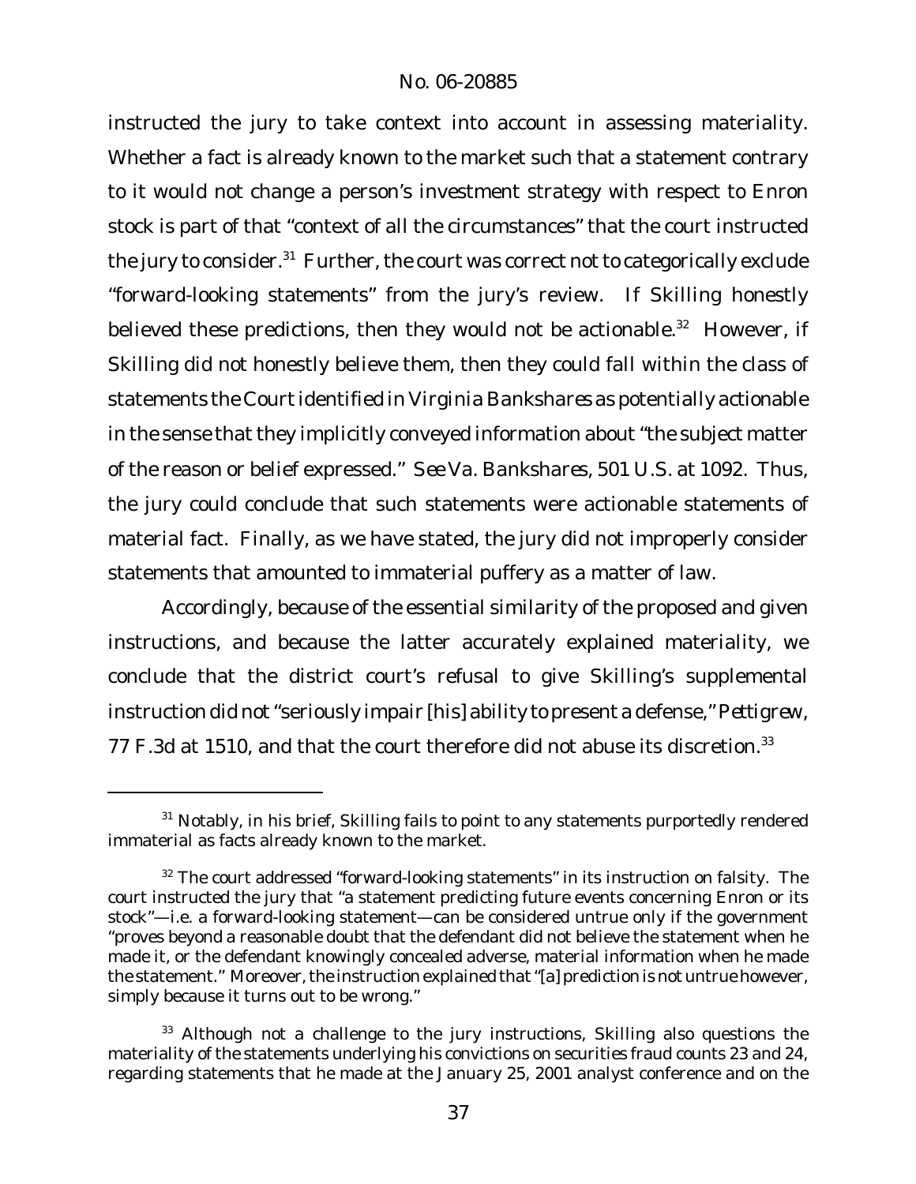instructed the jury to take context into account in assessing materiality. Whether a fact is already known to the market such that a statement contrary to it would not change a person's investment strategy with respect to Enron stock is part of that "context of all the circumstances" that the court instructed the jury to consider.[31] Further, the court was correct not to categorically exclude "forward-looking statements" from the jury's review. If Skilling honestly believed these predictions, then they would not be actionable.[32] However, if Skilling did not honestly believe them, then they could fall within the class of statements the Court identified in *Virginia Bankshares* as potentially actionable in the sense that they implicitly conveyed information about "the subject matter of the reason or belief expressed." *See Va. Bankshares*, 501 U.S. at 1092. Thus, the jury could conclude that such statements were actionable statements of material fact. Finally, as we have stated, the jury did not improperly consider statements that amounted to immaterial puffery as a matter of law.

Accordingly, because of the essential similarity of the proposed and given instructions, and because the latter accurately explained materiality, we conclude that the district court's refusal to give Skilling's supplemental instruction did not "seriously impair [his] ability to present a defense," *Pettigrew*, 77 F.3d at 1510, and that the court therefore did not abuse its discretion.[33]

---

[31] Notably, in his brief, Skilling fails to point to any statements purportedly rendered immaterial as facts already known to the market.

[32] The court addressed "forward-looking statements" in its instruction on falsity. The court instructed the jury that "a statement predicting future events concerning Enron or its stock"—i.e. a forward-looking statement—can be considered untrue only if the government "proves beyond a reasonable doubt that the defendant did not believe the statement when he made it, or the defendant knowingly concealed adverse, material information when he made the statement." Moreover, the instruction explained that "[a] prediction is not untrue however, simply because it turns out to be wrong."

[33] Although not a challenge to the jury instructions, Skilling also questions the materiality of the statements underlying his convictions on securities fraud counts 23 and 24, regarding statements that he made at the January 25, 2001 analyst conference and on the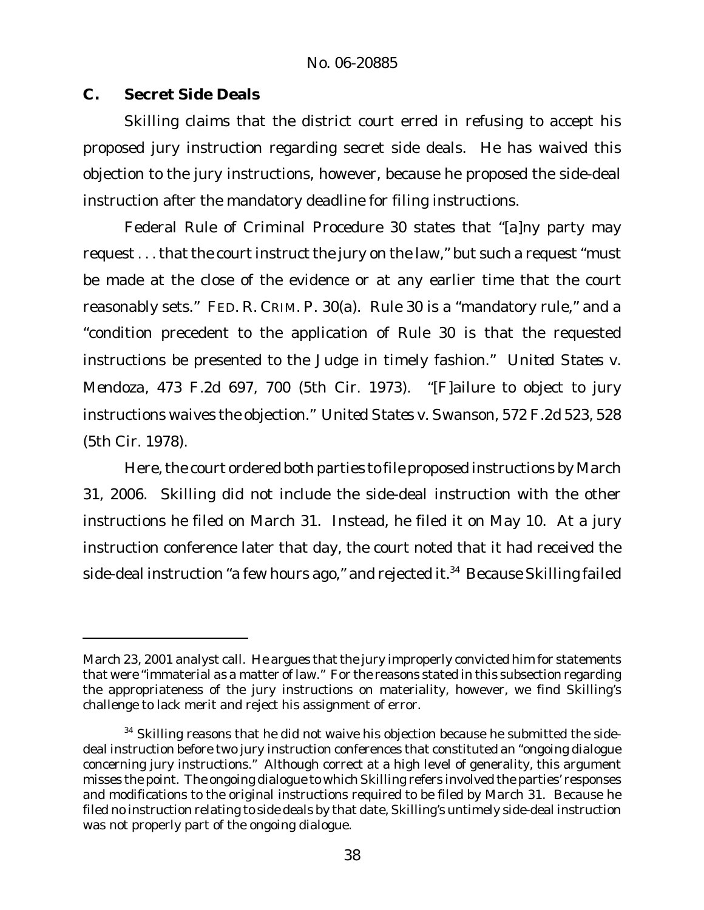### C. Secret Side Deals

Skilling claims that the district court erred in refusing to accept his proposed jury instruction regarding secret side deals. He has waived this objection to the jury instructions, however, because he proposed the side-deal instruction after the mandatory deadline for filing instructions.

Federal Rule of Criminal Procedure 30 states that "[a]ny party may request . . . that the court instruct the jury on the law," but such a request "must be made at the close of the evidence or at any earlier time that the court reasonably sets." FED. R. CRIM. P. 30(a). Rule 30 is a "mandatory rule," and a "condition precedent to the application of Rule 30 is that the requested instructions be presented to the Judge in timely fashion." *United States v. Mendoza*, 473 F.2d 697, 700 (5th Cir. 1973). "[F]ailure to object to jury instructions waives the objection." *United States v. Swanson*, 572 F.2d 523, 528 (5th Cir. 1978).

Here, the court ordered both parties to file proposed instructions by March 31, 2006. Skilling did not include the side-deal instruction with the other instructions he filed on March 31. Instead, he filed it on May 10. At a jury instruction conference later that day, the court noted that it had received the side-deal instruction "a few hours ago," and rejected it.[34] Because Skilling failed

---

March 23, 2001 analyst call. He argues that the jury improperly convicted him for statements that were "immaterial as a matter of law." For the reasons stated in this subsection regarding the appropriateness of the jury instructions on materiality, however, we find Skilling's challenge to lack merit and reject his assignment of error.

[34] Skilling reasons that he did not waive his objection because he submitted the side-deal instruction before two jury instruction conferences that constituted an "ongoing dialogue concerning jury instructions." Although correct at a high level of generality, this argument misses the point. The ongoing dialogue to which Skilling refers involved the parties' responses and modifications to the original instructions required to be filed by March 31. Because he filed no instruction relating to side deals by that date, Skilling's untimely side-deal instruction was not properly part of the ongoing dialogue.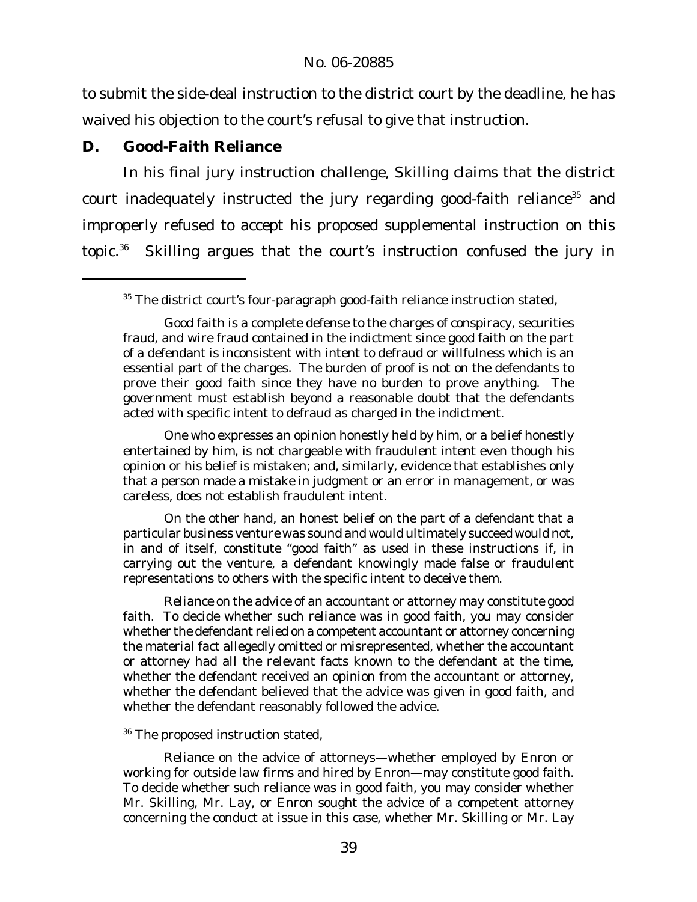to submit the side-deal instruction to the district court by the deadline, he has waived his objection to the court's refusal to give that instruction.

### D. Good-Faith Reliance

In his final jury instruction challenge, Skilling claims that the district court inadequately instructed the jury regarding good-faith reliance[35] and improperly refused to accept his proposed supplemental instruction on this topic.[36] Skilling argues that the court's instruction confused the jury in

---

[35] The district court's four-paragraph good-faith reliance instruction stated,

> Good faith is a complete defense to the charges of conspiracy, securities fraud, and wire fraud contained in the indictment since good faith on the part of a defendant is inconsistent with intent to defraud or willfulness which is an essential part of the charges. The burden of proof is not on the defendants to prove their good faith since they have no burden to prove anything. The government must establish beyond a reasonable doubt that the defendants acted with specific intent to defraud as charged in the indictment.
>
> One who expresses an opinion honestly held by him, or a belief honestly entertained by him, is not chargeable with fraudulent intent even though his opinion or his belief is mistaken; and, similarly, evidence that establishes only that a person made a mistake in judgment or an error in management, or was careless, does not establish fraudulent intent.
>
> On the other hand, an honest belief on the part of a defendant that a particular business venture was sound and would ultimately succeed would not, in and of itself, constitute "good faith" as used in these instructions if, in carrying out the venture, a defendant knowingly made false or fraudulent representations to others with the specific intent to deceive them.
>
> Reliance on the advice of an accountant or attorney may constitute good faith. To decide whether such reliance was in good faith, you may consider whether the defendant relied on a competent accountant or attorney concerning the material fact allegedly omitted or misrepresented, whether the accountant or attorney had all the relevant facts known to the defendant at the time, whether the defendant received an opinion from the accountant or attorney, whether the defendant believed that the advice was given in good faith, and whether the defendant reasonably followed the advice.

[36] The proposed instruction stated,

> Reliance on the advice of attorneys—whether employed by Enron or working for outside law firms and hired by Enron—may constitute good faith. To decide whether such reliance was in good faith, you may consider whether Mr. Skilling, Mr. Lay, or Enron sought the advice of a competent attorney concerning the conduct at issue in this case, whether Mr. Skilling or Mr. Lay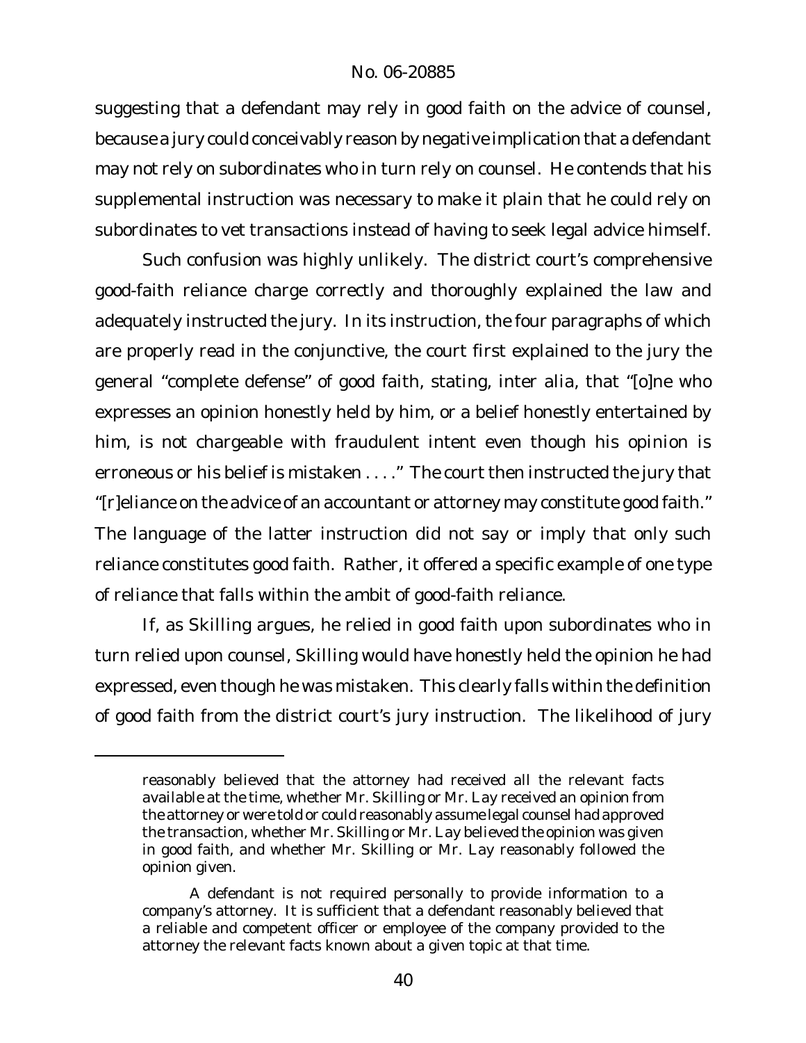suggesting that a defendant may rely in good faith on the advice of counsel, because a jury could conceivably reason by negative implication that a defendant may not rely on subordinates who in turn rely on counsel. He contends that his supplemental instruction was necessary to make it plain that he could rely on subordinates to vet transactions instead of having to seek legal advice himself.

Such confusion was highly unlikely. The district court's comprehensive good-faith reliance charge correctly and thoroughly explained the law and adequately instructed the jury. In its instruction, the four paragraphs of which are properly read in the conjunctive, the court first explained to the jury the general "complete defense" of good faith, stating, inter alia, that "[o]ne who expresses an opinion honestly held by him, or a belief honestly entertained by him, is not chargeable with fraudulent intent even though his opinion is erroneous or his belief is mistaken . . . ." The court then instructed the jury that "[r]eliance on the advice of an accountant or attorney may constitute good faith." The language of the latter instruction did not say or imply that only such reliance constitutes good faith. Rather, it offered a specific example of one type of reliance that falls within the ambit of good-faith reliance.

If, as Skilling argues, he relied in good faith upon subordinates who in turn relied upon counsel, Skilling would have honestly held the opinion he had expressed, even though he was mistaken. This clearly falls within the definition of good faith from the district court's jury instruction. The likelihood of jury

---

reasonably believed that the attorney had received all the relevant facts available at the time, whether Mr. Skilling or Mr. Lay received an opinion from the attorney or were told or could reasonably assume legal counsel had approved the transaction, whether Mr. Skilling or Mr. Lay believed the opinion was given in good faith, and whether Mr. Skilling or Mr. Lay reasonably followed the opinion given.

A defendant is not required personally to provide information to a company's attorney. It is sufficient that a defendant reasonably believed that a reliable and competent officer or employee of the company provided to the attorney the relevant facts known about a given topic at that time.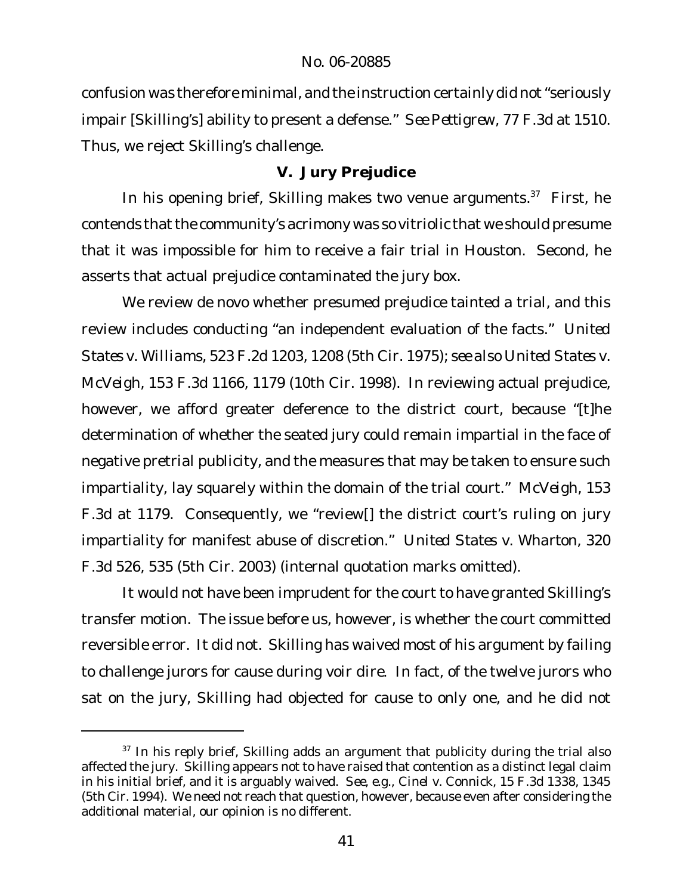confusion was therefore minimal, and the instruction certainly did not "seriously impair [Skilling's] ability to present a defense." *See Pettigrew*, 77 F.3d at 1510. Thus, we reject Skilling's challenge.

## V. Jury Prejudice

In his opening brief, Skilling makes two venue arguments.[37] First, he contends that the community's acrimony was so vitriolic that we should presume that it was impossible for him to receive a fair trial in Houston. Second, he asserts that actual prejudice contaminated the jury box.

We review de novo whether presumed prejudice tainted a trial, and this review includes conducting "an independent evaluation of the facts." *United States v. Williams*, 523 F.2d 1203, 1208 (5th Cir. 1975); *see also United States v. McVeigh*, 153 F.3d 1166, 1179 (10th Cir. 1998). In reviewing actual prejudice, however, we afford greater deference to the district court, because "[t]he determination of whether the seated jury could remain impartial in the face of negative pretrial publicity, and the measures that may be taken to ensure such impartiality, lay squarely within the domain of the trial court." *McVeigh*, 153 F.3d at 1179. Consequently, we "review[] the district court's ruling on jury impartiality for manifest abuse of discretion." *United States v. Wharton*, 320 F.3d 526, 535 (5th Cir. 2003) (internal quotation marks omitted).

It would not have been imprudent for the court to have granted Skilling's transfer motion. The issue before us, however, is whether the court committed reversible error. It did not. Skilling has waived most of his argument by failing to challenge jurors for cause during voir dire. In fact, of the twelve jurors who sat on the jury, Skilling had objected for cause to only one, and he did not

[37] In his reply brief, Skilling adds an argument that publicity during the trial also affected the jury. Skilling appears not to have raised that contention as a distinct legal claim in his initial brief, and it is arguably waived. *See, e.g., Cinel v. Connick*, 15 F.3d 1338, 1345 (5th Cir. 1994). We need not reach that question, however, because even after considering the additional material, our opinion is no different.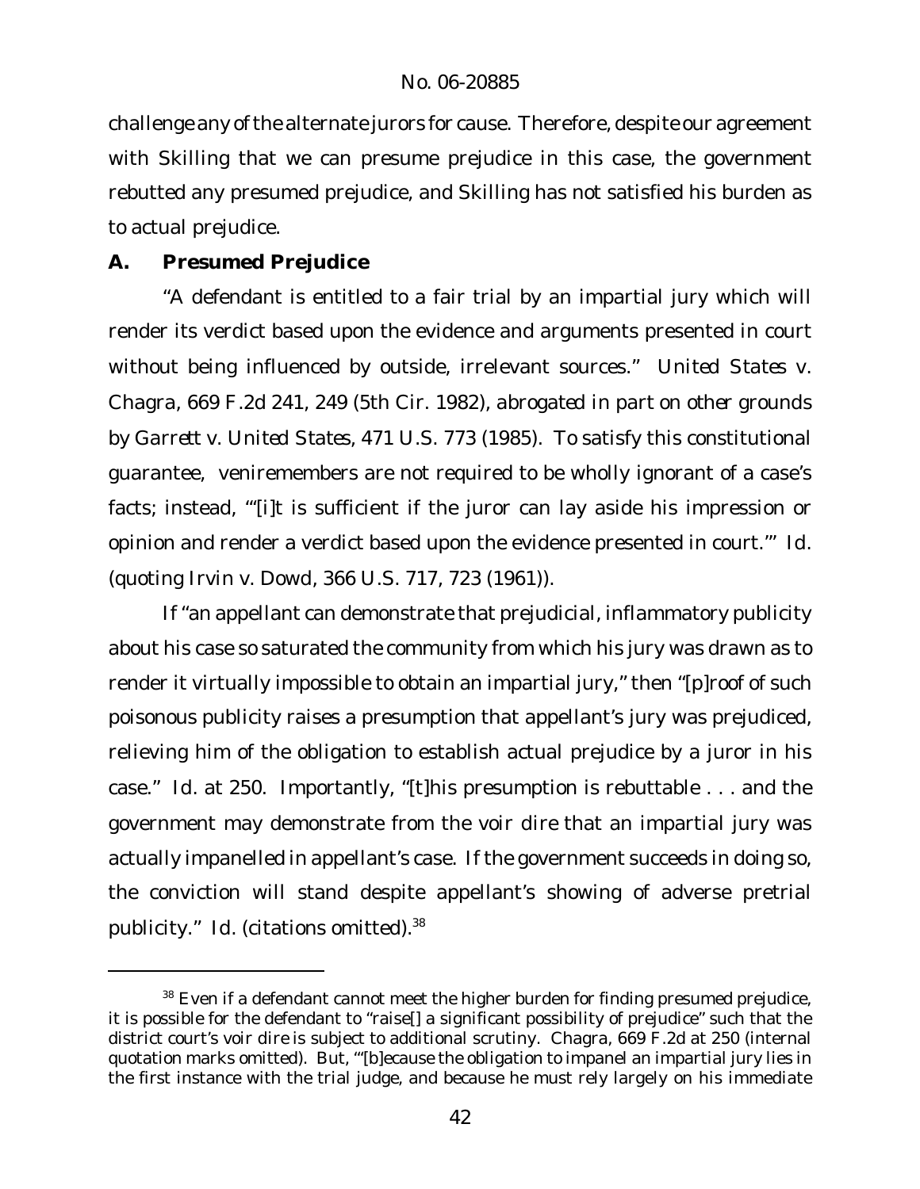challenge any of the alternate jurors for cause. Therefore, despite our agreement with Skilling that we can presume prejudice in this case, the government rebutted any presumed prejudice, and Skilling has not satisfied his burden as to actual prejudice.

### A. Presumed Prejudice

"A defendant is entitled to a fair trial by an impartial jury which will render its verdict based upon the evidence and arguments presented in court without being influenced by outside, irrelevant sources." *United States v. Chagra*, 669 F.2d 241, 249 (5th Cir. 1982), *abrogated in part on other grounds by Garrett v. United States*, 471 U.S. 773 (1985). To satisfy this constitutional guarantee, veniremembers are not required to be wholly ignorant of a case's facts; instead, "'[i]t is sufficient if the juror can lay aside his impression or opinion and render a verdict based upon the evidence presented in court.'" *Id.* (quoting *Irvin v. Dowd*, 366 U.S. 717, 723 (1961)).

If "an appellant can demonstrate that prejudicial, inflammatory publicity about his case so saturated the community from which his jury was drawn as to render it virtually impossible to obtain an impartial jury," then "[p]roof of such poisonous publicity raises a presumption that appellant's jury was prejudiced, relieving him of the obligation to establish actual prejudice by a juror in his case." *Id.* at 250. Importantly, "[t]his presumption is rebuttable . . . and the government may demonstrate from the voir dire that an impartial jury was actually impanelled in appellant's case. If the government succeeds in doing so, the conviction will stand despite appellant's showing of adverse pretrial publicity." *Id.* (citations omitted).[38]

[38] Even if a defendant cannot meet the higher burden for finding presumed prejudice, it is possible for the defendant to "raise[] a significant possibility of prejudice" such that the district court's voir dire is subject to additional scrutiny. *Chagra*, 669 F.2d at 250 (internal quotation marks omitted). But, "'[b]ecause the obligation to impanel an impartial jury lies in the first instance with the trial judge, and because he must rely largely on his immediate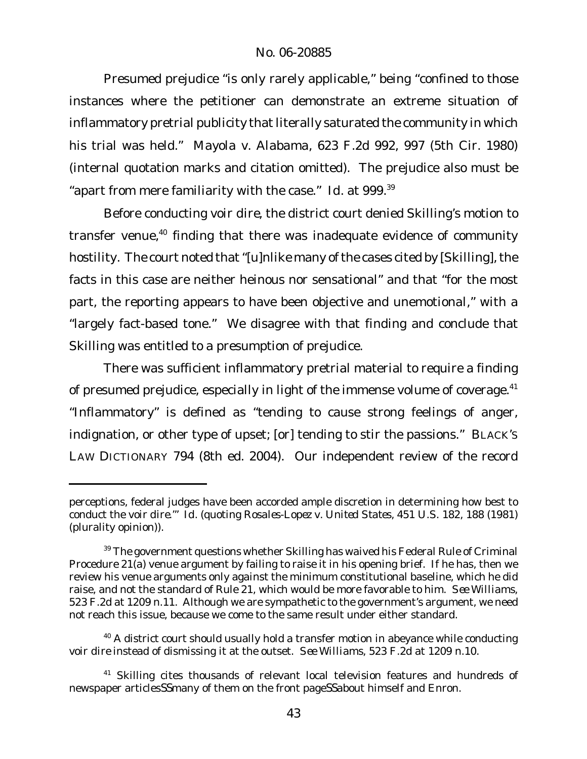Presumed prejudice "is only rarely applicable," being "confined to those instances where the petitioner can demonstrate an extreme situation of inflammatory pretrial publicity that literally saturated the community in which his trial was held." *Mayola v. Alabama*, 623 F.2d 992, 997 (5th Cir. 1980) (internal quotation marks and citation omitted). The prejudice also must be "apart from mere familiarity with the case." *Id.* at 999.[39]

Before conducting voir dire, the district court denied Skilling's motion to transfer venue,[40] finding that there was inadequate evidence of community hostility. The court noted that "[u]nlike many of the cases cited by [Skilling], the facts in this case are neither heinous nor sensational" and that "for the most part, the reporting appears to have been objective and unemotional," with a "largely fact-based tone." We disagree with that finding and conclude that Skilling was entitled to a presumption of prejudice.

There was sufficient inflammatory pretrial material to require a finding of presumed prejudice, especially in light of the immense volume of coverage.[41] "Inflammatory" is defined as "tending to cause strong feelings of anger, indignation, or other type of upset; [or] tending to stir the passions." BLACK'S LAW DICTIONARY 794 (8th ed. 2004). Our independent review of the record

---

perceptions, federal judges have been accorded ample discretion in determining how best to conduct the voir dire.'" *Id.* (quoting *Rosales-Lopez v. United States*, 451 U.S. 182, 188 (1981) (plurality opinion)).

[39] The government questions whether Skilling has waived his Federal Rule of Criminal Procedure 21(a) venue argument by failing to raise it in his opening brief. If he has, then we review his venue arguments only against the minimum constitutional baseline, which he did raise, and not the standard of Rule 21, which would be more favorable to him. *See Williams*, 523 F.2d at 1209 n.11. Although we are sympathetic to the government's argument, we need not reach this issue, because we come to the same result under either standard.

[40] A district court should usually hold a transfer motion in abeyance while conducting voir dire instead of dismissing it at the outset. *See Williams*, 523 F.2d at 1209 n.10.

[41] Skilling cites thousands of relevant local television features and hundreds of newspaper articles—many of them on the front page—about himself and Enron.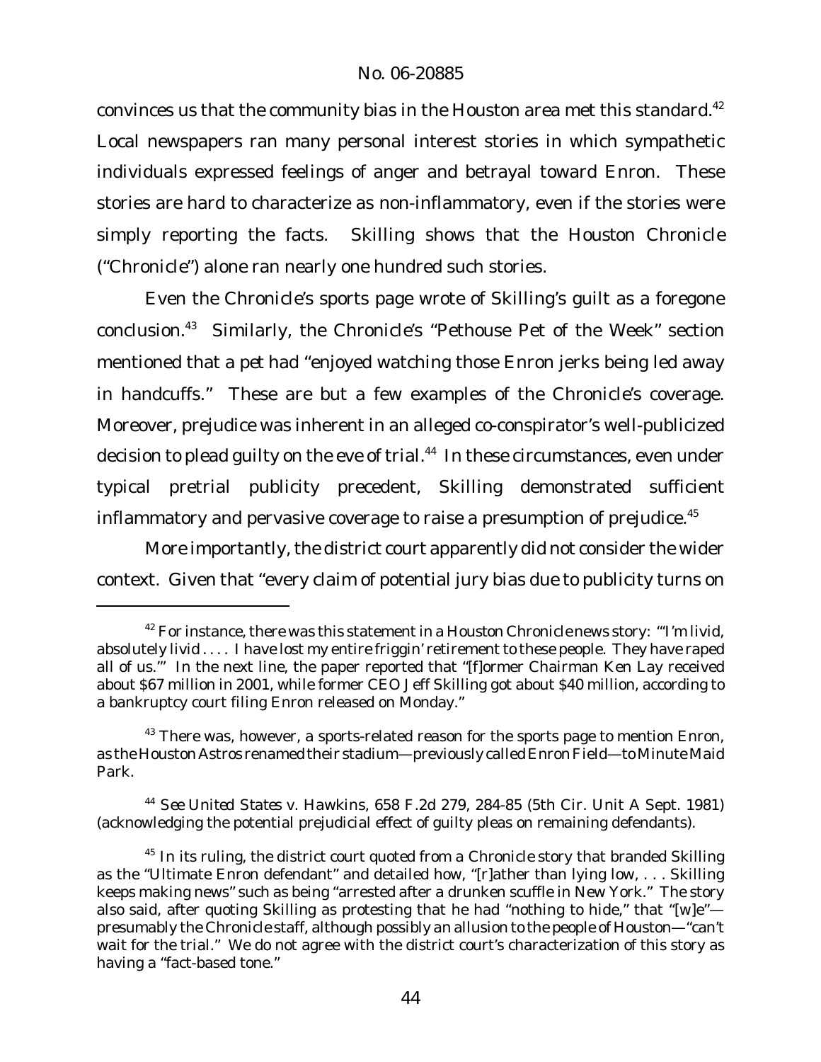convinces us that the community bias in the Houston area met this standard.[42] Local newspapers ran many personal interest stories in which sympathetic individuals expressed feelings of anger and betrayal toward Enron. These stories are hard to characterize as non-inflammatory, even if the stories were simply reporting the facts. Skilling shows that the Houston Chronicle ("Chronicle") alone ran nearly one hundred such stories.

Even the Chronicle's sports page wrote of Skilling's guilt as a foregone conclusion.[43] Similarly, the Chronicle's "Pethouse Pet of the Week" section mentioned that a pet had "enjoyed watching those Enron jerks being led away in handcuffs." These are but a few examples of the Chronicle's coverage. Moreover, prejudice was inherent in an alleged co-conspirator's well-publicized decision to plead guilty on the eve of trial.[44] In these circumstances, even under typical pretrial publicity precedent, Skilling demonstrated sufficient inflammatory and pervasive coverage to raise a presumption of prejudice.[45]

More importantly, the district court apparently did not consider the wider context. Given that "every claim of potential jury bias due to publicity turns on

---

[42] For instance, there was this statement in a Houston Chronicle news story: "'I'm livid, absolutely livid . . . . I have lost my entire friggin' retirement to these people. They have raped all of us.'" In the next line, the paper reported that "[f]ormer Chairman Ken Lay received about $67 million in 2001, while former CEO Jeff Skilling got about $40 million, according to a bankruptcy court filing Enron released on Monday."

[43] There was, however, a sports-related reason for the sports page to mention Enron, as the Houston Astros renamed their stadium—previously called Enron Field—to Minute Maid Park.

[44] *See United States v. Hawkins*, 658 F.2d 279, 284-85 (5th Cir. Unit A Sept. 1981) (acknowledging the potential prejudicial effect of guilty pleas on remaining defendants).

[45] In its ruling, the district court quoted from a Chronicle story that branded Skilling as the "Ultimate Enron defendant" and detailed how, "[r]ather than lying low, . . . Skilling keeps making news" such as being "arrested after a drunken scuffle in New York." The story also said, after quoting Skilling as protesting that he had "nothing to hide," that "[w]e"—presumably the Chronicle staff, although possibly an allusion to the people of Houston—"can't wait for the trial." We do not agree with the district court's characterization of this story as having a "fact-based tone."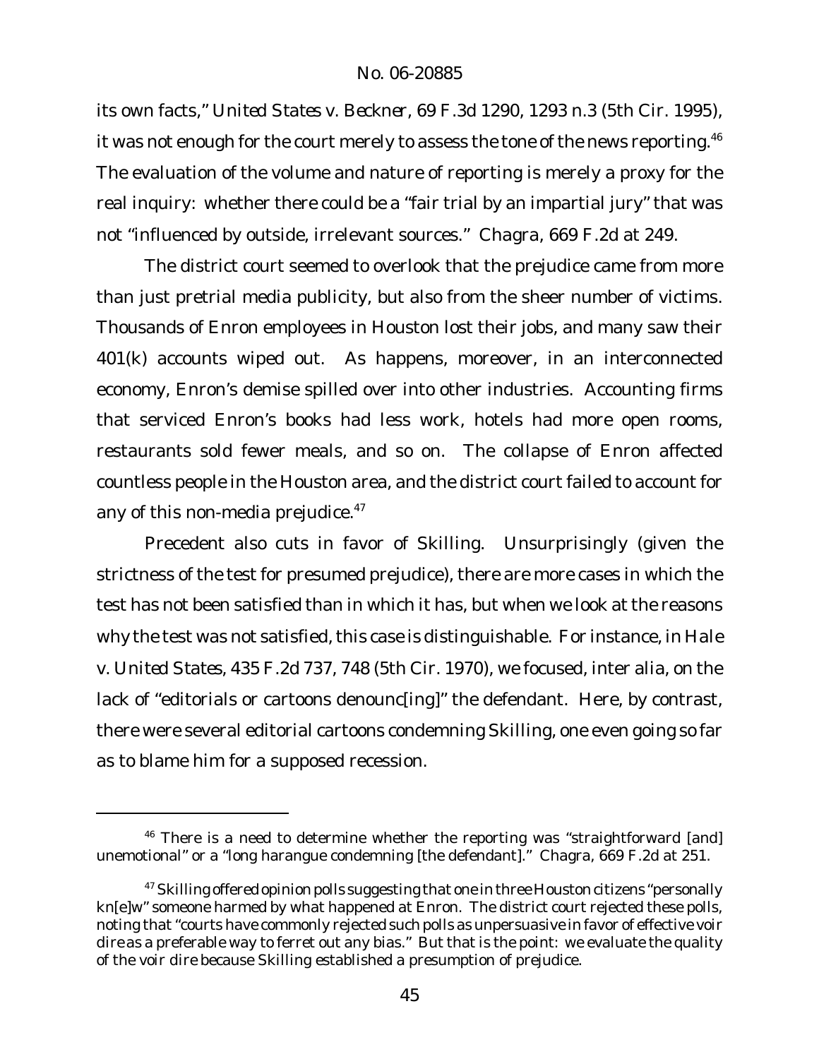its own facts," *United States v. Beckner*, 69 F.3d 1290, 1293 n.3 (5th Cir. 1995), it was not enough for the court merely to assess the tone of the news reporting.[46] The evaluation of the volume and nature of reporting is merely a proxy for the real inquiry: whether there could be a "fair trial by an impartial jury" that was not "influenced by outside, irrelevant sources." *Chagra*, 669 F.2d at 249.

The district court seemed to overlook that the prejudice came from more than just pretrial media publicity, but also from the sheer number of victims. Thousands of Enron employees in Houston lost their jobs, and many saw their 401(k) accounts wiped out. As happens, moreover, in an interconnected economy, Enron's demise spilled over into other industries. Accounting firms that serviced Enron's books had less work, hotels had more open rooms, restaurants sold fewer meals, and so on. The collapse of Enron affected countless people in the Houston area, and the district court failed to account for any of this non-media prejudice.[47]

Precedent also cuts in favor of Skilling. Unsurprisingly (given the strictness of the test for presumed prejudice), there are more cases in which the test has not been satisfied than in which it has, but when we look at the reasons why the test was not satisfied, this case is distinguishable. For instance, in *Hale v. United States*, 435 F.2d 737, 748 (5th Cir. 1970), we focused, inter alia, on the lack of "editorials or cartoons denounc[ing]" the defendant. Here, by contrast, there were several editorial cartoons condemning Skilling, one even going so far as to blame him for a supposed recession.

---

[46] There is a need to determine whether the reporting was "straightforward [and] unemotional" or a "long harangue condemning [the defendant]." *Chagra*, 669 F.2d at 251.

[47] Skilling offered opinion polls suggesting that one in three Houston citizens "personally kn[e]w" someone harmed by what happened at Enron. The district court rejected these polls, noting that "courts have commonly rejected such polls as unpersuasive in favor of effective voir dire as a preferable way to ferret out any bias." But that is the point: we evaluate the quality of the voir dire *because* Skilling established a presumption of prejudice.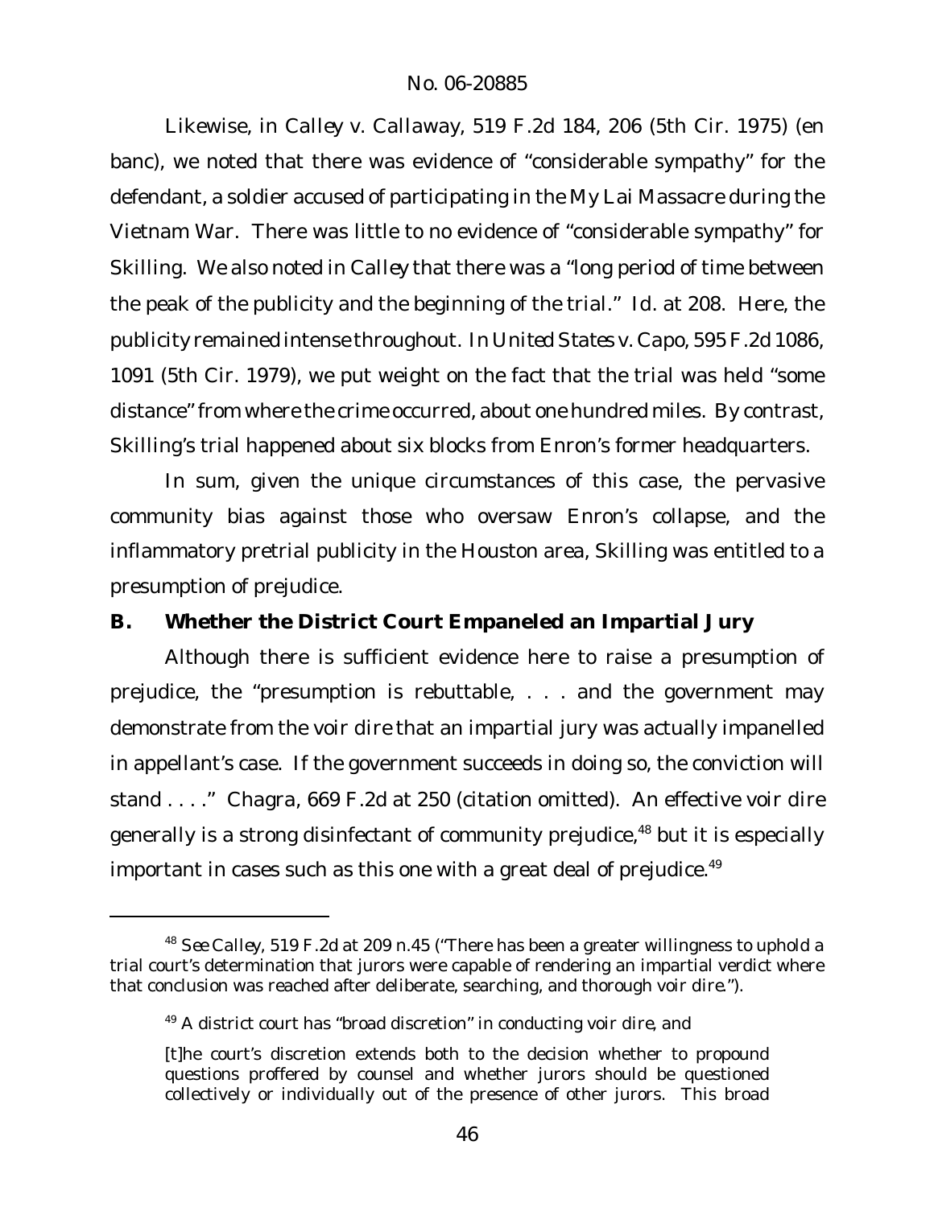Likewise, in *Calley v. Callaway*, 519 F.2d 184, 206 (5th Cir. 1975) (en banc), we noted that there was evidence of "considerable sympathy" for the defendant, a soldier accused of participating in the My Lai Massacre during the Vietnam War. There was little to no evidence of "considerable sympathy" for Skilling. We also noted in *Calley* that there was a "long period of time between the peak of the publicity and the beginning of the trial." *Id.* at 208. Here, the publicity remained intense throughout. In *United States v. Capo*, 595 F.2d 1086, 1091 (5th Cir. 1979), we put weight on the fact that the trial was held "some distance" from where the crime occurred, about one hundred miles. By contrast, Skilling's trial happened about six blocks from Enron's former headquarters.

In sum, given the unique circumstances of this case, the pervasive community bias against those who oversaw Enron's collapse, and the inflammatory pretrial publicity in the Houston area, Skilling was entitled to a presumption of prejudice.

## B. Whether the District Court Empaneled an Impartial Jury

Although there is sufficient evidence here to raise a presumption of prejudice, the "presumption is rebuttable, . . . and the government may demonstrate from the voir dire that an impartial jury was actually impanelled in appellant's case. If the government succeeds in doing so, the conviction will stand . . . ." *Chagra*, 669 F.2d at 250 (citation omitted). An effective voir dire generally is a strong disinfectant of community prejudice,[48] but it is especially important in cases such as this one with a great deal of prejudice.[49]

---

[48] *See Calley*, 519 F.2d at 209 n.45 ("There has been a greater willingness to uphold a trial court's determination that jurors were capable of rendering an impartial verdict where that conclusion was reached after deliberate, searching, and thorough voir dire.").

[49] A district court has "broad discretion" in conducting voir dire, and

> [t]he court's discretion extends both to the decision whether to propound questions proffered by counsel and whether jurors should be questioned collectively or individually out of the presence of other jurors. This broad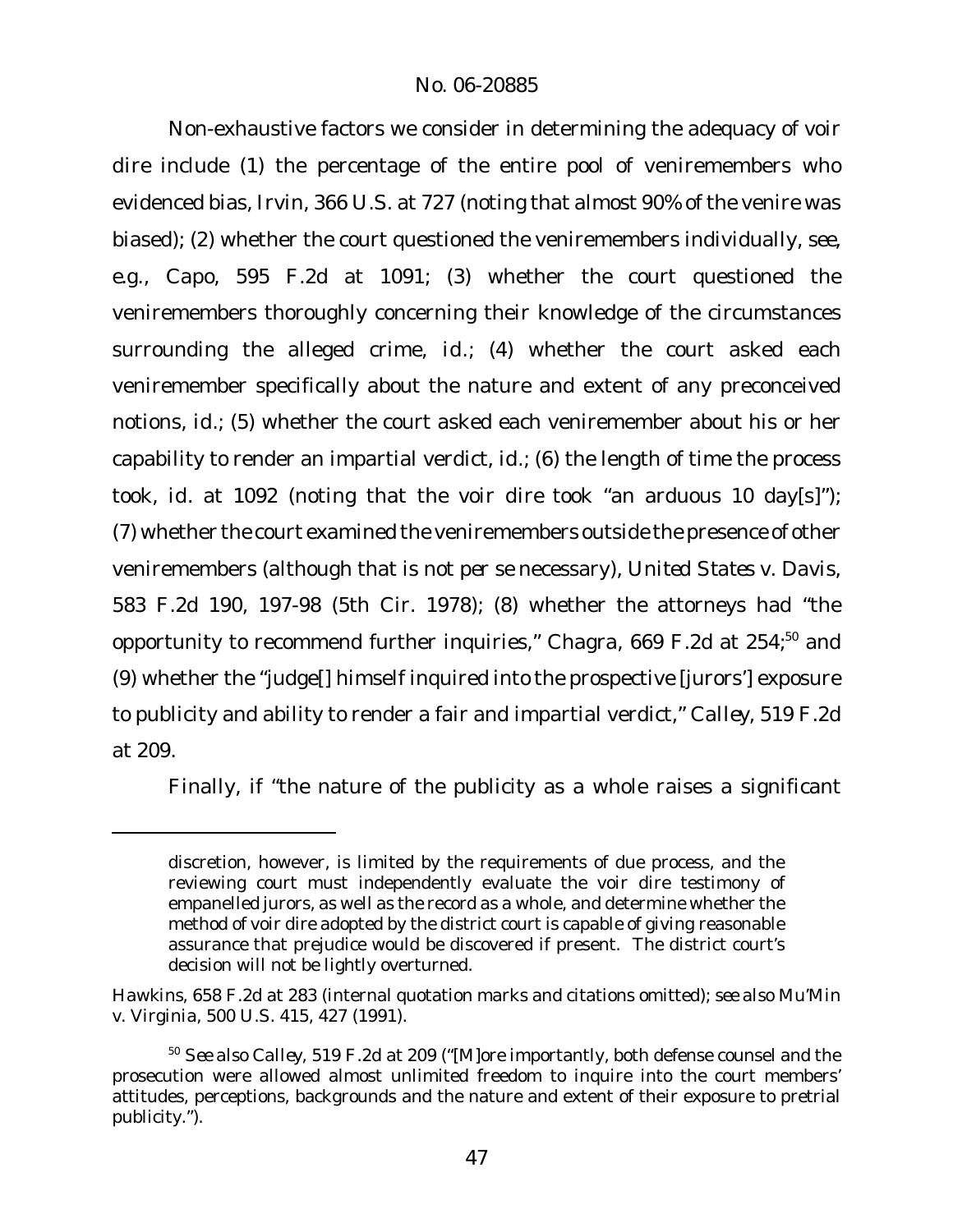Non-exhaustive factors we consider in determining the adequacy of voir dire include (1) the percentage of the entire pool of veniremembers who evidenced bias, *Irvin*, 366 U.S. at 727 (noting that almost 90% of the venire was biased); (2) whether the court questioned the veniremembers individually, *see, e.g.*, *Capo*, 595 F.2d at 1091; (3) whether the court questioned the veniremembers thoroughly concerning their knowledge of the circumstances surrounding the alleged crime, *id.*; (4) whether the court asked each veniremember specifically about the nature and extent of any preconceived notions, *id.*; (5) whether the court asked each veniremember about his or her capability to render an impartial verdict, *id.*; (6) the length of time the process took, *id.* at 1092 (noting that the voir dire took "an arduous 10 day[s]"); (7) whether the court examined the veniremembers outside the presence of other veniremembers (although that is not *per se* necessary), *United States v. Davis*, 583 F.2d 190, 197-98 (5th Cir. 1978); (8) whether the attorneys had "the opportunity to recommend further inquiries," *Chagra*, 669 F.2d at 254;[50] and (9) whether the "judge[] himself inquired into the prospective [jurors'] exposure to publicity and ability to render a fair and impartial verdict," *Calley*, 519 F.2d at 209.

Finally, if "the nature of the publicity as a whole raises a significant

---

discretion, however, is limited by the requirements of due process, and the reviewing court must independently evaluate the voir dire testimony of empanelled jurors, as well as the record as a whole, and determine whether the method of voir dire adopted by the district court is capable of giving reasonable assurance that prejudice would be discovered if present. The district court's decision will not be lightly overturned.

*Hawkins*, 658 F.2d at 283 (internal quotation marks and citations omitted); *see also Mu'Min v. Virginia*, 500 U.S. 415, 427 (1991).

[50] *See also Calley*, 519 F.2d at 209 ("[M]ore importantly, both defense counsel and the prosecution were allowed almost unlimited freedom to inquire into the court members' attitudes, perceptions, backgrounds and the nature and extent of their exposure to pretrial publicity.").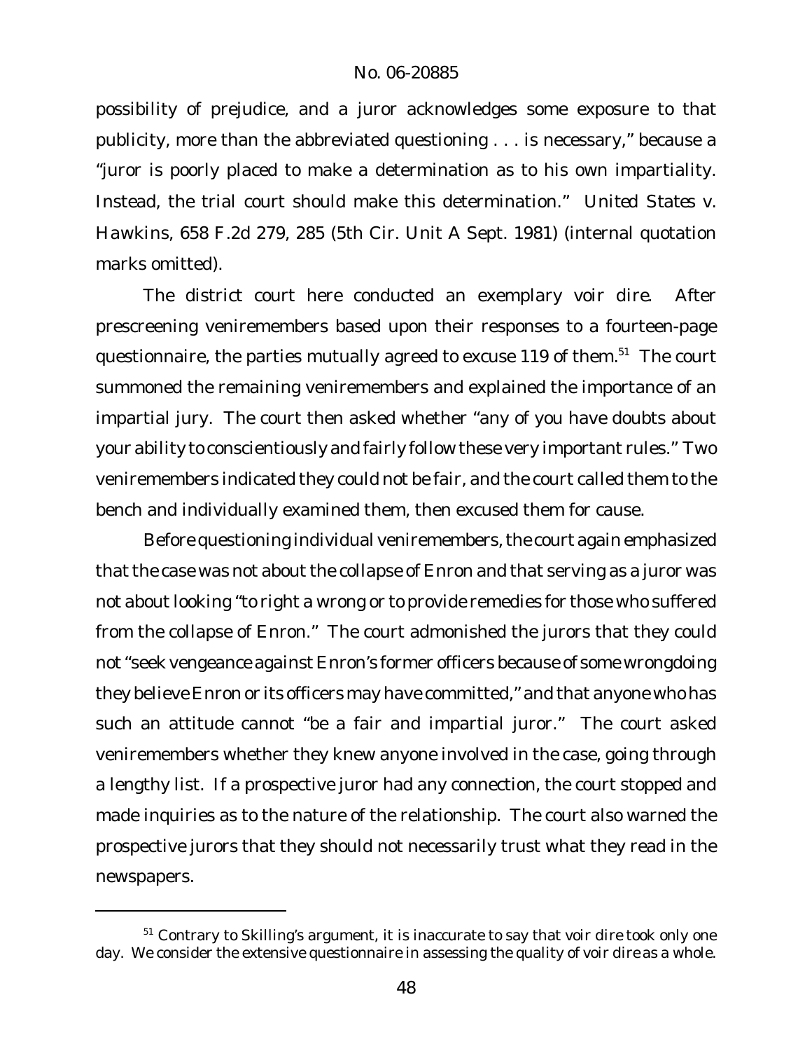possibility of prejudice, and a juror acknowledges some exposure to that publicity, more than the abbreviated questioning . . . is necessary," because a "juror is poorly placed to make a determination as to his own impartiality. Instead, the trial court should make this determination." *United States v. Hawkins*, 658 F.2d 279, 285 (5th Cir. Unit A Sept. 1981) (internal quotation marks omitted).

The district court here conducted an exemplary voir dire. After prescreening veniremembers based upon their responses to a fourteen-page questionnaire, the parties mutually agreed to excuse 119 of them.[51] The court summoned the remaining veniremembers and explained the importance of an impartial jury. The court then asked whether "any of you have doubts about your ability to conscientiously and fairly follow these very important rules." Two veniremembers indicated they could not be fair, and the court called them to the bench and individually examined them, then excused them for cause.

Before questioning individual veniremembers, the court again emphasized that the case was not about the collapse of Enron and that serving as a juror was not about looking "to right a wrong or to provide remedies for those who suffered from the collapse of Enron." The court admonished the jurors that they could not "seek vengeance against Enron's former officers because of some wrongdoing they believe Enron or its officers may have committed," and that anyone who has such an attitude cannot "be a fair and impartial juror." The court asked veniremembers whether they knew anyone involved in the case, going through a lengthy list. If a prospective juror had any connection, the court stopped and made inquiries as to the nature of the relationship. The court also warned the prospective jurors that they should not necessarily trust what they read in the newspapers.

---

[51] Contrary to Skilling's argument, it is inaccurate to say that voir dire took only one day. We consider the extensive questionnaire in assessing the quality of voir dire as a whole.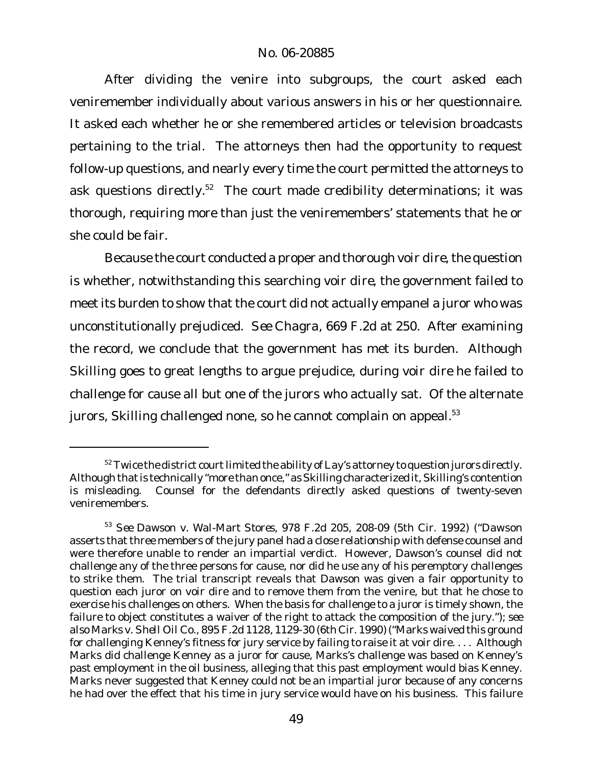After dividing the venire into subgroups, the court asked each veniremember individually about various answers in his or her questionnaire. It asked each whether he or she remembered articles or television broadcasts pertaining to the trial. The attorneys then had the opportunity to request follow-up questions, and nearly every time the court permitted the attorneys to ask questions directly.[52] The court made credibility determinations; it was thorough, requiring more than just the veniremembers' statements that he or she could be fair.

Because the court conducted a proper and thorough voir dire, the question is whether, notwithstanding this searching voir dire, the government failed to meet its burden to show that the court did not actually empanel a juror who was unconstitutionally prejudiced. *See Chagra*, 669 F.2d at 250. After examining the record, we conclude that the government has met its burden. Although Skilling goes to great lengths to argue prejudice, during voir dire he failed to challenge for cause all but one of the jurors who actually sat. Of the alternate jurors, Skilling challenged none, so he cannot complain on appeal.[53]

---

[52] Twice the district court limited the ability of Lay's attorney to question jurors directly. Although that is technically "more than once," as Skilling characterized it, Skilling's contention is misleading. Counsel for the defendants directly asked questions of twenty-seven veniremembers.

[53] *See Dawson v. Wal-Mart Stores*, 978 F.2d 205, 208-09 (5th Cir. 1992) ("Dawson asserts that three members of the jury panel had a close relationship with defense counsel and were therefore unable to render an impartial verdict. However, Dawson's counsel did not challenge any of the three persons for cause, nor did he use any of his peremptory challenges to strike them. The trial transcript reveals that Dawson was given a fair opportunity to question each juror on voir dire and to remove them from the venire, but that he chose to exercise his challenges on others. When the basis for challenge to a juror is timely shown, the failure to object constitutes a waiver of the right to attack the composition of the jury."); *see also Marks v. Shell Oil Co.*, 895 F.2d 1128, 1129-30 (6th Cir. 1990) ("Marks waived this ground for challenging Kenney's fitness for jury service by failing to raise it at voir dire. . . . Although Marks did challenge Kenney as a juror for cause, Marks's challenge was based on Kenney's past employment in the oil business, alleging that this past employment would bias Kenney. Marks never suggested that Kenney could not be an impartial juror because of any concerns he had over the effect that his time in jury service would have on his business. This failure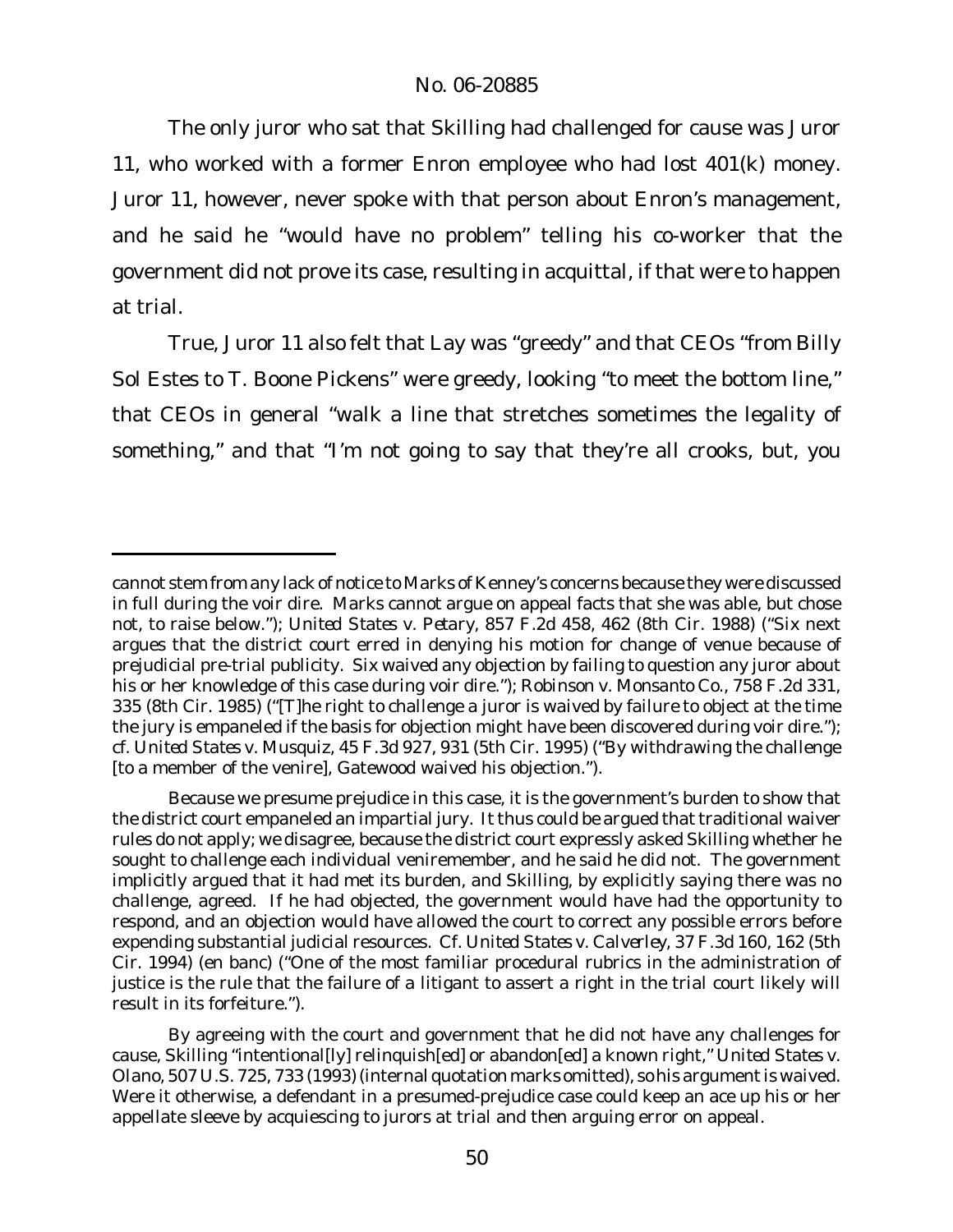The only juror who sat that Skilling had challenged for cause was Juror 11, who worked with a former Enron employee who had lost 401(k) money. Juror 11, however, never spoke with that person about Enron's management, and he said he "would have no problem" telling his co-worker that the government did not prove its case, resulting in acquittal, if that were to happen at trial.

True, Juror 11 also felt that Lay was "greedy" and that CEOs "from Billy Sol Estes to T. Boone Pickens" were greedy, looking "to meet the bottom line," that CEOs in general "walk a line that stretches sometimes the legality of something," and that "I'm not going to say that they're all crooks, but, you

---

cannot stem from any lack of notice to Marks of Kenney's concerns because they were discussed in full during the voir dire. Marks cannot argue on appeal facts that she was able, but chose not, to raise below."); *United States v. Petary*, 857 F.2d 458, 462 (8th Cir. 1988) ("Six next argues that the district court erred in denying his motion for change of venue because of prejudicial pre-trial publicity. Six waived any objection by failing to question any juror about his or her knowledge of this case during voir dire."); *Robinson v. Monsanto Co.*, 758 F.2d 331, 335 (8th Cir. 1985) ("[T]he right to challenge a juror is waived by failure to object at the time the jury is empaneled if the basis for objection might have been discovered during voir dire."); *cf. United States v. Musquiz*, 45 F.3d 927, 931 (5th Cir. 1995) ("By withdrawing the challenge [to a member of the venire], Gatewood waived his objection.").

Because we presume prejudice in this case, it is the government's burden to show that the district court empaneled an impartial jury. It thus could be argued that traditional waiver rules do not apply; we disagree, because the district court expressly asked Skilling whether he sought to challenge each individual veniremember, and he said he did not. The government implicitly argued that it had met its burden, and Skilling, by explicitly saying there was no challenge, agreed. If he had objected, the government would have had the opportunity to respond, and an objection would have allowed the court to correct any possible errors before expending substantial judicial resources. *Cf. United States v. Calverley*, 37 F.3d 160, 162 (5th Cir. 1994) (en banc) ("One of the most familiar procedural rubrics in the administration of justice is the rule that the failure of a litigant to assert a right in the trial court likely will result in its forfeiture.").

By agreeing with the court and government that he did not have any challenges for cause, Skilling "intentional[ly] relinquish[ed] or abandon[ed] a known right," *United States v. Olano*, 507 U.S. 725, 733 (1993) (internal quotation marks omitted), so his argument is waived. Were it otherwise, a defendant in a presumed-prejudice case could keep an ace up his or her appellate sleeve by acquiescing to jurors at trial and then arguing error on appeal.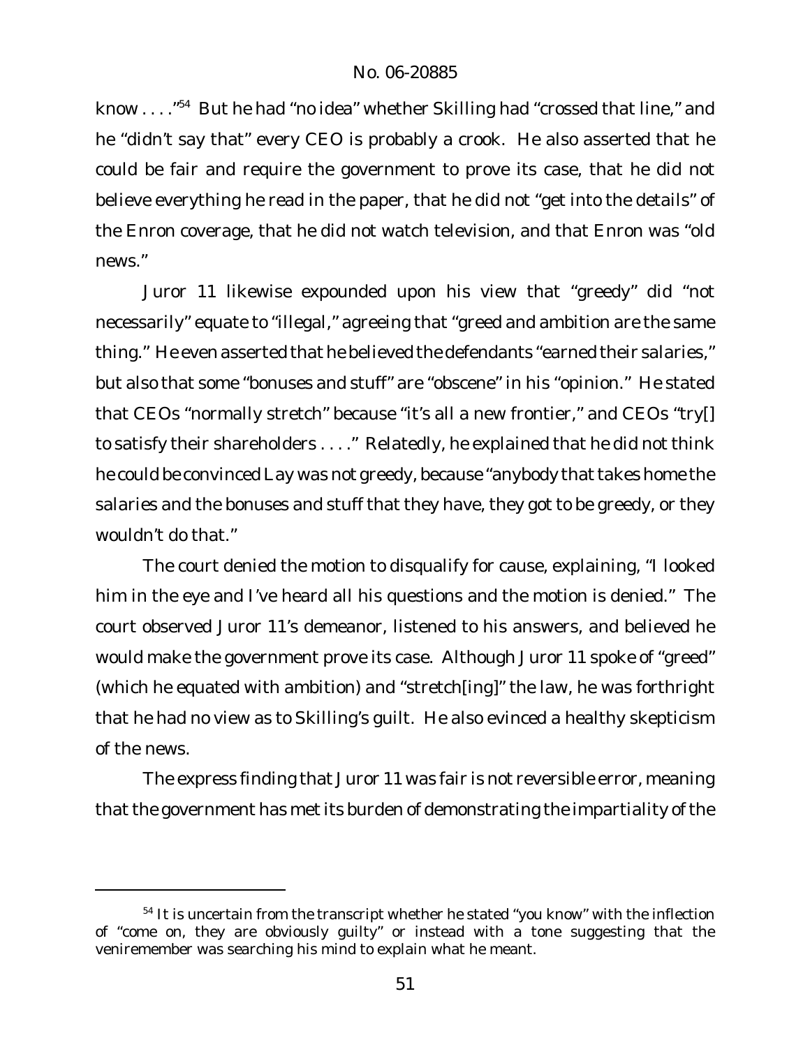know . . . ."[54] But he had "no idea" whether Skilling had "crossed that line," and he "didn't say that" every CEO is probably a crook. He also asserted that he could be fair and require the government to prove its case, that he did not believe everything he read in the paper, that he did not "get into the details" of the Enron coverage, that he did not watch television, and that Enron was "old news."

Juror 11 likewise expounded upon his view that "greedy" did "not necessarily" equate to "illegal," agreeing that "greed and ambition are the same thing." He even asserted that he believed the defendants "earned their salaries," but also that some "bonuses and stuff" are "obscene" in his "opinion." He stated that CEOs "normally stretch" because "it's all a new frontier," and CEOs "try[] to satisfy their shareholders . . . ." Relatedly, he explained that he did not think he could be convinced Lay was not greedy, because "anybody that takes home the salaries and the bonuses and stuff that they have, they got to be greedy, or they wouldn't do that."

The court denied the motion to disqualify for cause, explaining, "I looked him in the eye and I've heard all his questions and the motion is denied." The court observed Juror 11's demeanor, listened to his answers, and believed he would make the government prove its case. Although Juror 11 spoke of "greed" (which he equated with ambition) and "stretch[ing]" the law, he was forthright that he had no view as to Skilling's guilt. He also evinced a healthy skepticism of the news.

The express finding that Juror 11 was fair is not reversible error, meaning that the government has met its burden of demonstrating the impartiality of the

---

[54] It is uncertain from the transcript whether he stated "you know" with the inflection of "come on, they are obviously guilty" or instead with a tone suggesting that the veniremember was searching his mind to explain what he meant.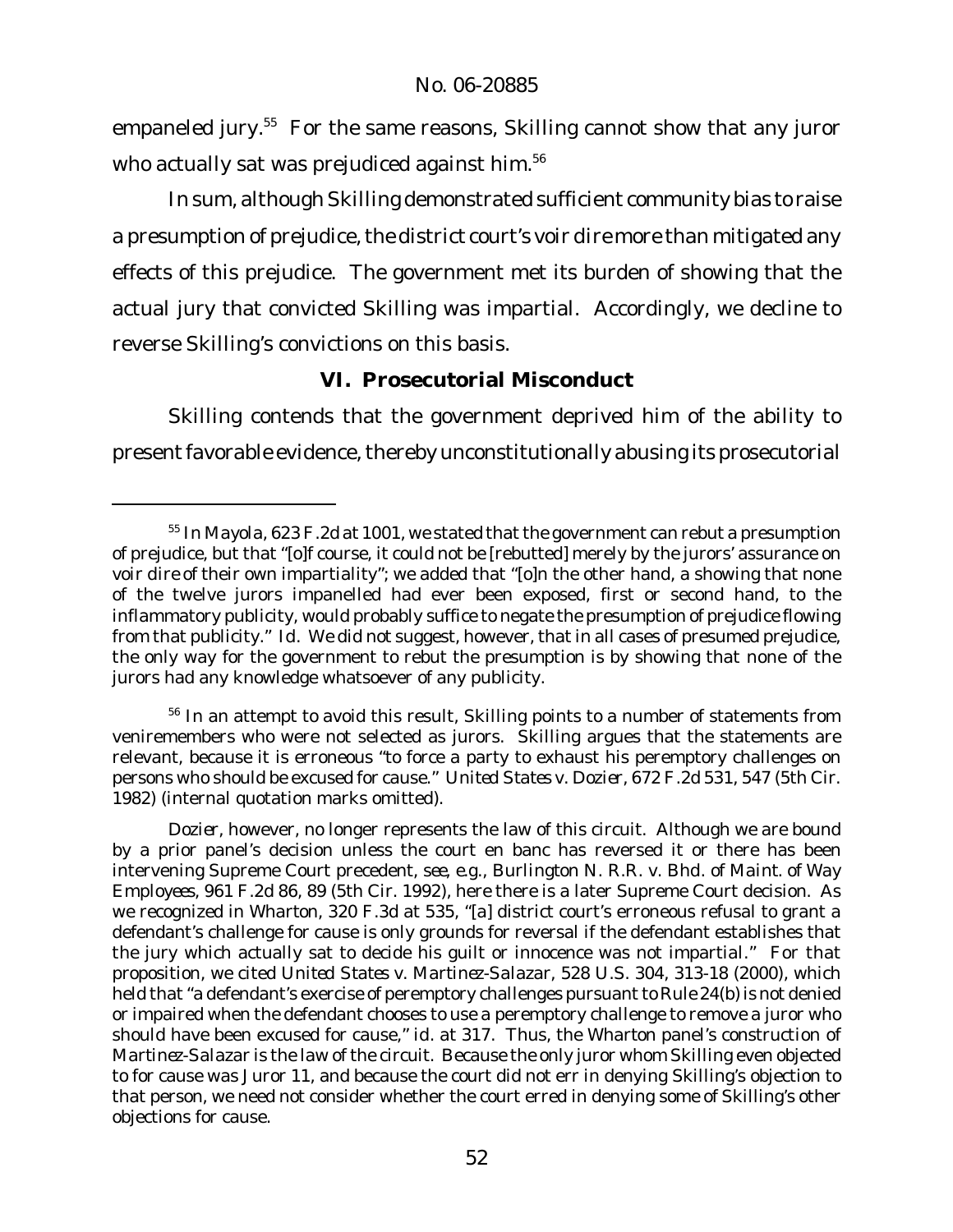empaneled jury.[55] For the same reasons, Skilling cannot show that any juror who actually sat was prejudiced against him.[56]

In sum, although Skilling demonstrated sufficient community bias to raise a presumption of prejudice, the district court's voir dire more than mitigated any effects of this prejudice. The government met its burden of showing that the actual jury that convicted Skilling was impartial. Accordingly, we decline to reverse Skilling's convictions on this basis.

## VI. Prosecutorial Misconduct

Skilling contends that the government deprived him of the ability to present favorable evidence, thereby unconstitutionally abusing its prosecutorial

---

[55] In *Mayola*, 623 F.2d at 1001, we stated that the government can rebut a presumption of prejudice, but that "[o]f course, it could not be [rebutted] merely by the jurors' assurance on voir dire of their own impartiality"; we added that "[o]n the other hand, a showing that none of the twelve jurors impanelled had ever been exposed, first or second hand, to the inflammatory publicity, would probably suffice to negate the presumption of prejudice flowing from that publicity." *Id.* We did not suggest, however, that in all cases of presumed prejudice, the only way for the government to rebut the presumption is by showing that none of the jurors had any knowledge whatsoever of any publicity.

[56] In an attempt to avoid this result, Skilling points to a number of statements from veniremembers who were not selected as jurors. Skilling argues that the statements are relevant, because it is erroneous "to force a party to exhaust his peremptory challenges on persons who should be excused for cause." *United States v. Dozier*, 672 F.2d 531, 547 (5th Cir. 1982) (internal quotation marks omitted).

*Dozier*, however, no longer represents the law of this circuit. Although we are bound by a prior panel's decision unless the court en banc has reversed it or there has been intervening Supreme Court precedent, *see, e.g.*, *Burlington N. R.R. v. Bhd. of Maint. of Way Employees*, 961 F.2d 86, 89 (5th Cir. 1992), here there is a later Supreme Court decision. As we recognized in *Wharton*, 320 F.3d at 535, "[a] district court's erroneous refusal to grant a defendant's challenge for cause is only grounds for reversal if the defendant establishes that the jury which actually sat to decide his guilt or innocence was not impartial." For that proposition, we cited *United States v. Martinez-Salazar*, 528 U.S. 304, 313-18 (2000), which held that "a defendant's exercise of peremptory challenges pursuant to Rule 24(b) is not denied or impaired when the defendant chooses to use a peremptory challenge to remove a juror who should have been excused for cause," *id.* at 317. Thus, the *Wharton* panel's construction of *Martinez-Salazar* is the law of the circuit. Because the only juror whom Skilling even objected to for cause was Juror 11, and because the court did not err in denying Skilling's objection to that person, we need not consider whether the court erred in denying some of Skilling's other objections for cause.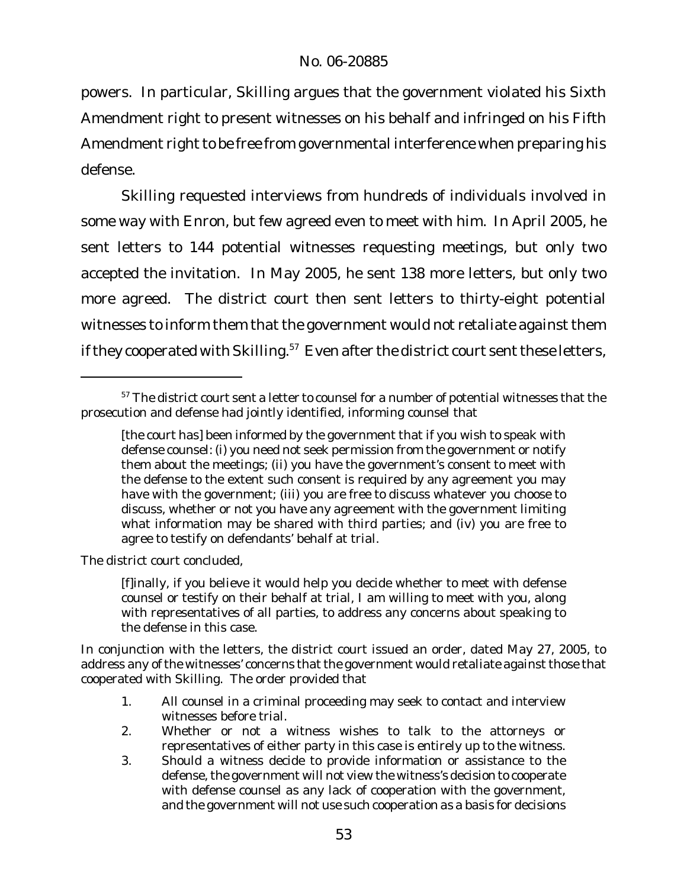powers. In particular, Skilling argues that the government violated his Sixth Amendment right to present witnesses on his behalf and infringed on his Fifth Amendment right to be free from governmental interference when preparing his defense.

Skilling requested interviews from hundreds of individuals involved in some way with Enron, but few agreed even to meet with him. In April 2005, he sent letters to 144 potential witnesses requesting meetings, but only two accepted the invitation. In May 2005, he sent 138 more letters, but only two more agreed. The district court then sent letters to thirty-eight potential witnesses to inform them that the government would not retaliate against them if they cooperated with Skilling.[57] Even after the district court sent these letters,

---

[57] The district court sent a letter to counsel for a number of potential witnesses that the prosecution and defense had jointly identified, informing counsel that

> [the court has] been informed by the government that if you wish to speak with defense counsel: (i) you need not seek permission from the government or notify them about the meetings; (ii) you have the government's consent to meet with the defense to the extent such consent is required by any agreement you may have with the government; (iii) you are free to discuss whatever you choose to discuss, whether or not you have any agreement with the government limiting what information may be shared with third parties; and (iv) you are free to agree to testify on defendants' behalf at trial.

The district court concluded,

> [f]inally, if you believe it would help you decide whether to meet with defense counsel or testify on their behalf at trial, I am willing to meet with you, along with representatives of all parties, to address any concerns about speaking to the defense in this case.

In conjunction with the letters, the district court issued an order, dated May 27, 2005, to address any of the witnesses' concerns that the government would retaliate against those that cooperated with Skilling. The order provided that

> 1. All counsel in a criminal proceeding may seek to contact and interview witnesses before trial.
> 2. Whether or not a witness wishes to talk to the attorneys or representatives of either party in this case is entirely up to the witness.
> 3. Should a witness decide to provide information or assistance to the defense, the government will not view the witness's decision to cooperate with defense counsel as any lack of cooperation with the government, and the government will not use such cooperation as a basis for decisions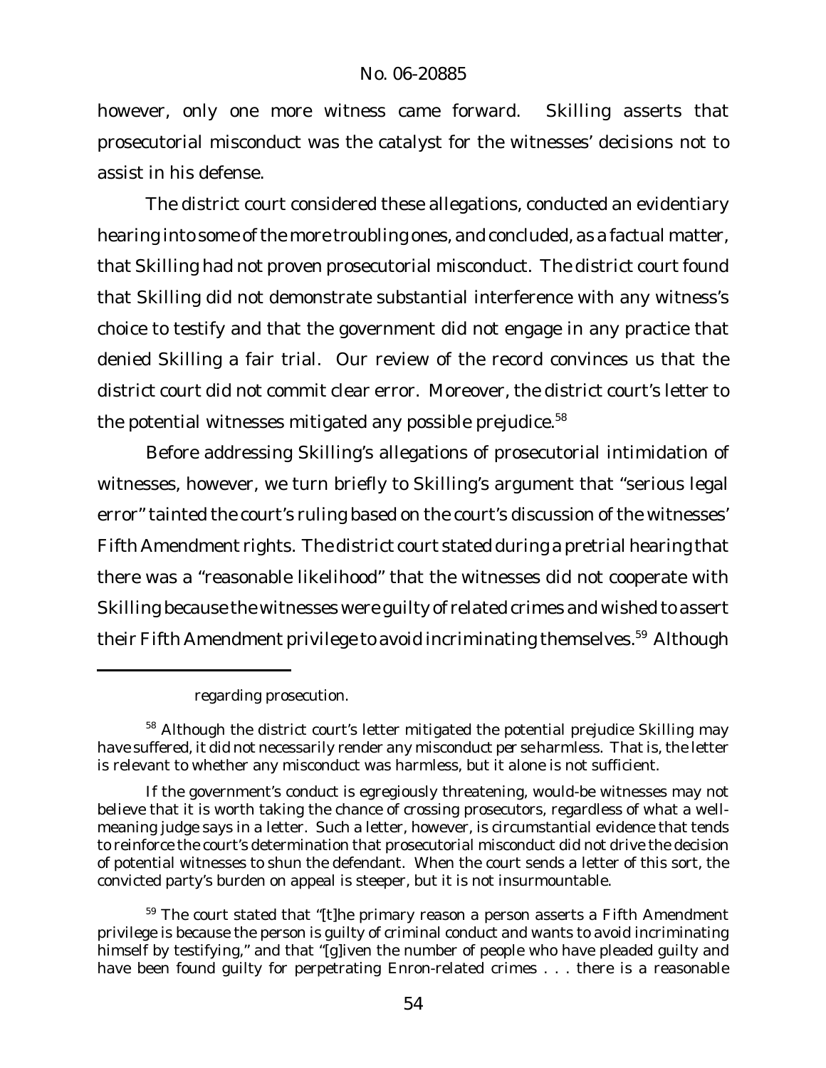however, only one more witness came forward. Skilling asserts that prosecutorial misconduct was the catalyst for the witnesses' decisions not to assist in his defense.

The district court considered these allegations, conducted an evidentiary hearing into some of the more troubling ones, and concluded, as a factual matter, that Skilling had not proven prosecutorial misconduct. The district court found that Skilling did not demonstrate substantial interference with any witness's choice to testify and that the government did not engage in any practice that denied Skilling a fair trial. Our review of the record convinces us that the district court did not commit clear error. Moreover, the district court's letter to the potential witnesses mitigated any possible prejudice.[58]

Before addressing Skilling's allegations of prosecutorial intimidation of witnesses, however, we turn briefly to Skilling's argument that "serious legal error" tainted the court's ruling based on the court's discussion of the witnesses' Fifth Amendment rights. The district court stated during a pretrial hearing that there was a "reasonable likelihood" that the witnesses did not cooperate with Skilling because the witnesses were guilty of related crimes and wished to assert their Fifth Amendment privilege to avoid incriminating themselves.[59] Although

---

regarding prosecution.

[58] Although the district court's letter mitigated the potential prejudice Skilling may have suffered, it did not necessarily render any misconduct *per se* harmless. That is, the letter is relevant to whether any misconduct was harmless, but it alone is not sufficient.

If the government's conduct is egregiously threatening, would-be witnesses may not believe that it is worth taking the chance of crossing prosecutors, regardless of what a well-meaning judge says in a letter. Such a letter, however, is circumstantial evidence that tends to reinforce the court's determination that prosecutorial misconduct did not drive the decision of potential witnesses to shun the defendant. When the court sends a letter of this sort, the convicted party's burden on appeal is steeper, but it is not insurmountable.

[59] The court stated that "[t]he primary reason a person asserts a Fifth Amendment privilege is because the person is guilty of criminal conduct and wants to avoid incriminating himself by testifying," and that "[g]iven the number of people who have pleaded guilty and have been found guilty for perpetrating Enron-related crimes . . . there is a reasonable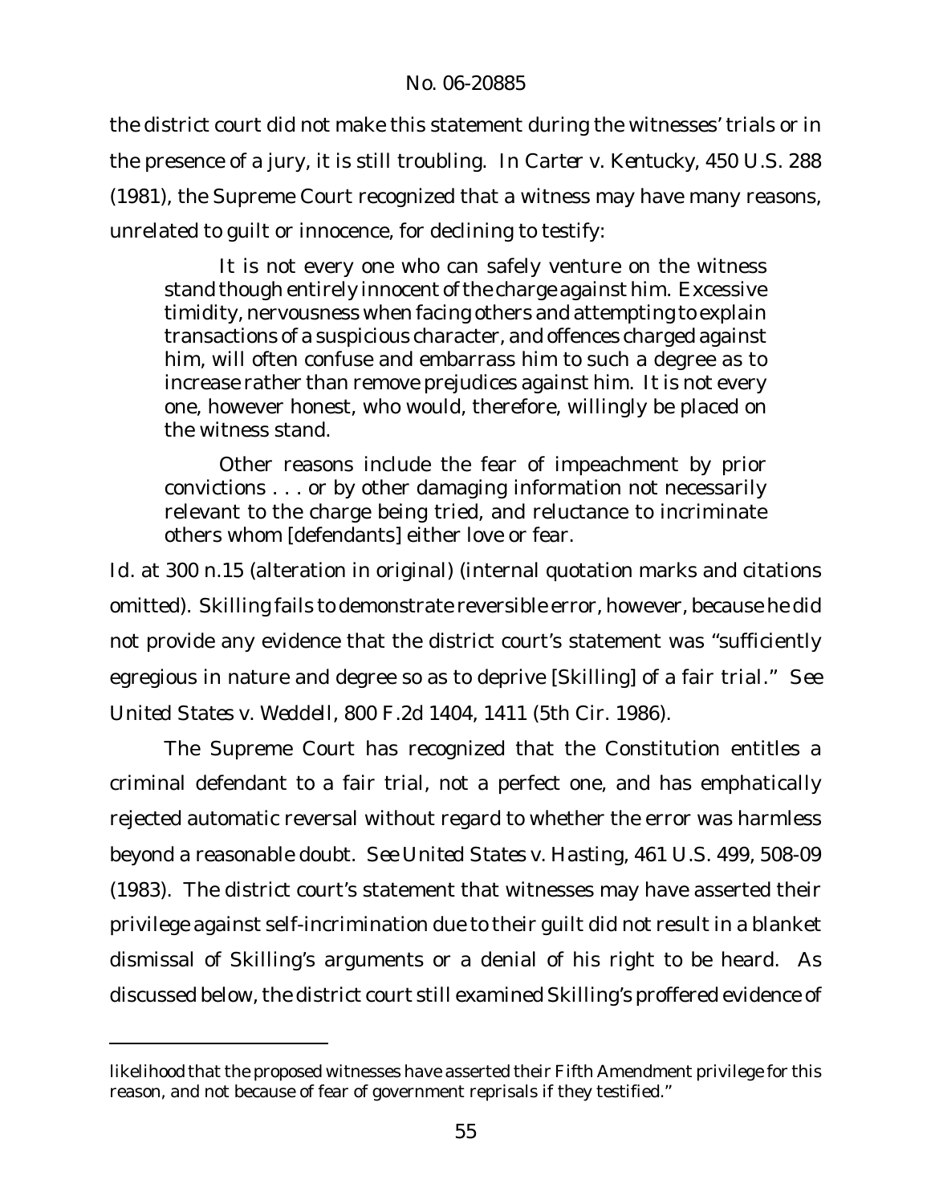the district court did not make this statement during the witnesses' trials or in the presence of a jury, it is still troubling. In *Carter v. Kentucky*, 450 U.S. 288 (1981), the Supreme Court recognized that a witness may have many reasons, unrelated to guilt or innocence, for declining to testify:

> It is not every one who can safely venture on the witness stand though entirely innocent of the charge against him. Excessive timidity, nervousness when facing others and attempting to explain transactions of a suspicious character, and offences charged against him, will often confuse and embarrass him to such a degree as to increase rather than remove prejudices against him. It is not every one, however honest, who would, therefore, willingly be placed on the witness stand.
>
> Other reasons include the fear of impeachment by prior convictions . . . or by other damaging information not necessarily relevant to the charge being tried, and reluctance to incriminate others whom [defendants] either love or fear.

*Id.* at 300 n.15 (alteration in original) (internal quotation marks and citations omitted). Skilling fails to demonstrate reversible error, however, because he did not provide any evidence that the district court's statement was "sufficiently egregious in nature and degree so as to deprive [Skilling] of a fair trial." *See United States v. Weddell*, 800 F.2d 1404, 1411 (5th Cir. 1986).

The Supreme Court has recognized that the Constitution entitles a criminal defendant to a fair trial, not a perfect one, and has emphatically rejected automatic reversal without regard to whether the error was harmless beyond a reasonable doubt. *See United States v. Hasting*, 461 U.S. 499, 508-09 (1983). The district court's statement that witnesses may have asserted their privilege against self-incrimination due to their guilt did not result in a blanket dismissal of Skilling's arguments or a denial of his right to be heard. As discussed below, the district court still examined Skilling's proffered evidence of

---

likelihood that the proposed witnesses have asserted their Fifth Amendment privilege for this reason, and not because of fear of government reprisals if they testified."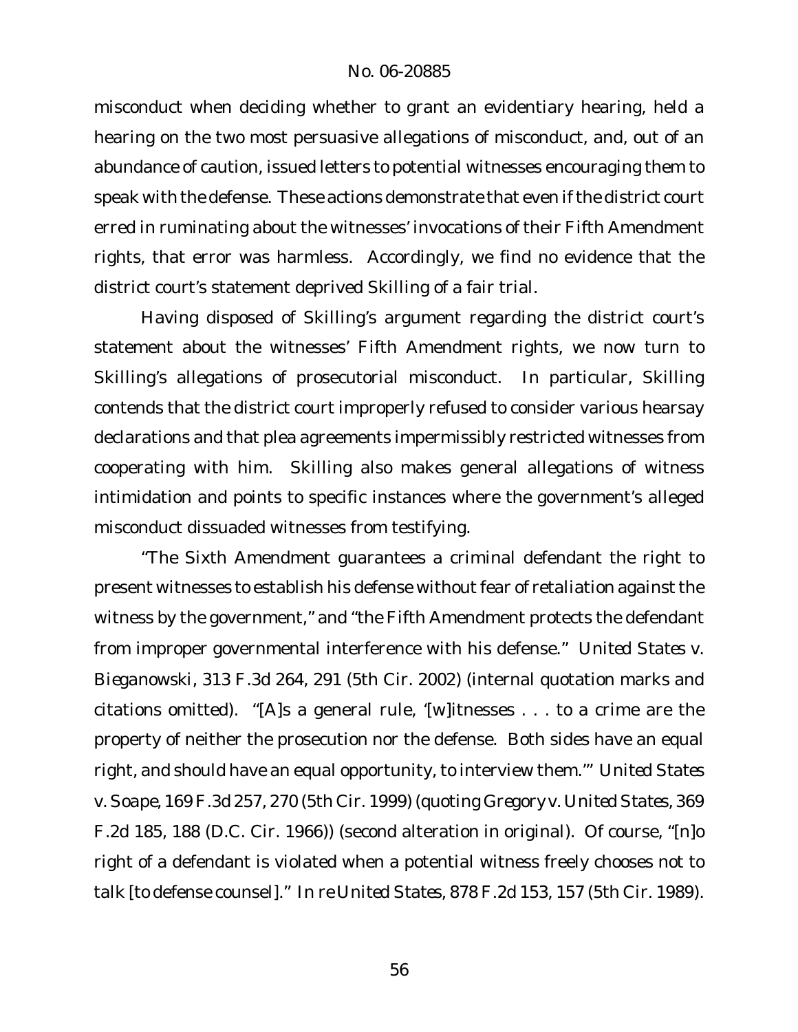misconduct when deciding whether to grant an evidentiary hearing, held a hearing on the two most persuasive allegations of misconduct, and, out of an abundance of caution, issued letters to potential witnesses encouraging them to speak with the defense. These actions demonstrate that even if the district court erred in ruminating about the witnesses' invocations of their Fifth Amendment rights, that error was harmless. Accordingly, we find no evidence that the district court's statement deprived Skilling of a fair trial.

Having disposed of Skilling's argument regarding the district court's statement about the witnesses' Fifth Amendment rights, we now turn to Skilling's allegations of prosecutorial misconduct. In particular, Skilling contends that the district court improperly refused to consider various hearsay declarations and that plea agreements impermissibly restricted witnesses from cooperating with him. Skilling also makes general allegations of witness intimidation and points to specific instances where the government's alleged misconduct dissuaded witnesses from testifying.

"The Sixth Amendment guarantees a criminal defendant the right to present witnesses to establish his defense without fear of retaliation against the witness by the government," and "the Fifth Amendment protects the defendant from improper governmental interference with his defense." *United States v. Bieganowski*, 313 F.3d 264, 291 (5th Cir. 2002) (internal quotation marks and citations omitted). "[A]s a general rule, '[w]itnesses . . . to a crime are the property of neither the prosecution nor the defense. Both sides have an equal right, and should have an equal opportunity, to interview them.'" *United States v. Soape*, 169 F.3d 257, 270 (5th Cir. 1999) (quoting *Gregory v. United States*, 369 F.2d 185, 188 (D.C. Cir. 1966)) (second alteration in original). Of course, "[n]o right of a defendant is violated when a potential witness freely chooses not to talk [to defense counsel]." *In re United States*, 878 F.2d 153, 157 (5th Cir. 1989).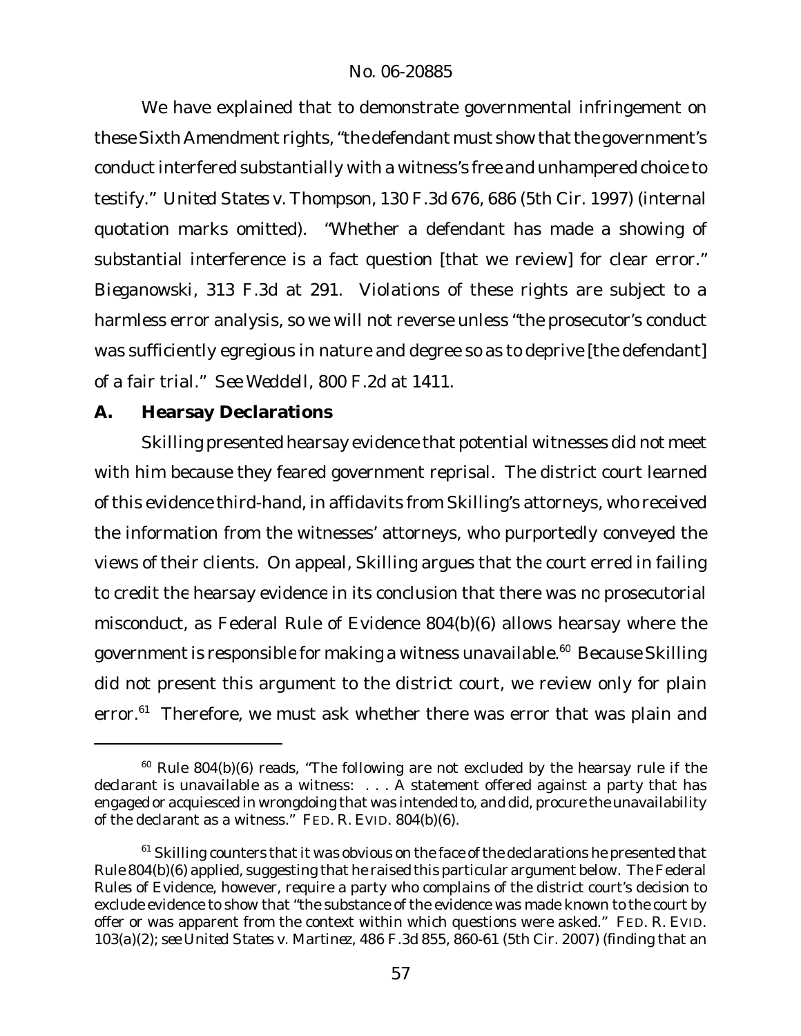We have explained that to demonstrate governmental infringement on these Sixth Amendment rights, "the defendant must show that the government's conduct interfered substantially with a witness's free and unhampered choice to testify." *United States v. Thompson*, 130 F.3d 676, 686 (5th Cir. 1997) (internal quotation marks omitted). "Whether a defendant has made a showing of substantial interference is a fact question [that we review] for clear error." *Bieganowski*, 313 F.3d at 291. Violations of these rights are subject to a harmless error analysis, so we will not reverse unless "the prosecutor's conduct was sufficiently egregious in nature and degree so as to deprive [the defendant] of a fair trial." *See Weddell*, 800 F.2d at 1411.

## A. Hearsay Declarations

Skilling presented hearsay evidence that potential witnesses did not meet with him because they feared government reprisal. The district court learned of this evidence third-hand, in affidavits from Skilling's attorneys, who received the information from the witnesses' attorneys, who purportedly conveyed the views of their clients. On appeal, Skilling argues that the court erred in failing to credit the hearsay evidence in its conclusion that there was no prosecutorial misconduct, as Federal Rule of Evidence 804(b)(6) allows hearsay where the government is responsible for making a witness unavailable.[60] Because Skilling did not present this argument to the district court, we review only for plain error.[61] Therefore, we must ask whether there was error that was plain and

---

[60] Rule 804(b)(6) reads, "The following are not excluded by the hearsay rule if the declarant is unavailable as a witness: . . . A statement offered against a party that has engaged or acquiesced in wrongdoing that was intended to, and did, procure the unavailability of the declarant as a witness." FED. R. EVID. 804(b)(6).

[61] Skilling counters that it was obvious on the face of the declarations he presented that Rule 804(b)(6) applied, suggesting that he raised this particular argument below. The Federal Rules of Evidence, however, require a party who complains of the district court's decision to exclude evidence to show that "the substance of the evidence was made known to the court by offer or was apparent from the context within which questions were asked." FED. R. EVID. 103(a)(2); *see United States v. Martinez*, 486 F.3d 855, 860-61 (5th Cir. 2007) (finding that an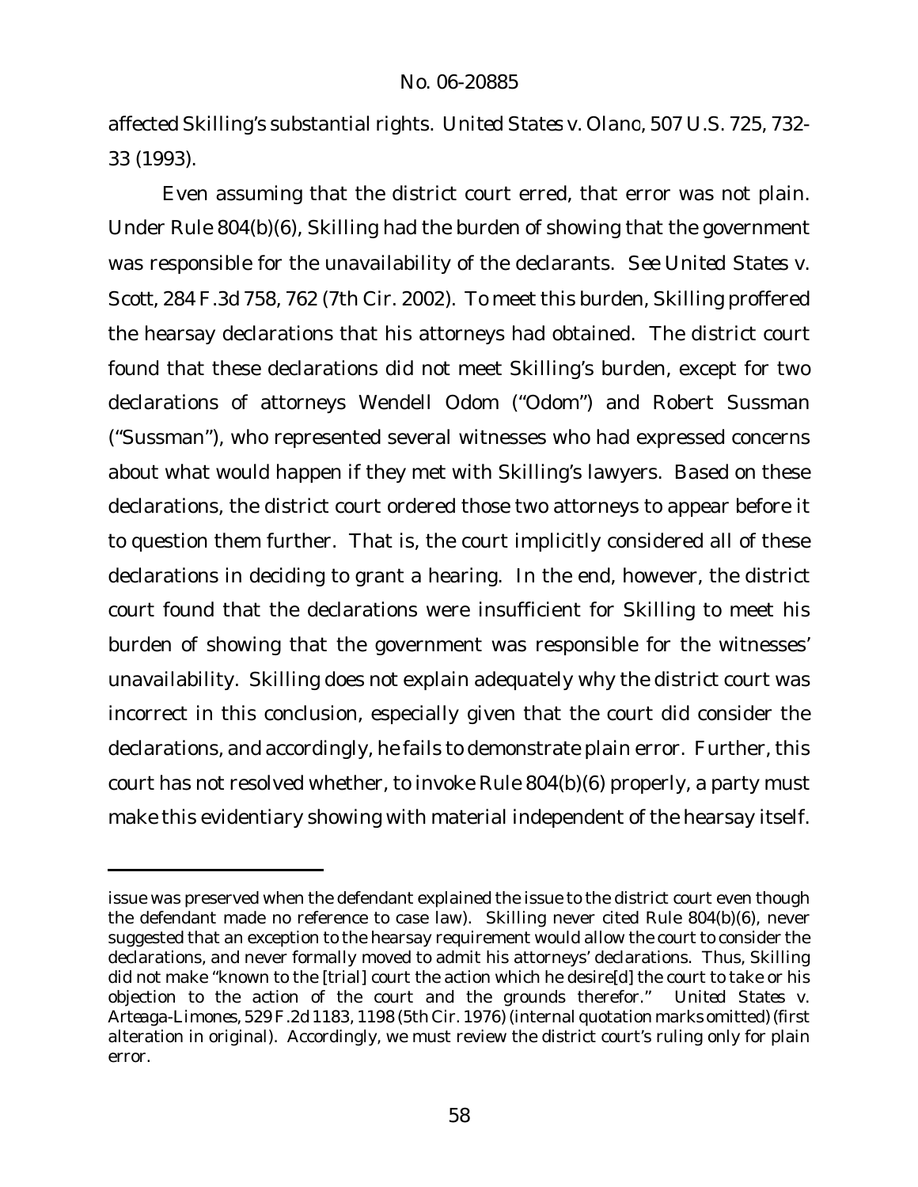affected Skilling's substantial rights. *United States v. Olano*, 507 U.S. 725, 732-33 (1993).

Even assuming that the district court erred, that error was not plain. Under Rule 804(b)(6), Skilling had the burden of showing that the government was responsible for the unavailability of the declarants. *See United States v. Scott*, 284 F.3d 758, 762 (7th Cir. 2002). To meet this burden, Skilling proffered the hearsay declarations that his attorneys had obtained. The district court found that these declarations did not meet Skilling's burden, except for two declarations of attorneys Wendell Odom ("Odom") and Robert Sussman ("Sussman"), who represented several witnesses who had expressed concerns about what would happen if they met with Skilling's lawyers. Based on these declarations, the district court ordered those two attorneys to appear before it to question them further. That is, the court implicitly considered all of these declarations in deciding to grant a hearing. In the end, however, the district court found that the declarations were insufficient for Skilling to meet his burden of showing that the government was responsible for the witnesses' unavailability. Skilling does not explain adequately why the district court was incorrect in this conclusion, especially given that the court did consider the declarations, and accordingly, he fails to demonstrate plain error. Further, this court has not resolved whether, to invoke Rule 804(b)(6) properly, a party must make this evidentiary showing with material independent of the hearsay itself.

---

issue was preserved when the defendant explained the issue to the district court even though the defendant made no reference to case law). Skilling never cited Rule 804(b)(6), never suggested that an exception to the hearsay requirement would allow the court to consider the declarations, and never formally moved to admit his attorneys' declarations. Thus, Skilling did not make "known to the [trial] court the action which he desire[d] the court to take or his objection to the action of the court and the grounds therefor." *United States v. Arteaga-Limones*, 529 F.2d 1183, 1198 (5th Cir. 1976) (internal quotation marks omitted) (first alteration in original). Accordingly, we must review the district court's ruling only for plain error.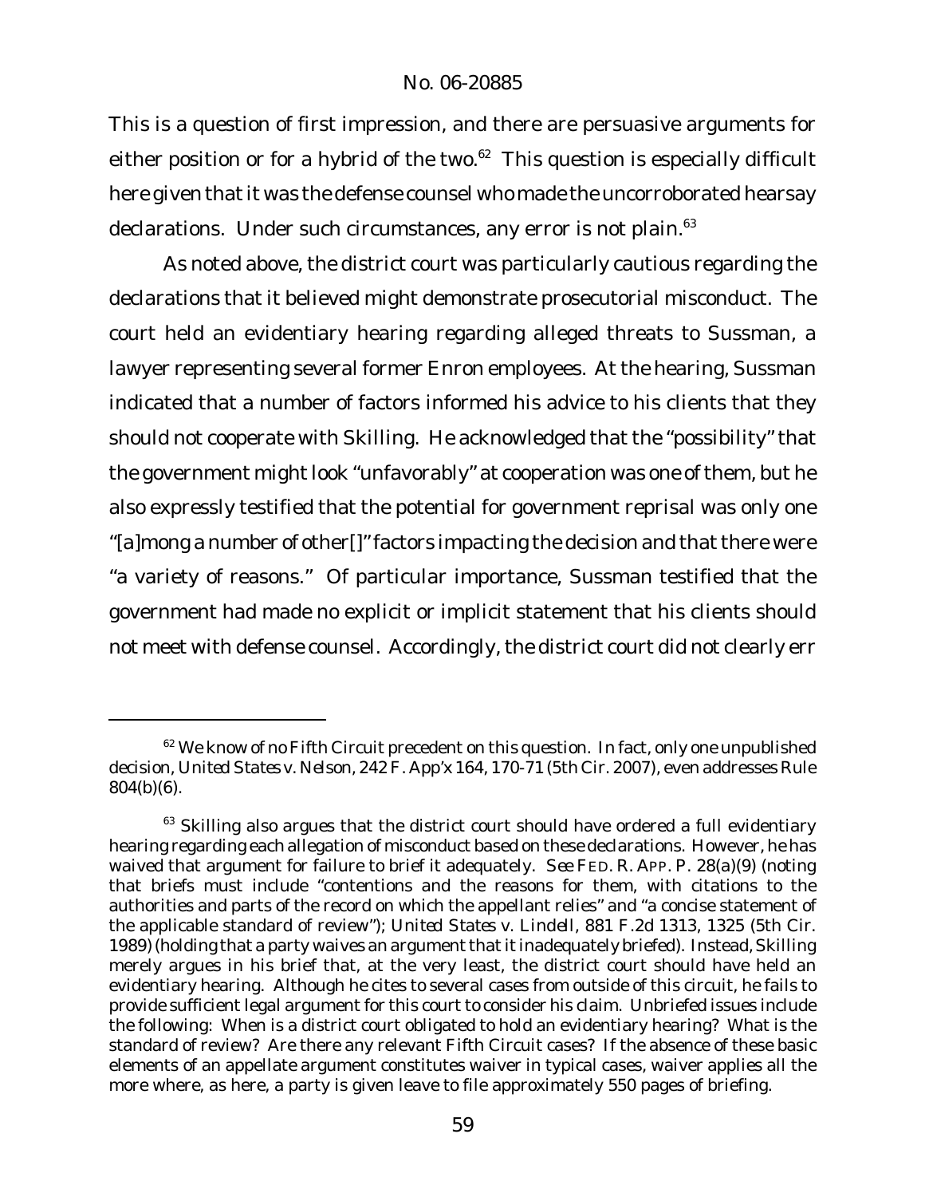This is a question of first impression, and there are persuasive arguments for either position or for a hybrid of the two.[62] This question is especially difficult here given that it was the defense counsel who made the uncorroborated hearsay declarations. Under such circumstances, any error is not plain.[63]

As noted above, the district court was particularly cautious regarding the declarations that it believed might demonstrate prosecutorial misconduct. The court held an evidentiary hearing regarding alleged threats to Sussman, a lawyer representing several former Enron employees. At the hearing, Sussman indicated that a number of factors informed his advice to his clients that they should not cooperate with Skilling. He acknowledged that the "possibility" that the government might look "unfavorably" at cooperation was one of them, but he also expressly testified that the potential for government reprisal was only one "[a]mong a number of other[]" factors impacting the decision and that there were "a variety of reasons." Of particular importance, Sussman testified that the government had made no explicit or implicit statement that his clients should not meet with defense counsel. Accordingly, the district court did not clearly err

---

[62] We know of no Fifth Circuit precedent on this question. In fact, only one unpublished decision, *United States v. Nelson*, 242 F. App'x 164, 170-71 (5th Cir. 2007), even addresses Rule 804(b)(6).

[63] Skilling also argues that the district court should have ordered a full evidentiary hearing regarding each allegation of misconduct based on these declarations. However, he has waived that argument for failure to brief it adequately. *See* FED. R. APP. P. 28(a)(9) (noting that briefs must include "contentions and the reasons for them, with citations to the authorities and parts of the record on which the appellant relies" and "a concise statement of the applicable standard of review"); *United States v. Lindell*, 881 F.2d 1313, 1325 (5th Cir. 1989) (holding that a party waives an argument that it inadequately briefed). Instead, Skilling merely argues in his brief that, at the very least, the district court should have held an evidentiary hearing. Although he cites to several cases from outside of this circuit, he fails to provide sufficient legal argument for this court to consider his claim. Unbriefed issues include the following: When is a district court obligated to hold an evidentiary hearing? What is the standard of review? Are there any relevant Fifth Circuit cases? If the absence of these basic elements of an appellate argument constitutes waiver in typical cases, waiver applies all the more where, as here, a party is given leave to file approximately 550 pages of briefing.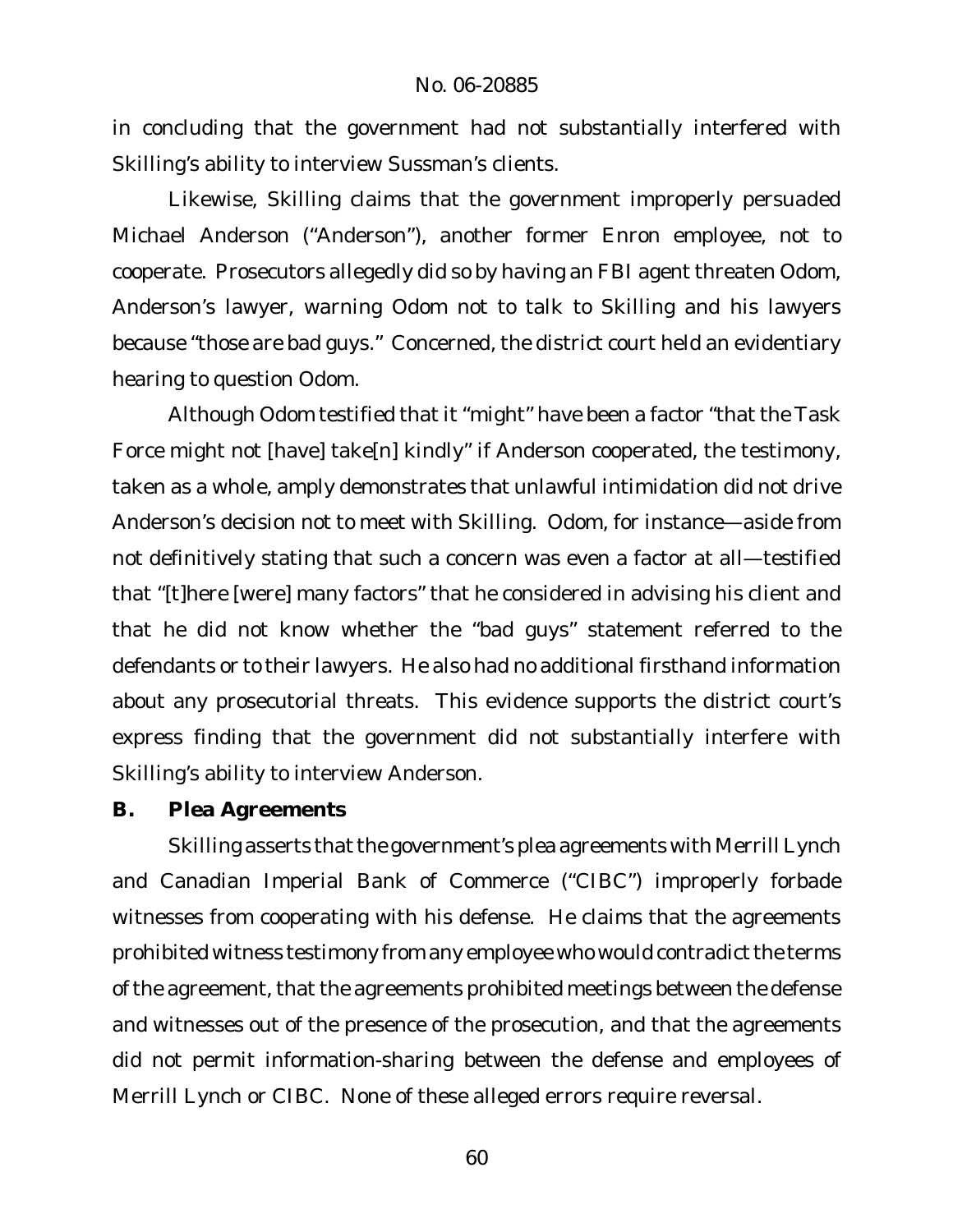in concluding that the government had not substantially interfered with Skilling's ability to interview Sussman's clients.

Likewise, Skilling claims that the government improperly persuaded Michael Anderson ("Anderson"), another former Enron employee, not to cooperate. Prosecutors allegedly did so by having an FBI agent threaten Odom, Anderson's lawyer, warning Odom not to talk to Skilling and his lawyers because "those are bad guys." Concerned, the district court held an evidentiary hearing to question Odom.

Although Odom testified that it "might" have been a factor "that the Task Force might not [have] take[n] kindly" if Anderson cooperated, the testimony, taken as a whole, amply demonstrates that unlawful intimidation did not drive Anderson's decision not to meet with Skilling. Odom, for instance—aside from not definitively stating that such a concern was even a factor at all—testified that "[t]here [were] many factors" that he considered in advising his client and that he did not know whether the "bad guys" statement referred to the defendants or to their lawyers. He also had no additional firsthand information about any prosecutorial threats. This evidence supports the district court's express finding that the government did not substantially interfere with Skilling's ability to interview Anderson.

### B. Plea Agreements

Skilling asserts that the government's plea agreements with Merrill Lynch and Canadian Imperial Bank of Commerce ("CIBC") improperly forbade witnesses from cooperating with his defense. He claims that the agreements prohibited witness testimony from any employee who would contradict the terms of the agreement, that the agreements prohibited meetings between the defense and witnesses out of the presence of the prosecution, and that the agreements did not permit information-sharing between the defense and employees of Merrill Lynch or CIBC. None of these alleged errors require reversal.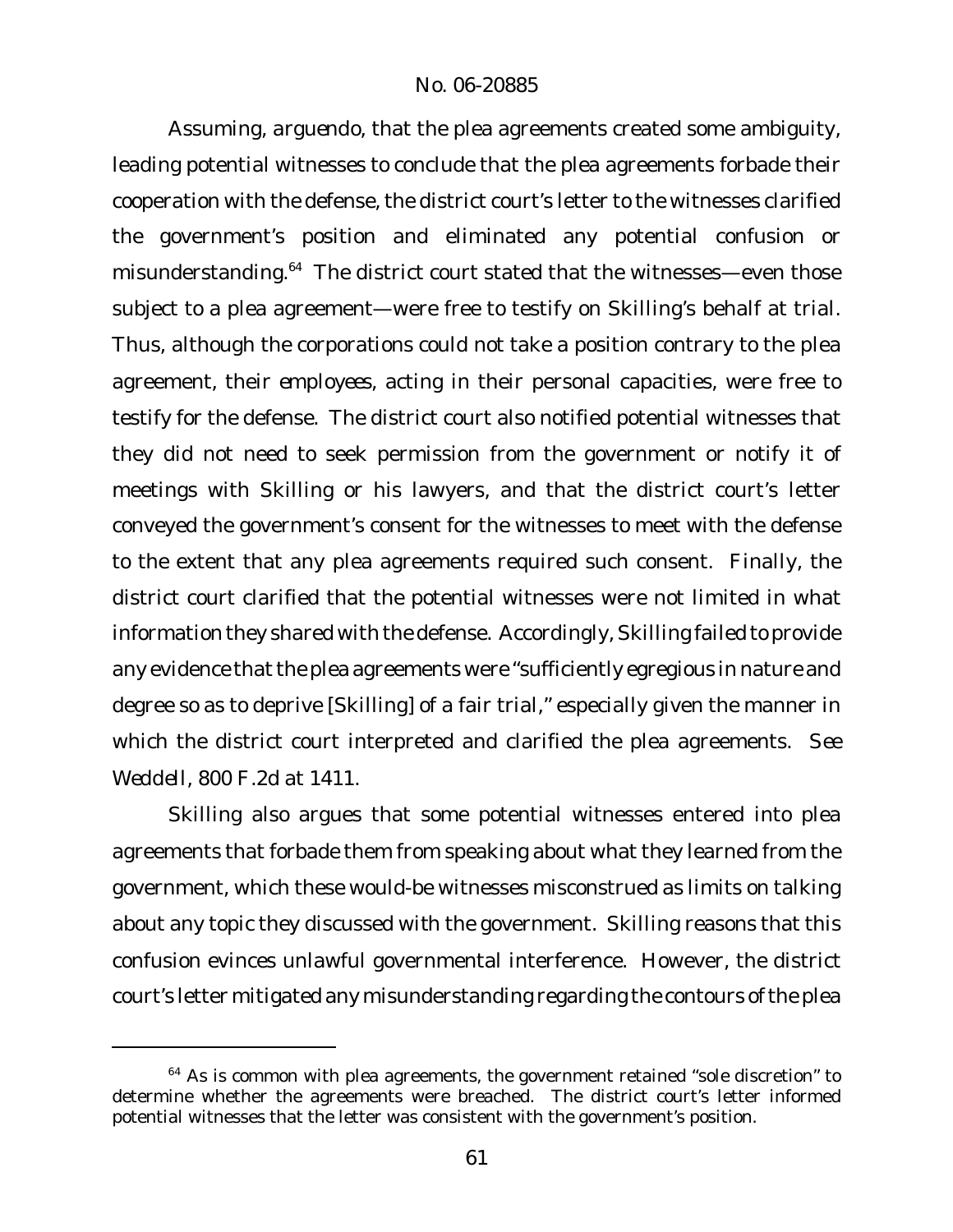Assuming, *arguendo*, that the plea agreements created some ambiguity, leading potential witnesses to conclude that the plea agreements forbade their cooperation with the defense, the district court's letter to the witnesses clarified the government's position and eliminated any potential confusion or misunderstanding.[64] The district court stated that the witnesses—even those subject to a plea agreement—were free to testify on Skilling's behalf at trial. Thus, although the *corporations* could not take a position contrary to the plea agreement, their *employees*, acting in their personal capacities, were free to testify for the defense. The district court also notified potential witnesses that they did not need to seek permission from the government or notify it of meetings with Skilling or his lawyers, and that the district court's letter conveyed the government's consent for the witnesses to meet with the defense to the extent that any plea agreements required such consent. Finally, the district court clarified that the potential witnesses were not limited in what information they shared with the defense. Accordingly, Skilling failed to provide any evidence that the plea agreements were "sufficiently egregious in nature and degree so as to deprive [Skilling] of a fair trial," especially given the manner in which the district court interpreted and clarified the plea agreements. *See Weddell*, 800 F.2d at 1411.

Skilling also argues that some potential witnesses entered into plea agreements that forbade them from speaking about what they learned from the government, which these would-be witnesses misconstrued as limits on talking about any topic they discussed with the government. Skilling reasons that this confusion evinces unlawful governmental interference. However, the district court's letter mitigated any misunderstanding regarding the contours of the plea

---

[64] As is common with plea agreements, the government retained "sole discretion" to determine whether the agreements were breached. The district court's letter informed potential witnesses that the letter was consistent with the government's position.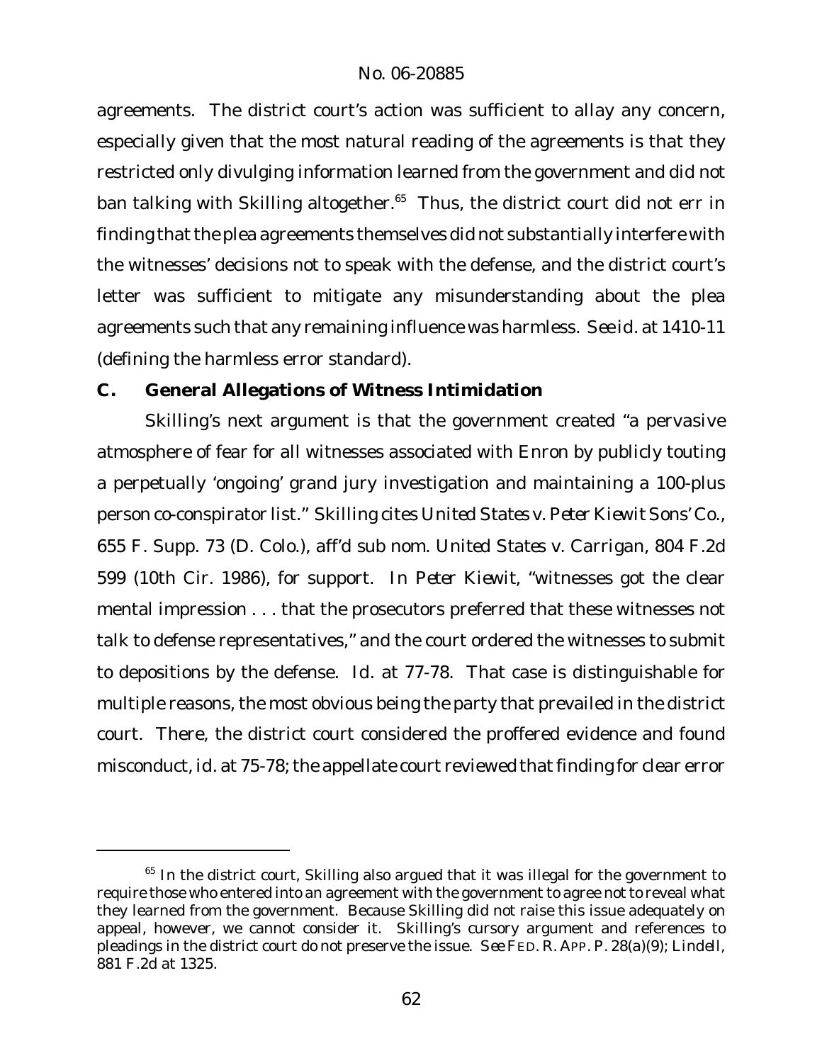agreements. The district court's action was sufficient to allay any concern, especially given that the most natural reading of the agreements is that they restricted only divulging information learned from the government and did not ban talking with Skilling altogether.[65] Thus, the district court did not err in finding that the plea agreements themselves did not substantially interfere with the witnesses' decisions not to speak with the defense, and the district court's letter was sufficient to mitigate any misunderstanding about the plea agreements such that any remaining influence was harmless. *See id.* at 1410-11 (defining the harmless error standard).

### C. General Allegations of Witness Intimidation

Skilling's next argument is that the government created "a pervasive atmosphere of fear for all witnesses associated with Enron by publicly touting a perpetually 'ongoing' grand jury investigation and maintaining a 100-plus person co-conspirator list." Skilling cites *United States v. Peter Kiewit Sons' Co.*, 655 F. Supp. 73 (D. Colo.), *aff'd sub nom. United States v. Carrigan*, 804 F.2d 599 (10th Cir. 1986), for support. In *Peter Kiewit*, "witnesses got the clear mental impression . . . that the prosecutors preferred that these witnesses not talk to defense representatives," and the court ordered the witnesses to submit to depositions by the defense. *Id.* at 77-78. That case is distinguishable for multiple reasons, the most obvious being the party that prevailed in the district court. There, the district court considered the proffered evidence and found misconduct, *id.* at 75-78; the appellate court reviewed that finding for clear error

---

[65] In the district court, Skilling also argued that it was illegal for the government to require those who entered into an agreement with the government to agree not to reveal what they learned from the government. Because Skilling did not raise this issue adequately on appeal, however, we cannot consider it. Skilling's cursory argument and references to pleadings in the district court do not preserve the issue. *See* FED. R. APP. P. 28(a)(9); *Lindell*, 881 F.2d at 1325.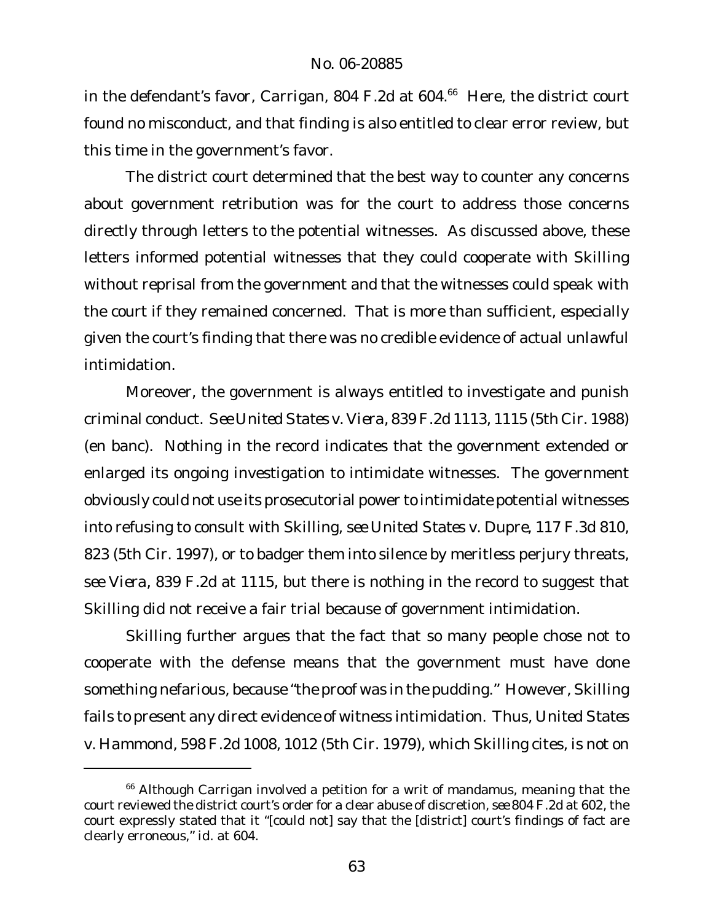in the defendant's favor, *Carrigan*, 804 F.2d at 604.[66] Here, the district court found no misconduct, and that finding is also entitled to clear error review, but this time in the government's favor.

The district court determined that the best way to counter any concerns about government retribution was for the court to address those concerns directly through letters to the potential witnesses. As discussed above, these letters informed potential witnesses that they could cooperate with Skilling without reprisal from the government and that the witnesses could speak with the court if they remained concerned. That is more than sufficient, especially given the court's finding that there was no credible evidence of actual unlawful intimidation.

Moreover, the government is always entitled to investigate and punish criminal conduct. *See United States v. Viera*, 839 F.2d 1113, 1115 (5th Cir. 1988) (en banc). Nothing in the record indicates that the government extended or enlarged its ongoing investigation to intimidate witnesses. The government obviously could not use its prosecutorial power to intimidate potential witnesses into refusing to consult with Skilling, *see United States v. Dupre*, 117 F.3d 810, 823 (5th Cir. 1997), or to badger them into silence by meritless perjury threats, *see Viera*, 839 F.2d at 1115, but there is nothing in the record to suggest that Skilling did not receive a fair trial because of government intimidation.

Skilling further argues that the fact that so many people chose not to cooperate with the defense means that the government must have done something nefarious, because "the proof was in the pudding." However, Skilling fails to present any direct evidence of witness intimidation. Thus, *United States v. Hammond*, 598 F.2d 1008, 1012 (5th Cir. 1979), which Skilling cites, is not on

[66] Although *Carrigan* involved a petition for a writ of mandamus, meaning that the court reviewed the district court's order for a clear abuse of discretion, *see* 804 F.2d at 602, the court expressly stated that it "[could not] say that the [district] court's findings of fact are clearly erroneous," *id.* at 604.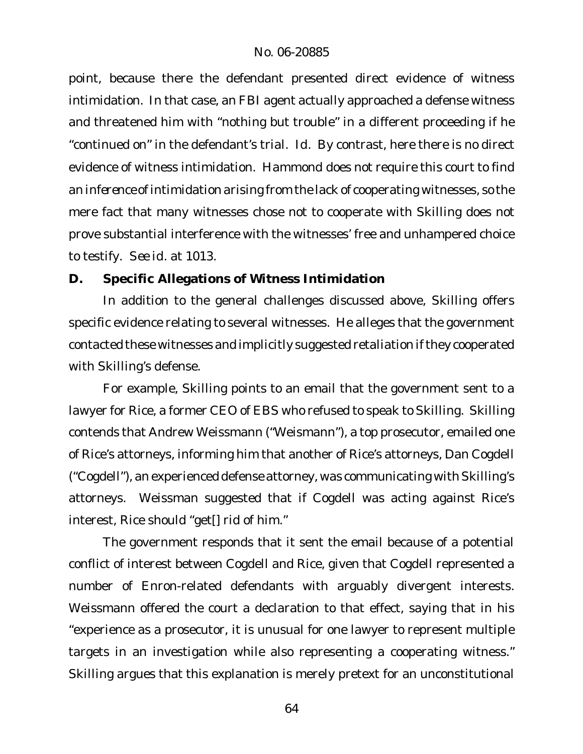point, because there the defendant presented direct evidence of witness intimidation. In that case, an FBI agent actually approached a defense witness and threatened him with "nothing but trouble" in a different proceeding if he "continued on" in the defendant's trial. *Id.* By contrast, here there is no direct evidence of witness intimidation. *Hammond* does not require this court to find an *inference* of intimidation arising from the lack of cooperating witnesses, so the mere fact that many witnesses chose not to cooperate with Skilling does not prove substantial interference with the witnesses' free and unhampered choice to testify. *See id.* at 1013.

**D. Specific Allegations of Witness Intimidation**

In addition to the general challenges discussed above, Skilling offers specific evidence relating to several witnesses. He alleges that the government contacted these witnesses and implicitly suggested retaliation if they cooperated with Skilling's defense.

For example, Skilling points to an email that the government sent to a lawyer for Rice, a former CEO of EBS who refused to speak to Skilling. Skilling contends that Andrew Weissmann ("Weismann"), a top prosecutor, emailed one of Rice's attorneys, informing him that another of Rice's attorneys, Dan Cogdell ("Cogdell"), an experienced defense attorney, was communicating with Skilling's attorneys. Weissman suggested that if Cogdell was acting against Rice's interest, Rice should "get[] rid of him."

The government responds that it sent the email because of a potential conflict of interest between Cogdell and Rice, given that Cogdell represented a number of Enron-related defendants with arguably divergent interests. Weissmann offered the court a declaration to that effect, saying that in his "experience as a prosecutor, it is unusual for one lawyer to represent multiple targets in an investigation while also representing a cooperating witness." Skilling argues that this explanation is merely pretext for an unconstitutional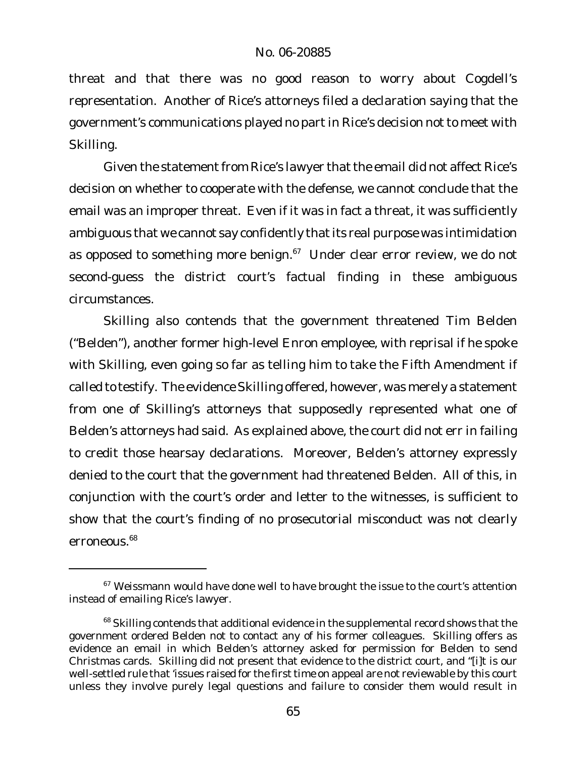threat and that there was no good reason to worry about Cogdell's representation. Another of Rice's attorneys filed a declaration saying that the government's communications played no part in Rice's decision not to meet with Skilling.

Given the statement from Rice's lawyer that the email did not affect Rice's decision on whether to cooperate with the defense, we cannot conclude that the email was an improper threat. Even if it was in fact a threat, it was sufficiently ambiguous that we cannot say confidently that its real purpose was intimidation as opposed to something more benign.[67] Under clear error review, we do not second-guess the district court's factual finding in these ambiguous circumstances.

Skilling also contends that the government threatened Tim Belden ("Belden"), another former high-level Enron employee, with reprisal if he spoke with Skilling, even going so far as telling him to take the Fifth Amendment if called to testify. The evidence Skilling offered, however, was merely a statement from one of Skilling's attorneys that supposedly represented what one of Belden's attorneys had said. As explained above, the court did not err in failing to credit those hearsay declarations. Moreover, Belden's attorney expressly denied to the court that the government had threatened Belden. All of this, in conjunction with the court's order and letter to the witnesses, is sufficient to show that the court's finding of no prosecutorial misconduct was not clearly erroneous.[68]

---

[67] Weissmann would have done well to have brought the issue to the court's attention instead of emailing Rice's lawyer.

[68] Skilling contends that additional evidence in the supplemental record shows that the government ordered Belden not to contact any of his former colleagues. Skilling offers as evidence an email in which Belden's attorney asked for permission for Belden to send Christmas cards. Skilling did not present that evidence to the district court, and "[i]t is our well-settled rule that 'issues raised for the first time on appeal are not reviewable by this court unless they involve purely legal questions and failure to consider them would result in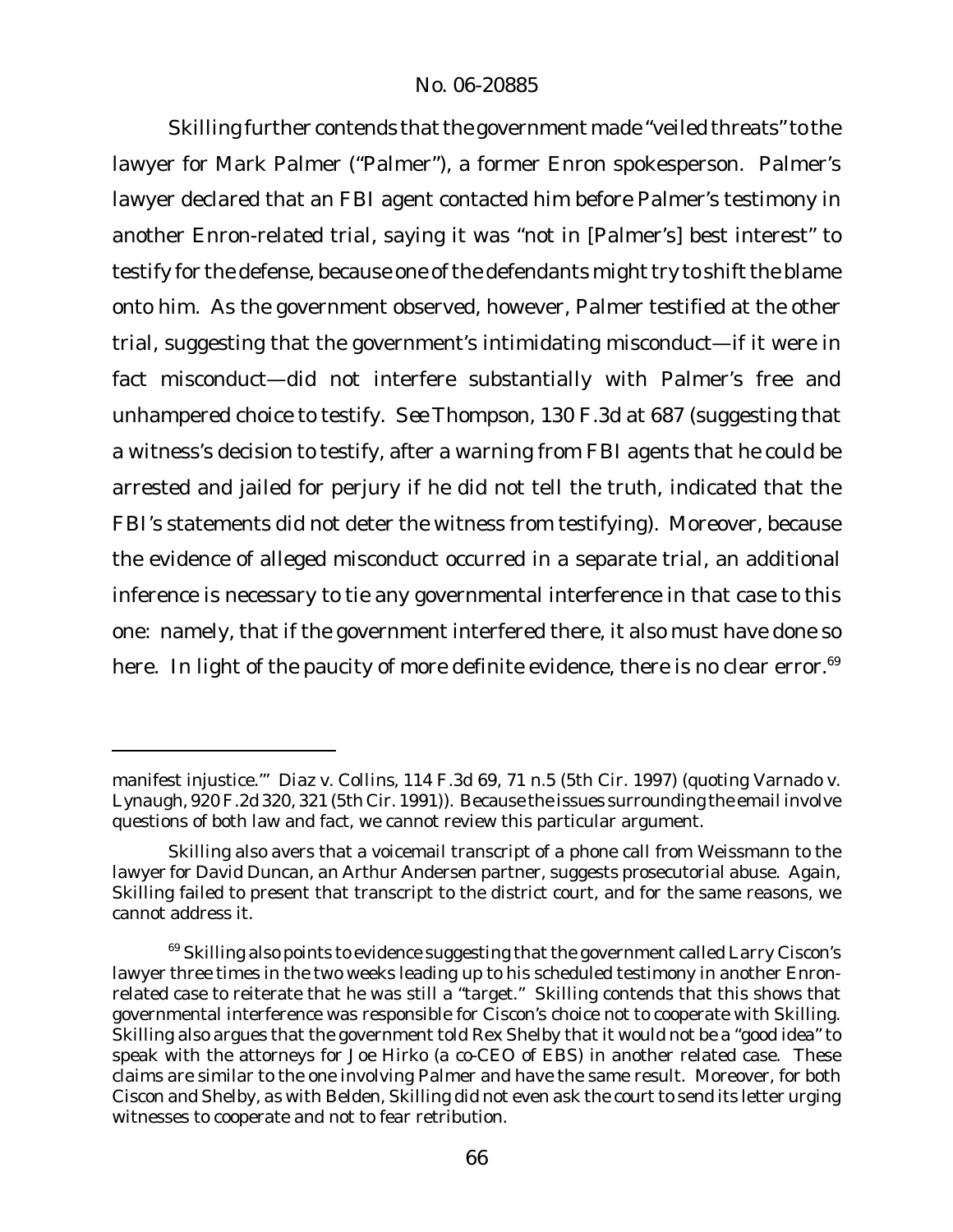Skilling further contends that the government made "veiled threats" to the lawyer for Mark Palmer ("Palmer"), a former Enron spokesperson. Palmer's lawyer declared that an FBI agent contacted him before Palmer's testimony in another Enron-related trial, saying it was "not in [Palmer's] best interest" to testify for the defense, because one of the defendants might try to shift the blame onto him. As the government observed, however, Palmer testified at the other trial, suggesting that the government's intimidating misconduct—if it were in fact misconduct—did not interfere substantially with Palmer's free and unhampered choice to testify. *See Thompson*, 130 F.3d at 687 (suggesting that a witness's decision to testify, after a warning from FBI agents that he could be arrested and jailed for perjury if he did not tell the truth, indicated that the FBI's statements did not deter the witness from testifying). Moreover, because the evidence of alleged misconduct occurred in a separate trial, an additional inference is necessary to tie any governmental interference in that case to this one: namely, that if the government interfered there, it also must have done so here. In light of the paucity of more definite evidence, there is no clear error.[69]

---

manifest injustice.'" *Diaz v. Collins*, 114 F.3d 69, 71 n.5 (5th Cir. 1997) (quoting *Varnado v. Lynaugh*, 920 F.2d 320, 321 (5th Cir. 1991)). Because the issues surrounding the email involve questions of both law and fact, we cannot review this particular argument.

Skilling also avers that a voicemail transcript of a phone call from Weissmann to the lawyer for David Duncan, an Arthur Andersen partner, suggests prosecutorial abuse. Again, Skilling failed to present that transcript to the district court, and for the same reasons, we cannot address it.

[69] Skilling also points to evidence suggesting that the government called Larry Ciscon's lawyer three times in the two weeks leading up to his scheduled testimony in another Enron-related case to reiterate that he was still a "target." Skilling contends that this shows that governmental interference was responsible for Ciscon's choice not to cooperate with Skilling. Skilling also argues that the government told Rex Shelby that it would not be a "good idea" to speak with the attorneys for Joe Hirko (a co-CEO of EBS) in another related case. These claims are similar to the one involving Palmer and have the same result. Moreover, for both Ciscon and Shelby, as with Belden, Skilling did not even ask the court to send its letter urging witnesses to cooperate and not to fear retribution.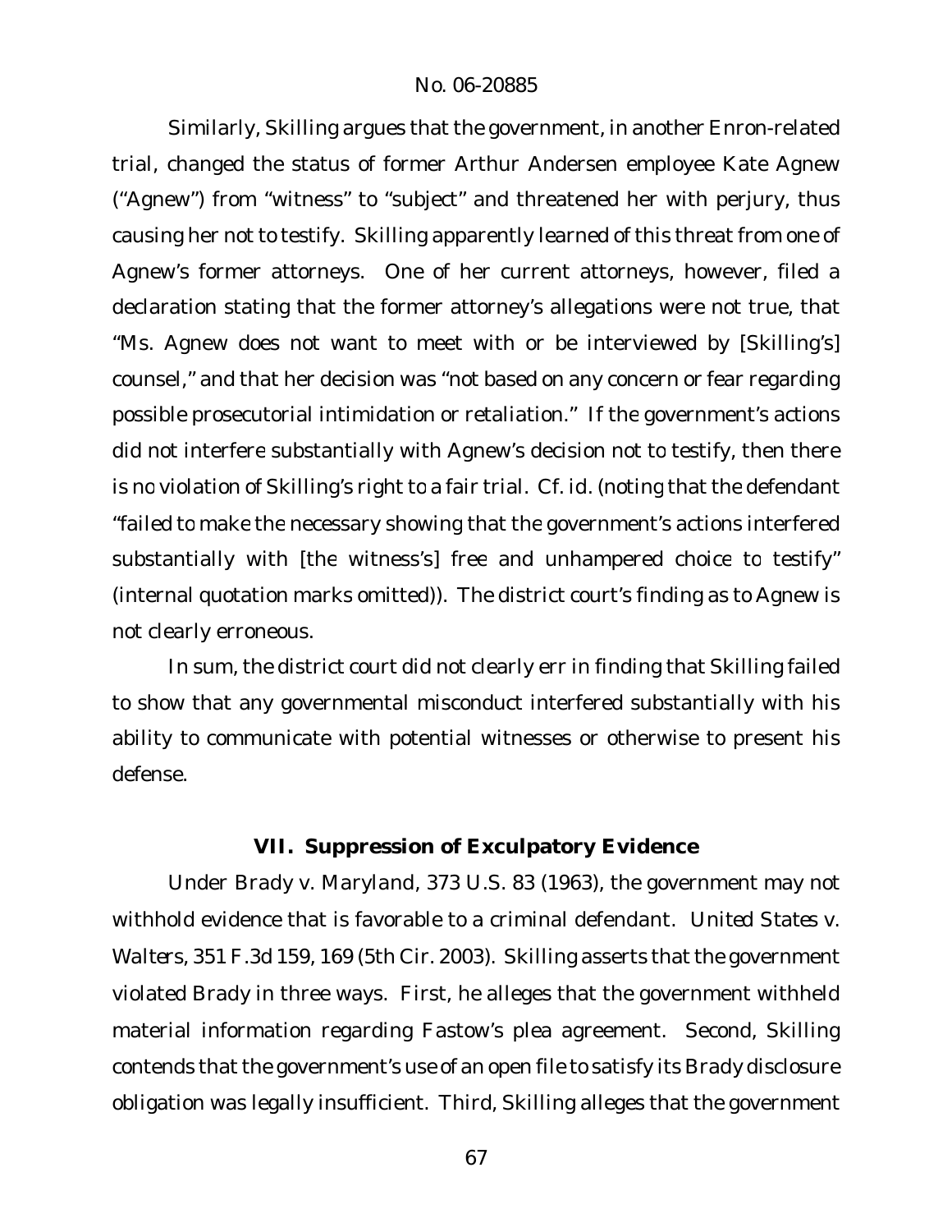Similarly, Skilling argues that the government, in another Enron-related trial, changed the status of former Arthur Andersen employee Kate Agnew ("Agnew") from "witness" to "subject" and threatened her with perjury, thus causing her not to testify. Skilling apparently learned of this threat from one of Agnew's former attorneys. One of her current attorneys, however, filed a declaration stating that the former attorney's allegations were not true, that "Ms. Agnew does not want to meet with or be interviewed by [Skilling's] counsel," and that her decision was "not based on any concern or fear regarding possible prosecutorial intimidation or retaliation." If the government's actions did not interfere substantially with Agnew's decision not to testify, then there is no violation of Skilling's right to a fair trial. *Cf. id.* (noting that the defendant "failed to make the necessary showing that the government's actions interfered substantially with [the witness's] free and unhampered choice to testify" (internal quotation marks omitted)). The district court's finding as to Agnew is not clearly erroneous.

In sum, the district court did not clearly err in finding that Skilling failed to show that any governmental misconduct interfered substantially with his ability to communicate with potential witnesses or otherwise to present his defense.

## VII. Suppression of Exculpatory Evidence

Under *Brady v. Maryland*, 373 U.S. 83 (1963), the government may not withhold evidence that is favorable to a criminal defendant. *United States v. Walters*, 351 F.3d 159, 169 (5th Cir. 2003). Skilling asserts that the government violated *Brady* in three ways. First, he alleges that the government withheld material information regarding Fastow's plea agreement. Second, Skilling contends that the government's use of an open file to satisfy its *Brady* disclosure obligation was legally insufficient. Third, Skilling alleges that the government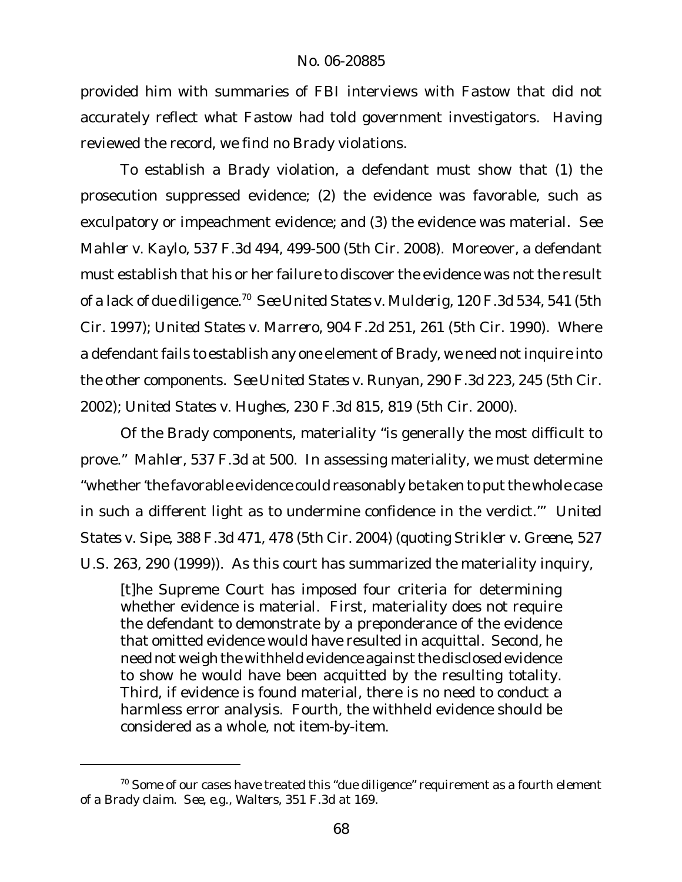provided him with summaries of FBI interviews with Fastow that did not accurately reflect what Fastow had told government investigators. Having reviewed the record, we find no *Brady* violations.

To establish a *Brady* violation, a defendant must show that (1) the prosecution suppressed evidence; (2) the evidence was favorable, such as exculpatory or impeachment evidence; and (3) the evidence was material. *See Mahler v. Kaylo*, 537 F.3d 494, 499-500 (5th Cir. 2008). Moreover, a defendant must establish that his or her failure to discover the evidence was not the result of a lack of due diligence.[70] *See United States v. Mulderig*, 120 F.3d 534, 541 (5th Cir. 1997); *United States v. Marrero*, 904 F.2d 251, 261 (5th Cir. 1990). Where a defendant fails to establish any one element of *Brady*, we need not inquire into the other components. *See United States v. Runyan*, 290 F.3d 223, 245 (5th Cir. 2002); *United States v. Hughes*, 230 F.3d 815, 819 (5th Cir. 2000).

Of the *Brady* components, materiality "is generally the most difficult to prove." *Mahler*, 537 F.3d at 500. In assessing materiality, we must determine "whether 'the favorable evidence could reasonably be taken to put the whole case in such a different light as to undermine confidence in the verdict.'" *United States v. Sipe*, 388 F.3d 471, 478 (5th Cir. 2004) (quoting *Strikler v. Greene*, 527 U.S. 263, 290 (1999)). As this court has summarized the materiality inquiry,

> [t]he Supreme Court has imposed four criteria for determining whether evidence is material. First, materiality does not require the defendant to demonstrate by a preponderance of the evidence that omitted evidence would have resulted in acquittal. Second, he need not weigh the withheld evidence against the disclosed evidence to show he would have been acquitted by the resulting totality. Third, if evidence is found material, there is no need to conduct a harmless error analysis. Fourth, the withheld evidence should be considered as a whole, not item-by-item.

[70] Some of our cases have treated this "due diligence" requirement as a fourth element of a *Brady* claim. *See, e.g.*, *Walters*, 351 F.3d at 169.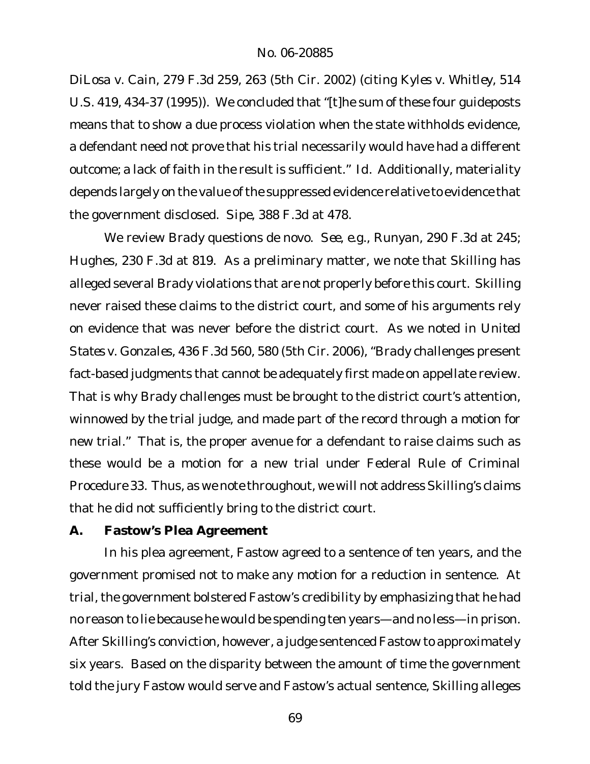*DiLosa v. Cain*, 279 F.3d 259, 263 (5th Cir. 2002) (citing *Kyles v. Whitley*, 514 U.S. 419, 434-37 (1995)). We concluded that "[t]he sum of these four guideposts means that to show a due process violation when the state withholds evidence, a defendant need not prove that his trial necessarily would have had a different outcome; a lack of faith in the result is sufficient." *Id.* Additionally, materiality depends largely on the value of the suppressed evidence relative to evidence that the government disclosed. *Sipe*, 388 F.3d at 478.

We review *Brady* questions de novo. *See, e.g.*, *Runyan*, 290 F.3d at 245; *Hughes*, 230 F.3d at 819. As a preliminary matter, we note that Skilling has alleged several *Brady* violations that are not properly before this court. Skilling never raised these claims to the district court, and some of his arguments rely on evidence that was never before the district court. As we noted in *United States v. Gonzales*, 436 F.3d 560, 580 (5th Cir. 2006), "*Brady* challenges present fact-based judgments that cannot be adequately first made on appellate review. That is why *Brady* challenges must be brought to the district court's attention, winnowed by the trial judge, and made part of the record through a motion for new trial." That is, the proper avenue for a defendant to raise claims such as these would be a motion for a new trial under Federal Rule of Criminal Procedure 33. Thus, as we note throughout, we will not address Skilling's claims that he did not sufficiently bring to the district court.

### A. Fastow's Plea Agreement

In his plea agreement, Fastow agreed to a sentence of ten years, and the government promised not to make any motion for a reduction in sentence. At trial, the government bolstered Fastow's credibility by emphasizing that he had no reason to lie because he would be spending ten years—and no less—in prison. After Skilling's conviction, however, a judge sentenced Fastow to approximately six years. Based on the disparity between the amount of time the government told the jury Fastow would serve and Fastow's actual sentence, Skilling alleges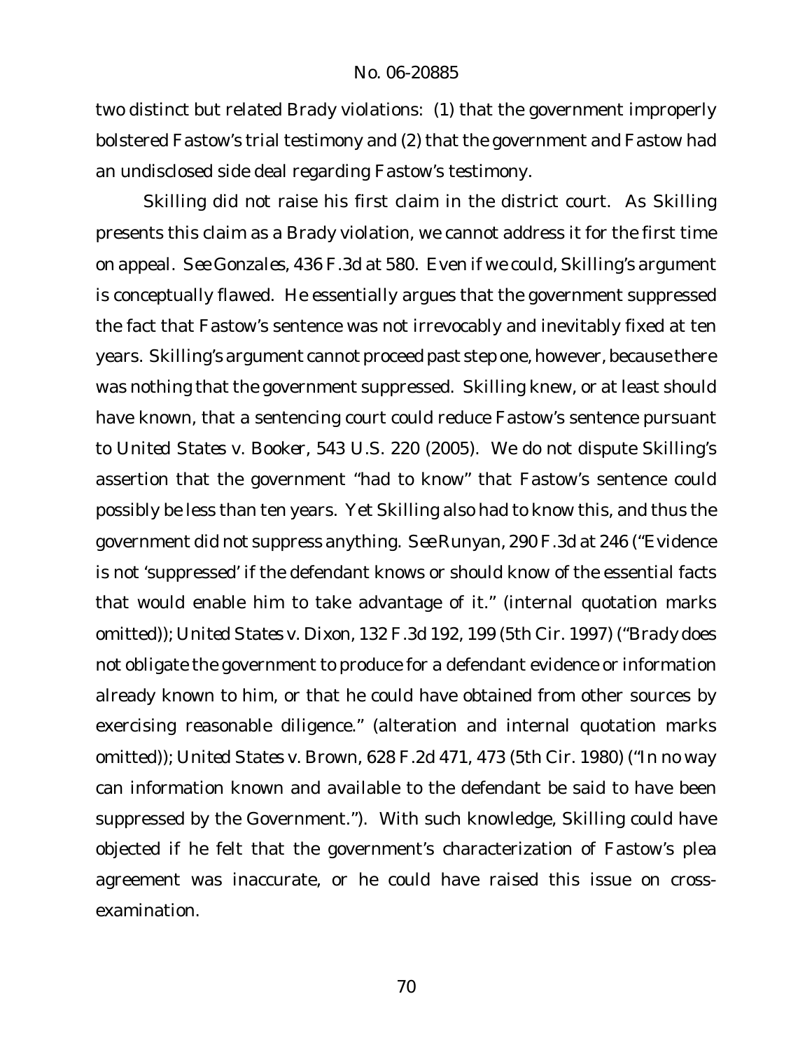two distinct but related Brady violations: (1) that the government improperly bolstered Fastow's trial testimony and (2) that the government and Fastow had an undisclosed side deal regarding Fastow's testimony.

Skilling did not raise his first claim in the district court. As Skilling presents this claim as a Brady violation, we cannot address it for the first time on appeal. *See Gonzales*, 436 F.3d at 580. Even if we could, Skilling's argument is conceptually flawed. He essentially argues that the government suppressed the fact that Fastow's sentence was not irrevocably and inevitably fixed at ten years. Skilling's argument cannot proceed past step one, however, because there was nothing that the government suppressed. Skilling knew, or at least should have known, that a sentencing court could reduce Fastow's sentence pursuant to *United States v. Booker*, 543 U.S. 220 (2005). We do not dispute Skilling's assertion that the government "had to know" that Fastow's sentence could possibly be less than ten years. Yet Skilling also had to know this, and thus the government did not suppress anything. *See Runyan*, 290 F.3d at 246 ("Evidence is not 'suppressed' if the defendant knows or should know of the essential facts that would enable him to take advantage of it." (internal quotation marks omitted)); *United States v. Dixon*, 132 F.3d 192, 199 (5th Cir. 1997) ("*Brady* does not obligate the government to produce for a defendant evidence or information already known to him, or that he could have obtained from other sources by exercising reasonable diligence." (alteration and internal quotation marks omitted)); *United States v. Brown*, 628 F.2d 471, 473 (5th Cir. 1980) ("In no way can information known and available to the defendant be said to have been suppressed by the Government."). With such knowledge, Skilling could have objected if he felt that the government's characterization of Fastow's plea agreement was inaccurate, or he could have raised this issue on cross-examination.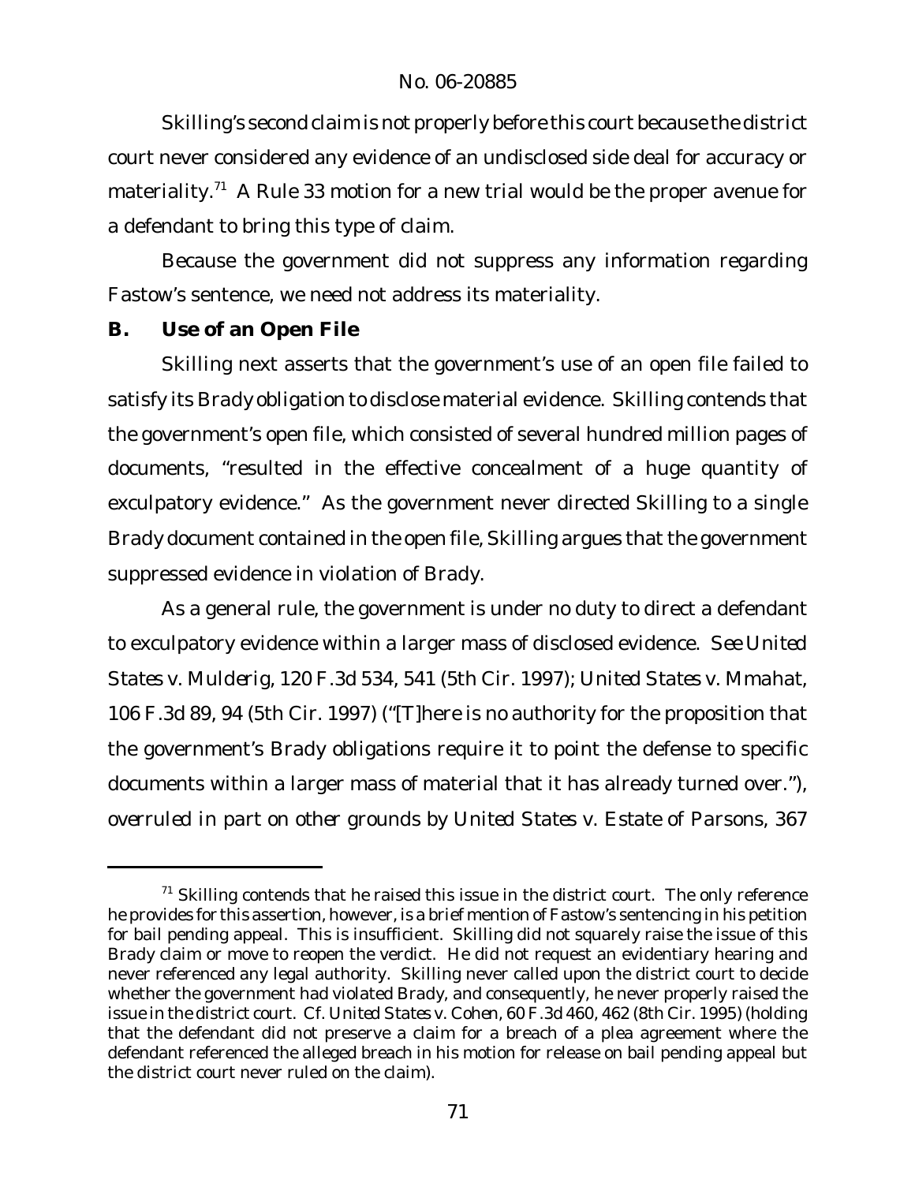Skilling's second claim is not properly before this court because the district court never considered any evidence of an undisclosed side deal for accuracy or materiality.[71] A Rule 33 motion for a new trial would be the proper avenue for a defendant to bring this type of claim.

Because the government did not suppress any information regarding Fastow's sentence, we need not address its materiality.

### B. Use of an Open File

Skilling next asserts that the government's use of an open file failed to satisfy its *Brady* obligation to disclose material evidence. Skilling contends that the government's open file, which consisted of several hundred million pages of documents, "resulted in the effective concealment of a huge quantity of exculpatory evidence." As the government never directed Skilling to a single *Brady* document contained in the open file, Skilling argues that the government suppressed evidence in violation of *Brady*.

As a general rule, the government is under no duty to direct a defendant to exculpatory evidence within a larger mass of disclosed evidence. *See United States v. Mulderig*, 120 F.3d 534, 541 (5th Cir. 1997); *United States v. Mmahat*, 106 F.3d 89, 94 (5th Cir. 1997) ("[T]here is no authority for the proposition that the government's *Brady* obligations require it to point the defense to specific documents within a larger mass of material that it has already turned over."), *overruled in part on other grounds by United States v. Estate of Parsons*, 367

---

[71] Skilling contends that he raised this issue in the district court. The only reference he provides for this assertion, however, is a brief mention of Fastow's sentencing in his petition for bail pending appeal. This is insufficient. Skilling did not squarely raise the issue of this *Brady* claim or move to reopen the verdict. He did not request an evidentiary hearing and never referenced any legal authority. Skilling never called upon the district court to decide whether the government had violated *Brady*, and consequently, he never properly raised the issue in the district court. *Cf. United States v. Cohen*, 60 F.3d 460, 462 (8th Cir. 1995) (holding that the defendant did not preserve a claim for a breach of a plea agreement where the defendant referenced the alleged breach in his motion for release on bail pending appeal but the district court never ruled on the claim).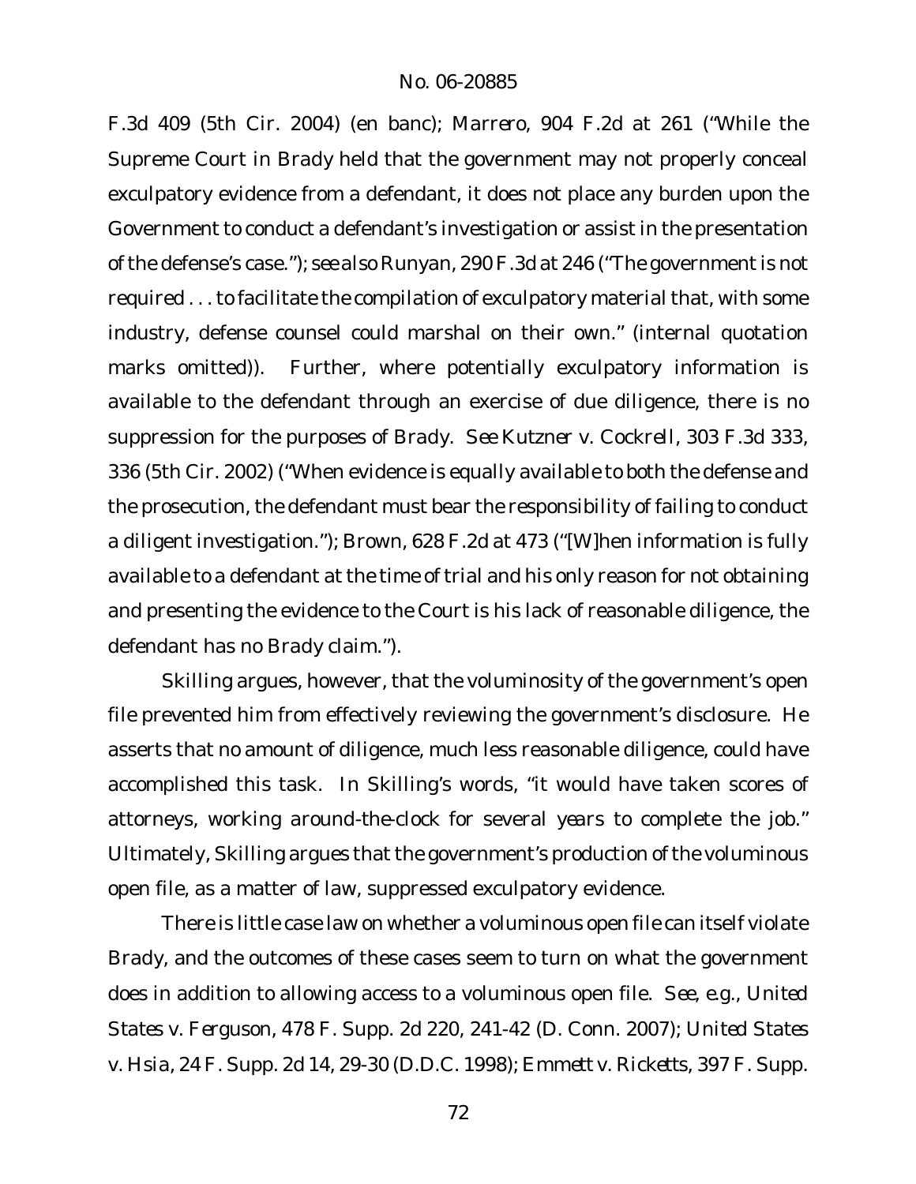F.3d 409 (5th Cir. 2004) (en banc); *Marrero*, 904 F.2d at 261 ("While the Supreme Court in *Brady* held that the government may not properly conceal exculpatory evidence from a defendant, it does not place any burden upon the Government to conduct a defendant's investigation or assist in the presentation of the defense's case."); *see also Runyan*, 290 F.3d at 246 ("The government is not required . . . to facilitate the compilation of exculpatory material that, with some industry, defense counsel could marshal on their own." (internal quotation marks omitted)). Further, where potentially exculpatory information is available to the defendant through an exercise of due diligence, there is no suppression for the purposes of *Brady*. *See Kutzner v. Cockrell*, 303 F.3d 333, 336 (5th Cir. 2002) ("When evidence is equally available to both the defense and the prosecution, the defendant must bear the responsibility of failing to conduct a diligent investigation."); *Brown*, 628 F.2d at 473 ("[W]hen information is fully available to a defendant at the time of trial and his only reason for not obtaining and presenting the evidence to the Court is his lack of reasonable diligence, the defendant has no *Brady* claim.").

Skilling argues, however, that the voluminosity of the government's open file prevented him from effectively reviewing the government's disclosure. He asserts that no amount of diligence, much less reasonable diligence, could have accomplished this task. In Skilling's words, "it would have taken scores of attorneys, working around-the-clock for several years to complete the job." Ultimately, Skilling argues that the government's production of the voluminous open file, as a matter of law, suppressed exculpatory evidence.

There is little case law on whether a voluminous open file can itself violate *Brady*, and the outcomes of these cases seem to turn on what the government does in addition to allowing access to a voluminous open file. *See, e.g.*, *United States v. Ferguson*, 478 F. Supp. 2d 220, 241-42 (D. Conn. 2007); *United States v. Hsia*, 24 F. Supp. 2d 14, 29-30 (D.D.C. 1998); *Emmett v. Ricketts*, 397 F. Supp.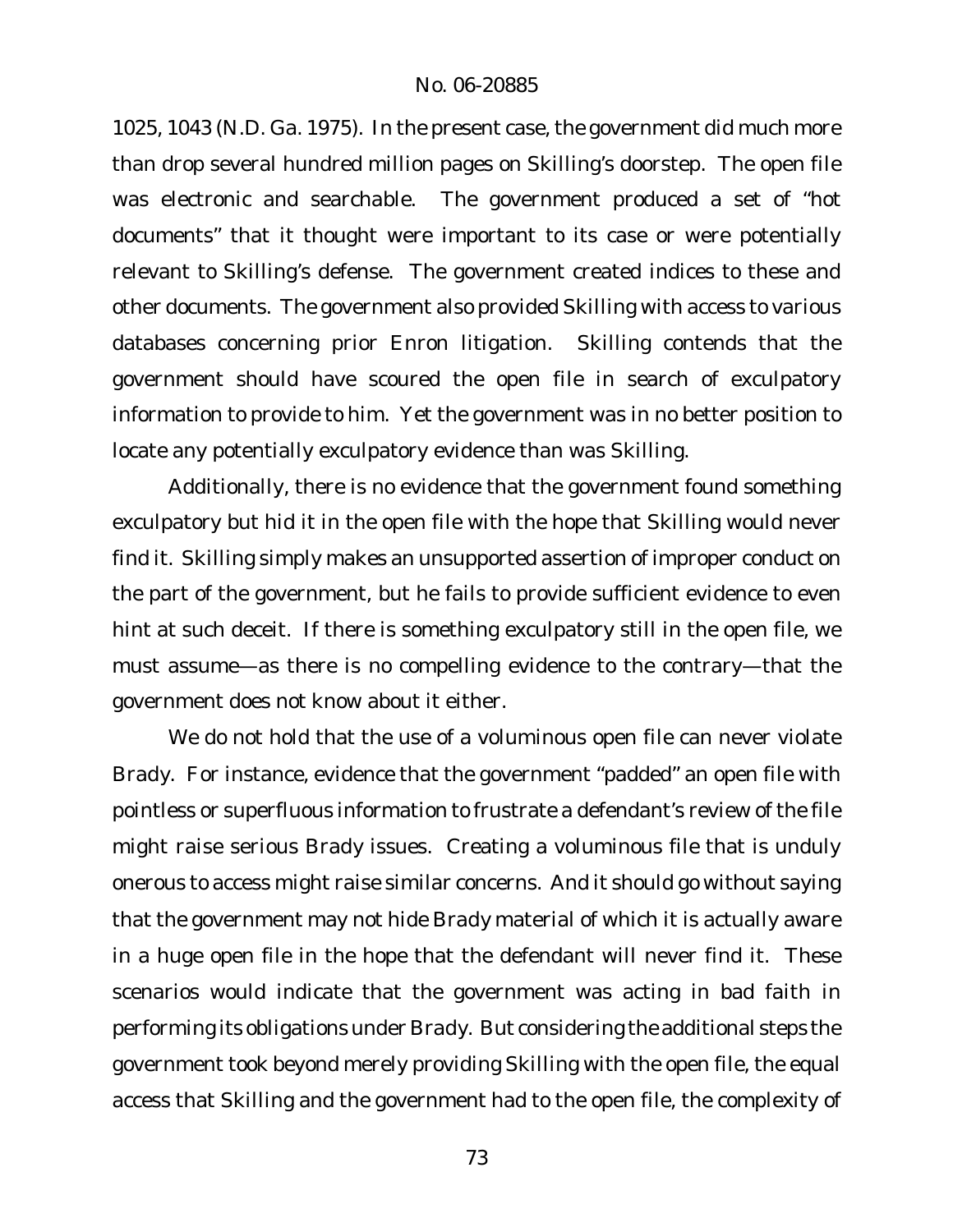1025, 1043 (N.D. Ga. 1975). In the present case, the government did much more than drop several hundred million pages on Skilling's doorstep. The open file was electronic and searchable. The government produced a set of "hot documents" that it thought were important to its case or were potentially relevant to Skilling's defense. The government created indices to these and other documents. The government also provided Skilling with access to various databases concerning prior Enron litigation. Skilling contends that the government should have scoured the open file in search of exculpatory information to provide to him. Yet the government was in no better position to locate any potentially exculpatory evidence than was Skilling.

Additionally, there is no evidence that the government found something exculpatory but hid it in the open file with the hope that Skilling would never find it. Skilling simply makes an unsupported assertion of improper conduct on the part of the government, but he fails to provide sufficient evidence to even hint at such deceit. If there is something exculpatory still in the open file, we must assume—as there is no compelling evidence to the contrary—that the government does not know about it either.

We do not hold that the use of a voluminous open file can never violate *Brady*. For instance, evidence that the government "padded" an open file with pointless or superfluous information to frustrate a defendant's review of the file might raise serious *Brady* issues. Creating a voluminous file that is unduly onerous to access might raise similar concerns. And it should go without saying that the government may not hide *Brady* material of which it is actually aware in a huge open file in the hope that the defendant will never find it. These scenarios would indicate that the government was acting in bad faith in performing its obligations under *Brady*. But considering the additional steps the government took beyond merely providing Skilling with the open file, the equal access that Skilling and the government had to the open file, the complexity of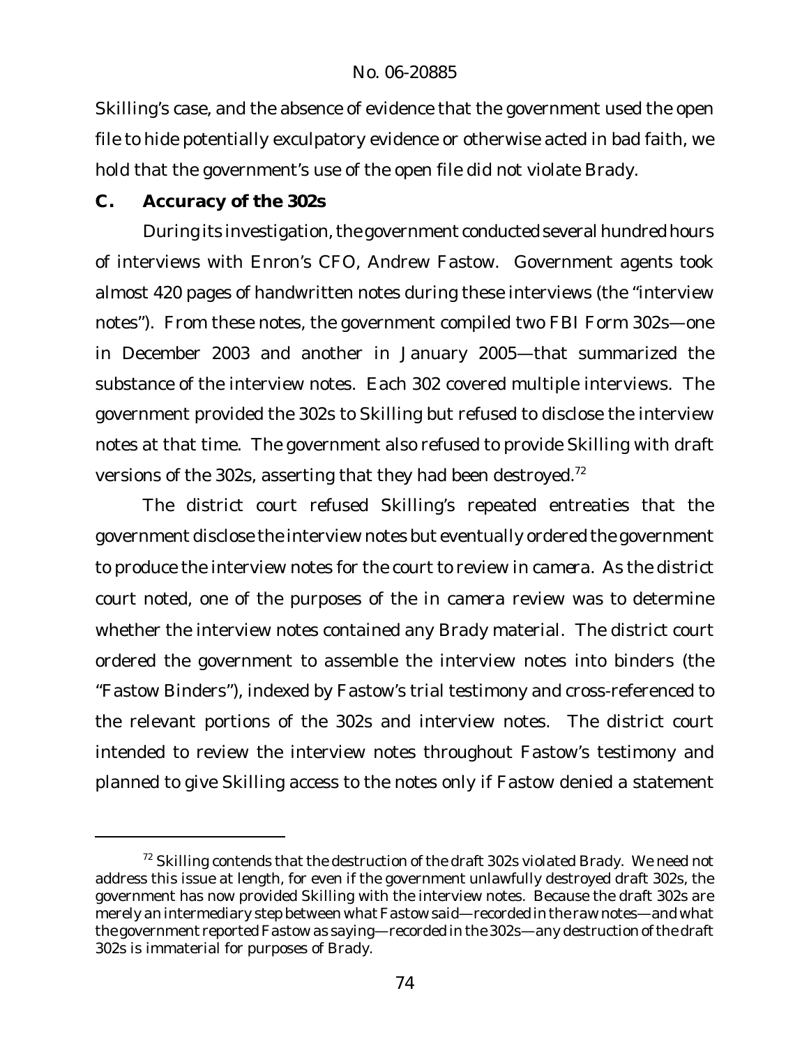Skilling's case, and the absence of evidence that the government used the open file to hide potentially exculpatory evidence or otherwise acted in bad faith, we hold that the government's use of the open file did not violate *Brady*.

### C. Accuracy of the 302s

During its investigation, the government conducted several hundred hours of interviews with Enron's CFO, Andrew Fastow. Government agents took almost 420 pages of handwritten notes during these interviews (the "interview notes"). From these notes, the government compiled two FBI Form 302s—one in December 2003 and another in January 2005—that summarized the substance of the interview notes. Each 302 covered multiple interviews. The government provided the 302s to Skilling but refused to disclose the interview notes at that time. The government also refused to provide Skilling with draft versions of the 302s, asserting that they had been destroyed.[72]

The district court refused Skilling's repeated entreaties that the government disclose the interview notes but eventually ordered the government to produce the interview notes for the court to review *in camera*. As the district court noted, one of the purposes of the *in camera* review was to determine whether the interview notes contained any *Brady* material. The district court ordered the government to assemble the interview notes into binders (the "Fastow Binders"), indexed by Fastow's trial testimony and cross-referenced to the relevant portions of the 302s and interview notes. The district court intended to review the interview notes throughout Fastow's testimony and planned to give Skilling access to the notes only if Fastow denied a statement

[72] Skilling contends that the destruction of the draft 302s violated *Brady*. We need not address this issue at length, for even if the government unlawfully destroyed draft 302s, the government has now provided Skilling with the interview notes. Because the draft 302s are merely an intermediary step between what Fastow said—recorded in the raw notes—and what the government reported Fastow as saying—recorded in the 302s—any destruction of the draft 302s is immaterial for purposes of *Brady*.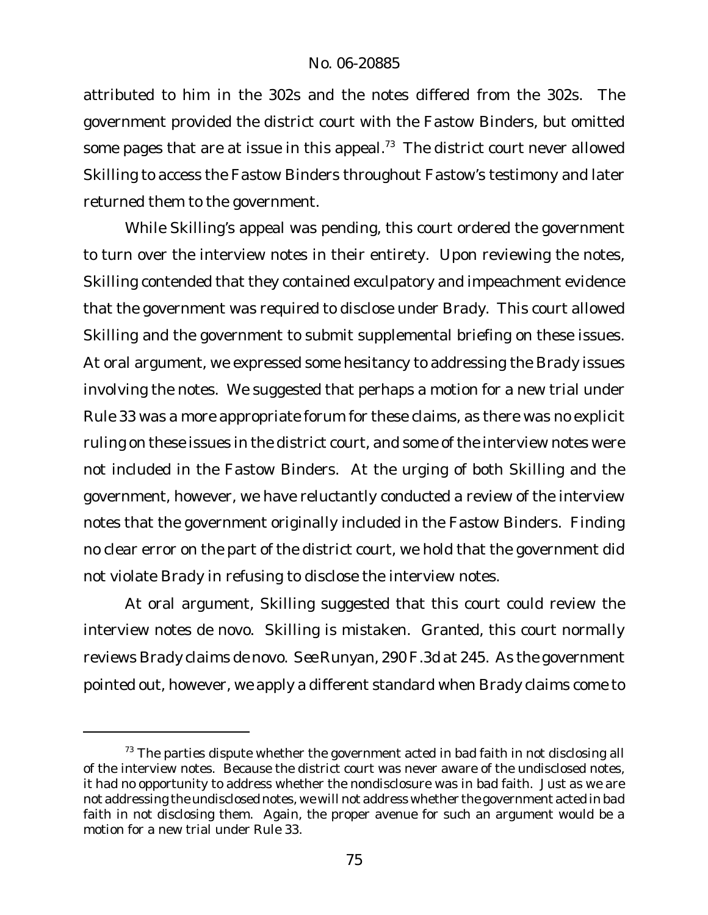attributed to him in the 302s and the notes differed from the 302s. The government provided the district court with the Fastow Binders, but omitted some pages that are at issue in this appeal.[73] The district court never allowed Skilling to access the Fastow Binders throughout Fastow's testimony and later returned them to the government.

While Skilling's appeal was pending, this court ordered the government to turn over the interview notes in their entirety. Upon reviewing the notes, Skilling contended that they contained exculpatory and impeachment evidence that the government was required to disclose under *Brady*. This court allowed Skilling and the government to submit supplemental briefing on these issues. At oral argument, we expressed some hesitancy to addressing the *Brady* issues involving the notes. We suggested that perhaps a motion for a new trial under Rule 33 was a more appropriate forum for these claims, as there was no explicit ruling on these issues in the district court, and some of the interview notes were not included in the Fastow Binders. At the urging of both Skilling and the government, however, we have reluctantly conducted a review of the interview notes that the government originally included in the Fastow Binders. Finding no clear error on the part of the district court, we hold that the government did not violate *Brady* in refusing to disclose the interview notes.

At oral argument, Skilling suggested that this court could review the interview notes de novo. Skilling is mistaken. Granted, this court normally reviews *Brady* claims de novo. *See Runyan*, 290 F.3d at 245. As the government pointed out, however, we apply a different standard when *Brady* claims come to

---

[73] The parties dispute whether the government acted in bad faith in not disclosing all of the interview notes. Because the district court was never aware of the undisclosed notes, it had no opportunity to address whether the nondisclosure was in bad faith. Just as we are not addressing the undisclosed notes, we will not address whether the government acted in bad faith in not disclosing them. Again, the proper avenue for such an argument would be a motion for a new trial under Rule 33.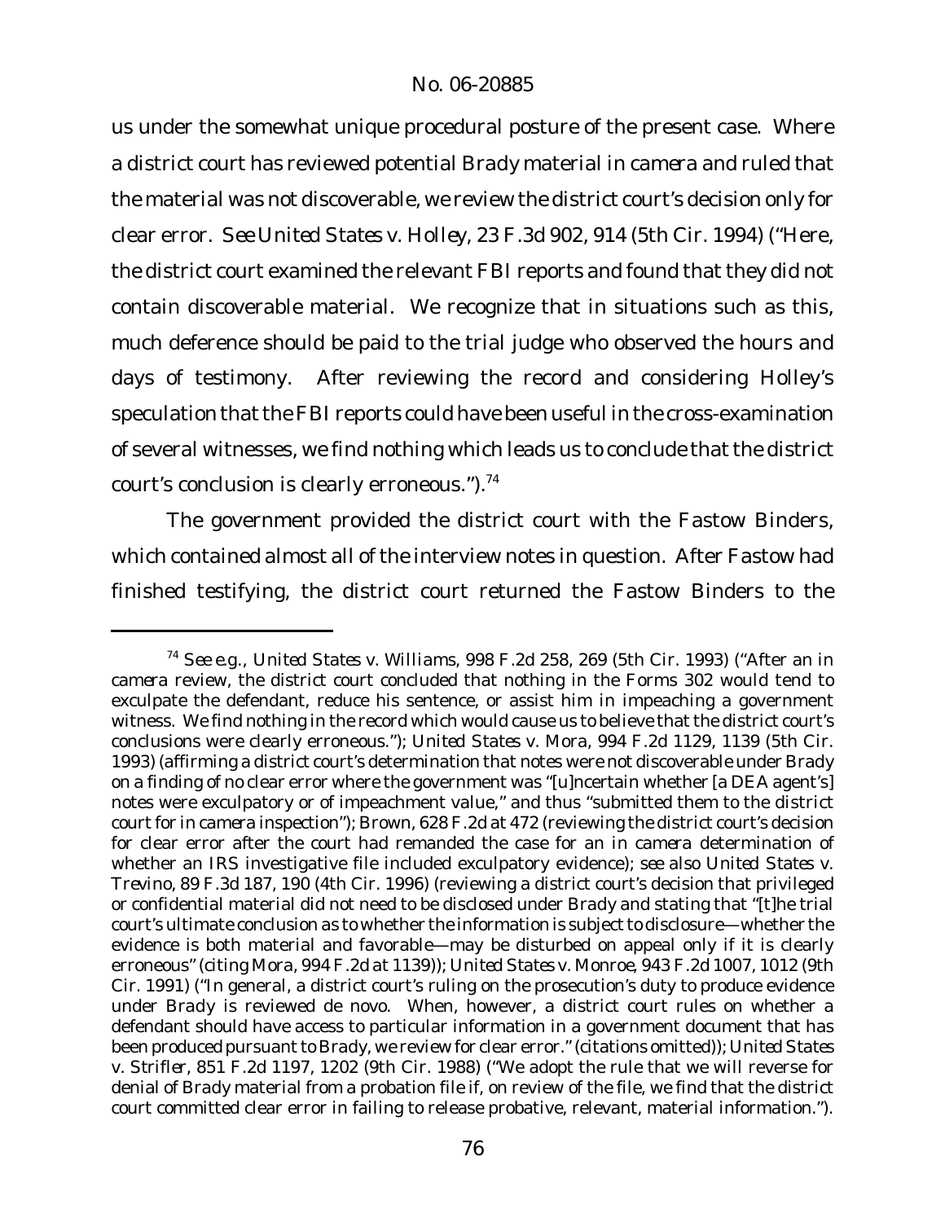us under the somewhat unique procedural posture of the present case. Where a district court has reviewed potential *Brady* material *in camera* and ruled that the material was not discoverable, we review the district court's decision only for clear error. *See United States v. Holley*, 23 F.3d 902, 914 (5th Cir. 1994) ("Here, the district court examined the relevant FBI reports and found that they did not contain discoverable material. We recognize that in situations such as this, much deference should be paid to the trial judge who observed the hours and days of testimony. After reviewing the record and considering Holley's speculation that the FBI reports could have been useful in the cross-examination of several witnesses, we find nothing which leads us to conclude that the district court's conclusion is clearly erroneous.").[74]

The government provided the district court with the Fastow Binders, which contained almost all of the interview notes in question. After Fastow had finished testifying, the district court returned the Fastow Binders to the

---

[74] *See e.g.*, *United States v. Williams*, 998 F.2d 258, 269 (5th Cir. 1993) ("After an *in camera* review, the district court concluded that nothing in the Forms 302 would tend to exculpate the defendant, reduce his sentence, or assist him in impeaching a government witness. We find nothing in the record which would cause us to believe that the district court's conclusions were clearly erroneous."); *United States v. Mora*, 994 F.2d 1129, 1139 (5th Cir. 1993) (affirming a district court's determination that notes were not discoverable under *Brady* on a finding of no clear error where the government was "[u]ncertain whether [a DEA agent's] notes were exculpatory or of impeachment value," and thus "submitted them to the district court for *in camera* inspection"); *Brown*, 628 F.2d at 472 (reviewing the district court's decision for clear error after the court had remanded the case for an *in camera* determination of whether an IRS investigative file included exculpatory evidence); *see also United States v. Trevino*, 89 F.3d 187, 190 (4th Cir. 1996) (reviewing a district court's decision that privileged or confidential material did not need to be disclosed under *Brady* and stating that "[t]he trial court's ultimate conclusion as to whether the information is subject to disclosure—whether the evidence is both material and favorable—may be disturbed on appeal only if it is clearly erroneous" (citing *Mora*, 994 F.2d at 1139)); *United States v. Monroe*, 943 F.2d 1007, 1012 (9th Cir. 1991) ("In general, a district court's ruling on the prosecution's duty to produce evidence under *Brady* is reviewed de novo. When, however, a district court rules on whether a defendant should have access to particular information in a government document that has been produced pursuant to Brady, we review for clear error." (citations omitted)); *United States v. Strifler*, 851 F.2d 1197, 1202 (9th Cir. 1988) ("We adopt the rule that we will reverse for denial of Brady material from a probation file if, on review of the file, we find that the district court committed clear error in failing to release probative, relevant, material information.").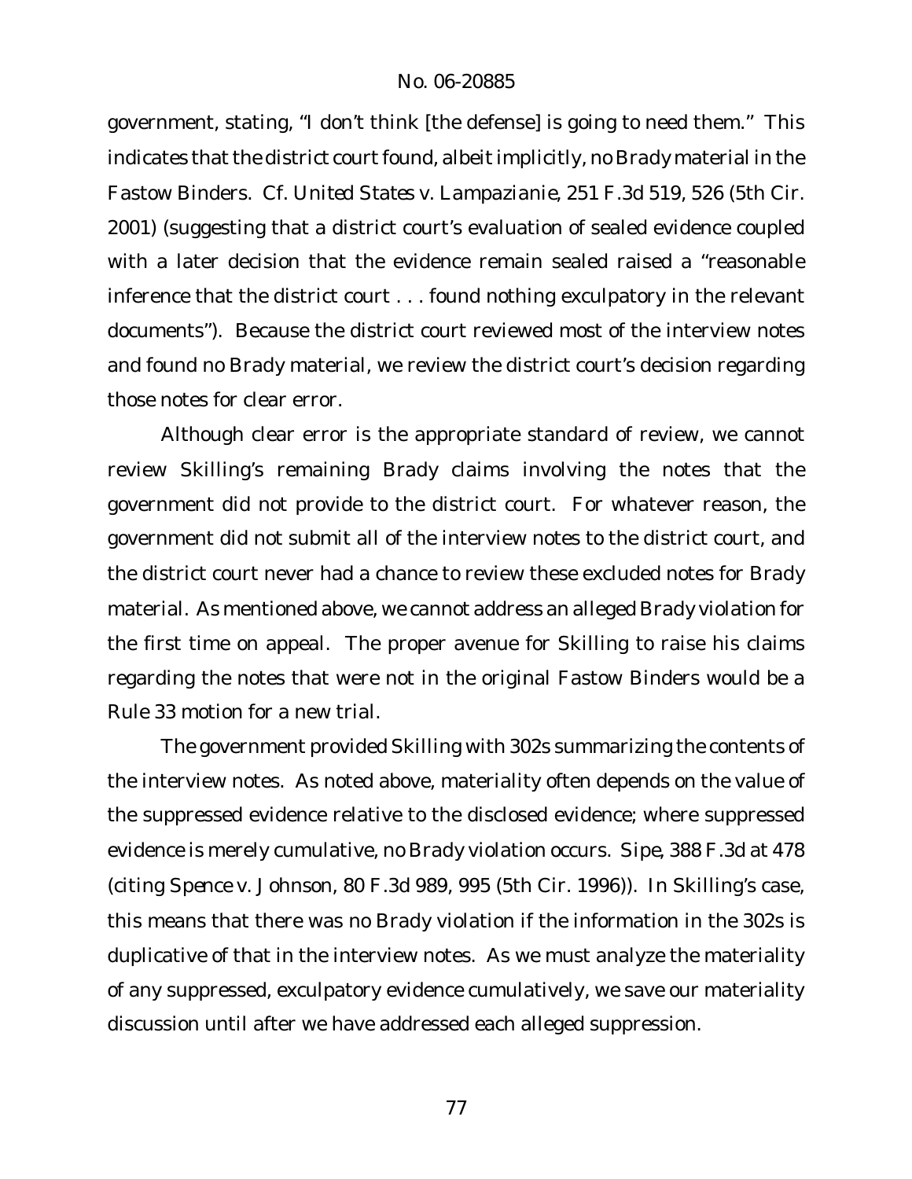government, stating, "I don't think [the defense] is going to need them." This indicates that the district court found, albeit implicitly, no *Brady* material in the Fastow Binders. *Cf. United States v. Lampazianie*, 251 F.3d 519, 526 (5th Cir. 2001) (suggesting that a district court's evaluation of sealed evidence coupled with a later decision that the evidence remain sealed raised a "reasonable inference that the district court . . . found nothing exculpatory in the relevant documents"). Because the district court reviewed most of the interview notes and found no *Brady* material, we review the district court's decision regarding those notes for clear error.

Although clear error is the appropriate standard of review, we cannot review Skilling's remaining *Brady* claims involving the notes that the government did not provide to the district court. For whatever reason, the government did not submit all of the interview notes to the district court, and the district court never had a chance to review these excluded notes for *Brady* material. As mentioned above, we cannot address an alleged *Brady* violation for the first time on appeal. The proper avenue for Skilling to raise his claims regarding the notes that were not in the original Fastow Binders would be a Rule 33 motion for a new trial.

The government provided Skilling with 302s summarizing the contents of the interview notes. As noted above, materiality often depends on the value of the suppressed evidence relative to the disclosed evidence; where suppressed evidence is merely cumulative, no *Brady* violation occurs. *Sipe*, 388 F.3d at 478 (citing *Spence v. Johnson*, 80 F.3d 989, 995 (5th Cir. 1996)). In Skilling's case, this means that there was no *Brady* violation if the information in the 302s is duplicative of that in the interview notes. As we must analyze the materiality of any suppressed, exculpatory evidence cumulatively, we save our materiality discussion until after we have addressed each alleged suppression.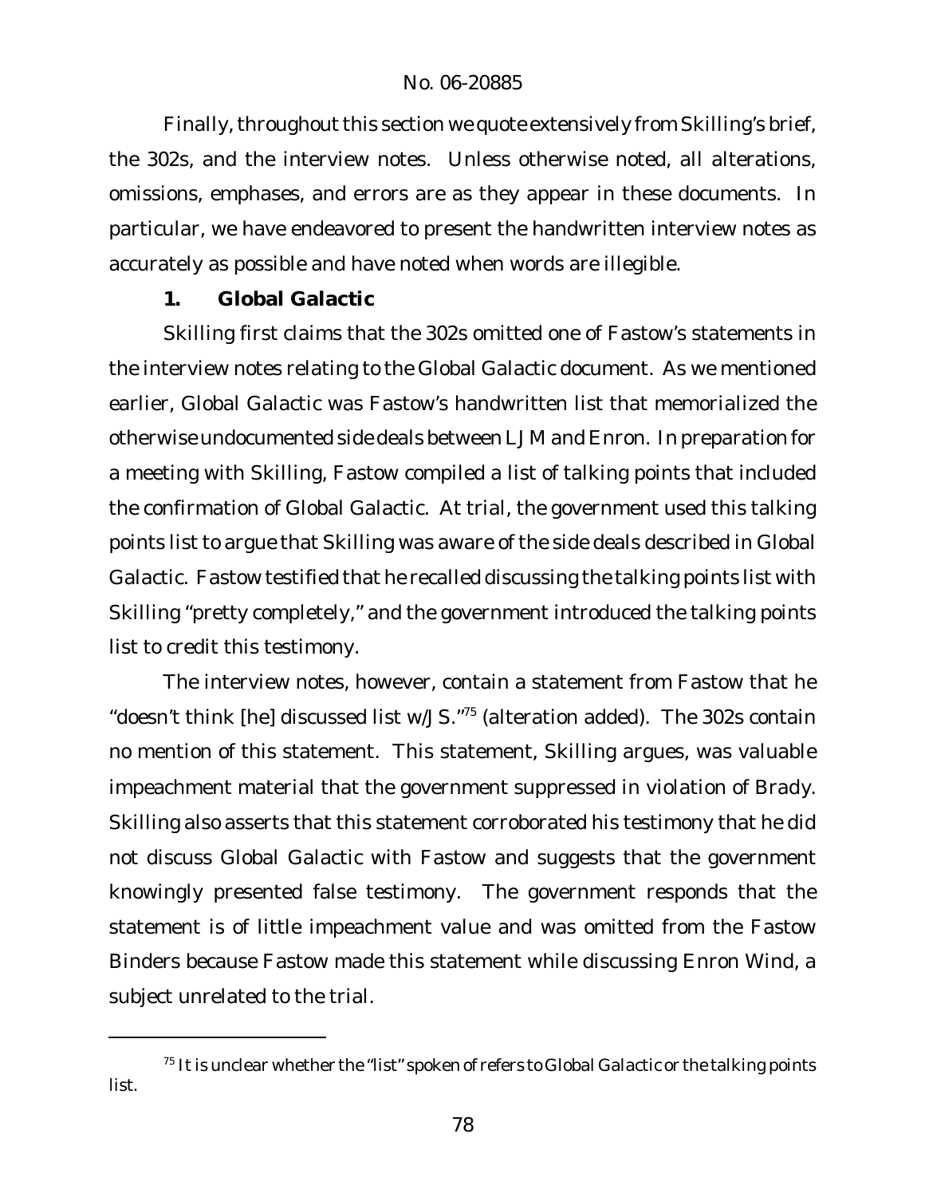Finally, throughout this section we quote extensively from Skilling's brief, the 302s, and the interview notes. Unless otherwise noted, all alterations, omissions, emphases, and errors are as they appear in these documents. In particular, we have endeavored to present the handwritten interview notes as accurately as possible and have noted when words are illegible.

### 1. Global Galactic

Skilling first claims that the 302s omitted one of Fastow's statements in the interview notes relating to the Global Galactic document. As we mentioned earlier, Global Galactic was Fastow's handwritten list that memorialized the otherwise undocumented side deals between LJM and Enron. In preparation for a meeting with Skilling, Fastow compiled a list of talking points that included the confirmation of Global Galactic. At trial, the government used this talking points list to argue that Skilling was aware of the side deals described in Global Galactic. Fastow testified that he recalled discussing the talking points list with Skilling "pretty completely," and the government introduced the talking points list to credit this testimony.

The interview notes, however, contain a statement from Fastow that he "doesn't think [he] discussed list w/JS."[75] (alteration added). The 302s contain no mention of this statement. This statement, Skilling argues, was valuable impeachment material that the government suppressed in violation of *Brady*. Skilling also asserts that this statement corroborated his testimony that he did not discuss Global Galactic with Fastow and suggests that the government knowingly presented false testimony. The government responds that the statement is of little impeachment value and was omitted from the Fastow Binders because Fastow made this statement while discussing Enron Wind, a subject unrelated to the trial.

---

[75] It is unclear whether the "list" spoken of refers to Global Galactic or the talking points list.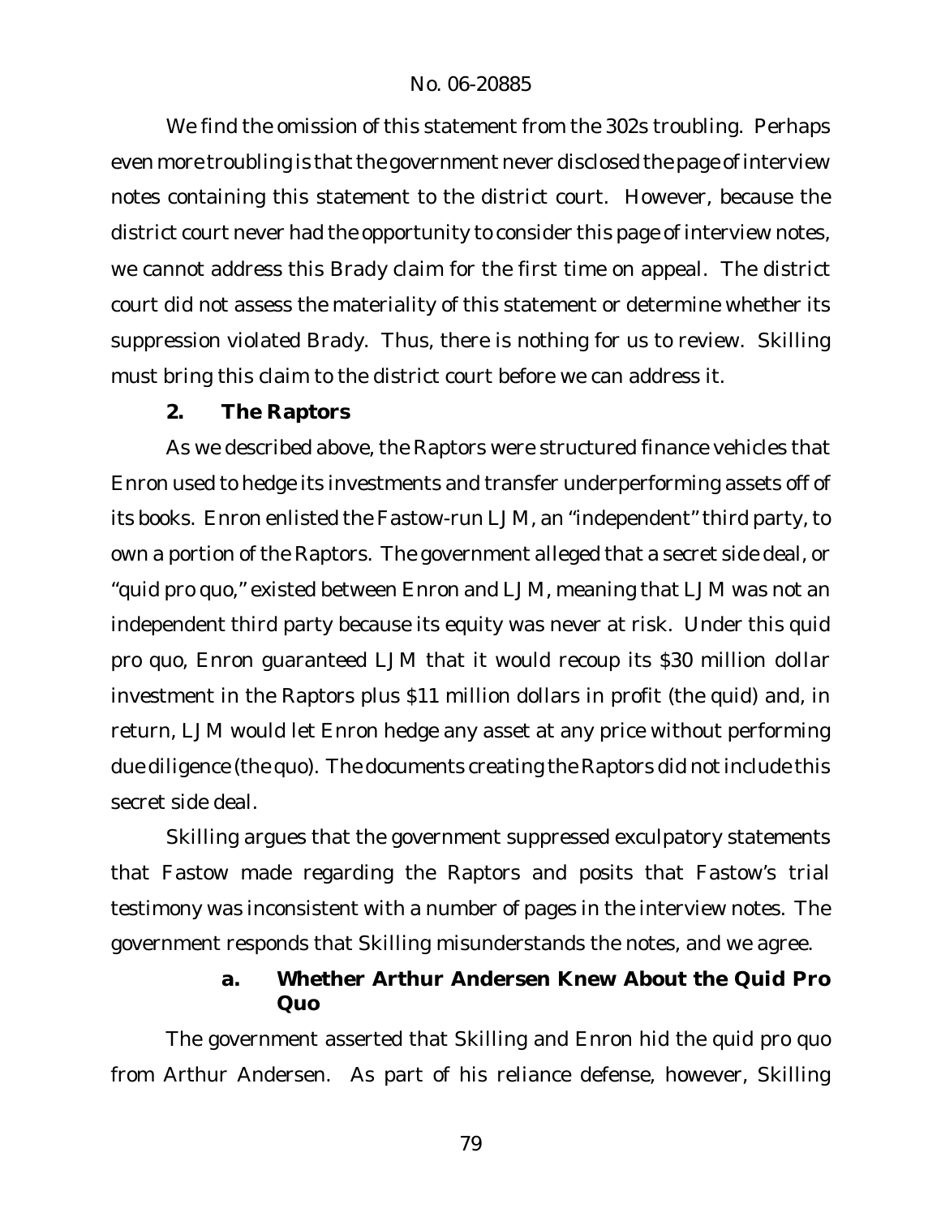We find the omission of this statement from the 302s troubling. Perhaps even more troubling is that the government never disclosed the page of interview notes containing this statement to the district court. However, because the district court never had the opportunity to consider this page of interview notes, we cannot address this Brady claim for the first time on appeal. The district court did not assess the materiality of this statement or determine whether its suppression violated Brady. Thus, there is nothing for us to review. Skilling must bring this claim to the district court before we can address it.

### 2. The Raptors

As we described above, the Raptors were structured finance vehicles that Enron used to hedge its investments and transfer underperforming assets off of its books. Enron enlisted the Fastow-run LJM, an "independent" third party, to own a portion of the Raptors. The government alleged that a secret side deal, or "quid pro quo," existed between Enron and LJM, meaning that LJM was not an independent third party because its equity was never at risk. Under this quid pro quo, Enron guaranteed LJM that it would recoup its $30 million dollar investment in the Raptors plus $11 million dollars in profit (the quid) and, in return, LJM would let Enron hedge any asset at any price without performing due diligence (the quo). The documents creating the Raptors did not include this secret side deal.

Skilling argues that the government suppressed exculpatory statements that Fastow made regarding the Raptors and posits that Fastow's trial testimony was inconsistent with a number of pages in the interview notes. The government responds that Skilling misunderstands the notes, and we agree.

#### a. Whether Arthur Andersen Knew About the Quid Pro Quo

The government asserted that Skilling and Enron hid the quid pro quo from Arthur Andersen. As part of his reliance defense, however, Skilling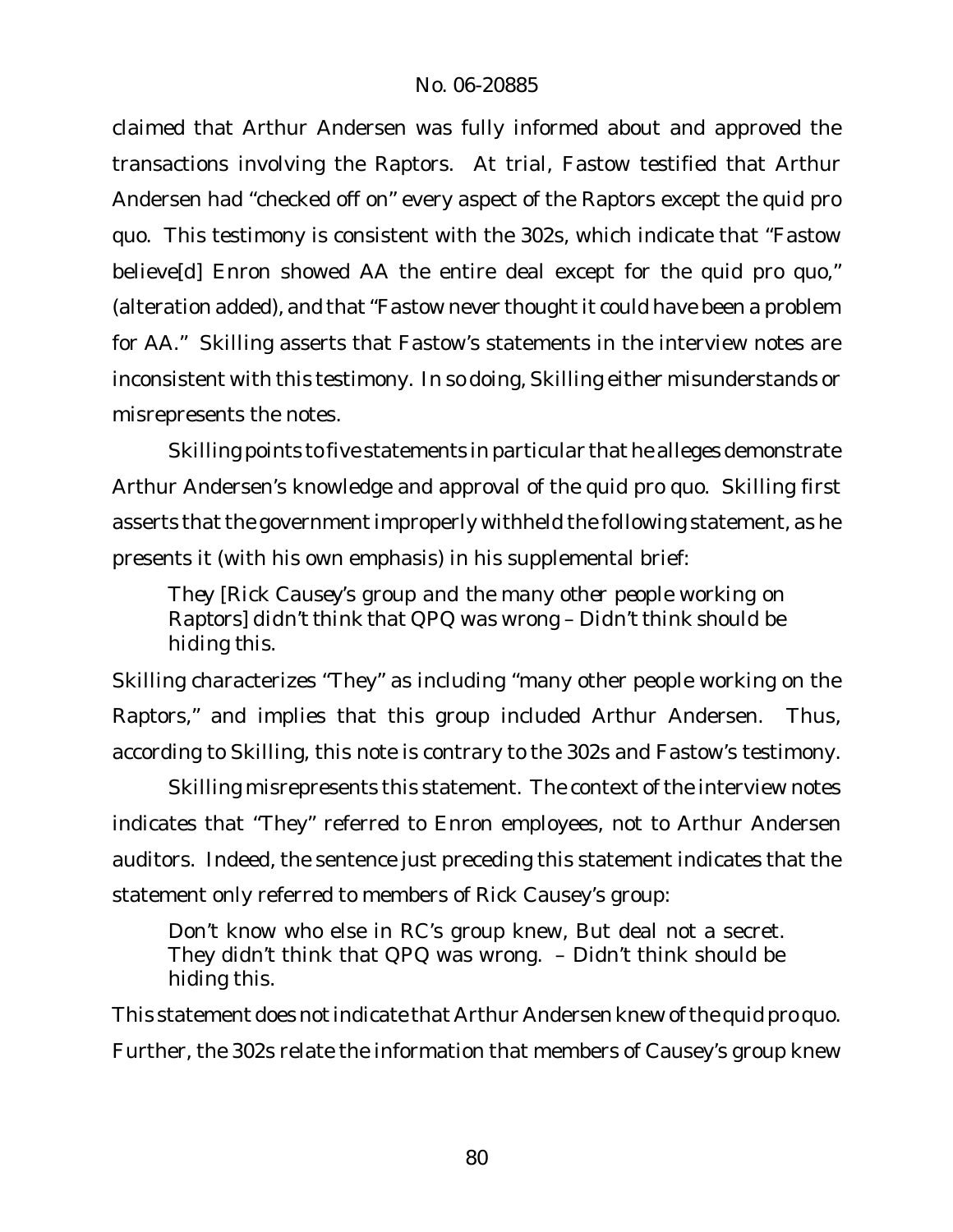claimed that Arthur Andersen was fully informed about and approved the transactions involving the Raptors. At trial, Fastow testified that Arthur Andersen had "checked off on" every aspect of the Raptors except the quid pro quo. This testimony is consistent with the 302s, which indicate that "Fastow believe[d] Enron showed AA the entire deal except for the quid pro quo," (alteration added), and that "Fastow never thought it could have been a problem for AA." Skilling asserts that Fastow's statements in the interview notes are inconsistent with this testimony. In so doing, Skilling either misunderstands or misrepresents the notes.

Skilling points to five statements in particular that he alleges demonstrate Arthur Andersen's knowledge and approval of the quid pro quo. Skilling first asserts that the government improperly withheld the following statement, as he presents it (with his own emphasis) in his supplemental brief:

> *They [Rick Causey's group and the many other people working on Raptors]* didn't think that QPQ was wrong – Didn't think should be hiding this.

Skilling characterizes "They" as including "many other people working on the Raptors," and implies that this group included Arthur Andersen. Thus, according to Skilling, this note is contrary to the 302s and Fastow's testimony.

Skilling misrepresents this statement. The context of the interview notes indicates that "They" referred to Enron employees, not to Arthur Andersen auditors. Indeed, the sentence just preceding this statement indicates that the statement only referred to members of Rick Causey's group:

> Don't know who else in RC's group knew, But deal not a secret. They didn't think that QPQ was wrong. – Didn't think should be hiding this.

This statement does not indicate that Arthur Andersen knew of the quid pro quo. Further, the 302s relate the information that members of Causey's group knew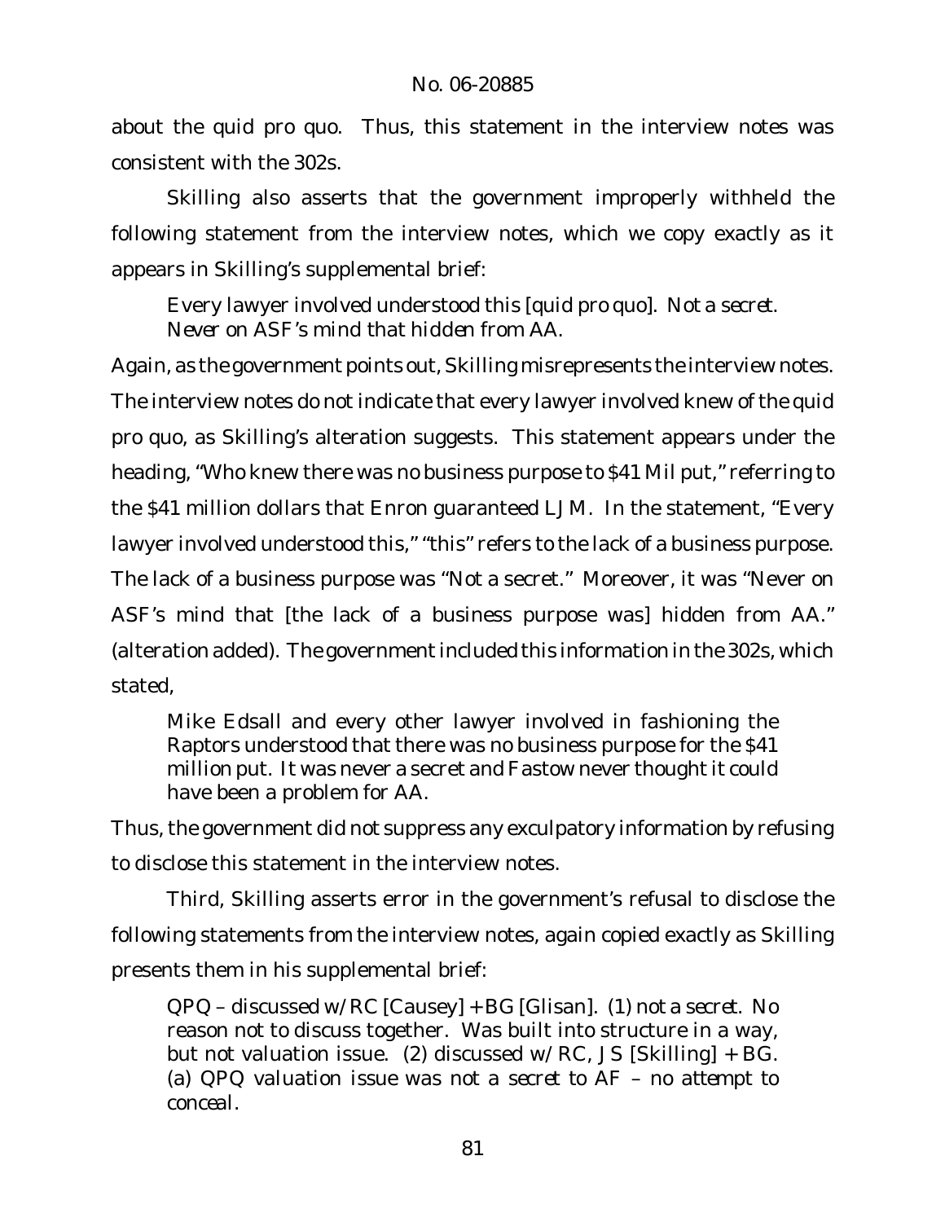about the quid pro quo. Thus, this statement in the interview notes was consistent with the 302s.

Skilling also asserts that the government improperly withheld the following statement from the interview notes, which we copy exactly as it appears in Skilling's supplemental brief:

> *Every lawyer involved understood this [quid pro quo]. Not a secret. Never on ASF's mind that hidden from AA.*

Again, as the government points out, Skilling misrepresents the interview notes. The interview notes do not indicate that every lawyer involved knew of the quid pro quo, as Skilling's alteration suggests. This statement appears under the heading, "Who knew there was no business purpose to $41 Mil put," referring to the $41 million dollars that Enron guaranteed LJM. In the statement, "Every lawyer involved understood this," "this" refers to the lack of a business purpose. The lack of a business purpose was "Not a secret." Moreover, it was "Never on ASF's mind that [the lack of a business purpose was] hidden from AA." (alteration added). The government included this information in the 302s, which stated,

> Mike Edsall and every other lawyer involved in fashioning the Raptors understood that there was no business purpose for the $41 million put. It was never a secret and Fastow never thought it could have been a problem for AA.

Thus, the government did not suppress any exculpatory information by refusing to disclose this statement in the interview notes.

Third, Skilling asserts error in the government's refusal to disclose the following statements from the interview notes, again copied exactly as Skilling presents them in his supplemental brief:

> *QPQ – discussed w/RC [Causey] + BG [Glisan]. (1) not a secret. No reason not to discuss together. Was built into structure in a way, but not valuation issue. (2) discussed w/ RC, JS [Skilling] + BG. (a) QPQ valuation issue was not a secret to AF – no attempt to conceal.*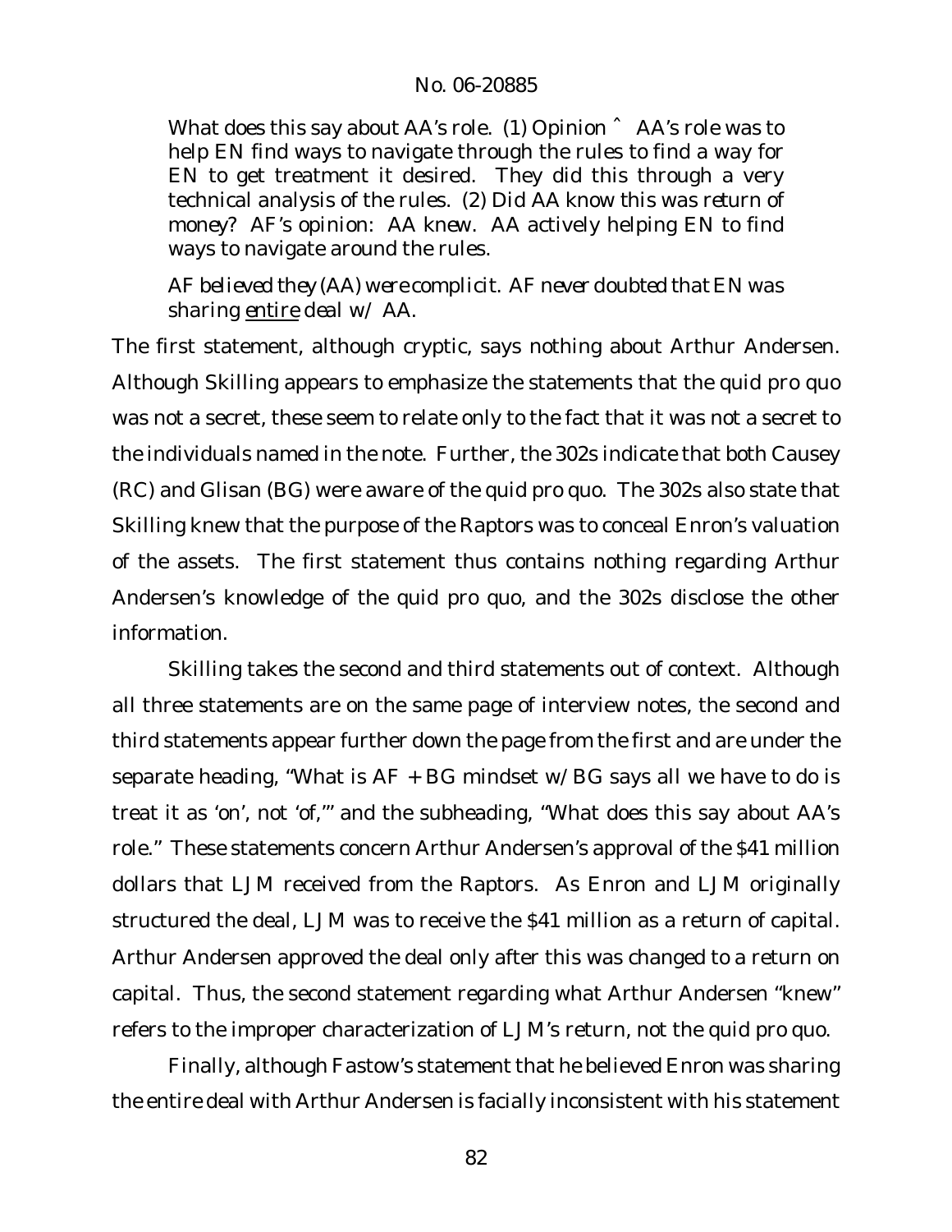What does this say about AA's role. (1) Opinion ˆ AA's role was to help EN find ways to navigate through the rules to find a way for EN to get treatment it desired. They did this through a very technical analysis of the rules. (2) *Did AA know this was return of money? AF's opinion: AA knew.* AA actively helping EN to find ways to navigate around the rules.

> *AF believed they (AA) were complicit. AF never doubted that EN was sharing* entire *deal w/ AA.*

The first statement, although cryptic, says nothing about Arthur Andersen. Although Skilling appears to emphasize the statements that the quid pro quo was not a secret, these seem to relate only to the fact that it was not a secret to the individuals named in the note. Further, the 302s indicate that both Causey (RC) and Glisan (BG) were aware of the quid pro quo. The 302s also state that Skilling knew that the purpose of the Raptors was to conceal Enron's valuation of the assets. The first statement thus contains nothing regarding Arthur Andersen's knowledge of the quid pro quo, and the 302s disclose the other information.

Skilling takes the second and third statements out of context. Although all three statements are on the same page of interview notes, the second and third statements appear further down the page from the first and are under the separate heading, "What is AF + BG mindset w/ BG says all we have to do is treat it as 'on', not 'of,'" and the subheading, "What does this say about AA's role." These statements concern Arthur Andersen's approval of the \$41 million dollars that LJM received from the Raptors. As Enron and LJM originally structured the deal, LJM was to receive the \$41 million as a return of capital. Arthur Andersen approved the deal only after this was changed to a return on capital. Thus, the second statement regarding what Arthur Andersen "knew" refers to the improper characterization of LJM's return, not the quid pro quo.

Finally, although Fastow's statement that he believed Enron was sharing the entire deal with Arthur Andersen is facially inconsistent with his statement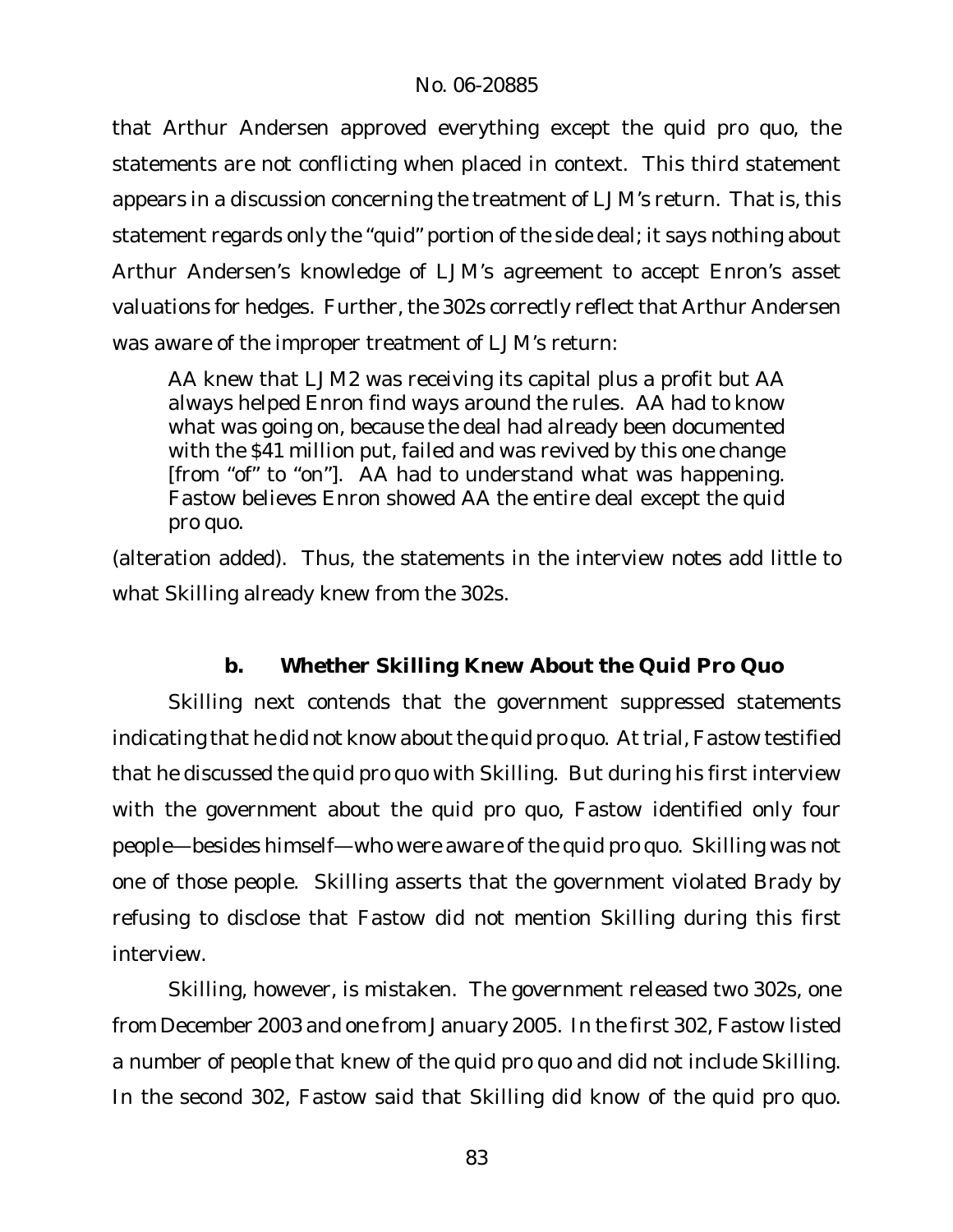that Arthur Andersen approved everything except the quid pro quo, the statements are not conflicting when placed in context. This third statement appears in a discussion concerning the treatment of LJM's return. That is, this statement regards only the "quid" portion of the side deal; it says nothing about Arthur Andersen's knowledge of LJM's agreement to accept Enron's asset valuations for hedges. Further, the 302s correctly reflect that Arthur Andersen was aware of the improper treatment of LJM's return:

> AA knew that LJM2 was receiving its capital plus a profit but AA always helped Enron find ways around the rules. AA had to know what was going on, because the deal had already been documented with the $41 million put, failed and was revived by this one change [from "of" to "on"]. AA had to understand what was happening. Fastow believes Enron showed AA the entire deal except the quid pro quo.

(alteration added). Thus, the statements in the interview notes add little to what Skilling already knew from the 302s.

### b. Whether Skilling Knew About the Quid Pro Quo

Skilling next contends that the government suppressed statements indicating that he did not know about the quid pro quo. At trial, Fastow testified that he discussed the quid pro quo with Skilling. But during his first interview with the government about the quid pro quo, Fastow identified only four people—besides himself—who were aware of the quid pro quo. Skilling was not one of those people. Skilling asserts that the government violated *Brady* by refusing to disclose that Fastow did not mention Skilling during this first interview.

Skilling, however, is mistaken. The government released two 302s, one from December 2003 and one from January 2005. In the first 302, Fastow listed a number of people that knew of the quid pro quo and did not include Skilling. In the second 302, Fastow said that Skilling did know of the quid pro quo.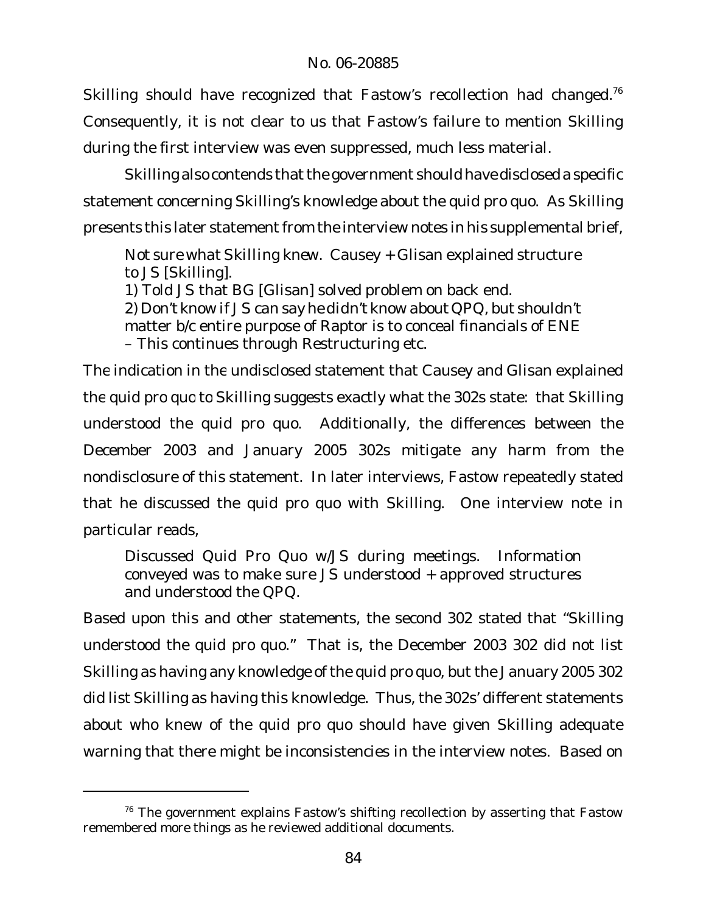Skilling should have recognized that Fastow's recollection had changed.[76] Consequently, it is not clear to us that Fastow's failure to mention Skilling during the first interview was even suppressed, much less material.

Skilling also contends that the government should have disclosed a specific statement concerning Skilling's knowledge about the quid pro quo. As Skilling presents this later statement from the interview notes in his supplemental brief,

> Not sure what Skilling knew. Causey + Glisan explained structure to JS [Skilling].
> 1) Told JS that BG [Glisan] solved problem on back end.
> 2) Don't know if JS can say he didn't know about QPQ, but shouldn't matter b/c entire purpose of Raptor is to conceal financials of ENE – This continues through Restructuring etc.

The indication in the undisclosed statement that Causey and Glisan explained the quid pro quo to Skilling suggests exactly what the 302s state: that Skilling understood the quid pro quo. Additionally, the differences between the December 2003 and January 2005 302s mitigate any harm from the nondisclosure of this statement. In later interviews, Fastow repeatedly stated that he discussed the quid pro quo with Skilling. One interview note in particular reads,

> Discussed Quid Pro Quo w/JS during meetings. Information conveyed was to make sure JS understood + approved structures and understood the QPQ.

Based upon this and other statements, the second 302 stated that "Skilling understood the quid pro quo." That is, the December 2003 302 did not list Skilling as having any knowledge of the quid pro quo, but the January 2005 302 did list Skilling as having this knowledge. Thus, the 302s' different statements about who knew of the quid pro quo should have given Skilling adequate warning that there might be inconsistencies in the interview notes. Based on

---

[76] The government explains Fastow's shifting recollection by asserting that Fastow remembered more things as he reviewed additional documents.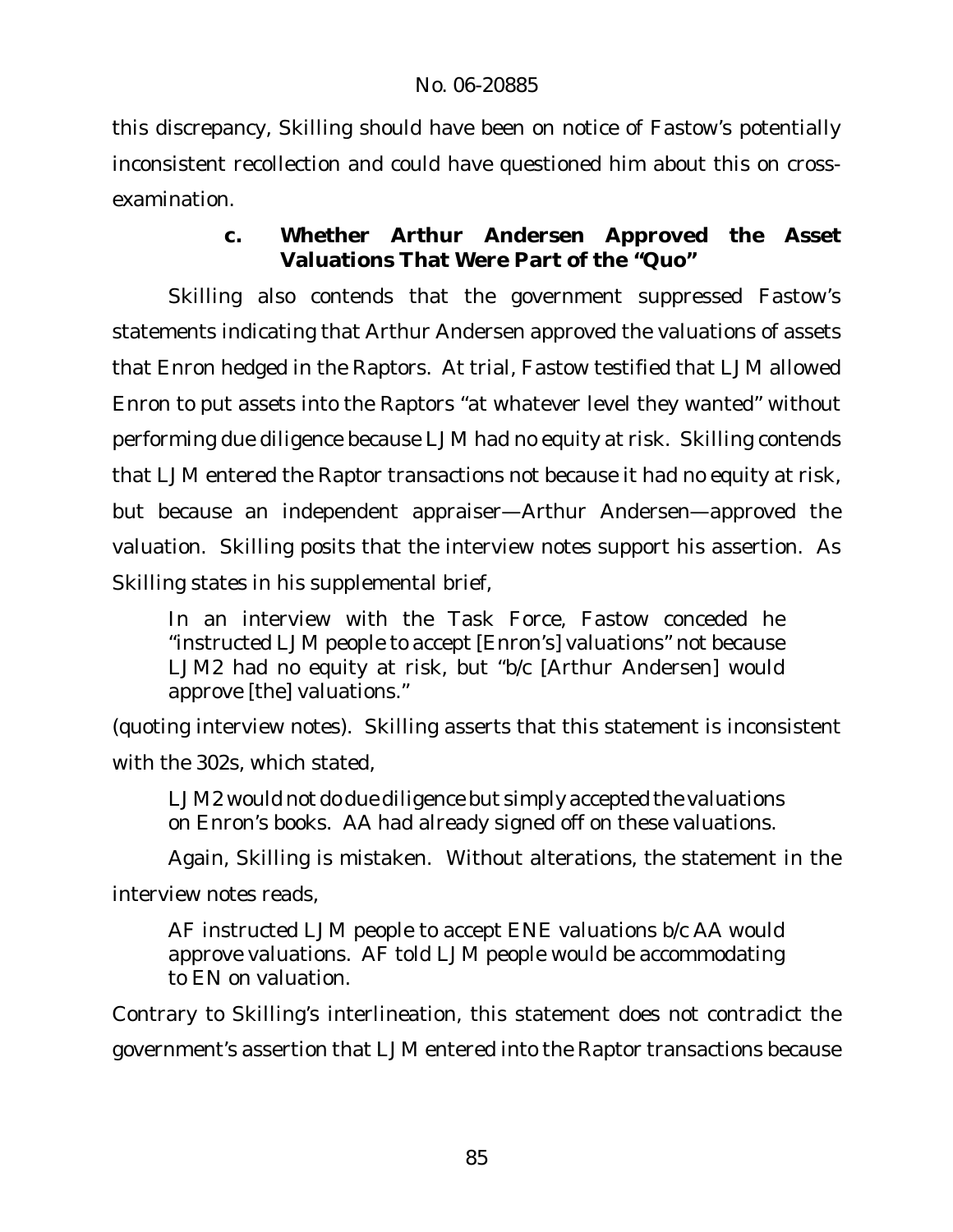this discrepancy, Skilling should have been on notice of Fastow's potentially inconsistent recollection and could have questioned him about this on cross-examination.

#### c. Whether Arthur Andersen Approved the Asset Valuations That Were Part of the "Quo"

Skilling also contends that the government suppressed Fastow's statements indicating that Arthur Andersen approved the valuations of assets that Enron hedged in the Raptors. At trial, Fastow testified that LJM allowed Enron to put assets into the Raptors "at whatever level they wanted" without performing due diligence because LJM had no equity at risk. Skilling contends that LJM entered the Raptor transactions not because it had no equity at risk, but because an independent appraiser—Arthur Andersen—approved the valuation. Skilling posits that the interview notes support his assertion. As Skilling states in his supplemental brief,

> In an interview with the Task Force, Fastow conceded he "instructed LJM people to accept [Enron's] valuations" not because LJM2 had no equity at risk, but "b/c [Arthur Andersen] would approve [the] valuations."

(quoting interview notes). Skilling asserts that this statement is inconsistent with the 302s, which stated,

> LJM2 would not do due diligence but simply accepted the valuations on Enron's books. AA had already signed off on these valuations.

Again, Skilling is mistaken. Without alterations, the statement in the interview notes reads,

> AF instructed LJM people to accept ENE valuations b/c AA would approve valuations. AF told LJM people would be accommodating to EN on valuation.

Contrary to Skilling's interlineation, this statement does not contradict the government's assertion that LJM entered into the Raptor transactions because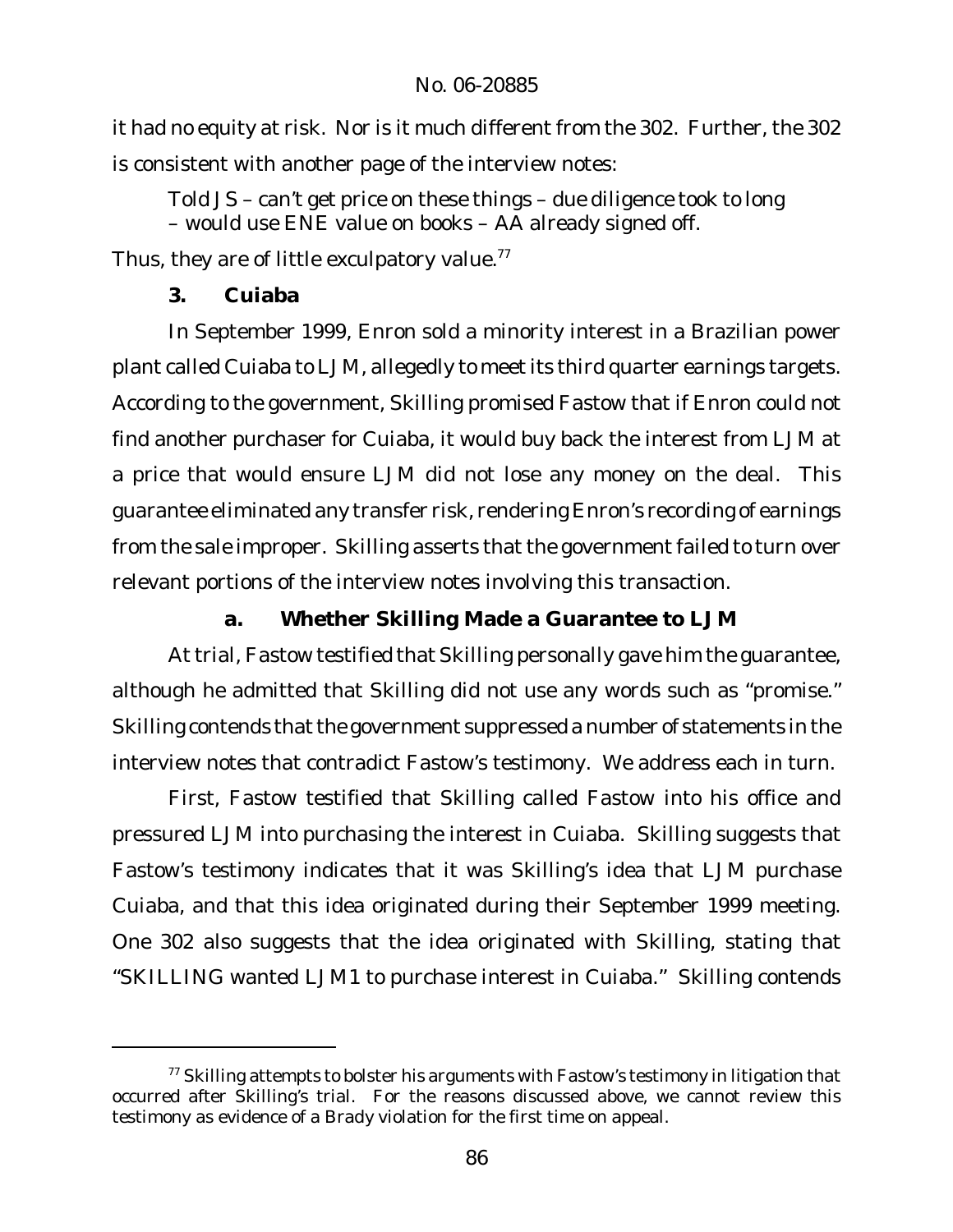it had no equity at risk. Nor is it much different from the 302. Further, the 302 is consistent with another page of the interview notes:

> Told JS – can't get price on these things – due diligence took to long – would use ENE value on books – AA already signed off.

Thus, they are of little exculpatory value.[77]

### 3. Cuiaba

In September 1999, Enron sold a minority interest in a Brazilian power plant called Cuiaba to LJM, allegedly to meet its third quarter earnings targets. According to the government, Skilling promised Fastow that if Enron could not find another purchaser for Cuiaba, it would buy back the interest from LJM at a price that would ensure LJM did not lose any money on the deal. This guarantee eliminated any transfer risk, rendering Enron's recording of earnings from the sale improper. Skilling asserts that the government failed to turn over relevant portions of the interview notes involving this transaction.

#### a. Whether Skilling Made a Guarantee to LJM

At trial, Fastow testified that Skilling personally gave him the guarantee, although he admitted that Skilling did not use any words such as "promise." Skilling contends that the government suppressed a number of statements in the interview notes that contradict Fastow's testimony. We address each in turn.

First, Fastow testified that Skilling called Fastow into his office and pressured LJM into purchasing the interest in Cuiaba. Skilling suggests that Fastow's testimony indicates that it was Skilling's idea that LJM purchase Cuiaba, and that this idea originated during their September 1999 meeting. One 302 also suggests that the idea originated with Skilling, stating that "SKILLING wanted LJM1 to purchase interest in Cuiaba." Skilling contends

---

[77] Skilling attempts to bolster his arguments with Fastow's testimony in litigation that occurred after Skilling's trial. For the reasons discussed above, we cannot review this testimony as evidence of a *Brady* violation for the first time on appeal.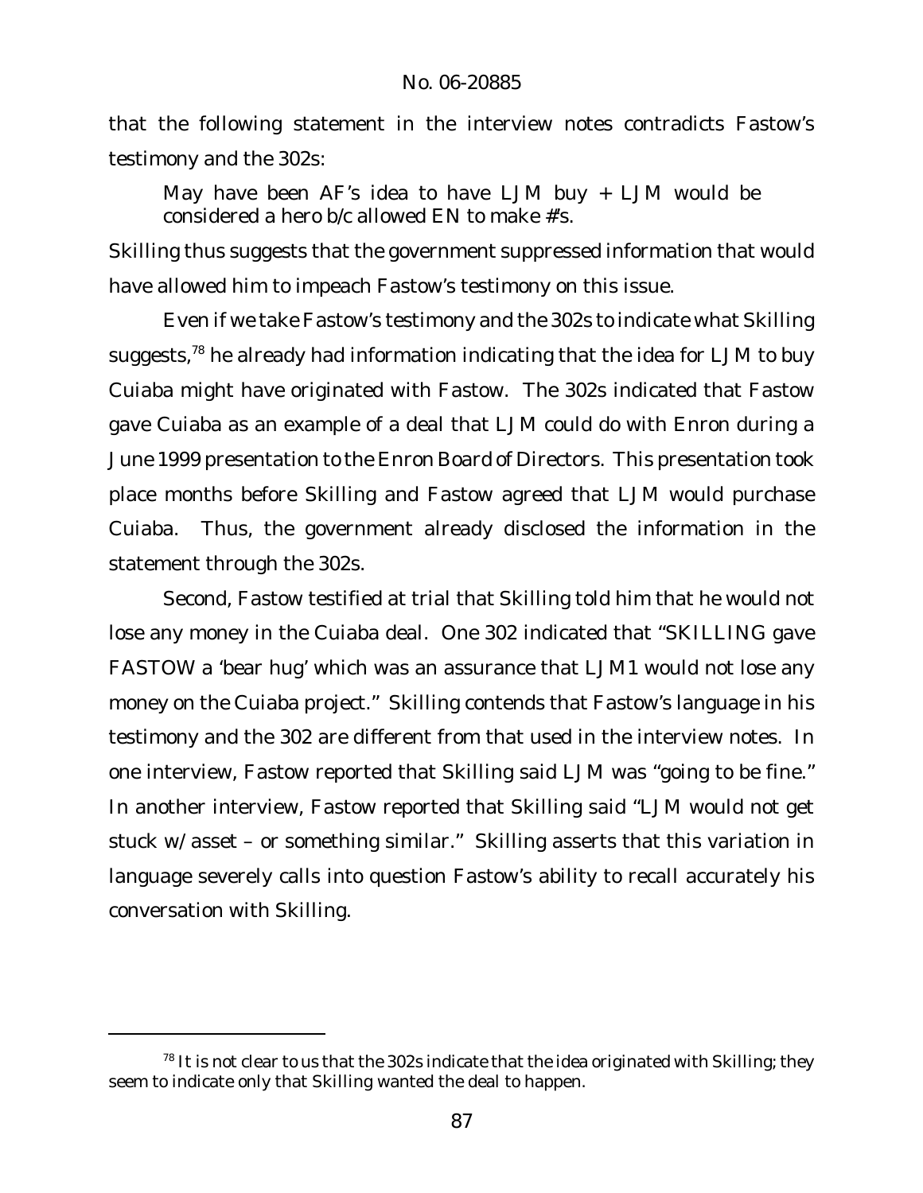that the following statement in the interview notes contradicts Fastow's testimony and the 302s:

> May have been AF's idea to have LJM buy + LJM would be considered a hero b/c allowed EN to make #'s.

Skilling thus suggests that the government suppressed information that would have allowed him to impeach Fastow's testimony on this issue.

Even if we take Fastow's testimony and the 302s to indicate what Skilling suggests,[78] he already had information indicating that the idea for LJM to buy Cuiaba might have originated with Fastow. The 302s indicated that Fastow gave Cuiaba as an example of a deal that LJM could do with Enron during a June 1999 presentation to the Enron Board of Directors. This presentation took place months before Skilling and Fastow agreed that LJM would purchase Cuiaba. Thus, the government already disclosed the information in the statement through the 302s.

Second, Fastow testified at trial that Skilling told him that he would not lose any money in the Cuiaba deal. One 302 indicated that "SKILLING gave FASTOW a 'bear hug' which was an assurance that LJM1 would not lose any money on the Cuiaba project." Skilling contends that Fastow's language in his testimony and the 302 are different from that used in the interview notes. In one interview, Fastow reported that Skilling said LJM was "going to be fine." In another interview, Fastow reported that Skilling said "LJM would not get stuck w/ asset – or something similar." Skilling asserts that this variation in language severely calls into question Fastow's ability to recall accurately his conversation with Skilling.

---

[78] It is not clear to us that the 302s indicate that the idea originated with Skilling; they seem to indicate only that Skilling wanted the deal to happen.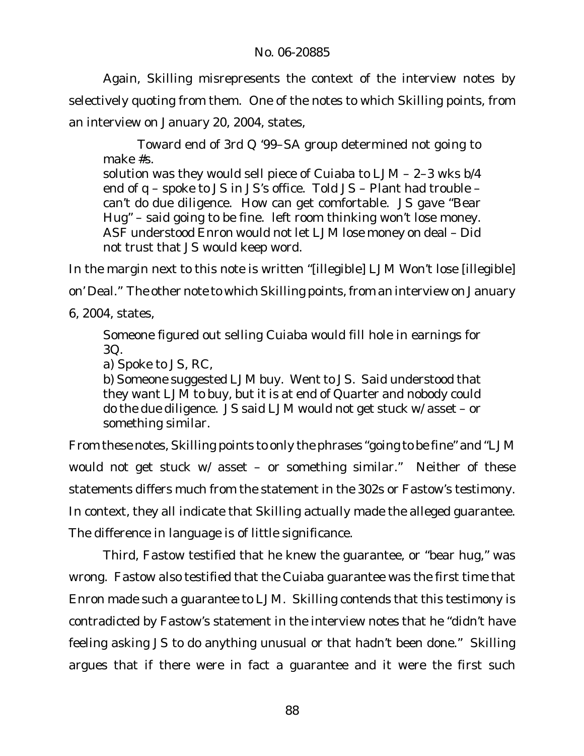Again, Skilling misrepresents the context of the interview notes by selectively quoting from them. One of the notes to which Skilling points, from an interview on January 20, 2004, states,

> Toward end of 3rd Q '99–SA group determined not going to make #s.
> solution was they would sell piece of Cuiaba to LJM – 2–3 wks b/4 end of q – spoke to JS in JS's office. Told JS – Plant had trouble – can't do due diligence. How can get comfortable. JS gave "Bear Hug" – said going to be fine. left room thinking won't lose money. ASF understood Enron would not let LJM lose money on deal – Did not trust that JS would keep word.

In the margin next to this note is written "[illegible] LJM Won't lose [illegible] on' Deal." The other note to which Skilling points, from an interview on January 6, 2004, states,

> Someone figured out selling Cuiaba would fill hole in earnings for 3Q.
> a) Spoke to JS, RC,
> b) Someone suggested LJM buy. Went to JS. Said understood that they want LJM to buy, but it is at end of Quarter and nobody could do the due diligence. JS said LJM would not get stuck w/ asset – or something similar.

From these notes, Skilling points to only the phrases "going to be fine" and "LJM would not get stuck w/ asset – or something similar." Neither of these statements differs much from the statement in the 302s or Fastow's testimony. In context, they all indicate that Skilling actually made the alleged guarantee. The difference in language is of little significance.

Third, Fastow testified that he knew the guarantee, or "bear hug," was wrong. Fastow also testified that the Cuiaba guarantee was the first time that Enron made such a guarantee to LJM. Skilling contends that this testimony is contradicted by Fastow's statement in the interview notes that he "didn't have feeling asking JS to do anything unusual or that hadn't been done." Skilling argues that if there were in fact a guarantee and it were the first such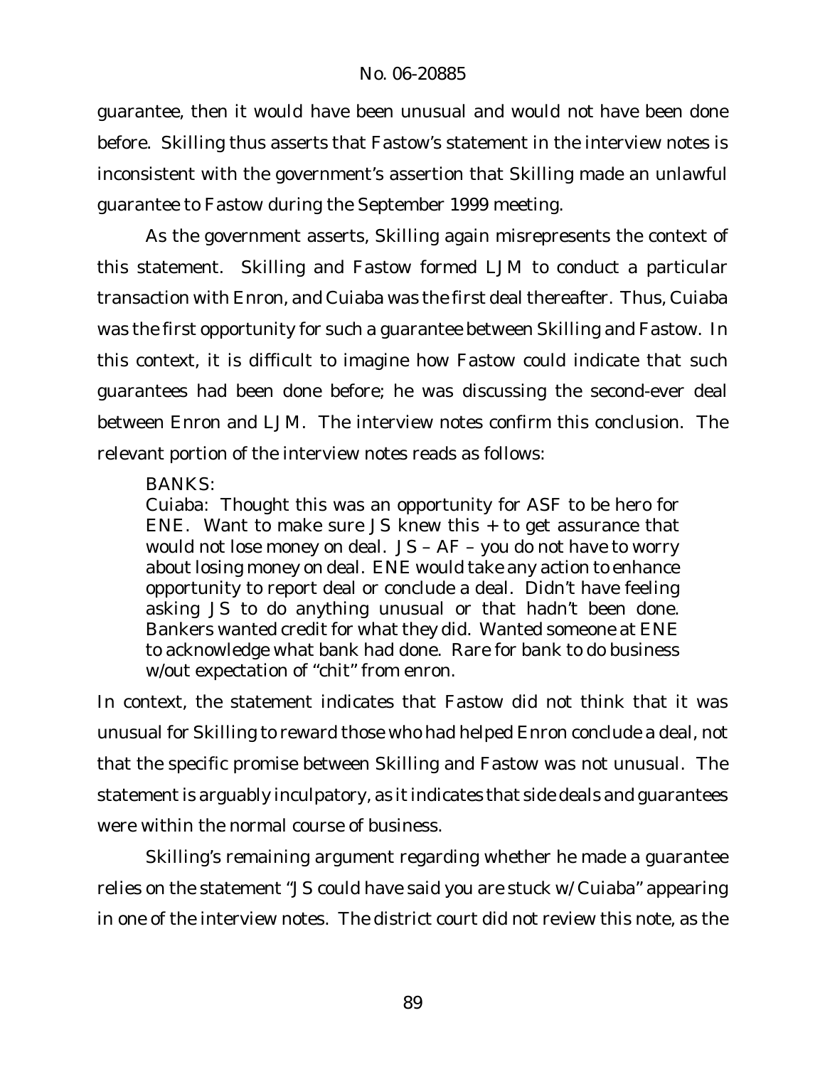guarantee, then it would have been unusual and would not have been done before. Skilling thus asserts that Fastow's statement in the interview notes is inconsistent with the government's assertion that Skilling made an unlawful guarantee to Fastow during the September 1999 meeting.

As the government asserts, Skilling again misrepresents the context of this statement. Skilling and Fastow formed LJM to conduct a particular transaction with Enron, and Cuiaba was the first deal thereafter. Thus, Cuiaba was the first opportunity for such a guarantee between Skilling and Fastow. In this context, it is difficult to imagine how Fastow could indicate that such guarantees had been done before; he was discussing the second-ever deal between Enron and LJM. The interview notes confirm this conclusion. The relevant portion of the interview notes reads as follows:

> BANKS:
> Cuiaba: Thought this was an opportunity for ASF to be hero for ENE. Want to make sure JS knew this + to get assurance that would not lose money on deal. JS – AF – you do not have to worry about losing money on deal. ENE would take any action to enhance opportunity to report deal or conclude a deal. Didn't have feeling asking JS to do anything unusual or that hadn't been done. Bankers wanted credit for what they did. Wanted someone at ENE to acknowledge what bank had done. Rare for bank to do business w/out expectation of "chit" from enron.

In context, the statement indicates that Fastow did not think that it was unusual for Skilling to reward those who had helped Enron conclude a deal, not that the specific promise between Skilling and Fastow was not unusual. The statement is arguably inculpatory, as it indicates that side deals and guarantees were within the normal course of business.

Skilling's remaining argument regarding whether he made a guarantee relies on the statement "JS could have said you are stuck w/ Cuiaba" appearing in one of the interview notes. The district court did not review this note, as the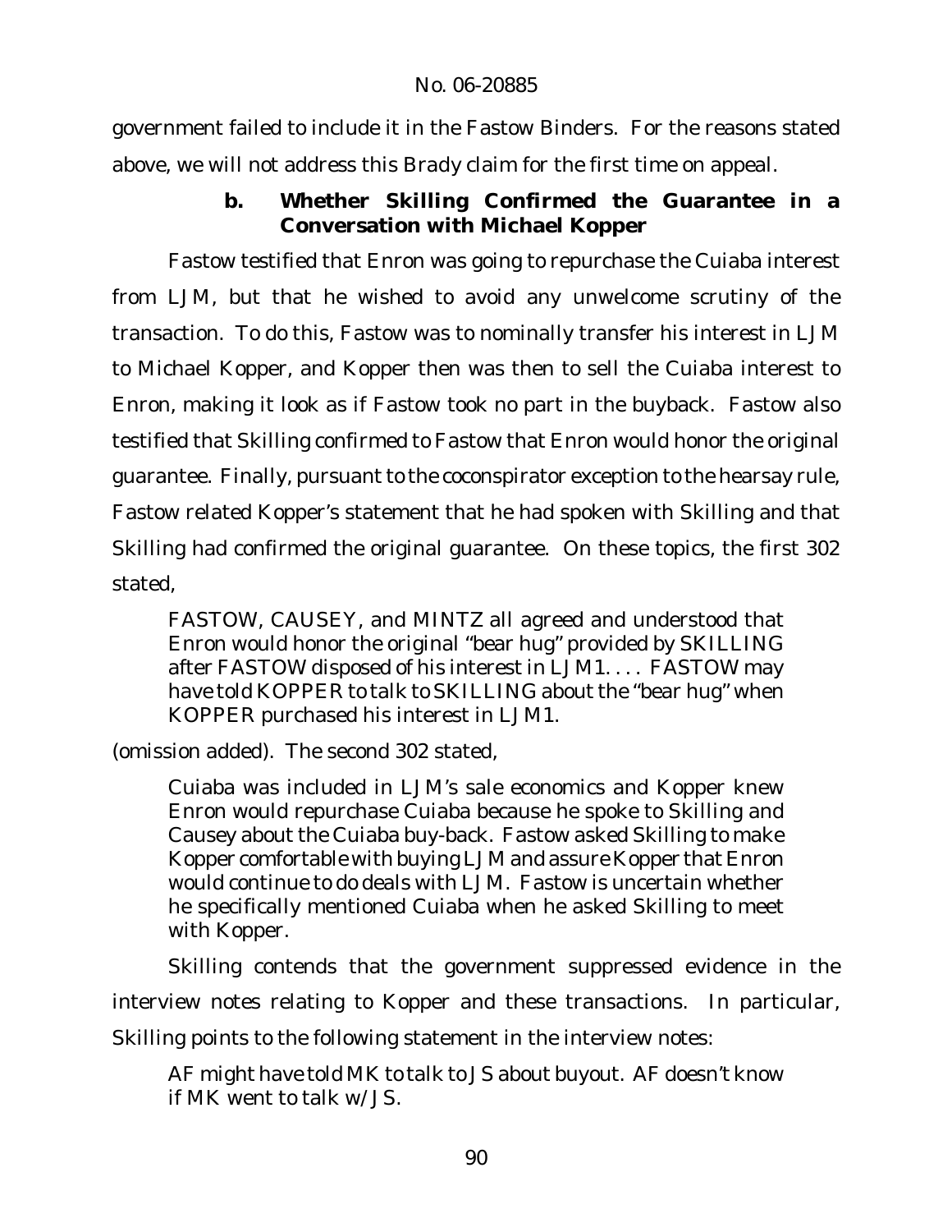government failed to include it in the Fastow Binders. For the reasons stated above, we will not address this *Brady* claim for the first time on appeal.

#### b. Whether Skilling Confirmed the Guarantee in a Conversation with Michael Kopper

Fastow testified that Enron was going to repurchase the Cuiaba interest from LJM, but that he wished to avoid any unwelcome scrutiny of the transaction. To do this, Fastow was to nominally transfer his interest in LJM to Michael Kopper, and Kopper then was then to sell the Cuiaba interest to Enron, making it look as if Fastow took no part in the buyback. Fastow also testified that Skilling confirmed to Fastow that Enron would honor the original guarantee. Finally, pursuant to the coconspirator exception to the hearsay rule, Fastow related Kopper's statement that he had spoken with Skilling and that Skilling had confirmed the original guarantee. On these topics, the first 302 stated,

> FASTOW, CAUSEY, and MINTZ all agreed and understood that Enron would honor the original "bear hug" provided by SKILLING after FASTOW disposed of his interest in LJM1. . . . FASTOW may have told KOPPER to talk to SKILLING about the "bear hug" when KOPPER purchased his interest in LJM1.

(omission added). The second 302 stated,

> Cuiaba was included in LJM's sale economics and Kopper knew Enron would repurchase Cuiaba because he spoke to Skilling and Causey about the Cuiaba buy-back. Fastow asked Skilling to make Kopper comfortable with buying LJM and assure Kopper that Enron would continue to do deals with LJM. Fastow is uncertain whether he specifically mentioned Cuiaba when he asked Skilling to meet with Kopper.

Skilling contends that the government suppressed evidence in the interview notes relating to Kopper and these transactions. In particular, Skilling points to the following statement in the interview notes:

> AF might have told MK to talk to JS about buyout. AF doesn't know if MK went to talk w/ JS.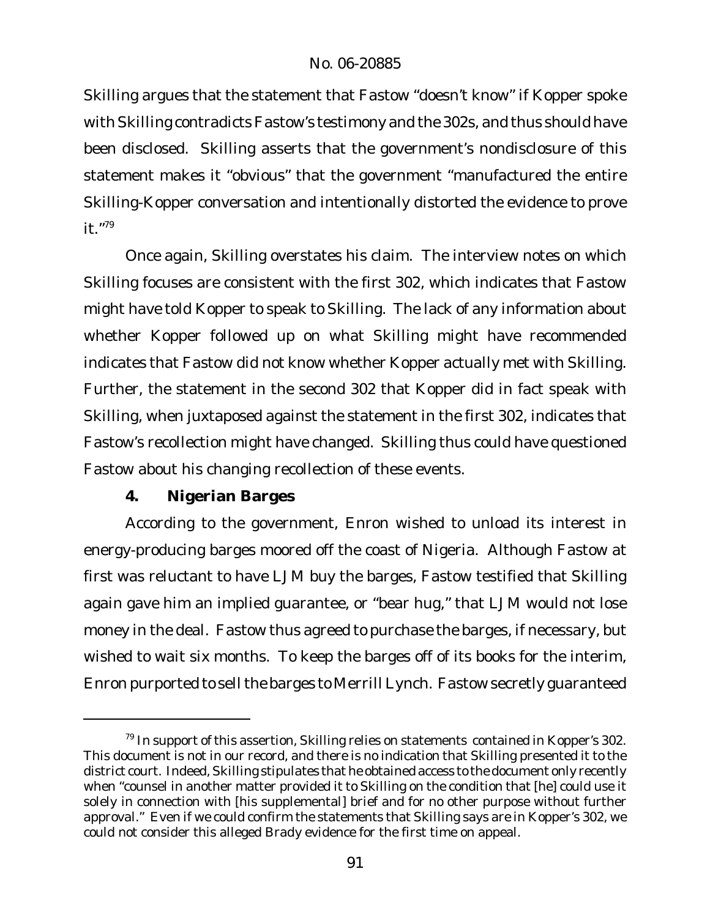Skilling argues that the statement that Fastow "doesn't know" if Kopper spoke with Skilling contradicts Fastow's testimony and the 302s, and thus should have been disclosed. Skilling asserts that the government's nondisclosure of this statement makes it "obvious" that the government "manufactured the entire Skilling-Kopper conversation and intentionally distorted the evidence to prove it."[79]

Once again, Skilling overstates his claim. The interview notes on which Skilling focuses are consistent with the first 302, which indicates that Fastow might have told Kopper to speak to Skilling. The lack of any information about whether Kopper followed up on what Skilling might have recommended indicates that Fastow did not know whether Kopper actually met with Skilling. Further, the statement in the second 302 that Kopper did in fact speak with Skilling, when juxtaposed against the statement in the first 302, indicates that Fastow's recollection might have changed. Skilling thus could have questioned Fastow about his changing recollection of these events.

### 4. Nigerian Barges

According to the government, Enron wished to unload its interest in energy-producing barges moored off the coast of Nigeria. Although Fastow at first was reluctant to have LJM buy the barges, Fastow testified that Skilling again gave him an implied guarantee, or "bear hug," that LJM would not lose money in the deal. Fastow thus agreed to purchase the barges, if necessary, but wished to wait six months. To keep the barges off of its books for the interim, Enron purported to sell the barges to Merrill Lynch. Fastow secretly guaranteed

---

[79] In support of this assertion, Skilling relies on statements contained in Kopper's 302. This document is not in our record, and there is no indication that Skilling presented it to the district court. Indeed, Skilling stipulates that he obtained access to the document only recently when "counsel in another matter provided it to Skilling on the condition that [he] could use it solely in connection with [his supplemental] brief and for no other purpose without further approval." Even if we could confirm the statements that Skilling says are in Kopper's 302, we could not consider this alleged Brady evidence for the first time on appeal.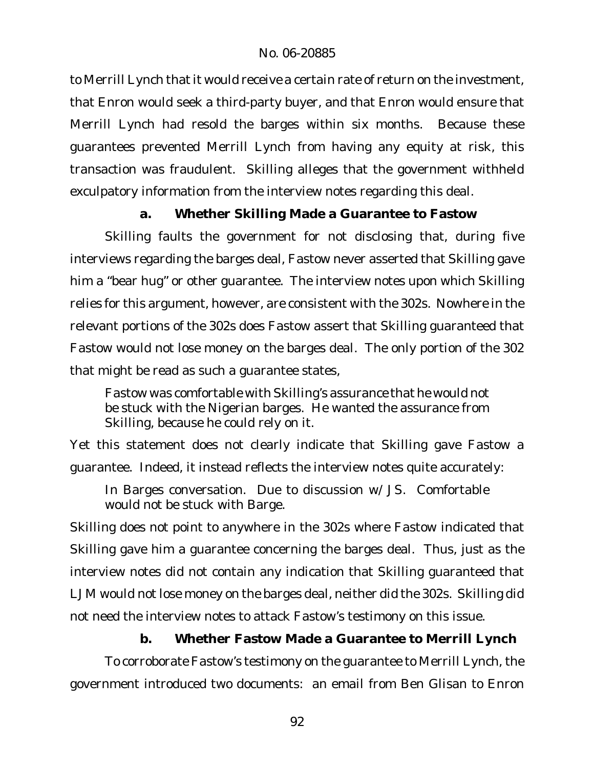to Merrill Lynch that it would receive a certain rate of return on the investment, that Enron would seek a third-party buyer, and that Enron would ensure that Merrill Lynch had resold the barges within six months. Because these guarantees prevented Merrill Lynch from having any equity at risk, this transaction was fraudulent. Skilling alleges that the government withheld exculpatory information from the interview notes regarding this deal.

**a. Whether Skilling Made a Guarantee to Fastow**

Skilling faults the government for not disclosing that, during five interviews regarding the barges deal, Fastow never asserted that Skilling gave him a "bear hug" or other guarantee. The interview notes upon which Skilling relies for this argument, however, are consistent with the 302s. Nowhere in the relevant portions of the 302s does Fastow assert that Skilling guaranteed that Fastow would not lose money on the barges deal. The only portion of the 302 that might be read as such a guarantee states,

> Fastow was comfortable with Skilling's assurance that he would not be stuck with the Nigerian barges. He wanted the assurance from Skilling, because he could rely on it.

Yet this statement does not clearly indicate that Skilling gave Fastow a guarantee. Indeed, it instead reflects the interview notes quite accurately:

> In Barges conversation. Due to discussion w/ JS. Comfortable would not be stuck with Barge.

Skilling does not point to anywhere in the 302s where Fastow indicated that Skilling gave him a guarantee concerning the barges deal. Thus, just as the interview notes did not contain any indication that Skilling guaranteed that LJM would not lose money on the barges deal, neither did the 302s. Skilling did not need the interview notes to attack Fastow's testimony on this issue.

**b. Whether Fastow Made a Guarantee to Merrill Lynch**

To corroborate Fastow's testimony on the guarantee to Merrill Lynch, the government introduced two documents: an email from Ben Glisan to Enron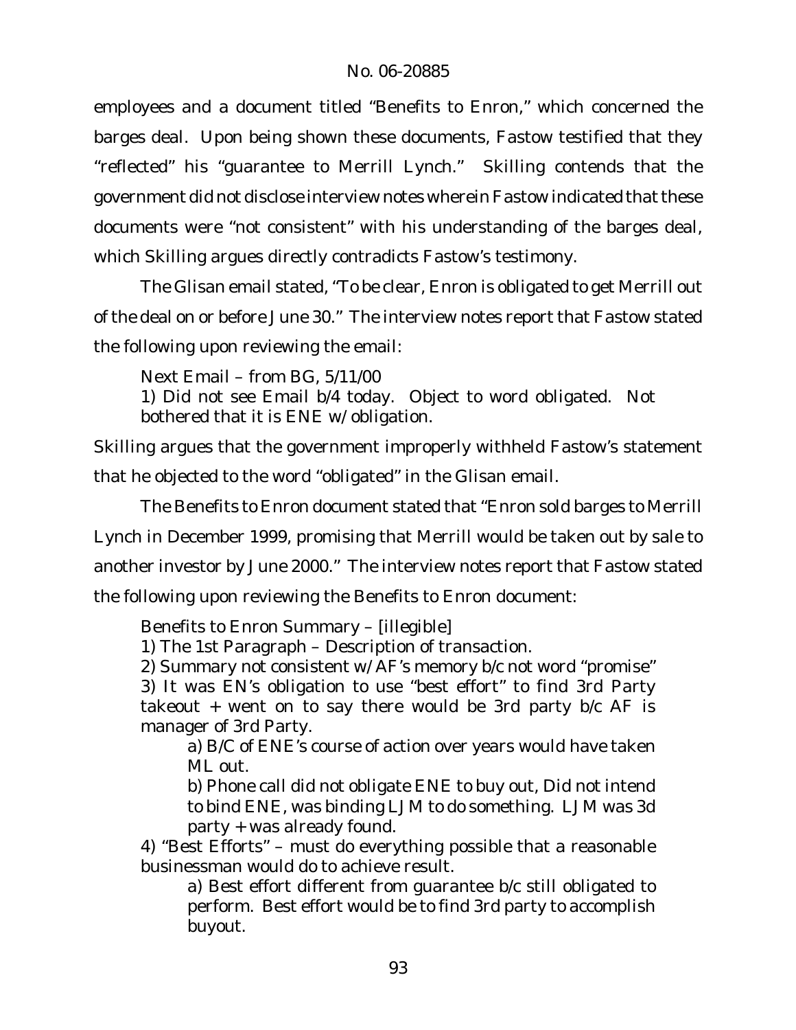employees and a document titled "Benefits to Enron," which concerned the barges deal. Upon being shown these documents, Fastow testified that they "reflected" his "guarantee to Merrill Lynch." Skilling contends that the government did not disclose interview notes wherein Fastow indicated that these documents were "not consistent" with his understanding of the barges deal, which Skilling argues directly contradicts Fastow's testimony.

The Glisan email stated, "To be clear, Enron is obligated to get Merrill out of the deal on or before June 30." The interview notes report that Fastow stated the following upon reviewing the email:

> Next Email – from BG, 5/11/00
> 1) Did not see Email b/4 today. Object to word obligated. Not bothered that it is ENE w/ obligation.

Skilling argues that the government improperly withheld Fastow's statement that he objected to the word "obligated" in the Glisan email.

The Benefits to Enron document stated that "Enron sold barges to Merrill Lynch in December 1999, promising that Merrill would be taken out by sale to another investor by June 2000." The interview notes report that Fastow stated the following upon reviewing the Benefits to Enron document:

> Benefits to Enron Summary – [illegible]
> 1) The 1st Paragraph – Description of transaction.
> 2) Summary not consistent w/ AF's memory b/c not word "promise"
> 3) It was EN's obligation to use "best effort" to find 3rd Party takeout + went on to say there would be 3rd party b/c AF is manager of 3rd Party.
>
> > a) B/C of ENE's course of action over years would have taken ML out.
> >
> > b) Phone call did not obligate ENE to buy out, Did not intend to bind ENE, was binding LJM to do something. LJM was 3d party + was already found.
>
> 4) "Best Efforts" – must do everything possible that a reasonable businessman would do to achieve result.
>
> > a) Best effort different from guarantee b/c still obligated to perform. Best effort would be to find 3rd party to accomplish buyout.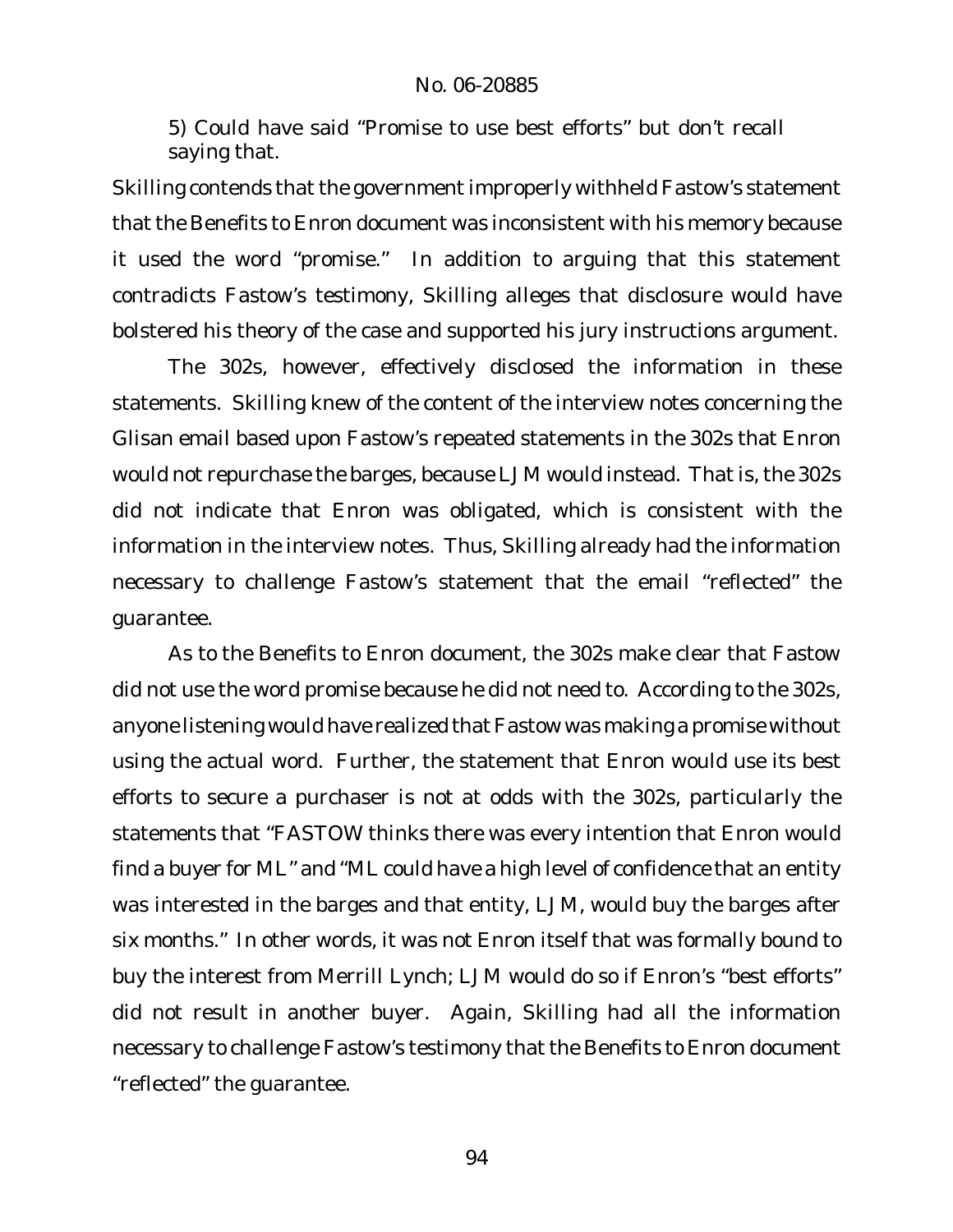5) Could have said "Promise to use best efforts" but don't recall saying that.

Skilling contends that the government improperly withheld Fastow's statement that the Benefits to Enron document was inconsistent with his memory because it used the word "promise." In addition to arguing that this statement contradicts Fastow's testimony, Skilling alleges that disclosure would have bolstered his theory of the case and supported his jury instructions argument.

The 302s, however, effectively disclosed the information in these statements. Skilling knew of the content of the interview notes concerning the Glisan email based upon Fastow's repeated statements in the 302s that Enron would not repurchase the barges, because LJM would instead. That is, the 302s did not indicate that Enron was obligated, which is consistent with the information in the interview notes. Thus, Skilling already had the information necessary to challenge Fastow's statement that the email "reflected" the guarantee.

As to the Benefits to Enron document, the 302s make clear that Fastow did not use the word promise because he did not need to. According to the 302s, anyone listening would have realized that Fastow was making a promise without using the actual word. Further, the statement that Enron would use its best efforts to secure a purchaser is not at odds with the 302s, particularly the statements that "FASTOW thinks there was every intention that Enron would find a buyer for ML" and "ML could have a high level of confidence that an entity was interested in the barges and that entity, LJM, would buy the barges after six months." In other words, it was not Enron itself that was formally bound to buy the interest from Merrill Lynch; LJM would do so if Enron's "best efforts" did not result in another buyer. Again, Skilling had all the information necessary to challenge Fastow's testimony that the Benefits to Enron document "reflected" the guarantee.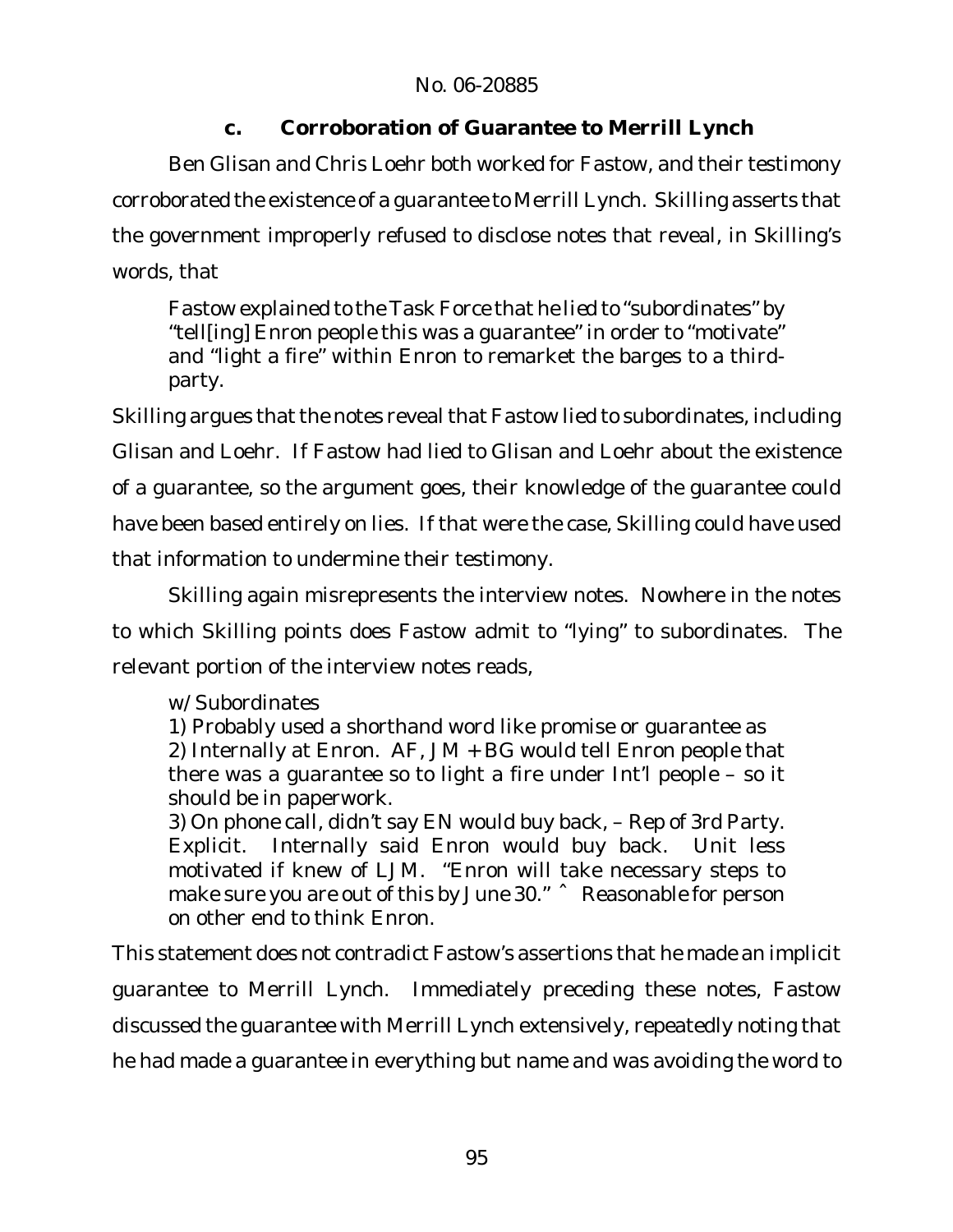### c. Corroboration of Guarantee to Merrill Lynch

Ben Glisan and Chris Loehr both worked for Fastow, and their testimony corroborated the existence of a guarantee to Merrill Lynch. Skilling asserts that the government improperly refused to disclose notes that reveal, in Skilling's words, that

> Fastow explained to the Task Force that he lied to "subordinates" by "tell[ing] Enron people this was a guarantee" in order to "motivate" and "light a fire" within Enron to remarket the barges to a third-party.

Skilling argues that the notes reveal that Fastow lied to subordinates, including Glisan and Loehr. If Fastow had lied to Glisan and Loehr about the existence of a guarantee, so the argument goes, their knowledge of the guarantee could have been based entirely on lies. If that were the case, Skilling could have used that information to undermine their testimony.

Skilling again misrepresents the interview notes. Nowhere in the notes to which Skilling points does Fastow admit to "lying" to subordinates. The relevant portion of the interview notes reads,

> w/ Subordinates
> 1) Probably used a shorthand word like promise or guarantee as
> 2) Internally at Enron. AF, JM + BG would tell Enron people that there was a guarantee so to light a fire under Int'l people – so it should be in paperwork.
> 3) On phone call, didn't say EN would buy back, – Rep of 3rd Party. Explicit. Internally said Enron would buy back. Unit less motivated if knew of LJM. "Enron will take necessary steps to make sure you are out of this by June 30." ˆ Reasonable for person on other end to think Enron.

This statement does not contradict Fastow's assertions that he made an implicit guarantee to Merrill Lynch. Immediately preceding these notes, Fastow discussed the guarantee with Merrill Lynch extensively, repeatedly noting that he had made a guarantee in everything but name and was avoiding the word to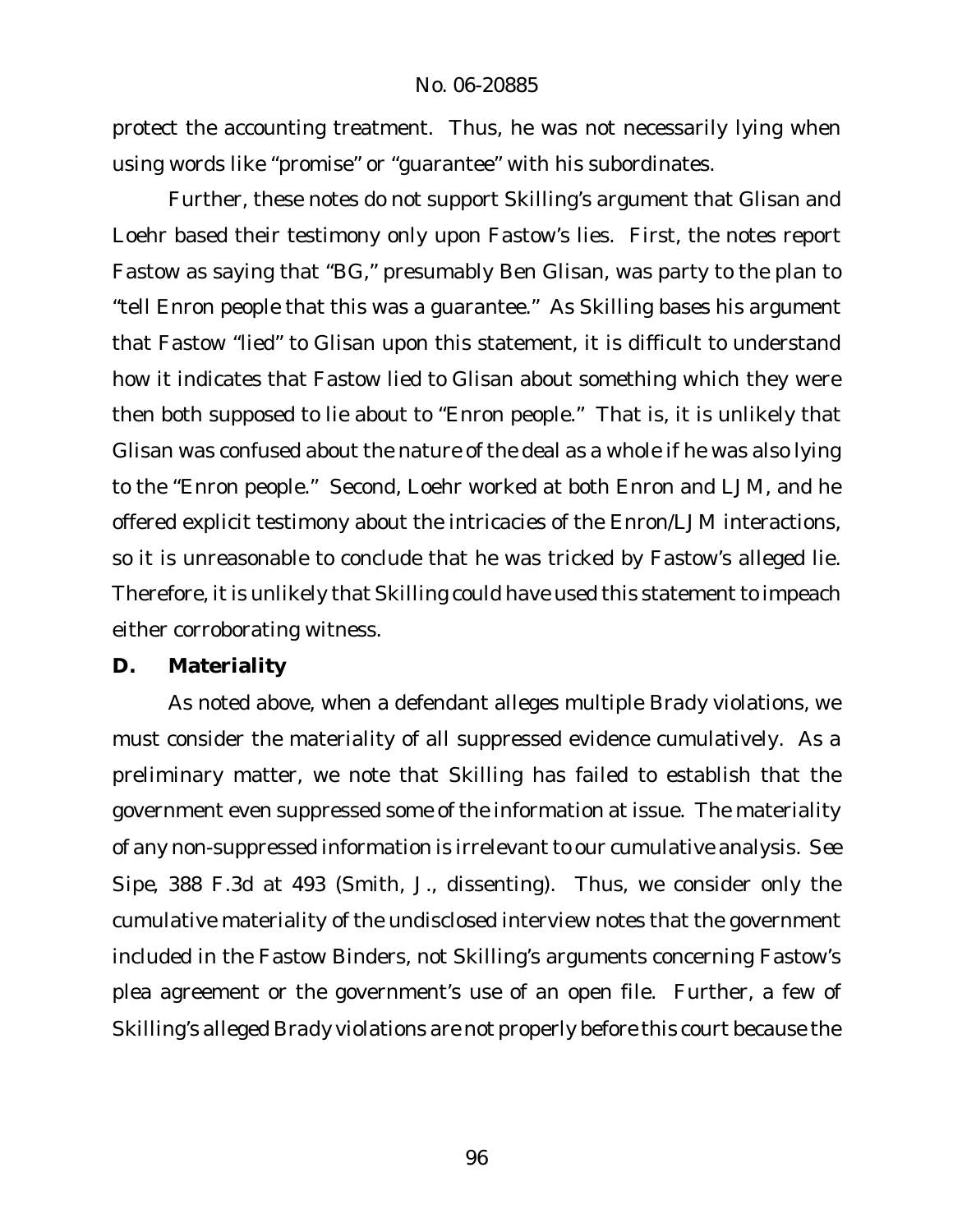protect the accounting treatment. Thus, he was not necessarily lying when using words like "promise" or "guarantee" with his subordinates.

Further, these notes do not support Skilling's argument that Glisan and Loehr based their testimony only upon Fastow's lies. First, the notes report Fastow as saying that "BG," presumably Ben Glisan, was party to the plan to "tell Enron people that this was a guarantee." As Skilling bases his argument that Fastow "lied" to Glisan upon this statement, it is difficult to understand how it indicates that Fastow lied to Glisan about something which they were then both supposed to lie about to "Enron people." That is, it is unlikely that Glisan was confused about the nature of the deal as a whole if he was also lying to the "Enron people." Second, Loehr worked at both Enron and LJM, and he offered explicit testimony about the intricacies of the Enron/LJM interactions, so it is unreasonable to conclude that he was tricked by Fastow's alleged lie. Therefore, it is unlikely that Skilling could have used this statement to impeach either corroborating witness.

**D. Materiality**

As noted above, when a defendant alleges multiple *Brady* violations, we must consider the materiality of all suppressed evidence cumulatively. As a preliminary matter, we note that Skilling has failed to establish that the government even suppressed some of the information at issue. The materiality of any non-suppressed information is irrelevant to our cumulative analysis. *See Sipe*, 388 F.3d at 493 (Smith, J., dissenting). Thus, we consider only the cumulative materiality of the undisclosed interview notes that the government included in the Fastow Binders, not Skilling's arguments concerning Fastow's plea agreement or the government's use of an open file. Further, a few of Skilling's alleged *Brady* violations are not properly before this court because the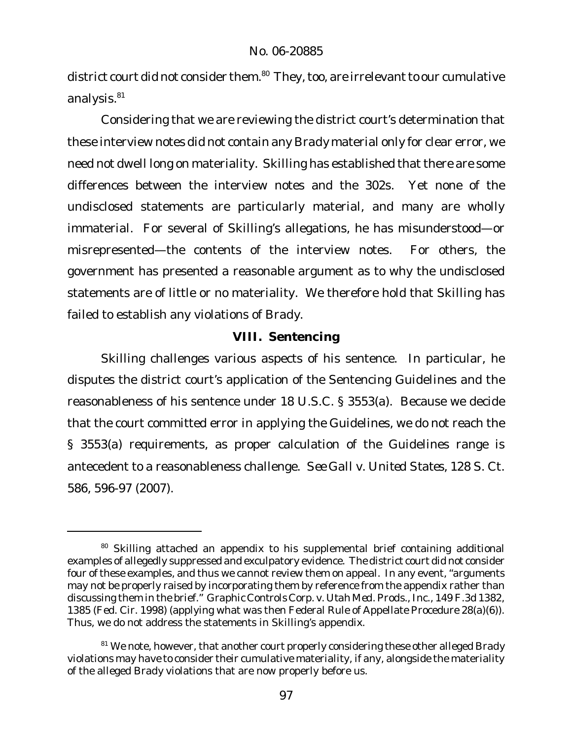district court did not consider them.[80] They, too, are irrelevant to our cumulative analysis.[81]

Considering that we are reviewing the district court's determination that these interview notes did not contain any *Brady* material only for clear error, we need not dwell long on materiality. Skilling has established that there are some differences between the interview notes and the 302s. Yet none of the undisclosed statements are particularly material, and many are wholly immaterial. For several of Skilling's allegations, he has misunderstood—or misrepresented—the contents of the interview notes. For others, the government has presented a reasonable argument as to why the undisclosed statements are of little or no materiality. We therefore hold that Skilling has failed to establish any violations of *Brady*.

## VIII. Sentencing

Skilling challenges various aspects of his sentence. In particular, he disputes the district court's application of the Sentencing Guidelines and the reasonableness of his sentence under 18 U.S.C. § 3553(a). Because we decide that the court committed error in applying the Guidelines, we do not reach the § 3553(a) requirements, as proper calculation of the Guidelines range is antecedent to a reasonableness challenge. *See Gall v. United States*, 128 S. Ct. 586, 596-97 (2007).

---

[80] Skilling attached an appendix to his supplemental brief containing additional examples of allegedly suppressed and exculpatory evidence. The district court did not consider four of these examples, and thus we cannot review them on appeal. In any event, "arguments may not be properly raised by incorporating them by reference from the appendix rather than discussing them in the brief." *Graphic Controls Corp. v. Utah Med. Prods., Inc.*, 149 F.3d 1382, 1385 (Fed. Cir. 1998) (applying what was then Federal Rule of Appellate Procedure 28(a)(6)). Thus, we do not address the statements in Skilling's appendix.

[81] We note, however, that another court properly considering these other alleged *Brady* violations may have to consider their cumulative materiality, if any, alongside the materiality of the alleged *Brady* violations that are now properly before us.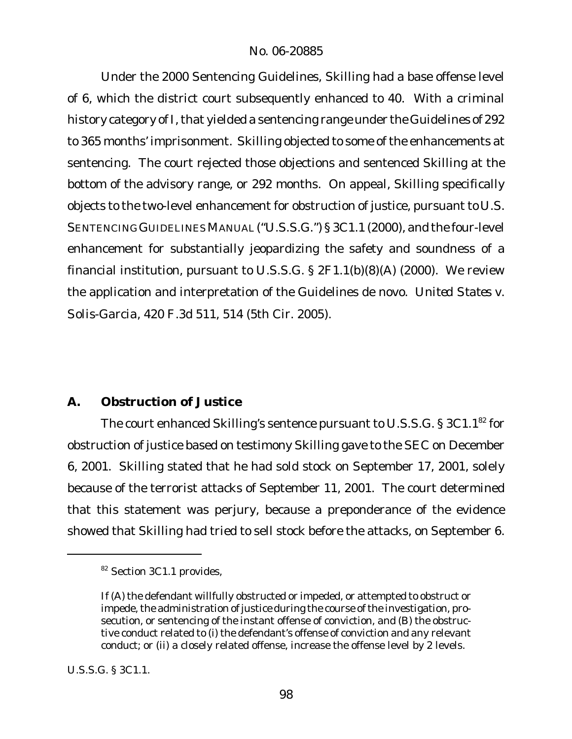Under the 2000 Sentencing Guidelines, Skilling had a base offense level of 6, which the district court subsequently enhanced to 40. With a criminal history category of I, that yielded a sentencing range under the Guidelines of 292 to 365 months' imprisonment. Skilling objected to some of the enhancements at sentencing. The court rejected those objections and sentenced Skilling at the bottom of the advisory range, or 292 months. On appeal, Skilling specifically objects to the two-level enhancement for obstruction of justice, pursuant to U.S. SENTENCING GUIDELINES MANUAL ("U.S.S.G.") § 3C1.1 (2000), and the four-level enhancement for substantially jeopardizing the safety and soundness of a financial institution, pursuant to U.S.S.G. § 2F1.1(b)(8)(A) (2000). We review the application and interpretation of the Guidelines de novo. *United States v. Solis-Garcia*, 420 F.3d 511, 514 (5th Cir. 2005).

## A. Obstruction of Justice

The court enhanced Skilling's sentence pursuant to U.S.S.G. § 3C1.1[82] for obstruction of justice based on testimony Skilling gave to the SEC on December 6, 2001. Skilling stated that he had sold stock on September 17, 2001, solely because of the terrorist attacks of September 11, 2001. The court determined that this statement was perjury, because a preponderance of the evidence showed that Skilling had tried to sell stock before the attacks, on September 6.

---

[82] Section 3C1.1 provides,

> If (A) the defendant willfully obstructed or impeded, or attempted to obstruct or impede, the administration of justice during the course of the investigation, prosecution, or sentencing of the instant offense of conviction, and (B) the obstructive conduct related to (i) the defendant's offense of conviction and any relevant conduct; or (ii) a closely related offense, increase the offense level by 2 levels.

U.S.S.G. § 3C1.1.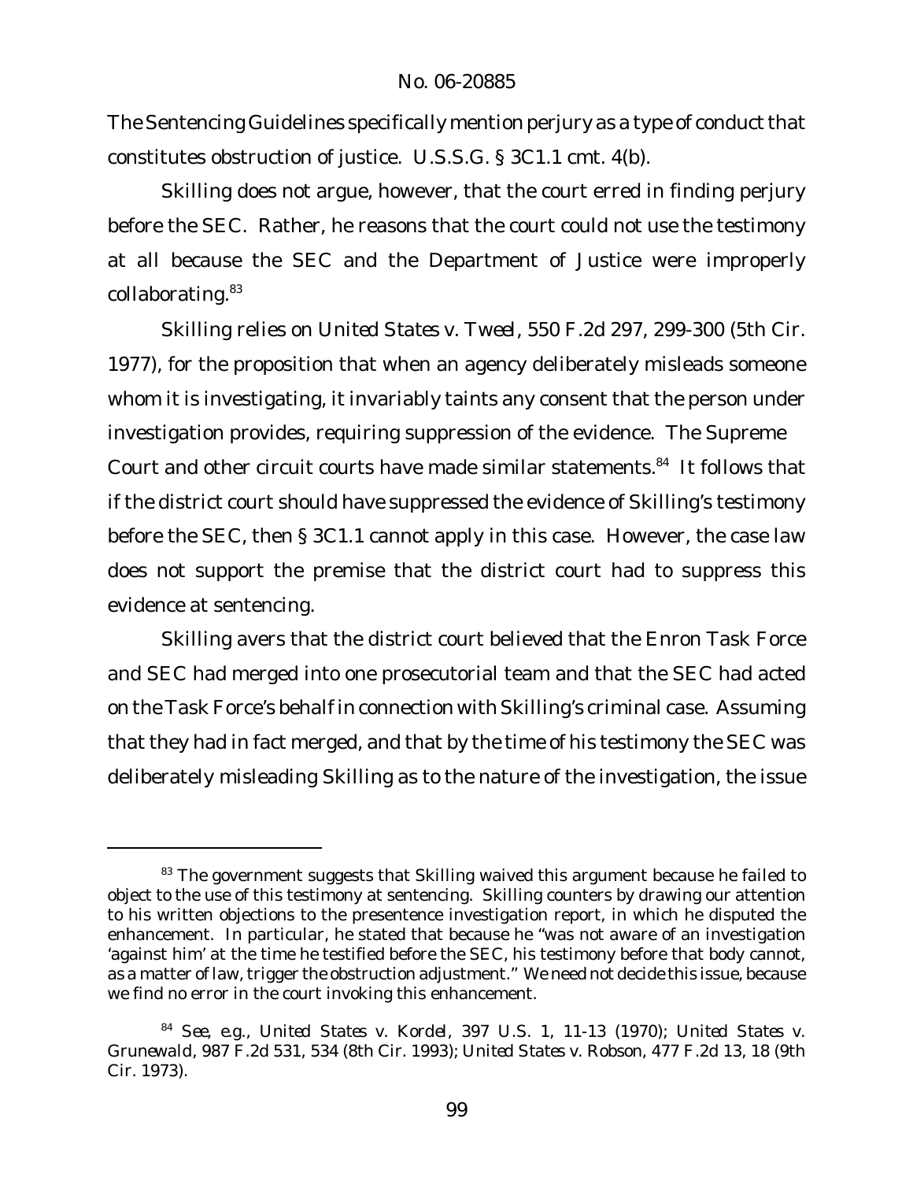The Sentencing Guidelines specifically mention perjury as a type of conduct that constitutes obstruction of justice. U.S.S.G. § 3C1.1 cmt. 4(b).

Skilling does not argue, however, that the court erred in finding perjury before the SEC. Rather, he reasons that the court could not use the testimony at all because the SEC and the Department of Justice were improperly collaborating.[83]

Skilling relies on *United States v. Tweel*, 550 F.2d 297, 299-300 (5th Cir. 1977), for the proposition that when an agency deliberately misleads someone whom it is investigating, it invariably taints any consent that the person under investigation provides, requiring suppression of the evidence. The Supreme Court and other circuit courts have made similar statements.[84] It follows that if the district court should have suppressed the evidence of Skilling's testimony before the SEC, then § 3C1.1 cannot apply in this case. However, the case law does not support the premise that the district court had to suppress this evidence at sentencing.

Skilling avers that the district court believed that the Enron Task Force and SEC had merged into one prosecutorial team and that the SEC had acted on the Task Force's behalf in connection with Skilling's criminal case. Assuming that they had in fact merged, and that by the time of his testimony the SEC was deliberately misleading Skilling as to the nature of the investigation, the issue

---

[83] The government suggests that Skilling waived this argument because he failed to object to the use of this testimony at sentencing. Skilling counters by drawing our attention to his written objections to the presentence investigation report, in which he disputed the enhancement. In particular, he stated that because he "was not aware of an investigation 'against him' at the time he testified before the SEC, his testimony before that body cannot, as a matter of law, trigger the obstruction adjustment." We need not decide this issue, because we find no error in the court invoking this enhancement.

[84] *See, e.g., United States v. Kordel*, 397 U.S. 1, 11-13 (1970); *United States v. Grunewald*, 987 F.2d 531, 534 (8th Cir. 1993); *United States v. Robson*, 477 F.2d 13, 18 (9th Cir. 1973).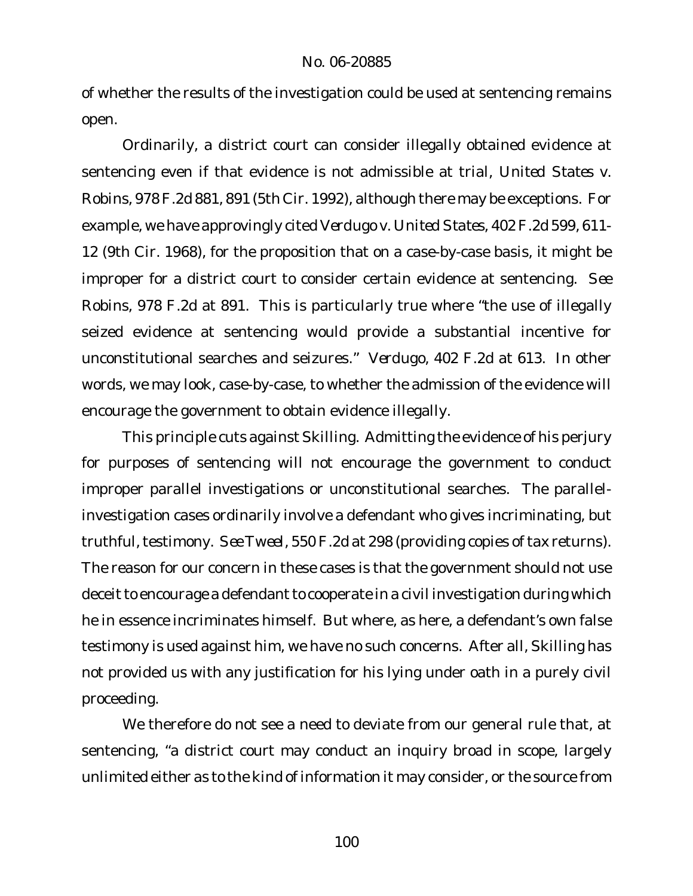of whether the results of the investigation could be used at sentencing remains open.

Ordinarily, a district court can consider illegally obtained evidence at sentencing even if that evidence is not admissible at trial, *United States v. Robins*, 978 F.2d 881, 891 (5th Cir. 1992), although there may be exceptions. For example, we have approvingly cited *Verdugo v. United States*, 402 F.2d 599, 611-12 (9th Cir. 1968), for the proposition that on a case-by-case basis, it might be improper for a district court to consider certain evidence at sentencing. *See Robins*, 978 F.2d at 891. This is particularly true where "the use of illegally seized evidence at sentencing would provide a substantial incentive for unconstitutional searches and seizures." *Verdugo*, 402 F.2d at 613. In other words, we may look, case-by-case, to whether the admission of the evidence will encourage the government to obtain evidence illegally.

This principle cuts against Skilling. Admitting the evidence of his perjury for purposes of sentencing will not encourage the government to conduct improper parallel investigations or unconstitutional searches. The parallel-investigation cases ordinarily involve a defendant who gives incriminating, but truthful, testimony. *See Tweel*, 550 F.2d at 298 (providing copies of tax returns). The reason for our concern in these cases is that the government should not use deceit to encourage a defendant to cooperate in a civil investigation during which he in essence incriminates himself. But where, as here, a defendant's own false testimony is used against him, we have no such concerns. After all, Skilling has not provided us with any justification for his lying under oath in a purely civil proceeding.

We therefore do not see a need to deviate from our general rule that, at sentencing, "a district court may conduct an inquiry broad in scope, largely unlimited either as to the kind of information it may consider, or the source from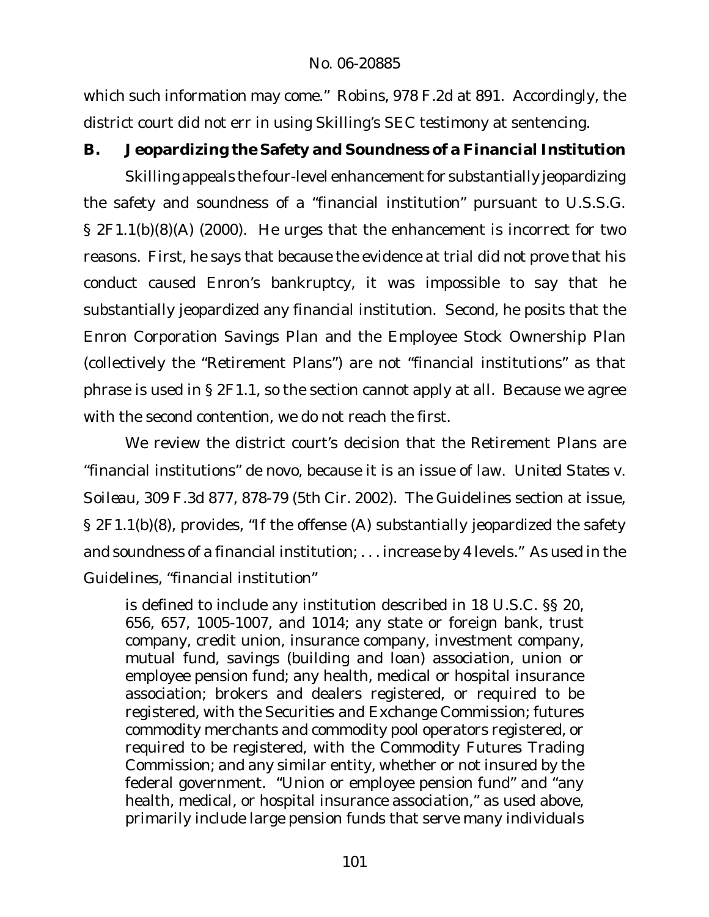which such information may come." *Robins*, 978 F.2d at 891. Accordingly, the district court did not err in using Skilling's SEC testimony at sentencing.

**B. Jeopardizing the Safety and Soundness of a Financial Institution**

Skilling appeals the four-level enhancement for substantially jeopardizing the safety and soundness of a "financial institution" pursuant to U.S.S.G. § 2F1.1(b)(8)(A) (2000). He urges that the enhancement is incorrect for two reasons. First, he says that because the evidence at trial did not prove that his conduct caused Enron's bankruptcy, it was impossible to say that he substantially jeopardized any financial institution. Second, he posits that the Enron Corporation Savings Plan and the Employee Stock Ownership Plan (collectively the "Retirement Plans") are not "financial institutions" as that phrase is used in § 2F1.1, so the section cannot apply at all. Because we agree with the second contention, we do not reach the first.

We review the district court's decision that the Retirement Plans are "financial institutions" de novo, because it is an issue of law. *United States v. Soileau*, 309 F.3d 877, 878-79 (5th Cir. 2002). The Guidelines section at issue, § 2F1.1(b)(8), provides, "If the offense (A) substantially jeopardized the safety and soundness of a financial institution; . . . increase by 4 levels." As used in the Guidelines, "financial institution"

> is defined to include any institution described in 18 U.S.C. §§ 20, 656, 657, 1005-1007, and 1014; any state or foreign bank, trust company, credit union, insurance company, investment company, mutual fund, savings (building and loan) association, union or employee pension fund; any health, medical or hospital insurance association; brokers and dealers registered, or required to be registered, with the Securities and Exchange Commission; futures commodity merchants and commodity pool operators registered, or required to be registered, with the Commodity Futures Trading Commission; and any similar entity, whether or not insured by the federal government. "Union or employee pension fund" and "any health, medical, or hospital insurance association," as used above, primarily include large pension funds that serve many individuals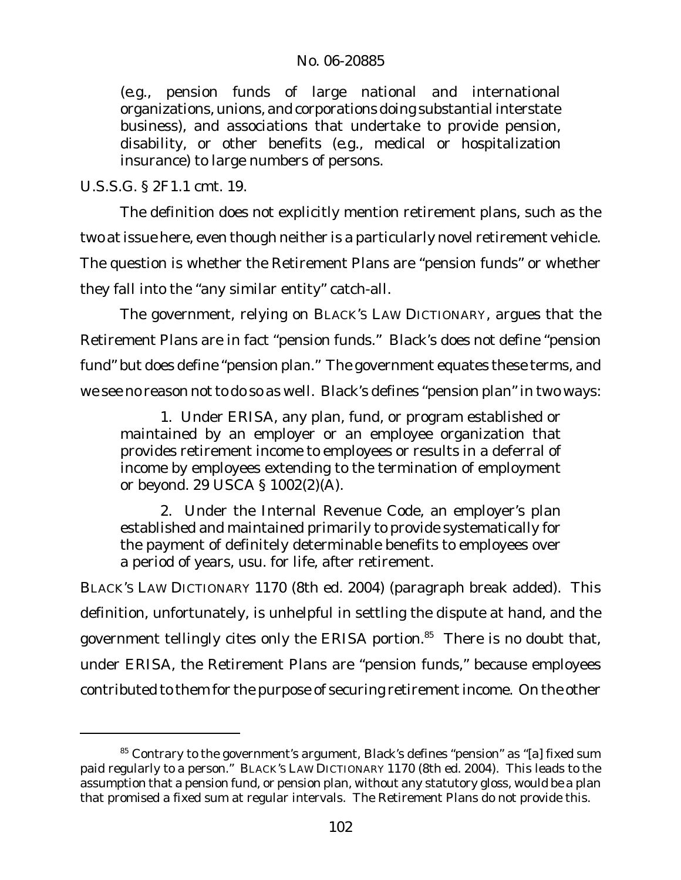> (e.g., pension funds of large national and international organizations, unions, and corporations doing substantial interstate business), and associations that undertake to provide pension, disability, or other benefits (e.g., medical or hospitalization insurance) to large numbers of persons.

U.S.S.G. § 2F1.1 cmt. 19.

The definition does not explicitly mention retirement plans, such as the two at issue here, even though neither is a particularly novel retirement vehicle. The question is whether the Retirement Plans are "pension funds" or whether they fall into the "any similar entity" catch-all.

The government, relying on BLACK'S LAW DICTIONARY, argues that the Retirement Plans are in fact "pension funds." Black's does not define "pension fund" but does define "pension plan." The government equates these terms, and we see no reason not to do so as well. Black's defines "pension plan" in two ways:

> 1. Under ERISA, any plan, fund, or program established or maintained by an employer or an employee organization that provides retirement income to employees or results in a deferral of income by employees extending to the termination of employment or beyond. 29 USCA § 1002(2)(A).
>
> 2. Under the Internal Revenue Code, an employer's plan established and maintained primarily to provide systematically for the payment of definitely determinable benefits to employees over a period of years, usu. for life, after retirement.

BLACK'S LAW DICTIONARY 1170 (8th ed. 2004) (paragraph break added). This definition, unfortunately, is unhelpful in settling the dispute at hand, and the government tellingly cites only the ERISA portion.[85] There is no doubt that, under ERISA, the Retirement Plans are "pension funds," because employees contributed to them for the purpose of securing retirement income. On the other

---

[85] Contrary to the government's argument, Black's defines "pension" as "[a] fixed sum paid regularly to a person." BLACK'S LAW DICTIONARY 1170 (8th ed. 2004). This leads to the assumption that a pension fund, or pension plan, without any statutory gloss, would be a plan that promised a fixed sum at regular intervals. The Retirement Plans do not provide this.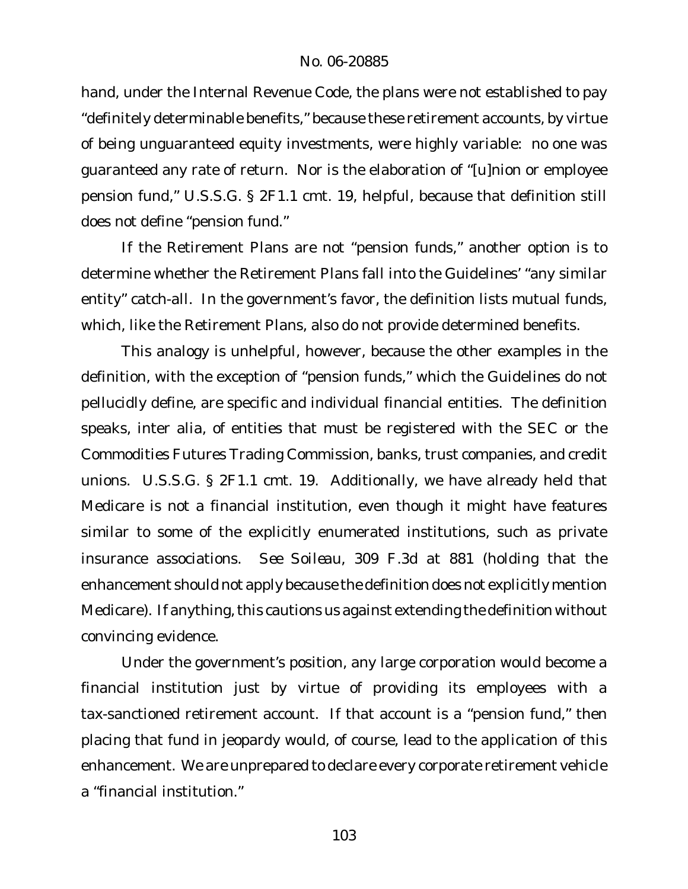hand, under the Internal Revenue Code, the plans were not established to pay "definitely determinable benefits," because these retirement accounts, by virtue of being unguaranteed equity investments, were highly variable: no one was guaranteed any rate of return. Nor is the elaboration of "[u]nion or employee pension fund," U.S.S.G. § 2F1.1 cmt. 19, helpful, because that definition still does not define "pension fund."

If the Retirement Plans are not "pension funds," another option is to determine whether the Retirement Plans fall into the Guidelines' "any similar entity" catch-all. In the government's favor, the definition lists mutual funds, which, like the Retirement Plans, also do not provide determined benefits.

This analogy is unhelpful, however, because the other examples in the definition, with the exception of "pension funds," which the Guidelines do not pellucidly define, are specific and individual financial entities. The definition speaks, inter alia, of entities that must be registered with the SEC or the Commodities Futures Trading Commission, banks, trust companies, and credit unions. U.S.S.G. § 2F1.1 cmt. 19. Additionally, we have already held that Medicare is not a financial institution, even though it might have features similar to some of the explicitly enumerated institutions, such as private insurance associations. *See Soileau*, 309 F.3d at 881 (holding that the enhancement should not apply because the definition does not explicitly mention Medicare). If anything, this cautions us against extending the definition without convincing evidence.

Under the government's position, any large corporation would become a financial institution just by virtue of providing its employees with a tax-sanctioned retirement account. If that account is a "pension fund," then placing that fund in jeopardy would, of course, lead to the application of this enhancement. We are unprepared to declare every corporate retirement vehicle a "financial institution."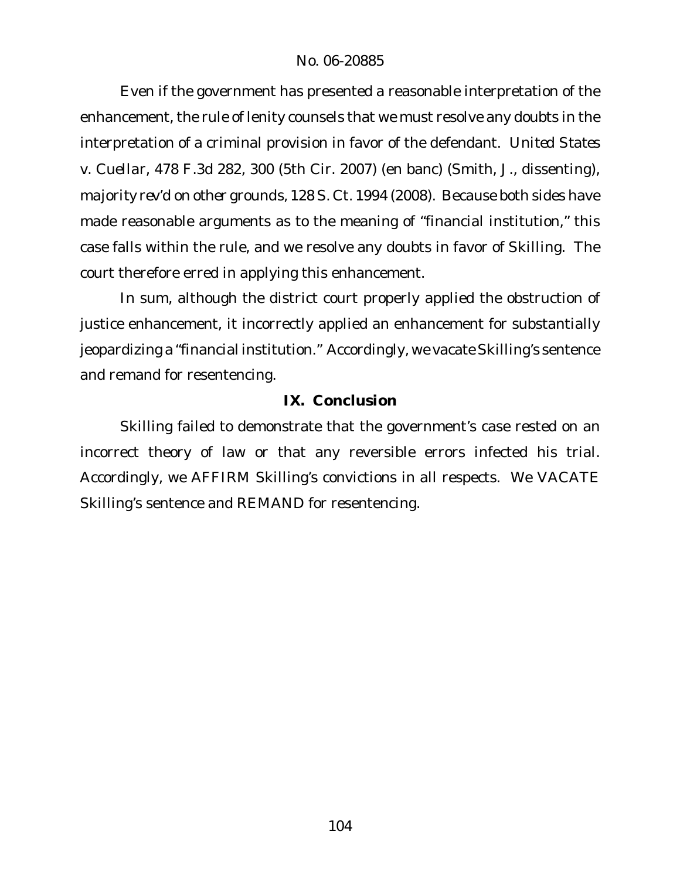Even if the government has presented a reasonable interpretation of the enhancement, the rule of lenity counsels that we must resolve any doubts in the interpretation of a criminal provision in favor of the defendant. *United States v. Cuellar*, 478 F.3d 282, 300 (5th Cir. 2007) (en banc) (Smith, J., dissenting), *majority rev'd on other grounds*, 128 S. Ct. 1994 (2008). Because both sides have made reasonable arguments as to the meaning of "financial institution," this case falls within the rule, and we resolve any doubts in favor of Skilling. The court therefore erred in applying this enhancement.

In sum, although the district court properly applied the obstruction of justice enhancement, it incorrectly applied an enhancement for substantially jeopardizing a "financial institution." Accordingly, we vacate Skilling's sentence and remand for resentencing.

## IX. Conclusion

Skilling failed to demonstrate that the government's case rested on an incorrect theory of law or that any reversible errors infected his trial. Accordingly, we AFFIRM Skilling's convictions in all respects. We VACATE Skilling's sentence and REMAND for resentencing.